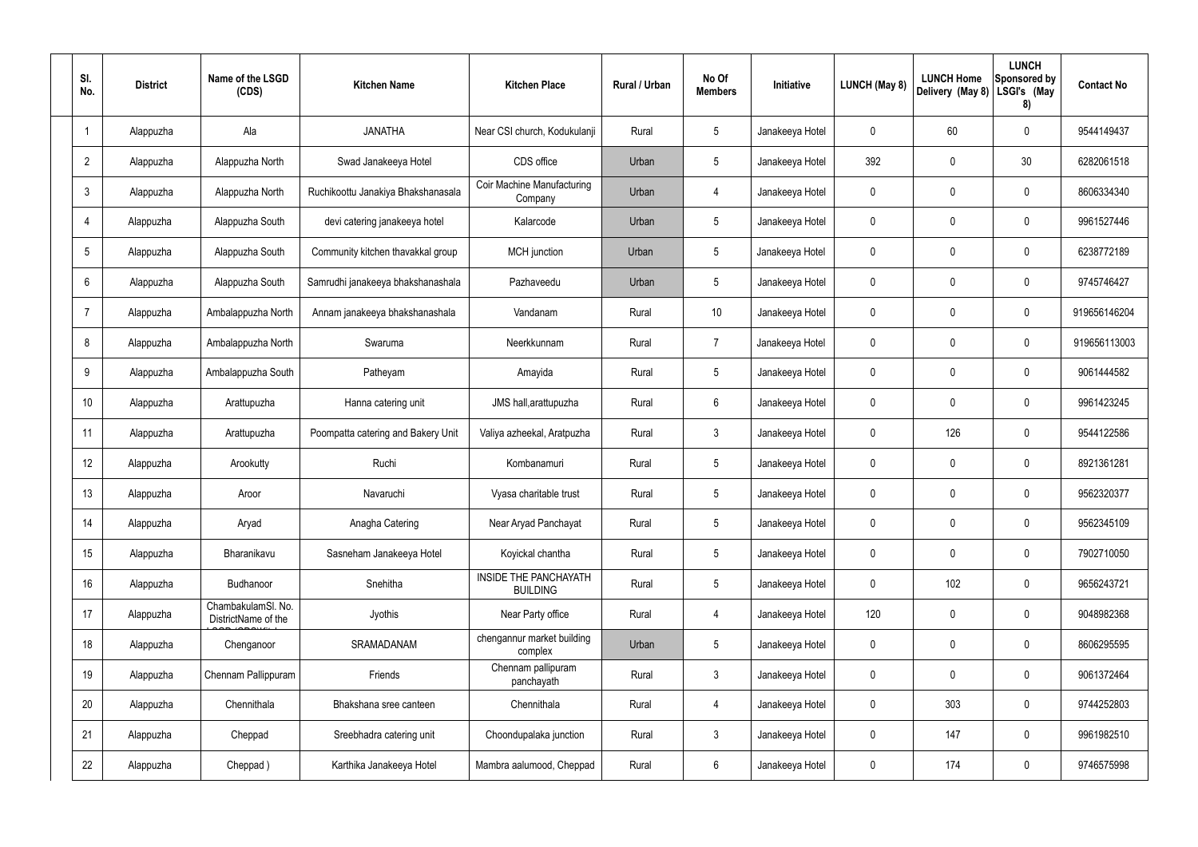| Sl. No. | District | Name of the LSGD (CDS) | Kitchen Name | Kitchen Place | Rural / Urban | No Of Members | Initiative | LUNCH (May 8) | LUNCH Home Delivery (May 8) | LUNCH Sponsored by LSGI's (May 8) | Contact No |
|---|---|---|---|---|---|---|---|---|---|---|---|
| 1 | Alappuzha | Ala | JANATHA | Near CSI church, Kodukulanji | Rural | 5 | Janakeeya Hotel | 0 | 60 | 0 | 9544149437 |
| 2 | Alappuzha | Alappuzha North | Swad Janakeeya Hotel | CDS office | Urban | 5 | Janakeeya Hotel | 392 | 0 | 30 | 6282061518 |
| 3 | Alappuzha | Alappuzha North | Ruchikoottu Janakiya Bhakshanasala | Coir Machine Manufacturing Company | Urban | 4 | Janakeeya Hotel | 0 | 0 | 0 | 8606334340 |
| 4 | Alappuzha | Alappuzha South | devi catering janakeeya hotel | Kalarcode | Urban | 5 | Janakeeya Hotel | 0 | 0 | 0 | 9961527446 |
| 5 | Alappuzha | Alappuzha South | Community kitchen thavakkal group | MCH junction | Urban | 5 | Janakeeya Hotel | 0 | 0 | 0 | 6238772189 |
| 6 | Alappuzha | Alappuzha South | Samrudhi janakeeya bhakshanashala | Pazhaveedu | Urban | 5 | Janakeeya Hotel | 0 | 0 | 0 | 9745746427 |
| 7 | Alappuzha | Ambalappuzha North | Annam janakeeya bhakshanashala | Vandanam | Rural | 10 | Janakeeya Hotel | 0 | 0 | 0 | 919656146204 |
| 8 | Alappuzha | Ambalappuzha North | Swaruma | Neerkkunnam | Rural | 7 | Janakeeya Hotel | 0 | 0 | 0 | 919656113003 |
| 9 | Alappuzha | Ambalappuzha South | Patheyam | Amayida | Rural | 5 | Janakeeya Hotel | 0 | 0 | 0 | 9061444582 |
| 10 | Alappuzha | Arattupuzha | Hanna catering unit | JMS hall,arattupuzha | Rural | 6 | Janakeeya Hotel | 0 | 0 | 0 | 9961423245 |
| 11 | Alappuzha | Arattupuzha | Poompatta catering and Bakery Unit | Valiya azheekal, Aratpuzha | Rural | 3 | Janakeeya Hotel | 0 | 126 | 0 | 9544122586 |
| 12 | Alappuzha | Arookutty | Ruchi | Kombanamuri | Rural | 5 | Janakeeya Hotel | 0 | 0 | 0 | 8921361281 |
| 13 | Alappuzha | Aroor | Navaruchi | Vyasa charitable trust | Rural | 5 | Janakeeya Hotel | 0 | 0 | 0 | 9562320377 |
| 14 | Alappuzha | Aryad | Anagha Catering | Near Aryad Panchayat | Rural | 5 | Janakeeya Hotel | 0 | 0 | 0 | 9562345109 |
| 15 | Alappuzha | Bharanikavu | Sasneham Janakeeya Hotel | Koyickal chantha | Rural | 5 | Janakeeya Hotel | 0 | 0 | 0 | 7902710050 |
| 16 | Alappuzha | Budhanoor | Snehitha | INSIDE THE PANCHAYATH BUILDING | Rural | 5 | Janakeeya Hotel | 0 | 102 | 0 | 9656243721 |
| 17 | Alappuzha | ChambakulamSl. No. DistrictName of the | Jyothis | Near Party office | Rural | 4 | Janakeeya Hotel | 120 | 0 | 0 | 9048982368 |
| 18 | Alappuzha | Chenganoor | SRAMADANAM | chengannur market building complex | Urban | 5 | Janakeeya Hotel | 0 | 0 | 0 | 8606295595 |
| 19 | Alappuzha | Chennam Pallippuram | Friends | Chennam pallipuram panchayath | Rural | 3 | Janakeeya Hotel | 0 | 0 | 0 | 9061372464 |
| 20 | Alappuzha | Chennithala | Bhakshana sree canteen | Chennithala | Rural | 4 | Janakeeya Hotel | 0 | 303 | 0 | 9744252803 |
| 21 | Alappuzha | Cheppad | Sreebhadra catering unit | Choondupalaka junction | Rural | 3 | Janakeeya Hotel | 0 | 147 | 0 | 9961982510 |
| 22 | Alappuzha | Cheppad ) | Karthika Janakeeya Hotel | Mambra aalumood, Cheppad | Rural | 6 | Janakeeya Hotel | 0 | 174 | 0 | 9746575998 |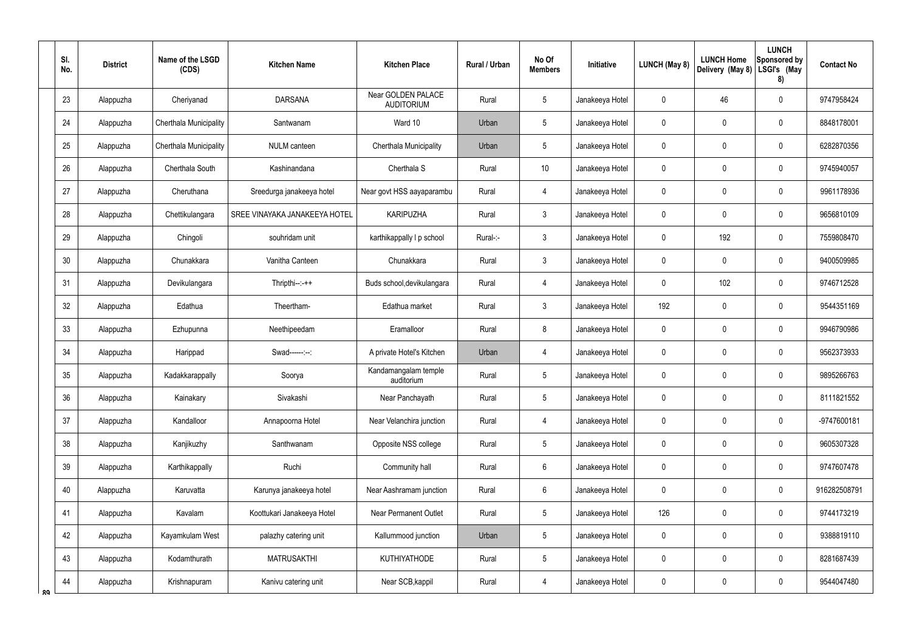| Sl. No. | District | Name of the LSGD (CDS) | Kitchen Name | Kitchen Place | Rural / Urban | No Of Members | Initiative | LUNCH (May 8) | LUNCH Home Delivery (May 8) | LUNCH Sponsored by LSGI's (May 8) | Contact No |
|---|---|---|---|---|---|---|---|---|---|---|---|
| 23 | Alappuzha | Cheriyanad | DARSANA | Near GOLDEN PALACE AUDITORIUM | Rural | 5 | Janakeeya Hotel | 0 | 46 | 0 | 9747958424 |
| 24 | Alappuzha | Cherthala Municipality | Santwanam | Ward 10 | Urban | 5 | Janakeeya Hotel | 0 | 0 | 0 | 8848178001 |
| 25 | Alappuzha | Cherthala Municipality | NULM canteen | Cherthala Municipality | Urban | 5 | Janakeeya Hotel | 0 | 0 | 0 | 6282870356 |
| 26 | Alappuzha | Cherthala South | Kashinandana | Cherthala S | Rural | 10 | Janakeeya Hotel | 0 | 0 | 0 | 9745940057 |
| 27 | Alappuzha | Cheruthana | Sreedurga janakeeya hotel | Near govt HSS aayaparambu | Rural | 4 | Janakeeya Hotel | 0 | 0 | 0 | 9961178936 |
| 28 | Alappuzha | Chettikulangara | SREE VINAYAKA JANAKEEYA HOTEL | KARIPUZHA | Rural | 3 | Janakeeya Hotel | 0 | 0 | 0 | 9656810109 |
| 29 | Alappuzha | Chingoli | souhridam unit | karthikappally l p school | Rural-:- | 3 | Janakeeya Hotel | 0 | 192 | 0 | 7559808470 |
| 30 | Alappuzha | Chunakkara | Vanitha Canteen | Chunakkara | Rural | 3 | Janakeeya Hotel | 0 | 0 | 0 | 9400509985 |
| 31 | Alappuzha | Devikulangara | Thripthi--:-++ | Buds school,devikulangara | Rural | 4 | Janakeeya Hotel | 0 | 102 | 0 | 9746712528 |
| 32 | Alappuzha | Edathua | Theertham- | Edathua market | Rural | 3 | Janakeeya Hotel | 192 | 0 | 0 | 9544351169 |
| 33 | Alappuzha | Ezhupunna | Neethipeedam | Eramalloor | Rural | 8 | Janakeeya Hotel | 0 | 0 | 0 | 9946790986 |
| 34 | Alappuzha | Harippad | Swad------:--: | A private Hotel's Kitchen | Urban | 4 | Janakeeya Hotel | 0 | 0 | 0 | 9562373933 |
| 35 | Alappuzha | Kadakkarappally | Soorya | Kandamangalam temple auditorium | Rural | 5 | Janakeeya Hotel | 0 | 0 | 0 | 9895266763 |
| 36 | Alappuzha | Kainakary | Sivakashi | Near Panchayath | Rural | 5 | Janakeeya Hotel | 0 | 0 | 0 | 8111821552 |
| 37 | Alappuzha | Kandalloor | Annapoorna Hotel | Near Velanchira junction | Rural | 4 | Janakeeya Hotel | 0 | 0 | 0 | -9747600181 |
| 38 | Alappuzha | Kanjikuzhy | Santhwanam | Opposite NSS college | Rural | 5 | Janakeeya Hotel | 0 | 0 | 0 | 9605307328 |
| 39 | Alappuzha | Karthikappally | Ruchi | Community hall | Rural | 6 | Janakeeya Hotel | 0 | 0 | 0 | 9747607478 |
| 40 | Alappuzha | Karuvatta | Karunya janakeeya hotel | Near Aashramam junction | Rural | 6 | Janakeeya Hotel | 0 | 0 | 0 | 916282508791 |
| 41 | Alappuzha | Kavalam | Koottukari Janakeeya Hotel | Near Permanent Outlet | Rural | 5 | Janakeeya Hotel | 126 | 0 | 0 | 9744173219 |
| 42 | Alappuzha | Kayamkulam West | palazhy catering unit | Kallummood junction | Urban | 5 | Janakeeya Hotel | 0 | 0 | 0 | 9388819110 |
| 43 | Alappuzha | Kodamthurath | MATRUSAKTHI | KUTHIYATHODE | Rural | 5 | Janakeeya Hotel | 0 | 0 | 0 | 8281687439 |
| 44 | Alappuzha | Krishnapuram | Kanivu catering unit | Near SCB,kappil | Rural | 4 | Janakeeya Hotel | 0 | 0 | 0 | 9544047480 |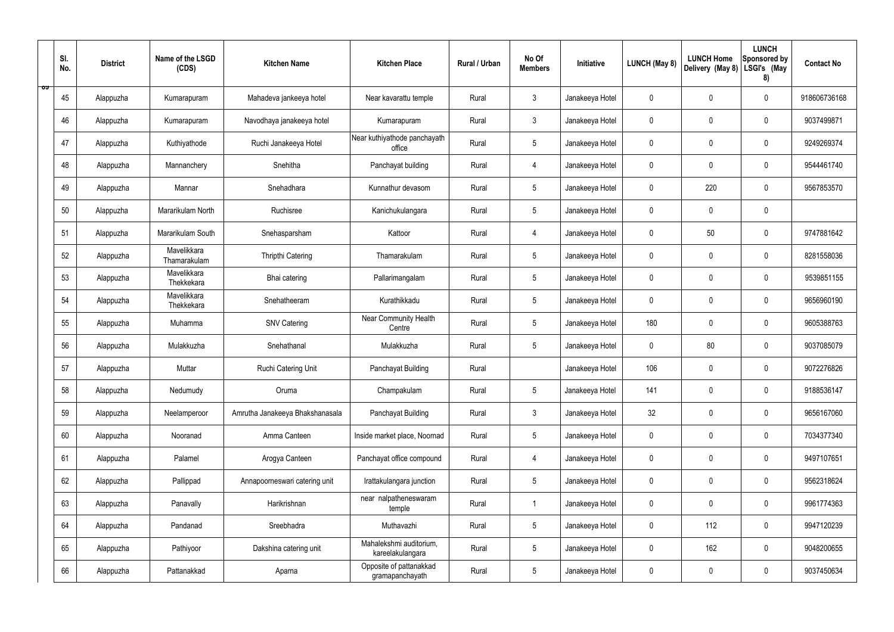| Sl. No. | District | Name of the LSGD (CDS) | Kitchen Name | Kitchen Place | Rural / Urban | No Of Members | Initiative | LUNCH (May 8) | LUNCH Home Delivery (May 8) | LUNCH Sponsored by LSGI's (May 8) | Contact No |
|---|---|---|---|---|---|---|---|---|---|---|---|
| 45 | Alappuzha | Kumarapuram | Mahadeva jankeeya hotel | Near kavarattu temple | Rural | 3 | Janakeeya Hotel | 0 | 0 | 0 | 918606736168 |
| 46 | Alappuzha | Kumarapuram | Navodhaya janakeeya hotel | Kumarapuram | Rural | 3 | Janakeeya Hotel | 0 | 0 | 0 | 9037499871 |
| 47 | Alappuzha | Kuthiyathode | Ruchi Janakeeya Hotel | Near kuthiyathode panchayath office | Rural | 5 | Janakeeya Hotel | 0 | 0 | 0 | 9249269374 |
| 48 | Alappuzha | Mannanchery | Snehitha | Panchayat building | Rural | 4 | Janakeeya Hotel | 0 | 0 | 0 | 9544461740 |
| 49 | Alappuzha | Mannar | Snehadhara | Kunnathur devasom | Rural | 5 | Janakeeya Hotel | 0 | 220 | 0 | 9567853570 |
| 50 | Alappuzha | Mararikulam North | Ruchisree | Kanichukulangara | Rural | 5 | Janakeeya Hotel | 0 | 0 | 0 | |
| 51 | Alappuzha | Mararikulam South | Snehasparsham | Kattoor | Rural | 4 | Janakeeya Hotel | 0 | 50 | 0 | 9747881642 |
| 52 | Alappuzha | Mavelikkara Thamarakulam | Thripthi Catering | Thamarakulam | Rural | 5 | Janakeeya Hotel | 0 | 0 | 0 | 8281558036 |
| 53 | Alappuzha | Mavelikkara Thekkekara | Bhai catering | Pallarimangalam | Rural | 5 | Janakeeya Hotel | 0 | 0 | 0 | 9539851155 |
| 54 | Alappuzha | Mavelikkara Thekkekara | Snehatheeram | Kurathikkadu | Rural | 5 | Janakeeya Hotel | 0 | 0 | 0 | 9656960190 |
| 55 | Alappuzha | Muhamma | SNV Catering | Near Community Health Centre | Rural | 5 | Janakeeya Hotel | 180 | 0 | 0 | 9605388763 |
| 56 | Alappuzha | Mulakkuzha | Snehathanal | Mulakkuzha | Rural | 5 | Janakeeya Hotel | 0 | 80 | 0 | 9037085079 |
| 57 | Alappuzha | Muttar | Ruchi Catering Unit | Panchayat Building | Rural | | Janakeeya Hotel | 106 | 0 | 0 | 9072276826 |
| 58 | Alappuzha | Nedumudy | Oruma | Champakulam | Rural | 5 | Janakeeya Hotel | 141 | 0 | 0 | 9188536147 |
| 59 | Alappuzha | Neelamperoor | Amrutha Janakeeya Bhakshanasala | Panchayat Building | Rural | 3 | Janakeeya Hotel | 32 | 0 | 0 | 9656167060 |
| 60 | Alappuzha | Nooranad | Amma Canteen | Inside market place, Noornad | Rural | 5 | Janakeeya Hotel | 0 | 0 | 0 | 7034377340 |
| 61 | Alappuzha | Palamel | Arogya Canteen | Panchayat office compound | Rural | 4 | Janakeeya Hotel | 0 | 0 | 0 | 9497107651 |
| 62 | Alappuzha | Pallippad | Annapoorneswari catering unit | Irattakulangara junction | Rural | 5 | Janakeeya Hotel | 0 | 0 | 0 | 9562318624 |
| 63 | Alappuzha | Panavally | Harikrishnan | near nalpatheneswaram temple | Rural | 1 | Janakeeya Hotel | 0 | 0 | 0 | 9961774363 |
| 64 | Alappuzha | Pandanad | Sreebhadra | Muthavazhi | Rural | 5 | Janakeeya Hotel | 0 | 112 | 0 | 9947120239 |
| 65 | Alappuzha | Pathiyoor | Dakshina catering unit | Mahalekshmi auditorium, kareelakulangara | Rural | 5 | Janakeeya Hotel | 0 | 162 | 0 | 9048200655 |
| 66 | Alappuzha | Pattanakkad | Aparna | Opposite of pattanakkad gramapanchayath | Rural | 5 | Janakeeya Hotel | 0 | 0 | 0 | 9037450634 |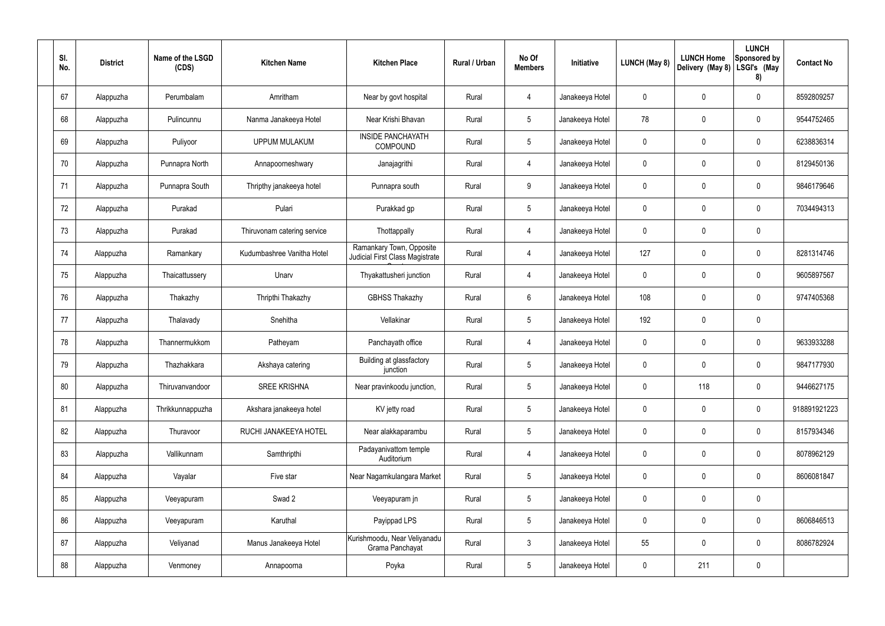| Sl. No. | District | Name of the LSGD (CDS) | Kitchen Name | Kitchen Place | Rural / Urban | No Of Members | Initiative | LUNCH (May 8) | LUNCH Home Delivery (May 8) | LUNCH Sponsored by LSGI's (May 8) | Contact No |
|---|---|---|---|---|---|---|---|---|---|---|---|
| 67 | Alappuzha | Perumbalam | Amritham | Near by govt hospital | Rural | 4 | Janakeeya Hotel | 0 | 0 | 0 | 8592809257 |
| 68 | Alappuzha | Pulincunnu | Nanma Janakeeya Hotel | Near Krishi Bhavan | Rural | 5 | Janakeeya Hotel | 78 | 0 | 0 | 9544752465 |
| 69 | Alappuzha | Puliyoor | UPPUM MULAKUM | INSIDE PANCHAYATH COMPOUND | Rural | 5 | Janakeeya Hotel | 0 | 0 | 0 | 6238836314 |
| 70 | Alappuzha | Punnapra North | Annapoorneshwary | Janajagrithi | Rural | 4 | Janakeeya Hotel | 0 | 0 | 0 | 8129450136 |
| 71 | Alappuzha | Punnapra South | Thripthy janakeeya hotel | Punnapra south | Rural | 9 | Janakeeya Hotel | 0 | 0 | 0 | 9846179646 |
| 72 | Alappuzha | Purakad | Pulari | Purakkad gp | Rural | 5 | Janakeeya Hotel | 0 | 0 | 0 | 7034494313 |
| 73 | Alappuzha | Purakad | Thiruvonam catering service | Thottappally | Rural | 4 | Janakeeya Hotel | 0 | 0 | 0 | |
| 74 | Alappuzha | Ramankary | Kudumbashree Vanitha Hotel | Ramankary Town, Opposite Judicial First Class Magistrate C | Rural | 4 | Janakeeya Hotel | 127 | 0 | 0 | 8281314746 |
| 75 | Alappuzha | Thaicattussery | Unarv | Thyakattusheri junction | Rural | 4 | Janakeeya Hotel | 0 | 0 | 0 | 9605897567 |
| 76 | Alappuzha | Thakazhy | Thripthi Thakazhy | GBHSS Thakazhy | Rural | 6 | Janakeeya Hotel | 108 | 0 | 0 | 9747405368 |
| 77 | Alappuzha | Thalavady | Snehitha | Vellakinar | Rural | 5 | Janakeeya Hotel | 192 | 0 | 0 | |
| 78 | Alappuzha | Thannermukkom | Patheyam | Panchayath office | Rural | 4 | Janakeeya Hotel | 0 | 0 | 0 | 9633933288 |
| 79 | Alappuzha | Thazhakkara | Akshaya catering | Building at glassfactory junction | Rural | 5 | Janakeeya Hotel | 0 | 0 | 0 | 9847177930 |
| 80 | Alappuzha | Thiruvanvandoor | SREE KRISHNA | Near pravinkoodu junction, | Rural | 5 | Janakeeya Hotel | 0 | 118 | 0 | 9446627175 |
| 81 | Alappuzha | Thrikkunnappuzha | Akshara janakeeya hotel | KV jetty road | Rural | 5 | Janakeeya Hotel | 0 | 0 | 0 | 918891921223 |
| 82 | Alappuzha | Thuravoor | RUCHI JANAKEEYA HOTEL | Near alakkaparambu | Rural | 5 | Janakeeya Hotel | 0 | 0 | 0 | 8157934346 |
| 83 | Alappuzha | Vallikunnam | Samthripthi | Padayanivattom temple Auditorium | Rural | 4 | Janakeeya Hotel | 0 | 0 | 0 | 8078962129 |
| 84 | Alappuzha | Vayalar | Five star | Near Nagamkulangara Market | Rural | 5 | Janakeeya Hotel | 0 | 0 | 0 | 8606081847 |
| 85 | Alappuzha | Veeyapuram | Swad 2 | Veeyapuram jn | Rural | 5 | Janakeeya Hotel | 0 | 0 | 0 | |
| 86 | Alappuzha | Veeyapuram | Karuthal | Payippad LPS | Rural | 5 | Janakeeya Hotel | 0 | 0 | 0 | 8606846513 |
| 87 | Alappuzha | Veliyanad | Manus Janakeeya Hotel | Kurishmoodu, Near Veliyanadu Grama Panchayat | Rural | 3 | Janakeeya Hotel | 55 | 0 | 0 | 8086782924 |
| 88 | Alappuzha | Venmoney | Annapoorna | Poyka | Rural | 5 | Janakeeya Hotel | 0 | 211 | 0 | |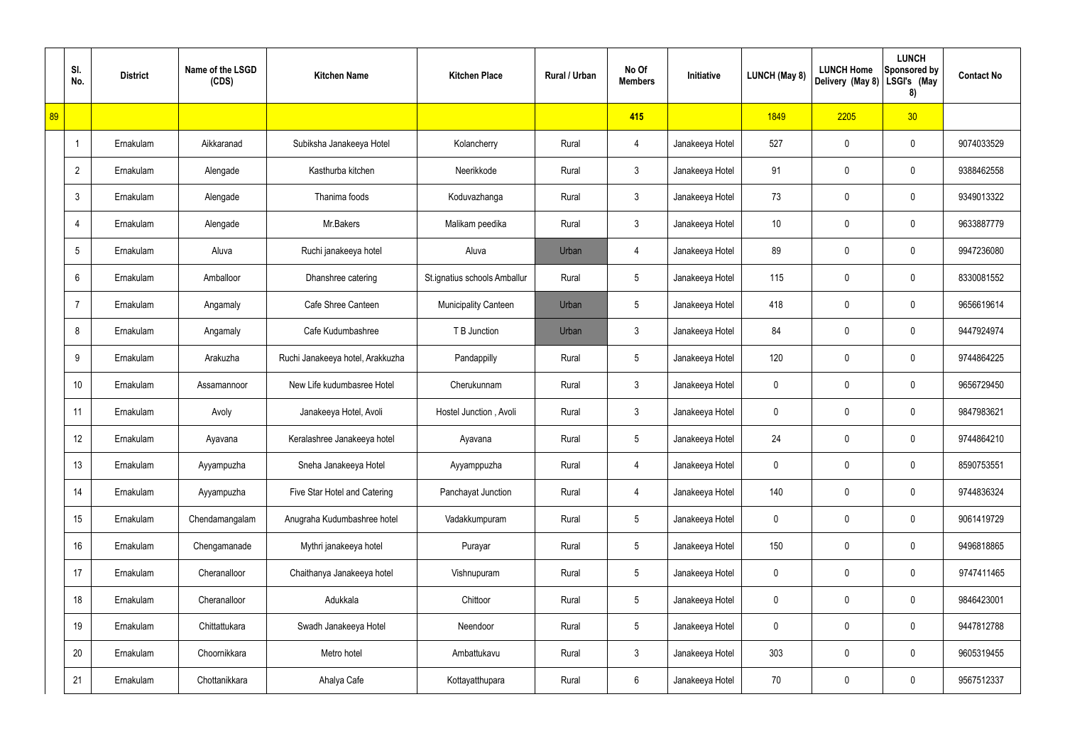| | Sl. No. | District | Name of the LSGD (CDS) | Kitchen Name | Kitchen Place | Rural / Urban | No Of Members | Initiative | LUNCH (May 8) | LUNCH Home Delivery (May 8) | LUNCH Sponsored by LSGI's (May 8) | Contact No |
|---|---|---|---|---|---|---|---|---|---|---|---|---|
| 89 | | | | | | | 415 | | 1849 | 2205 | 30 | |
| | 1 | Ernakulam | Aikkaranad | Subiksha Janakeeya Hotel | Kolancherry | Rural | 4 | Janakeeya Hotel | 527 | 0 | 0 | 9074033529 |
| | 2 | Ernakulam | Alengade | Kasthurba kitchen | Neerikkode | Rural | 3 | Janakeeya Hotel | 91 | 0 | 0 | 9388462558 |
| | 3 | Ernakulam | Alengade | Thanima foods | Koduvazhanga | Rural | 3 | Janakeeya Hotel | 73 | 0 | 0 | 9349013322 |
| | 4 | Ernakulam | Alengade | Mr.Bakers | Malikam peedika | Rural | 3 | Janakeeya Hotel | 10 | 0 | 0 | 9633887779 |
| | 5 | Ernakulam | Aluva | Ruchi janakeeya hotel | Aluva | Urban | 4 | Janakeeya Hotel | 89 | 0 | 0 | 9947236080 |
| | 6 | Ernakulam | Amballoor | Dhanshree catering | St.ignatius schools Amballur | Rural | 5 | Janakeeya Hotel | 115 | 0 | 0 | 8330081552 |
| | 7 | Ernakulam | Angamaly | Cafe Shree Canteen | Municipality Canteen | Urban | 5 | Janakeeya Hotel | 418 | 0 | 0 | 9656619614 |
| | 8 | Ernakulam | Angamaly | Cafe Kudumbashree | T B Junction | Urban | 3 | Janakeeya Hotel | 84 | 0 | 0 | 9447924974 |
| | 9 | Ernakulam | Arakuzha | Ruchi Janakeeya hotel, Arakkuzha | Pandappilly | Rural | 5 | Janakeeya Hotel | 120 | 0 | 0 | 9744864225 |
| | 10 | Ernakulam | Assamannoor | New Life kudumbasree Hotel | Cherukunnam | Rural | 3 | Janakeeya Hotel | 0 | 0 | 0 | 9656729450 |
| | 11 | Ernakulam | Avoly | Janakeeya Hotel, Avoli | Hostel Junction , Avoli | Rural | 3 | Janakeeya Hotel | 0 | 0 | 0 | 9847983621 |
| | 12 | Ernakulam | Ayavana | Keralashree Janakeeya hotel | Ayavana | Rural | 5 | Janakeeya Hotel | 24 | 0 | 0 | 9744864210 |
| | 13 | Ernakulam | Ayyampuzha | Sneha Janakeeya Hotel | Ayyamppuzha | Rural | 4 | Janakeeya Hotel | 0 | 0 | 0 | 8590753551 |
| | 14 | Ernakulam | Ayyampuzha | Five Star Hotel and Catering | Panchayat Junction | Rural | 4 | Janakeeya Hotel | 140 | 0 | 0 | 9744836324 |
| | 15 | Ernakulam | Chendamangalam | Anugraha Kudumbashree hotel | Vadakkumpuram | Rural | 5 | Janakeeya Hotel | 0 | 0 | 0 | 9061419729 |
| | 16 | Ernakulam | Chengamanade | Mythri janakeeya hotel | Purayar | Rural | 5 | Janakeeya Hotel | 150 | 0 | 0 | 9496818865 |
| | 17 | Ernakulam | Cheranalloor | Chaithanya Janakeeya hotel | Vishnupuram | Rural | 5 | Janakeeya Hotel | 0 | 0 | 0 | 9747411465 |
| | 18 | Ernakulam | Cheranalloor | Adukkala | Chittoor | Rural | 5 | Janakeeya Hotel | 0 | 0 | 0 | 9846423001 |
| | 19 | Ernakulam | Chittattukara | Swadh Janakeeya Hotel | Neendoor | Rural | 5 | Janakeeya Hotel | 0 | 0 | 0 | 9447812788 |
| | 20 | Ernakulam | Choornikkara | Metro hotel | Ambattukavu | Rural | 3 | Janakeeya Hotel | 303 | 0 | 0 | 9605319455 |
| | 21 | Ernakulam | Chottanikkara | Ahalya Cafe | Kottayatthupara | Rural | 6 | Janakeeya Hotel | 70 | 0 | 0 | 9567512337 |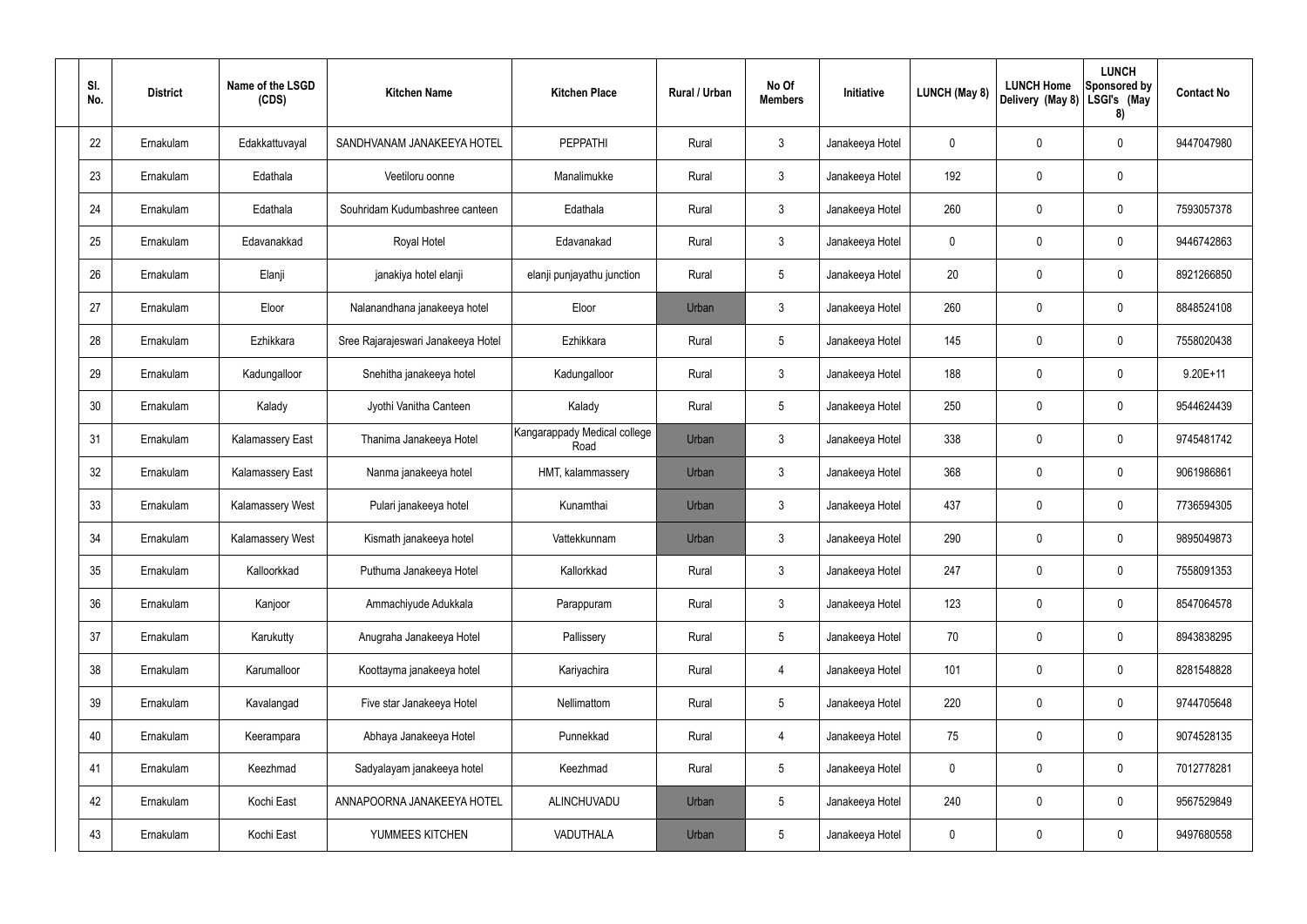| Sl. No. | District | Name of the LSGD (CDS) | Kitchen Name | Kitchen Place | Rural / Urban | No Of Members | Initiative | LUNCH (May 8) | LUNCH Home Delivery (May 8) | LUNCH Sponsored by LSGI's (May 8) | Contact No |
|---|---|---|---|---|---|---|---|---|---|---|---|
| 22 | Ernakulam | Edakkattuvayal | SANDHVANAM JANAKEEYA HOTEL | PEPPATHI | Rural | 3 | Janakeeya Hotel | 0 | 0 | 0 | 9447047980 |
| 23 | Ernakulam | Edathala | Veetiloru oonne | Manalimukke | Rural | 3 | Janakeeya Hotel | 192 | 0 | 0 | |
| 24 | Ernakulam | Edathala | Souhridam Kudumbashree canteen | Edathala | Rural | 3 | Janakeeya Hotel | 260 | 0 | 0 | 7593057378 |
| 25 | Ernakulam | Edavanakkad | Royal Hotel | Edavanakad | Rural | 3 | Janakeeya Hotel | 0 | 0 | 0 | 9446742863 |
| 26 | Ernakulam | Elanji | janakiya hotel elanji | elanji punjayathu junction | Rural | 5 | Janakeeya Hotel | 20 | 0 | 0 | 8921266850 |
| 27 | Ernakulam | Eloor | Nalanandhana janakeeya hotel | Eloor | Urban | 3 | Janakeeya Hotel | 260 | 0 | 0 | 8848524108 |
| 28 | Ernakulam | Ezhikkara | Sree Rajarajeswari Janakeeya Hotel | Ezhikkara | Rural | 5 | Janakeeya Hotel | 145 | 0 | 0 | 7558020438 |
| 29 | Ernakulam | Kadungalloor | Snehitha janakeeya hotel | Kadungalloor | Rural | 3 | Janakeeya Hotel | 188 | 0 | 0 | 9.20E+11 |
| 30 | Ernakulam | Kalady | Jyothi Vanitha Canteen | Kalady | Rural | 5 | Janakeeya Hotel | 250 | 0 | 0 | 9544624439 |
| 31 | Ernakulam | Kalamassery East | Thanima Janakeeya Hotel | Kangarappady Medical college Road | Urban | 3 | Janakeeya Hotel | 338 | 0 | 0 | 9745481742 |
| 32 | Ernakulam | Kalamassery East | Nanma janakeeya hotel | HMT, kalammassery | Urban | 3 | Janakeeya Hotel | 368 | 0 | 0 | 9061986861 |
| 33 | Ernakulam | Kalamassery West | Pulari janakeeya hotel | Kunamthai | Urban | 3 | Janakeeya Hotel | 437 | 0 | 0 | 7736594305 |
| 34 | Ernakulam | Kalamassery West | Kismath janakeeya hotel | Vattekkunnam | Urban | 3 | Janakeeya Hotel | 290 | 0 | 0 | 9895049873 |
| 35 | Ernakulam | Kalloorkkad | Puthuma Janakeeya Hotel | Kallorkkad | Rural | 3 | Janakeeya Hotel | 247 | 0 | 0 | 7558091353 |
| 36 | Ernakulam | Kanjoor | Ammachiyude Adukkala | Parappuram | Rural | 3 | Janakeeya Hotel | 123 | 0 | 0 | 8547064578 |
| 37 | Ernakulam | Karukutty | Anugraha Janakeeya Hotel | Pallissery | Rural | 5 | Janakeeya Hotel | 70 | 0 | 0 | 8943838295 |
| 38 | Ernakulam | Karumalloor | Koottayma janakeeya hotel | Kariyachira | Rural | 4 | Janakeeya Hotel | 101 | 0 | 0 | 8281548828 |
| 39 | Ernakulam | Kavalangad | Five star Janakeeya Hotel | Nellimattom | Rural | 5 | Janakeeya Hotel | 220 | 0 | 0 | 9744705648 |
| 40 | Ernakulam | Keerampara | Abhaya Janakeeya Hotel | Punnekkad | Rural | 4 | Janakeeya Hotel | 75 | 0 | 0 | 9074528135 |
| 41 | Ernakulam | Keezhmad | Sadyalayam janakeeya hotel | Keezhmad | Rural | 5 | Janakeeya Hotel | 0 | 0 | 0 | 7012778281 |
| 42 | Ernakulam | Kochi East | ANNAPOORNA JANAKEEYA HOTEL | ALINCHUVADU | Urban | 5 | Janakeeya Hotel | 240 | 0 | 0 | 9567529849 |
| 43 | Ernakulam | Kochi East | YUMMEES KITCHEN | VADUTHALA | Urban | 5 | Janakeeya Hotel | 0 | 0 | 0 | 9497680558 |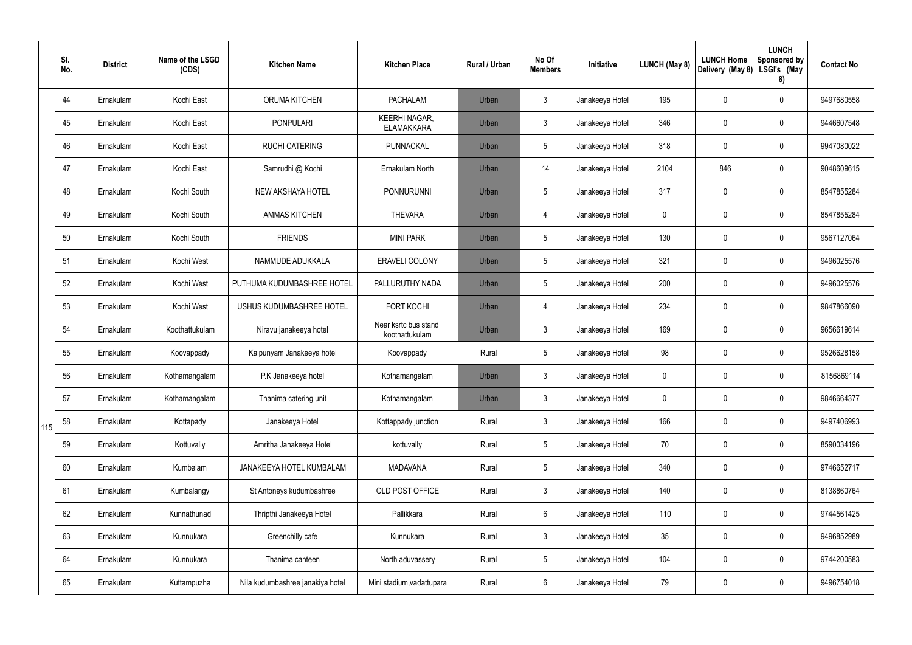| | Sl. No. | District | Name of the LSGD (CDS) | Kitchen Name | Kitchen Place | Rural / Urban | No Of Members | Initiative | LUNCH (May 8) | LUNCH Home Delivery (May 8) | LUNCH Sponsored by LSGI's (May 8) | Contact No |
|---|---|---|---|---|---|---|---|---|---|---|---|---|
| 115 | 44 | Ernakulam | Kochi East | ORUMA KITCHEN | PACHALAM | Urban | 3 | Janakeeya Hotel | 195 | 0 | 0 | 9497680558 |
| | 45 | Ernakulam | Kochi East | PONPULARI | KEERHI NAGAR, ELAMAKKARA | Urban | 3 | Janakeeya Hotel | 346 | 0 | 0 | 9446607548 |
| | 46 | Ernakulam | Kochi East | RUCHI CATERING | PUNNACKAL | Urban | 5 | Janakeeya Hotel | 318 | 0 | 0 | 9947080022 |
| | 47 | Ernakulam | Kochi East | Samrudhi @ Kochi | Ernakulam North | Urban | 14 | Janakeeya Hotel | 2104 | 846 | 0 | 9048609615 |
| | 48 | Ernakulam | Kochi South | NEW AKSHAYA HOTEL | PONNURUNNI | Urban | 5 | Janakeeya Hotel | 317 | 0 | 0 | 8547855284 |
| | 49 | Ernakulam | Kochi South | AMMAS KITCHEN | THEVARA | Urban | 4 | Janakeeya Hotel | 0 | 0 | 0 | 8547855284 |
| | 50 | Ernakulam | Kochi South | FRIENDS | MINI PARK | Urban | 5 | Janakeeya Hotel | 130 | 0 | 0 | 9567127064 |
| | 51 | Ernakulam | Kochi West | NAMMUDE ADUKKALA | ERAVELI COLONY | Urban | 5 | Janakeeya Hotel | 321 | 0 | 0 | 9496025576 |
| | 52 | Ernakulam | Kochi West | PUTHUMA KUDUMBASHREE HOTEL | PALLURUTHY NADA | Urban | 5 | Janakeeya Hotel | 200 | 0 | 0 | 9496025576 |
| | 53 | Ernakulam | Kochi West | USHUS KUDUMBASHREE HOTEL | FORT KOCHI | Urban | 4 | Janakeeya Hotel | 234 | 0 | 0 | 9847866090 |
| | 54 | Ernakulam | Koothattukulam | Niravu janakeeya hotel | Near ksrtc bus stand koothattukulam | Urban | 3 | Janakeeya Hotel | 169 | 0 | 0 | 9656619614 |
| | 55 | Ernakulam | Koovappady | Kaipunyam Janakeeya hotel | Koovappady | Rural | 5 | Janakeeya Hotel | 98 | 0 | 0 | 9526628158 |
| | 56 | Ernakulam | Kothamangalam | P.K Janakeeya hotel | Kothamangalam | Urban | 3 | Janakeeya Hotel | 0 | 0 | 0 | 8156869114 |
| | 57 | Ernakulam | Kothamangalam | Thanima catering unit | Kothamangalam | Urban | 3 | Janakeeya Hotel | 0 | 0 | 0 | 9846664377 |
| | 58 | Ernakulam | Kottapady | Janakeeya Hotel | Kottappady junction | Rural | 3 | Janakeeya Hotel | 166 | 0 | 0 | 9497406993 |
| | 59 | Ernakulam | Kottuvally | Amritha Janakeeya Hotel | kottuvally | Rural | 5 | Janakeeya Hotel | 70 | 0 | 0 | 8590034196 |
| | 60 | Ernakulam | Kumbalam | JANAKEEYA HOTEL KUMBALAM | MADAVANA | Rural | 5 | Janakeeya Hotel | 340 | 0 | 0 | 9746652717 |
| | 61 | Ernakulam | Kumbalangy | St Antoneys kudumbashree | OLD POST OFFICE | Rural | 3 | Janakeeya Hotel | 140 | 0 | 0 | 8138860764 |
| | 62 | Ernakulam | Kunnathunad | Thripthi Janakeeya Hotel | Pallikkara | Rural | 6 | Janakeeya Hotel | 110 | 0 | 0 | 9744561425 |
| | 63 | Ernakulam | Kunnukara | Greenchilly cafe | Kunnukara | Rural | 3 | Janakeeya Hotel | 35 | 0 | 0 | 9496852989 |
| | 64 | Ernakulam | Kunnukara | Thanima canteen | North aduvassery | Rural | 5 | Janakeeya Hotel | 104 | 0 | 0 | 9744200583 |
| | 65 | Ernakulam | Kuttampuzha | Nila kudumbashree janakiya hotel | Mini stadium,vadattupara | Rural | 6 | Janakeeya Hotel | 79 | 0 | 0 | 9496754018 |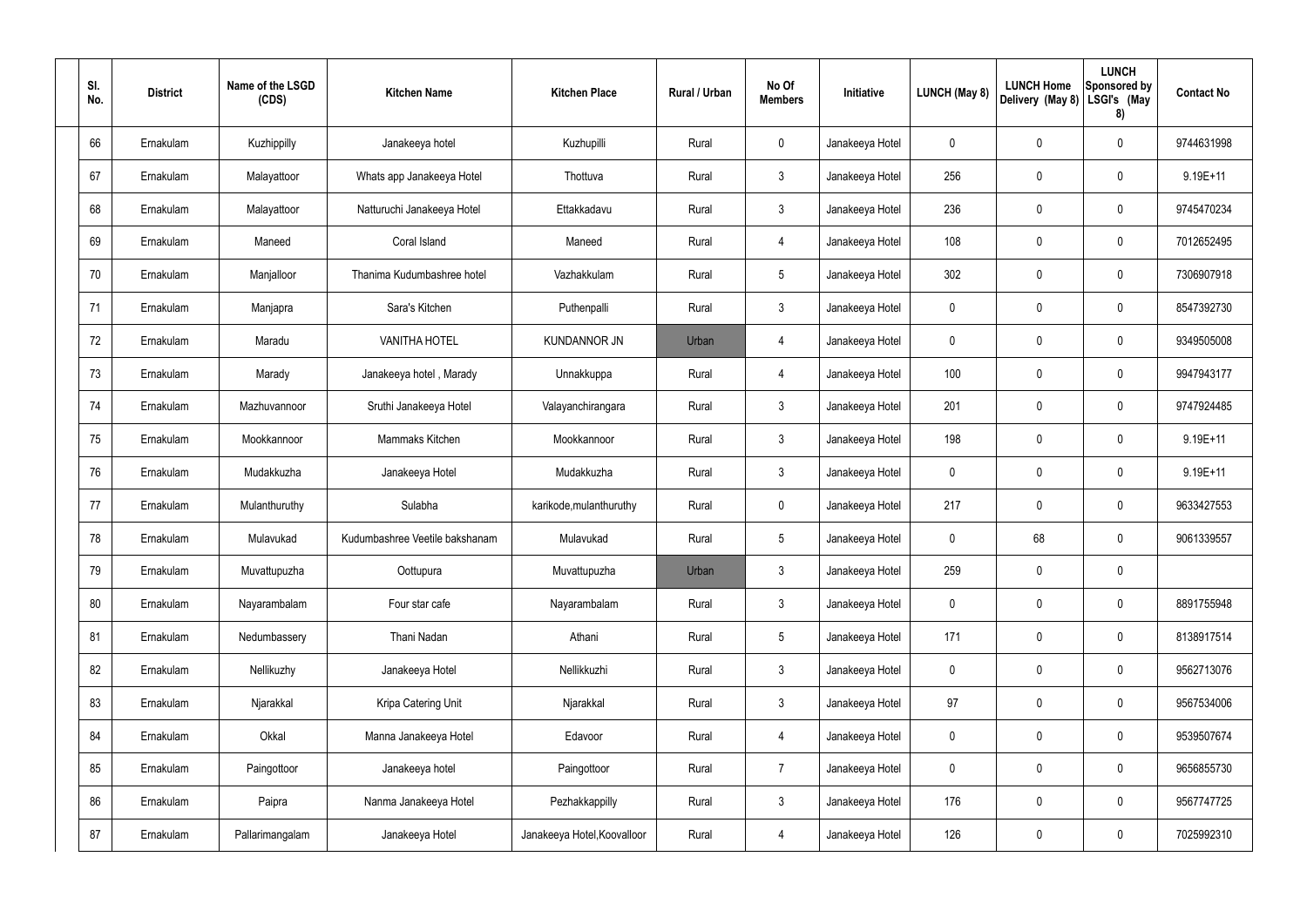| Sl. No. | District | Name of the LSGD (CDS) | Kitchen Name | Kitchen Place | Rural / Urban | No Of Members | Initiative | LUNCH (May 8) | LUNCH Home Delivery (May 8) | LUNCH Sponsored by LSGI's (May 8) | Contact No |
|---|---|---|---|---|---|---|---|---|---|---|---|
| 66 | Ernakulam | Kuzhippilly | Janakeeya hotel | Kuzhupilli | Rural | 0 | Janakeeya Hotel | 0 | 0 | 0 | 9744631998 |
| 67 | Ernakulam | Malayattoor | Whats app Janakeeya Hotel | Thottuva | Rural | 3 | Janakeeya Hotel | 256 | 0 | 0 | 9.19E+11 |
| 68 | Ernakulam | Malayattoor | Natturuchi Janakeeya Hotel | Ettakkadavu | Rural | 3 | Janakeeya Hotel | 236 | 0 | 0 | 9745470234 |
| 69 | Ernakulam | Maneed | Coral Island | Maneed | Rural | 4 | Janakeeya Hotel | 108 | 0 | 0 | 7012652495 |
| 70 | Ernakulam | Manjalloor | Thanima Kudumbashree hotel | Vazhakkulam | Rural | 5 | Janakeeya Hotel | 302 | 0 | 0 | 7306907918 |
| 71 | Ernakulam | Manjapra | Sara's Kitchen | Puthenpalli | Rural | 3 | Janakeeya Hotel | 0 | 0 | 0 | 8547392730 |
| 72 | Ernakulam | Maradu | VANITHA HOTEL | KUNDANNOR JN | Urban | 4 | Janakeeya Hotel | 0 | 0 | 0 | 9349505008 |
| 73 | Ernakulam | Marady | Janakeeya hotel , Marady | Unnakkuppa | Rural | 4 | Janakeeya Hotel | 100 | 0 | 0 | 9947943177 |
| 74 | Ernakulam | Mazhuvannoor | Sruthi Janakeeya Hotel | Valayanchirangara | Rural | 3 | Janakeeya Hotel | 201 | 0 | 0 | 9747924485 |
| 75 | Ernakulam | Mookkannoor | Mammaks Kitchen | Mookkannoor | Rural | 3 | Janakeeya Hotel | 198 | 0 | 0 | 9.19E+11 |
| 76 | Ernakulam | Mudakkuzha | Janakeeya Hotel | Mudakkuzha | Rural | 3 | Janakeeya Hotel | 0 | 0 | 0 | 9.19E+11 |
| 77 | Ernakulam | Mulanthuruthy | Sulabha | karikode,mulanthuruthy | Rural | 0 | Janakeeya Hotel | 217 | 0 | 0 | 9633427553 |
| 78 | Ernakulam | Mulavukad | Kudumbashree Veetile bakshanam | Mulavukad | Rural | 5 | Janakeeya Hotel | 0 | 68 | 0 | 9061339557 |
| 79 | Ernakulam | Muvattupuzha | Oottupura | Muvattupuzha | Urban | 3 | Janakeeya Hotel | 259 | 0 | 0 | |
| 80 | Ernakulam | Nayarambalam | Four star cafe | Nayarambalam | Rural | 3 | Janakeeya Hotel | 0 | 0 | 0 | 8891755948 |
| 81 | Ernakulam | Nedumbassery | Thani Nadan | Athani | Rural | 5 | Janakeeya Hotel | 171 | 0 | 0 | 8138917514 |
| 82 | Ernakulam | Nellikuzhy | Janakeeya Hotel | Nellikkuzhi | Rural | 3 | Janakeeya Hotel | 0 | 0 | 0 | 9562713076 |
| 83 | Ernakulam | Njarakkal | Kripa Catering Unit | Njarakkal | Rural | 3 | Janakeeya Hotel | 97 | 0 | 0 | 9567534006 |
| 84 | Ernakulam | Okkal | Manna Janakeeya Hotel | Edavoor | Rural | 4 | Janakeeya Hotel | 0 | 0 | 0 | 9539507674 |
| 85 | Ernakulam | Paingottoor | Janakeeya hotel | Paingottoor | Rural | 7 | Janakeeya Hotel | 0 | 0 | 0 | 9656855730 |
| 86 | Ernakulam | Paipra | Nanma Janakeeya Hotel | Pezhakkappilly | Rural | 3 | Janakeeya Hotel | 176 | 0 | 0 | 9567747725 |
| 87 | Ernakulam | Pallarimangalam | Janakeeya Hotel | Janakeeya Hotel,Koovalloor | Rural | 4 | Janakeeya Hotel | 126 | 0 | 0 | 7025992310 |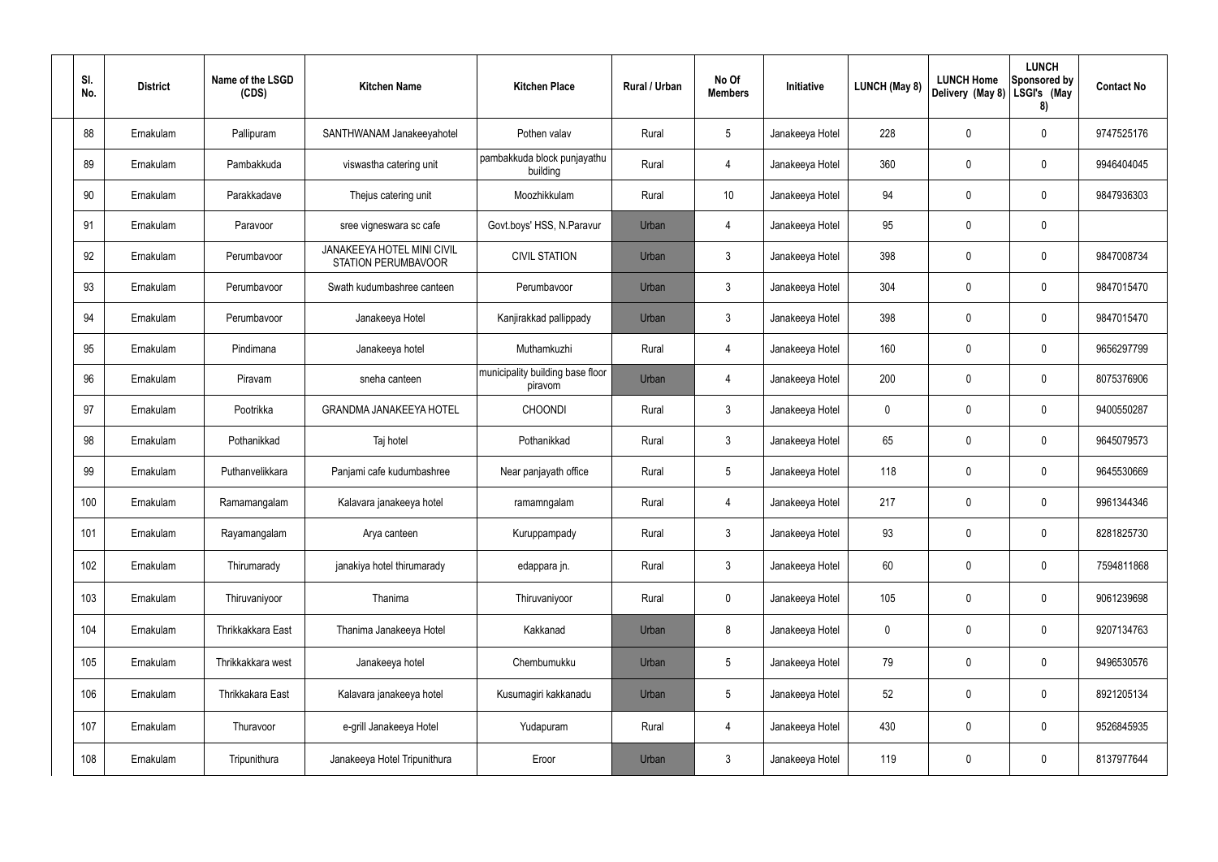| Sl. No. | District | Name of the LSGD (CDS) | Kitchen Name | Kitchen Place | Rural / Urban | No Of Members | Initiative | LUNCH (May 8) | LUNCH Home Delivery (May 8) | LUNCH Sponsored by LSGI's (May 8) | Contact No |
|---|---|---|---|---|---|---|---|---|---|---|---|
| 88 | Ernakulam | Pallipuram | SANTHWANAM Janakeeyahotel | Pothen valav | Rural | 5 | Janakeeya Hotel | 228 | 0 | 0 | 9747525176 |
| 89 | Ernakulam | Pambakkuda | viswastha catering unit | pambakkuda block punjayathu building | Rural | 4 | Janakeeya Hotel | 360 | 0 | 0 | 9946404045 |
| 90 | Ernakulam | Parakkadave | Thejus catering unit | Moozhikkulam | Rural | 10 | Janakeeya Hotel | 94 | 0 | 0 | 9847936303 |
| 91 | Ernakulam | Paravoor | sree vigneswara sc cafe | Govt.boys' HSS, N.Paravur | Urban | 4 | Janakeeya Hotel | 95 | 0 | 0 | |
| 92 | Ernakulam | Perumbavoor | JANAKEEYA HOTEL MINI CIVIL STATION PERUMBAVOOR | CIVIL STATION | Urban | 3 | Janakeeya Hotel | 398 | 0 | 0 | 9847008734 |
| 93 | Ernakulam | Perumbavoor | Swath kudumbashree canteen | Perumbavoor | Urban | 3 | Janakeeya Hotel | 304 | 0 | 0 | 9847015470 |
| 94 | Ernakulam | Perumbavoor | Janakeeya Hotel | Kanjirakkad pallippady | Urban | 3 | Janakeeya Hotel | 398 | 0 | 0 | 9847015470 |
| 95 | Ernakulam | Pindimana | Janakeeya hotel | Muthamkuzhi | Rural | 4 | Janakeeya Hotel | 160 | 0 | 0 | 9656297799 |
| 96 | Ernakulam | Piravam | sneha canteen | municipality building base floor piravom | Urban | 4 | Janakeeya Hotel | 200 | 0 | 0 | 8075376906 |
| 97 | Ernakulam | Pootrikka | GRANDMA JANAKEEYA HOTEL | CHOONDI | Rural | 3 | Janakeeya Hotel | 0 | 0 | 0 | 9400550287 |
| 98 | Ernakulam | Pothanikkad | Taj hotel | Pothanikkad | Rural | 3 | Janakeeya Hotel | 65 | 0 | 0 | 9645079573 |
| 99 | Ernakulam | Puthanvelikkara | Panjami cafe kudumbashree | Near panjayath office | Rural | 5 | Janakeeya Hotel | 118 | 0 | 0 | 9645530669 |
| 100 | Ernakulam | Ramamangalam | Kalavara janakeeya hotel | ramamngalam | Rural | 4 | Janakeeya Hotel | 217 | 0 | 0 | 9961344346 |
| 101 | Ernakulam | Rayamangalam | Arya canteen | Kuruppampady | Rural | 3 | Janakeeya Hotel | 93 | 0 | 0 | 8281825730 |
| 102 | Ernakulam | Thirumarady | janakiya hotel thirumarady | edappara jn. | Rural | 3 | Janakeeya Hotel | 60 | 0 | 0 | 7594811868 |
| 103 | Ernakulam | Thiruvaniyoor | Thanima | Thiruvaniyoor | Rural | 0 | Janakeeya Hotel | 105 | 0 | 0 | 9061239698 |
| 104 | Ernakulam | Thrikkakkara East | Thanima Janakeeya Hotel | Kakkanad | Urban | 8 | Janakeeya Hotel | 0 | 0 | 0 | 9207134763 |
| 105 | Ernakulam | Thrikkakkara west | Janakeeya hotel | Chembumukku | Urban | 5 | Janakeeya Hotel | 79 | 0 | 0 | 9496530576 |
| 106 | Ernakulam | Thrikkakara East | Kalavara janakeeya hotel | Kusumagiri kakkanadu | Urban | 5 | Janakeeya Hotel | 52 | 0 | 0 | 8921205134 |
| 107 | Ernakulam | Thuravoor | e-grill Janakeeya Hotel | Yudapuram | Rural | 4 | Janakeeya Hotel | 430 | 0 | 0 | 9526845935 |
| 108 | Ernakulam | Tripunithura | Janakeeya Hotel Tripunithura | Eroor | Urban | 3 | Janakeeya Hotel | 119 | 0 | 0 | 8137977644 |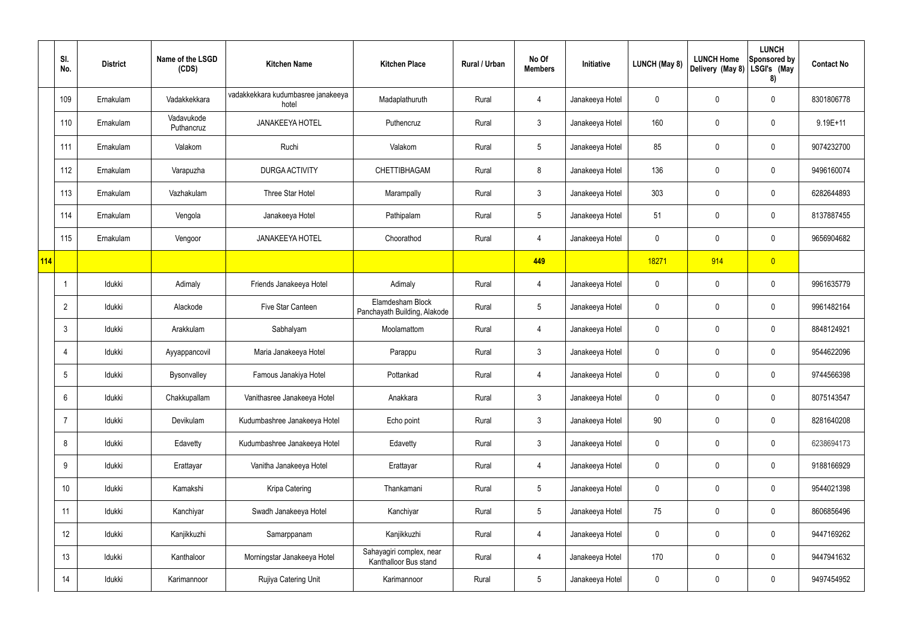|  | Sl. No. | District | Name of the LSGD (CDS) | Kitchen Name | Kitchen Place | Rural / Urban | No Of Members | Initiative | LUNCH (May 8) | LUNCH Home Delivery (May 8) | LUNCH Sponsored by LSGI's (May 8) | Contact No |
|---|---|---|---|---|---|---|---|---|---|---|---|---|
|  | 109 | Ernakulam | Vadakkekkara | vadakkekkara kudumbasree janakeeya hotel | Madaplathuruth | Rural | 4 | Janakeeya Hotel | 0 | 0 | 0 | 8301806778 |
|  | 110 | Ernakulam | Vadavukode Puthancruz | JANAKEEYA HOTEL | Puthencruz | Rural | 3 | Janakeeya Hotel | 160 | 0 | 0 | 9.19E+11 |
|  | 111 | Ernakulam | Valakom | Ruchi | Valakom | Rural | 5 | Janakeeya Hotel | 85 | 0 | 0 | 9074232700 |
|  | 112 | Ernakulam | Varapuzha | DURGA ACTIVITY | CHETTIBHAGAM | Rural | 8 | Janakeeya Hotel | 136 | 0 | 0 | 9496160074 |
|  | 113 | Ernakulam | Vazhakulam | Three Star Hotel | Marampally | Rural | 3 | Janakeeya Hotel | 303 | 0 | 0 | 6282644893 |
|  | 114 | Ernakulam | Vengola | Janakeeya Hotel | Pathipalam | Rural | 5 | Janakeeya Hotel | 51 | 0 | 0 | 8137887455 |
|  | 115 | Ernakulam | Vengoor | JANAKEEYA HOTEL | Choorathod | Rural | 4 | Janakeeya Hotel | 0 | 0 | 0 | 9656904682 |
| 114 |  |  |  |  |  |  | 449 |  | 18271 | 914 | 0 |  |
|  | 1 | Idukki | Adimaly | Friends Janakeeya Hotel | Adimaly | Rural | 4 | Janakeeya Hotel | 0 | 0 | 0 | 9961635779 |
|  | 2 | Idukki | Alackode | Five Star Canteen | Elamdesham Block Panchayath Building, Alakode | Rural | 5 | Janakeeya Hotel | 0 | 0 | 0 | 9961482164 |
|  | 3 | Idukki | Arakkulam | Sabhalyam | Moolamattom | Rural | 4 | Janakeeya Hotel | 0 | 0 | 0 | 8848124921 |
|  | 4 | Idukki | Ayyappancovil | Maria Janakeeya Hotel | Parappu | Rural | 3 | Janakeeya Hotel | 0 | 0 | 0 | 9544622096 |
|  | 5 | Idukki | Bysonvalley | Famous Janakiya Hotel | Pottankad | Rural | 4 | Janakeeya Hotel | 0 | 0 | 0 | 9744566398 |
|  | 6 | Idukki | Chakkupallam | Vanithasree Janakeeya Hotel | Anakkara | Rural | 3 | Janakeeya Hotel | 0 | 0 | 0 | 8075143547 |
|  | 7 | Idukki | Devikulam | Kudumbashree Janakeeya Hotel | Echo point | Rural | 3 | Janakeeya Hotel | 90 | 0 | 0 | 8281640208 |
|  | 8 | Idukki | Edavetty | Kudumbashree Janakeeya Hotel | Edavetty | Rural | 3 | Janakeeya Hotel | 0 | 0 | 0 | 6238694173 |
|  | 9 | Idukki | Erattayar | Vanitha Janakeeya Hotel | Erattayar | Rural | 4 | Janakeeya Hotel | 0 | 0 | 0 | 9188166929 |
|  | 10 | Idukki | Kamakshi | Kripa Catering | Thankamani | Rural | 5 | Janakeeya Hotel | 0 | 0 | 0 | 9544021398 |
|  | 11 | Idukki | Kanchiyar | Swadh Janakeeya Hotel | Kanchiyar | Rural | 5 | Janakeeya Hotel | 75 | 0 | 0 | 8606856496 |
|  | 12 | Idukki | Kanjikkuzhi | Samarppanam | Kanjikkuzhi | Rural | 4 | Janakeeya Hotel | 0 | 0 | 0 | 9447169262 |
|  | 13 | Idukki | Kanthaloor | Morningstar Janakeeya Hotel | Sahayagiri complex, near Kanthalloor Bus stand | Rural | 4 | Janakeeya Hotel | 170 | 0 | 0 | 9447941632 |
|  | 14 | Idukki | Karimannoor | Rujiya Catering Unit | Karimannoor | Rural | 5 | Janakeeya Hotel | 0 | 0 | 0 | 9497454952 |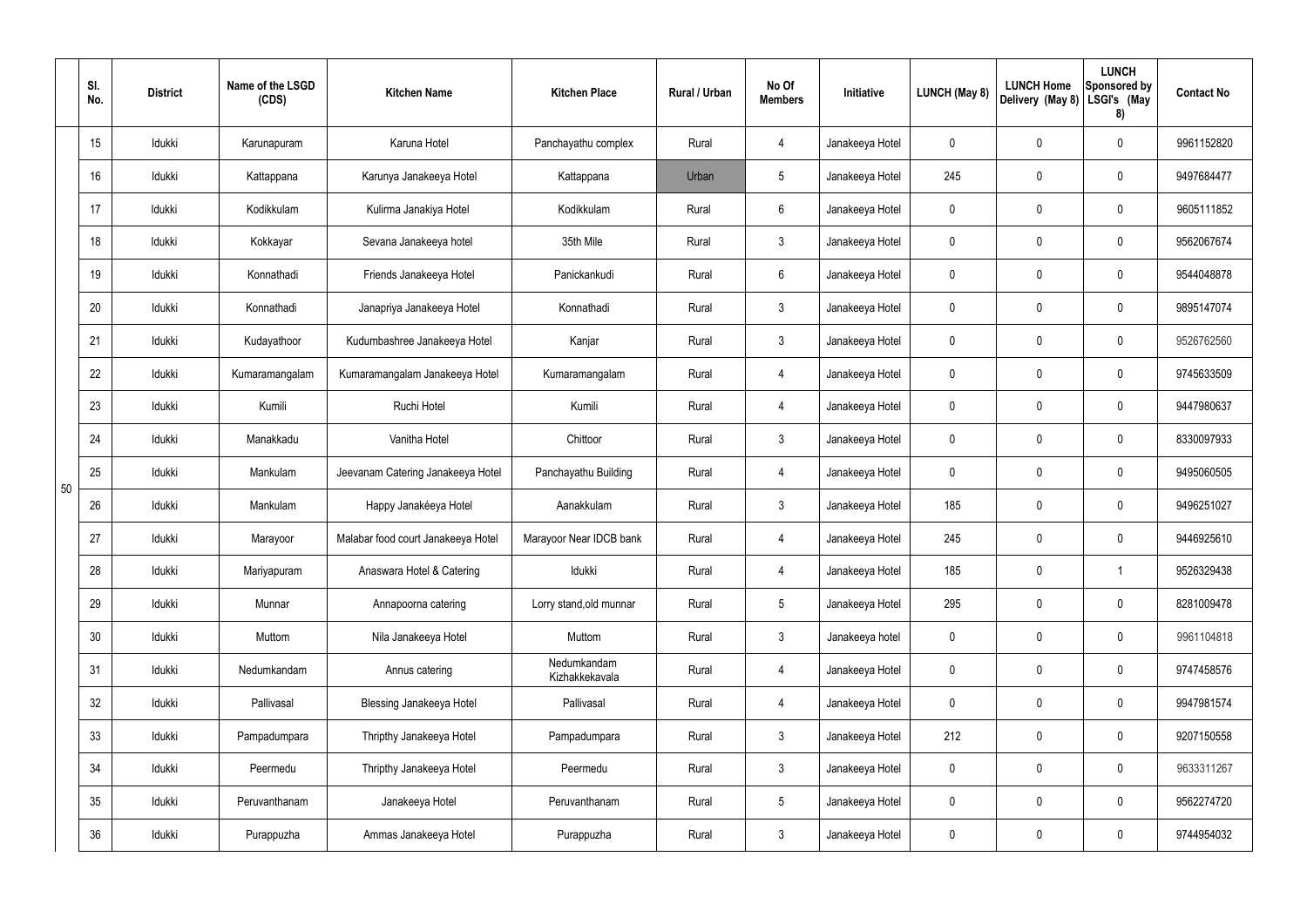|  | Sl. No. | District | Name of the LSGD (CDS) | Kitchen Name | Kitchen Place | Rural / Urban | No Of Members | Initiative | LUNCH (May 8) | LUNCH Home Delivery (May 8) | LUNCH Sponsored by LSGI's (May 8) | Contact No |
|---|---|---|---|---|---|---|---|---|---|---|---|---|
| 50 | 15 | Idukki | Karunapuram | Karuna Hotel | Panchayathu complex | Rural | 4 | Janakeeya Hotel | 0 | 0 | 0 | 9961152820 |
|  | 16 | Idukki | Kattappana | Karunya Janakeeya Hotel | Kattappana | Urban | 5 | Janakeeya Hotel | 245 | 0 | 0 | 9497684477 |
|  | 17 | Idukki | Kodikkulam | Kulirma Janakiya Hotel | Kodikkulam | Rural | 6 | Janakeeya Hotel | 0 | 0 | 0 | 9605111852 |
|  | 18 | Idukki | Kokkayar | Sevana Janakeeya hotel | 35th Mile | Rural | 3 | Janakeeya Hotel | 0 | 0 | 0 | 9562067674 |
|  | 19 | Idukki | Konnathadi | Friends Janakeeya Hotel | Panickankudi | Rural | 6 | Janakeeya Hotel | 0 | 0 | 0 | 9544048878 |
|  | 20 | Idukki | Konnathadi | Janapriya Janakeeya Hotel | Konnathadi | Rural | 3 | Janakeeya Hotel | 0 | 0 | 0 | 9895147074 |
|  | 21 | Idukki | Kudayathoor | Kudumbashree Janakeeya Hotel | Kanjar | Rural | 3 | Janakeeya Hotel | 0 | 0 | 0 | 9526762560 |
|  | 22 | Idukki | Kumaramangalam | Kumaramangalam Janakeeya Hotel | Kumaramangalam | Rural | 4 | Janakeeya Hotel | 0 | 0 | 0 | 9745633509 |
|  | 23 | Idukki | Kumili | Ruchi Hotel | Kumili | Rural | 4 | Janakeeya Hotel | 0 | 0 | 0 | 9447980637 |
|  | 24 | Idukki | Manakkadu | Vanitha Hotel | Chittoor | Rural | 3 | Janakeeya Hotel | 0 | 0 | 0 | 8330097933 |
|  | 25 | Idukki | Mankulam | Jeevanam Catering Janakeeya Hotel | Panchayathu Building | Rural | 4 | Janakeeya Hotel | 0 | 0 | 0 | 9495060505 |
|  | 26 | Idukki | Mankulam | Happy Janakéeya Hotel | Aanakkulam | Rural | 3 | Janakeeya Hotel | 185 | 0 | 0 | 9496251027 |
|  | 27 | Idukki | Marayoor | Malabar food court Janakeeya Hotel | Marayoor Near IDCB bank | Rural | 4 | Janakeeya Hotel | 245 | 0 | 0 | 9446925610 |
|  | 28 | Idukki | Mariyapuram | Anaswara Hotel & Catering | Idukki | Rural | 4 | Janakeeya Hotel | 185 | 0 | 1 | 9526329438 |
|  | 29 | Idukki | Munnar | Annapoorna catering | Lorry stand,old munnar | Rural | 5 | Janakeeya Hotel | 295 | 0 | 0 | 8281009478 |
|  | 30 | Idukki | Muttom | Nila Janakeeya Hotel | Muttom | Rural | 3 | Janakeeya hotel | 0 | 0 | 0 | 9961104818 |
|  | 31 | Idukki | Nedumkandam | Annus catering | Nedumkandam Kizhakkekavala | Rural | 4 | Janakeeya Hotel | 0 | 0 | 0 | 9747458576 |
|  | 32 | Idukki | Pallivasal | Blessing Janakeeya Hotel | Pallivasal | Rural | 4 | Janakeeya Hotel | 0 | 0 | 0 | 9947981574 |
|  | 33 | Idukki | Pampadumpara | Thripthy Janakeeya Hotel | Pampadumpara | Rural | 3 | Janakeeya Hotel | 212 | 0 | 0 | 9207150558 |
|  | 34 | Idukki | Peermedu | Thripthy Janakeeya Hotel | Peermedu | Rural | 3 | Janakeeya Hotel | 0 | 0 | 0 | 9633311267 |
|  | 35 | Idukki | Peruvanthanam | Janakeeya Hotel | Peruvanthanam | Rural | 5 | Janakeeya Hotel | 0 | 0 | 0 | 9562274720 |
|  | 36 | Idukki | Purappuzha | Ammas Janakeeya Hotel | Purappuzha | Rural | 3 | Janakeeya Hotel | 0 | 0 | 0 | 9744954032 |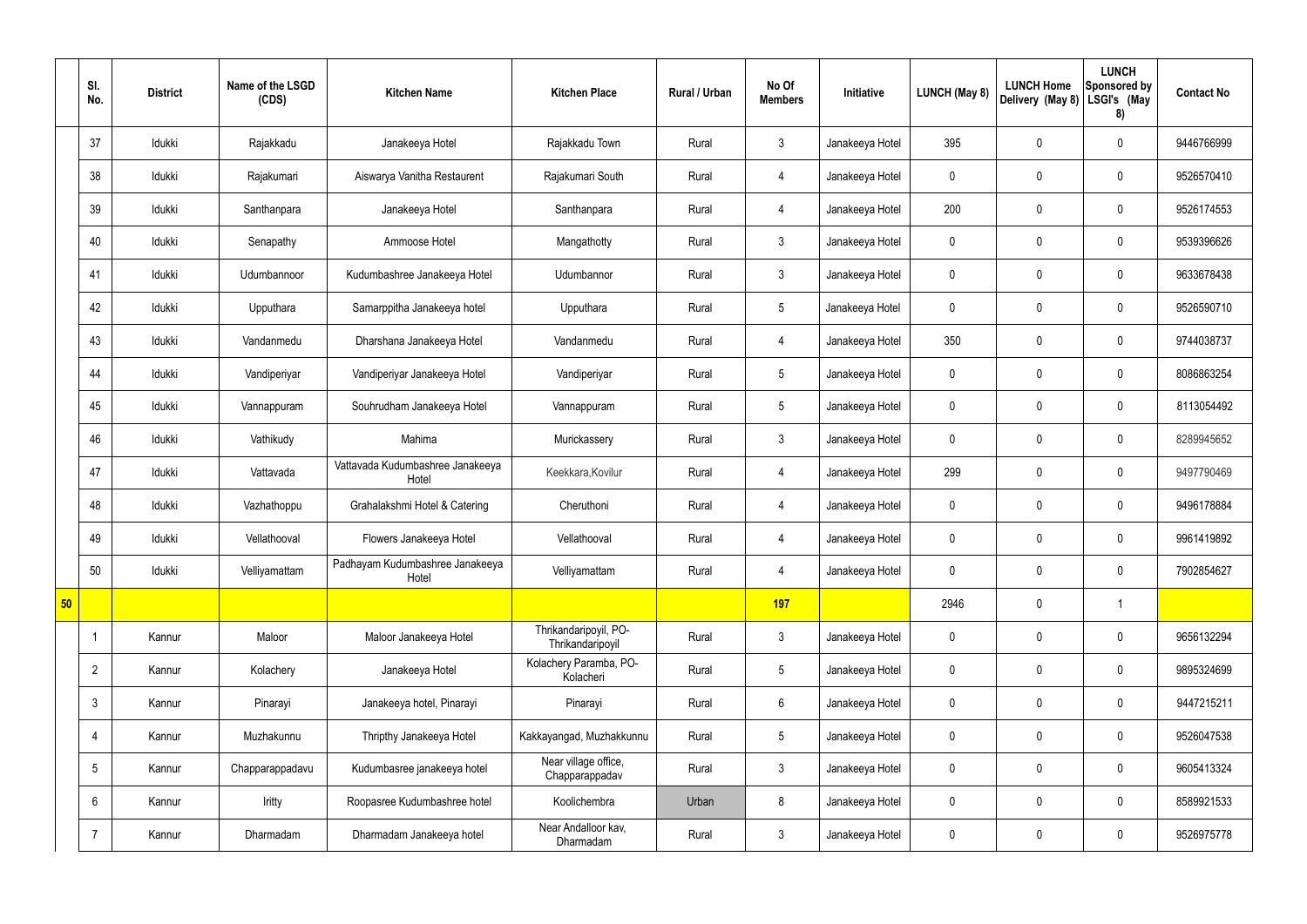| | Sl. No. | District | Name of the LSGD (CDS) | Kitchen Name | Kitchen Place | Rural / Urban | No Of Members | Initiative | LUNCH (May 8) | LUNCH Home Delivery (May 8) | LUNCH Sponsored by LSGI's (May 8) | Contact No |
|---|---|---|---|---|---|---|---|---|---|---|---|---|
| | 37 | Idukki | Rajakkadu | Janakeeya Hotel | Rajakkadu Town | Rural | 3 | Janakeeya Hotel | 395 | 0 | 0 | 9446766999 |
| | 38 | Idukki | Rajakumari | Aiswarya Vanitha Restaurent | Rajakumari South | Rural | 4 | Janakeeya Hotel | 0 | 0 | 0 | 9526570410 |
| | 39 | Idukki | Santhanpara | Janakeeya Hotel | Santhanpara | Rural | 4 | Janakeeya Hotel | 200 | 0 | 0 | 9526174553 |
| | 40 | Idukki | Senapathy | Ammoose Hotel | Mangathotty | Rural | 3 | Janakeeya Hotel | 0 | 0 | 0 | 9539396626 |
| | 41 | Idukki | Udumbannoor | Kudumbashree Janakeeya Hotel | Udumbannor | Rural | 3 | Janakeeya Hotel | 0 | 0 | 0 | 9633678438 |
| | 42 | Idukki | Upputhara | Samarppitha Janakeeya hotel | Upputhara | Rural | 5 | Janakeeya Hotel | 0 | 0 | 0 | 9526590710 |
| | 43 | Idukki | Vandanmedu | Dharshana Janakeeya Hotel | Vandanmedu | Rural | 4 | Janakeeya Hotel | 350 | 0 | 0 | 9744038737 |
| | 44 | Idukki | Vandiperiyar | Vandiperiyar Janakeeya Hotel | Vandiperiyar | Rural | 5 | Janakeeya Hotel | 0 | 0 | 0 | 8086863254 |
| | 45 | Idukki | Vannappuram | Souhrudham Janakeeya Hotel | Vannappuram | Rural | 5 | Janakeeya Hotel | 0 | 0 | 0 | 8113054492 |
| | 46 | Idukki | Vathikudy | Mahima | Murickassery | Rural | 3 | Janakeeya Hotel | 0 | 0 | 0 | 8289945652 |
| | 47 | Idukki | Vattavada | Vattavada Kudumbashree Janakeeya Hotel | Keekkara,Kovilur | Rural | 4 | Janakeeya Hotel | 299 | 0 | 0 | 9497790469 |
| | 48 | Idukki | Vazhathoppu | Grahalakshmi Hotel & Catering | Cheruthoni | Rural | 4 | Janakeeya Hotel | 0 | 0 | 0 | 9496178884 |
| | 49 | Idukki | Vellathooval | Flowers Janakeeya Hotel | Vellathooval | Rural | 4 | Janakeeya Hotel | 0 | 0 | 0 | 9961419892 |
| | 50 | Idukki | Velliyamattam | Padhayam Kudumbashree Janakeeya Hotel | Velliyamattam | Rural | 4 | Janakeeya Hotel | 0 | 0 | 0 | 7902854627 |
| **50** | | | | | | | **197** | | 2946 | 0 | 1 | |
| | 1 | Kannur | Maloor | Maloor Janakeeya Hotel | Thrikandaripoyil, PO-Thrikandaripoyil | Rural | 3 | Janakeeya Hotel | 0 | 0 | 0 | 9656132294 |
| | 2 | Kannur | Kolachery | Janakeeya Hotel | Kolachery Paramba, PO-Kolacheri | Rural | 5 | Janakeeya Hotel | 0 | 0 | 0 | 9895324699 |
| | 3 | Kannur | Pinarayi | Janakeeya hotel, Pinarayi | Pinarayi | Rural | 6 | Janakeeya Hotel | 0 | 0 | 0 | 9447215211 |
| | 4 | Kannur | Muzhakunnu | Thripthy Janakeeya Hotel | Kakkayangad, Muzhakkunnu | Rural | 5 | Janakeeya Hotel | 0 | 0 | 0 | 9526047538 |
| | 5 | Kannur | Chapparappadavu | Kudumbasree janakeeya hotel | Near village office, Chapparappadav | Rural | 3 | Janakeeya Hotel | 0 | 0 | 0 | 9605413324 |
| | 6 | Kannur | Iritty | Roopasree Kudumbashree hotel | Koolichembra | Urban | 8 | Janakeeya Hotel | 0 | 0 | 0 | 8589921533 |
| | 7 | Kannur | Dharmadam | Dharmadam Janakeeya hotel | Near Andalloor kav, Dharmadam | Rural | 3 | Janakeeya Hotel | 0 | 0 | 0 | 9526975778 |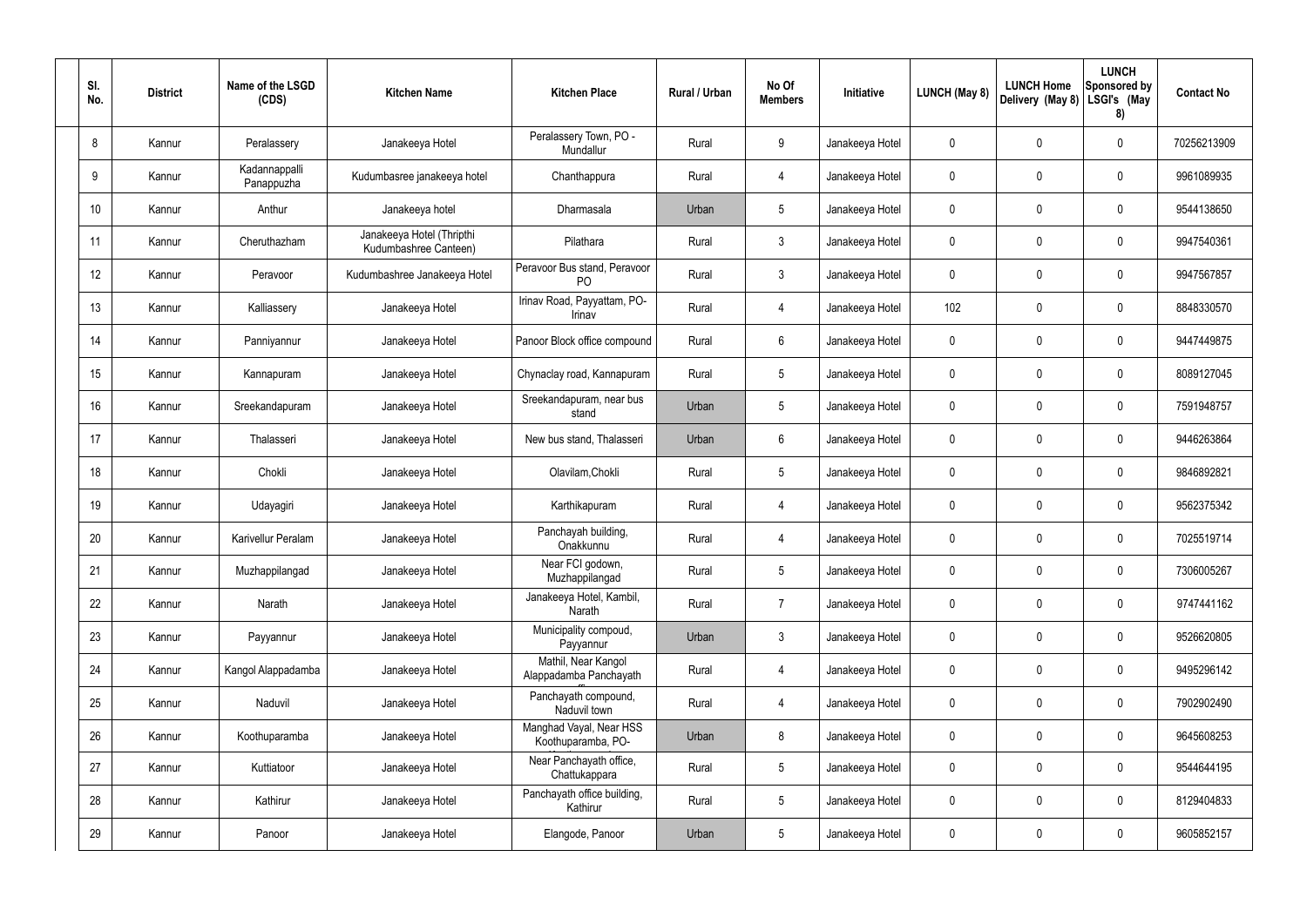| Sl. No. | District | Name of the LSGD (CDS) | Kitchen Name | Kitchen Place | Rural / Urban | No Of Members | Initiative | LUNCH (May 8) | LUNCH Home Delivery (May 8) | LUNCH Sponsored by LSGI's (May 8) | Contact No |
|---|---|---|---|---|---|---|---|---|---|---|---|
| 8 | Kannur | Peralassery | Janakeeya Hotel | Peralassery Town, PO - Mundallur | Rural | 9 | Janakeeya Hotel | 0 | 0 | 0 | 70256213909 |
| 9 | Kannur | Kadannappalli Panappuzha | Kudumbasree janakeeya hotel | Chanthappura | Rural | 4 | Janakeeya Hotel | 0 | 0 | 0 | 9961089935 |
| 10 | Kannur | Anthur | Janakeeya hotel | Dharmasala | Urban | 5 | Janakeeya Hotel | 0 | 0 | 0 | 9544138650 |
| 11 | Kannur | Cheruthazham | Janakeeya Hotel (Thripthi Kudumbashree Canteen) | Pilathara | Rural | 3 | Janakeeya Hotel | 0 | 0 | 0 | 9947540361 |
| 12 | Kannur | Peravoor | Kudumbashree Janakeeya Hotel | Peravoor Bus stand, Peravoor PO | Rural | 3 | Janakeeya Hotel | 0 | 0 | 0 | 9947567857 |
| 13 | Kannur | Kalliassery | Janakeeya Hotel | Irinav Road, Payyattam, PO-Irinav | Rural | 4 | Janakeeya Hotel | 102 | 0 | 0 | 8848330570 |
| 14 | Kannur | Panniyannur | Janakeeya Hotel | Panoor Block office compound | Rural | 6 | Janakeeya Hotel | 0 | 0 | 0 | 9447449875 |
| 15 | Kannur | Kannapuram | Janakeeya Hotel | Chynaclay road, Kannapuram | Rural | 5 | Janakeeya Hotel | 0 | 0 | 0 | 8089127045 |
| 16 | Kannur | Sreekandapuram | Janakeeya Hotel | Sreekandapuram, near bus stand | Urban | 5 | Janakeeya Hotel | 0 | 0 | 0 | 7591948757 |
| 17 | Kannur | Thalasseri | Janakeeya Hotel | New bus stand, Thalasseri | Urban | 6 | Janakeeya Hotel | 0 | 0 | 0 | 9446263864 |
| 18 | Kannur | Chokli | Janakeeya Hotel | Olavilam,Chokli | Rural | 5 | Janakeeya Hotel | 0 | 0 | 0 | 9846892821 |
| 19 | Kannur | Udayagiri | Janakeeya Hotel | Karthikapuram | Rural | 4 | Janakeeya Hotel | 0 | 0 | 0 | 9562375342 |
| 20 | Kannur | Karivellur Peralam | Janakeeya Hotel | Panchayah building, Onakkunnu | Rural | 4 | Janakeeya Hotel | 0 | 0 | 0 | 7025519714 |
| 21 | Kannur | Muzhappilangad | Janakeeya Hotel | Near FCI godown, Muzhappilangad | Rural | 5 | Janakeeya Hotel | 0 | 0 | 0 | 7306005267 |
| 22 | Kannur | Narath | Janakeeya Hotel | Janakeeya Hotel, Kambil, Narath | Rural | 7 | Janakeeya Hotel | 0 | 0 | 0 | 9747441162 |
| 23 | Kannur | Payyannur | Janakeeya Hotel | Municipality compoud, Payyannur | Urban | 3 | Janakeeya Hotel | 0 | 0 | 0 | 9526620805 |
| 24 | Kannur | Kangol Alappadamba | Janakeeya Hotel | Mathil, Near Kangol Alappadamba Panchayath | Rural | 4 | Janakeeya Hotel | 0 | 0 | 0 | 9495296142 |
| 25 | Kannur | Naduvil | Janakeeya Hotel | Panchayath compound, Naduvil town | Rural | 4 | Janakeeya Hotel | 0 | 0 | 0 | 7902902490 |
| 26 | Kannur | Koothuparamba | Janakeeya Hotel | Manghad Vayal, Near HSS Koothuparamba, PO- | Urban | 8 | Janakeeya Hotel | 0 | 0 | 0 | 9645608253 |
| 27 | Kannur | Kuttiatoor | Janakeeya Hotel | Near Panchayath office, Chattukappara | Rural | 5 | Janakeeya Hotel | 0 | 0 | 0 | 9544644195 |
| 28 | Kannur | Kathirur | Janakeeya Hotel | Panchayath office building, Kathirur | Rural | 5 | Janakeeya Hotel | 0 | 0 | 0 | 8129404833 |
| 29 | Kannur | Panoor | Janakeeya Hotel | Elangode, Panoor | Urban | 5 | Janakeeya Hotel | 0 | 0 | 0 | 9605852157 |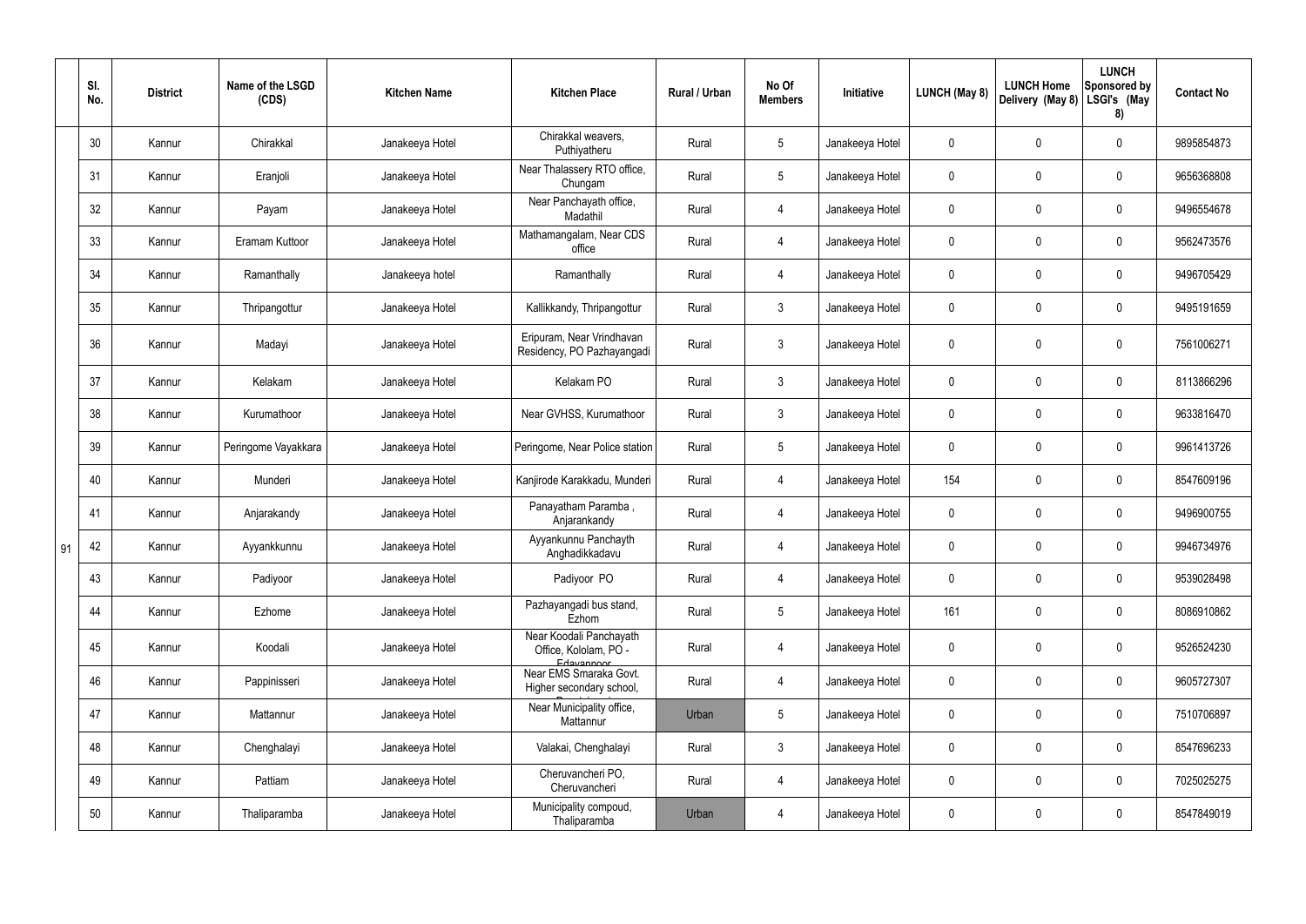|  | Sl. No. | District | Name of the LSGD (CDS) | Kitchen Name | Kitchen Place | Rural / Urban | No Of Members | Initiative | LUNCH (May 8) | LUNCH Home Delivery (May 8) | LUNCH Sponsored by LSGI's (May 8) | Contact No |
|---|---|---|---|---|---|---|---|---|---|---|---|---|
|  | 30 | Kannur | Chirakkal | Janakeeya Hotel | Chirakkal weavers, Puthiyatheru | Rural | 5 | Janakeeya Hotel | 0 | 0 | 0 | 9895854873 |
|  | 31 | Kannur | Eranjoli | Janakeeya Hotel | Near Thalassery RTO office, Chungam | Rural | 5 | Janakeeya Hotel | 0 | 0 | 0 | 9656368808 |
|  | 32 | Kannur | Payam | Janakeeya Hotel | Near Panchayath office, Madathil | Rural | 4 | Janakeeya Hotel | 0 | 0 | 0 | 9496554678 |
|  | 33 | Kannur | Eramam Kuttoor | Janakeeya Hotel | Mathamangalam, Near CDS office | Rural | 4 | Janakeeya Hotel | 0 | 0 | 0 | 9562473576 |
|  | 34 | Kannur | Ramanthally | Janakeeya hotel | Ramanthally | Rural | 4 | Janakeeya Hotel | 0 | 0 | 0 | 9496705429 |
|  | 35 | Kannur | Thripangottur | Janakeeya Hotel | Kallikkandy, Thripangottur | Rural | 3 | Janakeeya Hotel | 0 | 0 | 0 | 9495191659 |
|  | 36 | Kannur | Madayi | Janakeeya Hotel | Eripuram, Near Vrindhavan Residency, PO Pazhayangadi | Rural | 3 | Janakeeya Hotel | 0 | 0 | 0 | 7561006271 |
|  | 37 | Kannur | Kelakam | Janakeeya Hotel | Kelakam PO | Rural | 3 | Janakeeya Hotel | 0 | 0 | 0 | 8113866296 |
|  | 38 | Kannur | Kurumathoor | Janakeeya Hotel | Near GVHSS, Kurumathoor | Rural | 3 | Janakeeya Hotel | 0 | 0 | 0 | 9633816470 |
|  | 39 | Kannur | Peringome Vayakkara | Janakeeya Hotel | Peringome, Near Police station | Rural | 5 | Janakeeya Hotel | 0 | 0 | 0 | 9961413726 |
|  | 40 | Kannur | Munderi | Janakeeya Hotel | Kanjirode Karakkadu, Munderi | Rural | 4 | Janakeeya Hotel | 154 | 0 | 0 | 8547609196 |
|  | 41 | Kannur | Anjarakandy | Janakeeya Hotel | Panayatham Paramba , Anjarankandy | Rural | 4 | Janakeeya Hotel | 0 | 0 | 0 | 9496900755 |
| 91 | 42 | Kannur | Ayyankkunnu | Janakeeya Hotel | Ayyankunnu Panchayth Anghadikkadavu | Rural | 4 | Janakeeya Hotel | 0 | 0 | 0 | 9946734976 |
|  | 43 | Kannur | Padiyoor | Janakeeya Hotel | Padiyoor PO | Rural | 4 | Janakeeya Hotel | 0 | 0 | 0 | 9539028498 |
|  | 44 | Kannur | Ezhome | Janakeeya Hotel | Pazhayangadi bus stand, Ezhom | Rural | 5 | Janakeeya Hotel | 161 | 0 | 0 | 8086910862 |
|  | 45 | Kannur | Koodali | Janakeeya Hotel | Near Koodali Panchayath Office, Kololam, PO - Edavannoor | Rural | 4 | Janakeeya Hotel | 0 | 0 | 0 | 9526524230 |
|  | 46 | Kannur | Pappinisseri | Janakeeya Hotel | Near EMS Smaraka Govt. Higher secondary school, | Rural | 4 | Janakeeya Hotel | 0 | 0 | 0 | 9605727307 |
|  | 47 | Kannur | Mattannur | Janakeeya Hotel | Near Municipality office, Mattannur | Urban | 5 | Janakeeya Hotel | 0 | 0 | 0 | 7510706897 |
|  | 48 | Kannur | Chenghalayi | Janakeeya Hotel | Valakai, Chenghalayi | Rural | 3 | Janakeeya Hotel | 0 | 0 | 0 | 8547696233 |
|  | 49 | Kannur | Pattiam | Janakeeya Hotel | Cheruvancheri PO, Cheruvancheri | Rural | 4 | Janakeeya Hotel | 0 | 0 | 0 | 7025025275 |
|  | 50 | Kannur | Thaliparamba | Janakeeya Hotel | Municipality compoud, Thaliparamba | Urban | 4 | Janakeeya Hotel | 0 | 0 | 0 | 8547849019 |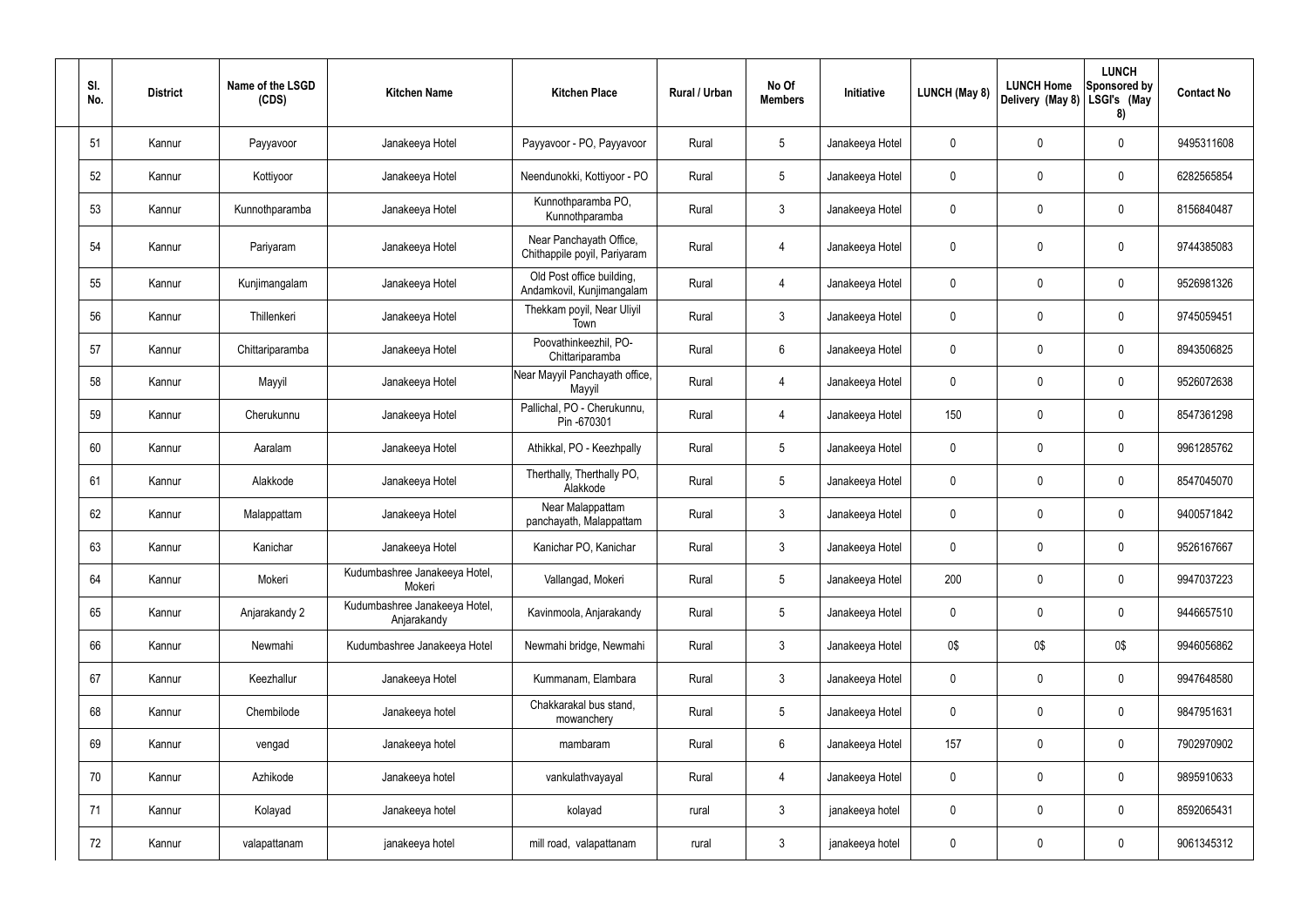| Sl. No. | District | Name of the LSGD (CDS) | Kitchen Name | Kitchen Place | Rural / Urban | No Of Members | Initiative | LUNCH (May 8) | LUNCH Home Delivery (May 8) | LUNCH Sponsored by LSGI's (May 8) | Contact No |
|---|---|---|---|---|---|---|---|---|---|---|---|
| 51 | Kannur | Payyavoor | Janakeeya Hotel | Payyavoor - PO, Payyavoor | Rural | 5 | Janakeeya Hotel | 0 | 0 | 0 | 9495311608 |
| 52 | Kannur | Kottiyoor | Janakeeya Hotel | Neendunokki, Kottiyoor - PO | Rural | 5 | Janakeeya Hotel | 0 | 0 | 0 | 6282565854 |
| 53 | Kannur | Kunnothparamba | Janakeeya Hotel | Kunnothparamba PO, Kunnothparamba | Rural | 3 | Janakeeya Hotel | 0 | 0 | 0 | 8156840487 |
| 54 | Kannur | Pariyaram | Janakeeya Hotel | Near Panchayath Office, Chithappile poyil, Pariyaram | Rural | 4 | Janakeeya Hotel | 0 | 0 | 0 | 9744385083 |
| 55 | Kannur | Kunjimangalam | Janakeeya Hotel | Old Post office building, Andamkovil, Kunjimangalam | Rural | 4 | Janakeeya Hotel | 0 | 0 | 0 | 9526981326 |
| 56 | Kannur | Thillenkeri | Janakeeya Hotel | Thekkam poyil, Near Uliyil Town | Rural | 3 | Janakeeya Hotel | 0 | 0 | 0 | 9745059451 |
| 57 | Kannur | Chittariparamba | Janakeeya Hotel | Poovathinkeezhil, PO-Chittariparamba | Rural | 6 | Janakeeya Hotel | 0 | 0 | 0 | 8943506825 |
| 58 | Kannur | Mayyil | Janakeeya Hotel | Near Mayyil Panchayath office, Mayyil | Rural | 4 | Janakeeya Hotel | 0 | 0 | 0 | 9526072638 |
| 59 | Kannur | Cherukunnu | Janakeeya Hotel | Pallichal, PO - Cherukunnu, Pin -670301 | Rural | 4 | Janakeeya Hotel | 150 | 0 | 0 | 8547361298 |
| 60 | Kannur | Aaralam | Janakeeya Hotel | Athikkal, PO - Keezhpally | Rural | 5 | Janakeeya Hotel | 0 | 0 | 0 | 9961285762 |
| 61 | Kannur | Alakkode | Janakeeya Hotel | Therthally, Therthally PO, Alakkode | Rural | 5 | Janakeeya Hotel | 0 | 0 | 0 | 8547045070 |
| 62 | Kannur | Malappattam | Janakeeya Hotel | Near Malappattam panchayath, Malappattam | Rural | 3 | Janakeeya Hotel | 0 | 0 | 0 | 9400571842 |
| 63 | Kannur | Kanichar | Janakeeya Hotel | Kanichar PO, Kanichar | Rural | 3 | Janakeeya Hotel | 0 | 0 | 0 | 9526167667 |
| 64 | Kannur | Mokeri | Kudumbashree Janakeeya Hotel, Mokeri | Vallangad, Mokeri | Rural | 5 | Janakeeya Hotel | 200 | 0 | 0 | 9947037223 |
| 65 | Kannur | Anjarakandy 2 | Kudumbashree Janakeeya Hotel, Anjarakandy | Kavinmoola, Anjarakandy | Rural | 5 | Janakeeya Hotel | 0 | 0 | 0 | 9446657510 |
| 66 | Kannur | Newmahi | Kudumbashree Janakeeya Hotel | Newmahi bridge, Newmahi | Rural | 3 | Janakeeya Hotel | 0$ | 0$ | 0$ | 9946056862 |
| 67 | Kannur | Keezhallur | Janakeeya Hotel | Kummanam, Elambara | Rural | 3 | Janakeeya Hotel | 0 | 0 | 0 | 9947648580 |
| 68 | Kannur | Chembilode | Janakeeya hotel | Chakkarakal bus stand, mowanchery | Rural | 5 | Janakeeya Hotel | 0 | 0 | 0 | 9847951631 |
| 69 | Kannur | vengad | Janakeeya hotel | mambaram | Rural | 6 | Janakeeya Hotel | 157 | 0 | 0 | 7902970902 |
| 70 | Kannur | Azhikode | Janakeeya hotel | vankulathvayayal | Rural | 4 | Janakeeya Hotel | 0 | 0 | 0 | 9895910633 |
| 71 | Kannur | Kolayad | Janakeeya hotel | kolayad | rural | 3 | janakeeya hotel | 0 | 0 | 0 | 8592065431 |
| 72 | Kannur | valapattanam | janakeeya hotel | mill road, valapattanam | rural | 3 | janakeeya hotel | 0 | 0 | 0 | 9061345312 |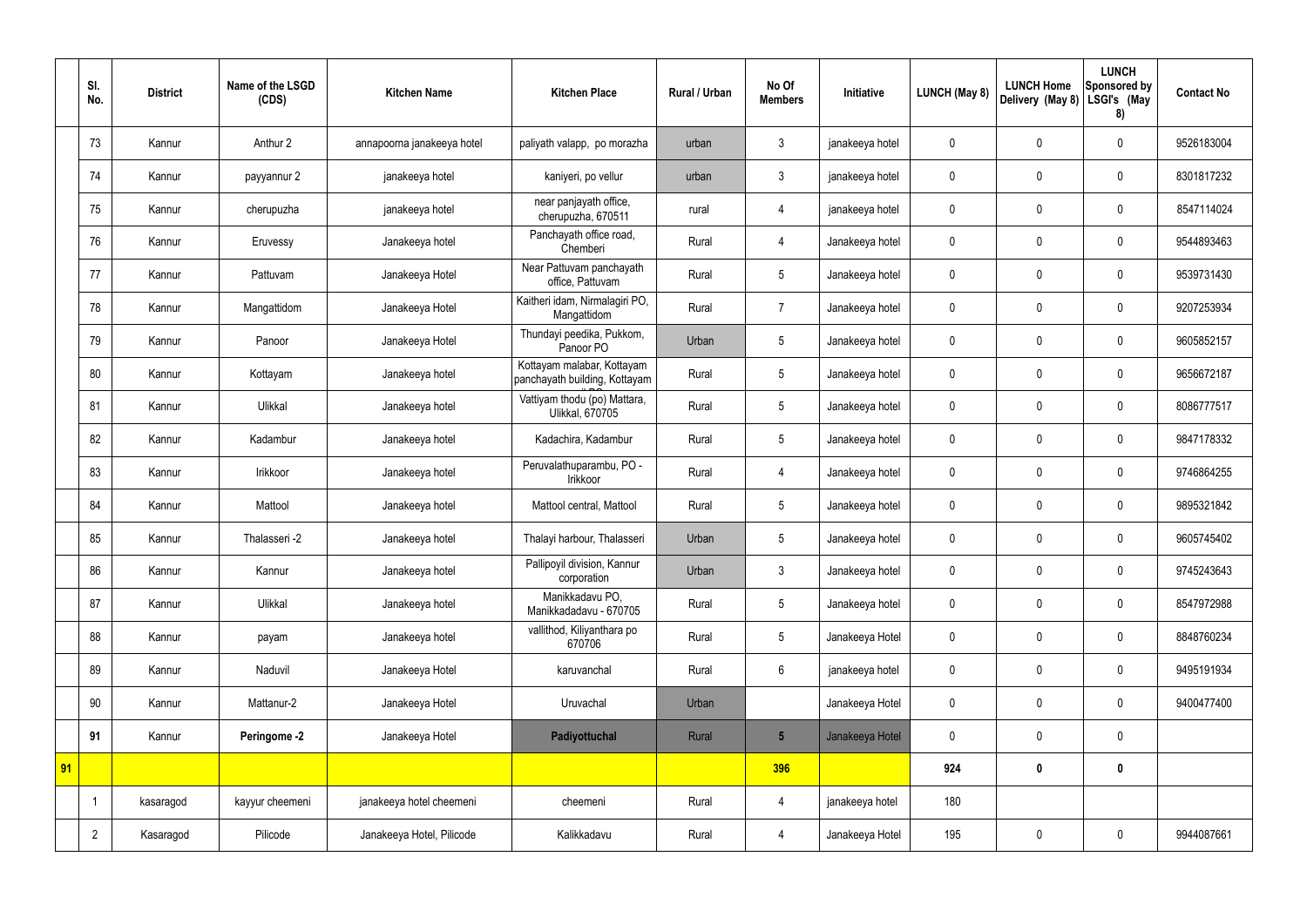| | Sl. No. | District | Name of the LSGD (CDS) | Kitchen Name | Kitchen Place | Rural / Urban | No Of Members | Initiative | LUNCH (May 8) | LUNCH Home Delivery (May 8) | LUNCH Sponsored by LSGI's (May 8) | Contact No |
|---|---|---|---|---|---|---|---|---|---|---|---|---|
| | 73 | Kannur | Anthur 2 | annapoorna janakeeya hotel | paliyath valapp, po morazha | urban | 3 | janakeeya hotel | 0 | 0 | 0 | 9526183004 |
| | 74 | Kannur | payyannur 2 | janakeeya hotel | kaniyeri, po vellur | urban | 3 | janakeeya hotel | 0 | 0 | 0 | 8301817232 |
| | 75 | Kannur | cherupuzha | janakeeya hotel | near panjayath office, cherupuzha, 670511 | rural | 4 | janakeeya hotel | 0 | 0 | 0 | 8547114024 |
| | 76 | Kannur | Eruvessy | Janakeeya hotel | Panchayath office road, Chemberi | Rural | 4 | Janakeeya hotel | 0 | 0 | 0 | 9544893463 |
| | 77 | Kannur | Pattuvam | Janakeeya Hotel | Near Pattuvam panchayath office, Pattuvam | Rural | 5 | Janakeeya hotel | 0 | 0 | 0 | 9539731430 |
| | 78 | Kannur | Mangattidom | Janakeeya Hotel | Kaitheri idam, Nirmalagiri PO, Mangattidom | Rural | 7 | Janakeeya hotel | 0 | 0 | 0 | 9207253934 |
| | 79 | Kannur | Panoor | Janakeeya Hotel | Thundayi peedika, Pukkom, Panoor PO | Urban | 5 | Janakeeya hotel | 0 | 0 | 0 | 9605852157 |
| | 80 | Kannur | Kottayam | Janakeeya hotel | Kottayam malabar, Kottayam panchayath building, Kottayam | Rural | 5 | Janakeeya hotel | 0 | 0 | 0 | 9656672187 |
| | 81 | Kannur | Ulikkal | Janakeeya hotel | Vattiyam thodu (po) Mattara, Ulikkal, 670705 | Rural | 5 | Janakeeya hotel | 0 | 0 | 0 | 8086777517 |
| | 82 | Kannur | Kadambur | Janakeeya hotel | Kadachira, Kadambur | Rural | 5 | Janakeeya hotel | 0 | 0 | 0 | 9847178332 |
| | 83 | Kannur | Irikkoor | Janakeeya hotel | Peruvalathuparambu, PO - Irikkoor | Rural | 4 | Janakeeya hotel | 0 | 0 | 0 | 9746864255 |
| | 84 | Kannur | Mattool | Janakeeya hotel | Mattool central, Mattool | Rural | 5 | Janakeeya hotel | 0 | 0 | 0 | 9895321842 |
| | 85 | Kannur | Thalasseri -2 | Janakeeya hotel | Thalayi harbour, Thalasseri | Urban | 5 | Janakeeya hotel | 0 | 0 | 0 | 9605745402 |
| | 86 | Kannur | Kannur | Janakeeya hotel | Pallipoyil division, Kannur corporation | Urban | 3 | Janakeeya hotel | 0 | 0 | 0 | 9745243643 |
| | 87 | Kannur | Ulikkal | Janakeeya hotel | Manikkadavu PO, Manikkadadavu - 670705 | Rural | 5 | Janakeeya hotel | 0 | 0 | 0 | 8547972988 |
| | 88 | Kannur | payam | Janakeeya hotel | vallithod, Kiliyanthara po 670706 | Rural | 5 | Janakeeya Hotel | 0 | 0 | 0 | 8848760234 |
| | 89 | Kannur | Naduvil | Janakeeya Hotel | karuvanchal | Rural | 6 | janakeeya hotel | 0 | 0 | 0 | 9495191934 |
| | 90 | Kannur | Mattanur-2 | Janakeeya Hotel | Uruvachal | Urban | | Janakeeya Hotel | 0 | 0 | 0 | 9400477400 |
| | **91** | Kannur | **Peringome -2** | Janakeeya Hotel | **Padiyottuchal** | Rural | **5** | Janakeeya Hotel | 0 | 0 | 0 | |
| **91** | | | | | | | **396** | | **924** | **0** | **0** | |
| | 1 | kasaragod | kayyur cheemeni | janakeeya hotel cheemeni | cheemeni | Rural | 4 | janakeeya hotel | 180 | | | |
| | 2 | Kasaragod | Pilicode | Janakeeya Hotel, Pilicode | Kalikkadavu | Rural | 4 | Janakeeya Hotel | 195 | 0 | 0 | 9944087661 |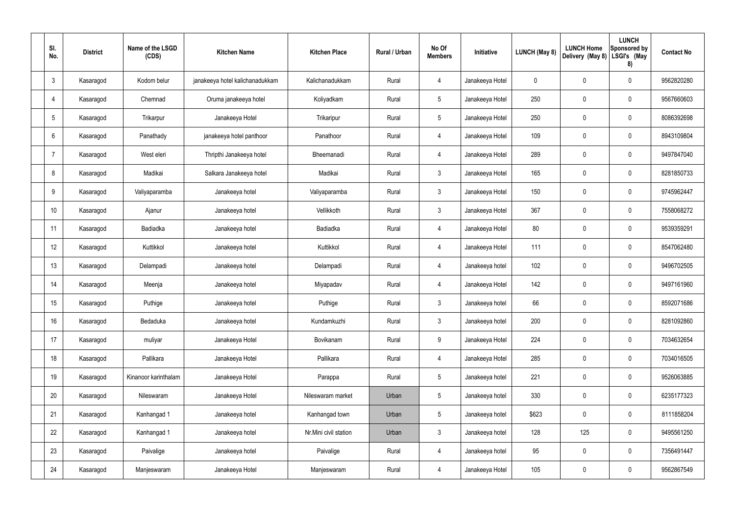| Sl. No. | District | Name of the LSGD (CDS) | Kitchen Name | Kitchen Place | Rural / Urban | No Of Members | Initiative | LUNCH (May 8) | LUNCH Home Delivery (May 8) | LUNCH Sponsored by LSGI's (May 8) | Contact No |
|---|---|---|---|---|---|---|---|---|---|---|---|
| 3 | Kasaragod | Kodom belur | janakeeya hotel kalichanadukkam | Kalichanadukkam | Rural | 4 | Janakeeya Hotel | 0 | 0 | 0 | 9562820280 |
| 4 | Kasaragod | Chemnad | Oruma janakeeya hotel | Koliyadkam | Rural | 5 | Janakeeya Hotel | 250 | 0 | 0 | 9567660603 |
| 5 | Kasaragod | Trikarpur | Janakeeya Hotel | Trikaripur | Rural | 5 | Janakeeya Hotel | 250 | 0 | 0 | 8086392698 |
| 6 | Kasaragod | Panathady | janakeeya hotel panthoor | Panathoor | Rural | 4 | Janakeeya Hotel | 109 | 0 | 0 | 8943109804 |
| 7 | Kasaragod | West eleri | Thripthi Janakeeya hotel | Bheemanadi | Rural | 4 | Janakeeya Hotel | 289 | 0 | 0 | 9497847040 |
| 8 | Kasaragod | Madikai | Salkara Janakeeya hotel | Madikai | Rural | 3 | Janakeeya Hotel | 165 | 0 | 0 | 8281850733 |
| 9 | Kasaragod | Valiyaparamba | Janakeeya hotel | Valiyaparamba | Rural | 3 | Janakeeya Hotel | 150 | 0 | 0 | 9745962447 |
| 10 | Kasaragod | Ajanur | Janakeeya hotel | Vellikkoth | Rural | 3 | Janakeeya Hotel | 367 | 0 | 0 | 7558068272 |
| 11 | Kasaragod | Badiadka | Janakeeya hotel | Badiadka | Rural | 4 | Janakeeya Hotel | 80 | 0 | 0 | 9539359291 |
| 12 | Kasaragod | Kuttikkol | Janakeeya hotel | Kuttikkol | Rural | 4 | Janakeeya Hotel | 111 | 0 | 0 | 8547062480 |
| 13 | Kasaragod | Delampadi | Janakeeya hotel | Delampadi | Rural | 4 | Janakeeya hotel | 102 | 0 | 0 | 9496702505 |
| 14 | Kasaragod | Meenja | Janakeeya hotel | Miyapadav | Rural | 4 | Janakeeya Hotel | 142 | 0 | 0 | 9497161960 |
| 15 | Kasaragod | Puthige | Janakeeya hotel | Puthige | Rural | 3 | Janakeeya hotel | 66 | 0 | 0 | 8592071686 |
| 16 | Kasaragod | Bedaduka | Janakeeya hotel | Kundamkuzhi | Rural | 3 | Janakeeya hotel | 200 | 0 | 0 | 8281092860 |
| 17 | Kasaragod | muliyar | Janakeeya Hotel | Bovikanam | Rural | 9 | Janakeeya Hotel | 224 | 0 | 0 | 7034632654 |
| 18 | Kasaragod | Pallikara | Janakeeya Hotel | Pallikara | Rural | 4 | Janakeeya Hotel | 285 | 0 | 0 | 7034016505 |
| 19 | Kasaragod | Kinanoor karinthalam | Janakeeya Hotel | Parappa | Rural | 5 | Janakeeya hotel | 221 | 0 | 0 | 9526063885 |
| 20 | Kasaragod | Nileswaram | Janakeeya Hotel | Nileswaram market | Urban | 5 | Janakeeya hotel | 330 | 0 | 0 | 6235177323 |
| 21 | Kasaragod | Kanhangad 1 | Janakeeya hotel | Kanhangad town | Urban | 5 | Janakeeya hotel | $623 | 0 | 0 | 8111858204 |
| 22 | Kasaragod | Kanhangad 1 | Janakeeya hotel | Nr.Mini civil station | Urban | 3 | Janakeeya hotel | 128 | 125 | 0 | 9495561250 |
| 23 | Kasaragod | Paivalige | Janakeeya hotel | Paivalige | Rural | 4 | Janakeeya hotel | 95 | 0 | 0 | 7356491447 |
| 24 | Kasaragod | Manjeswaram | Janakeeya Hotel | Manjeswaram | Rural | 4 | Janakeeya Hotel | 105 | 0 | 0 | 9562867549 |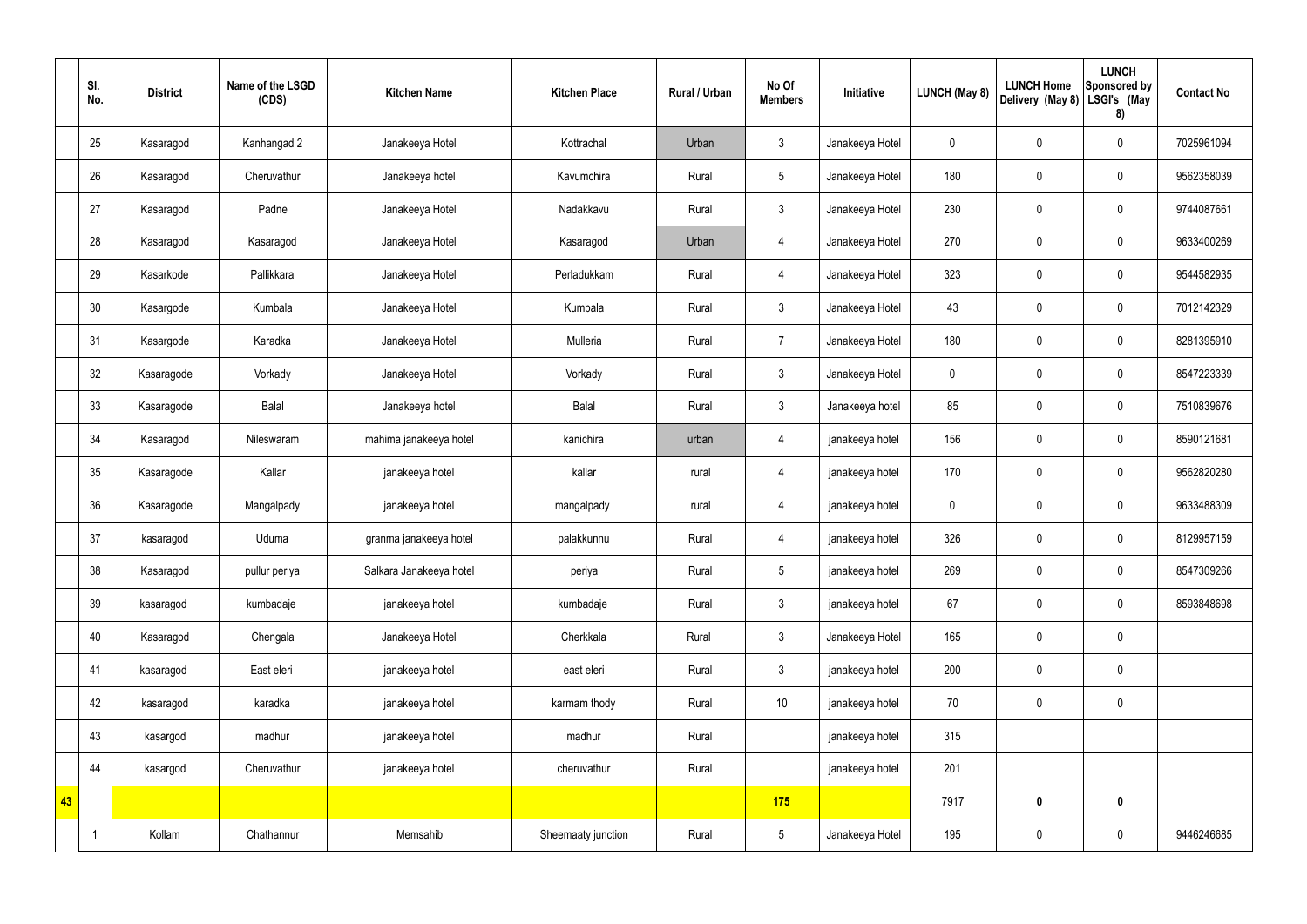| | Sl. No. | District | Name of the LSGD (CDS) | Kitchen Name | Kitchen Place | Rural / Urban | No Of Members | Initiative | LUNCH (May 8) | LUNCH Home Delivery (May 8) | LUNCH Sponsored by LSGI's (May 8) | Contact No |
|---|---|---|---|---|---|---|---|---|---|---|---|---|
| | 25 | Kasaragod | Kanhangad 2 | Janakeeya Hotel | Kottrachal | Urban | 3 | Janakeeya Hotel | 0 | 0 | 0 | 7025961094 |
| | 26 | Kasaragod | Cheruvathur | Janakeeya hotel | Kavumchira | Rural | 5 | Janakeeya Hotel | 180 | 0 | 0 | 9562358039 |
| | 27 | Kasaragod | Padne | Janakeeya Hotel | Nadakkavu | Rural | 3 | Janakeeya Hotel | 230 | 0 | 0 | 9744087661 |
| | 28 | Kasaragod | Kasaragod | Janakeeya Hotel | Kasaragod | Urban | 4 | Janakeeya Hotel | 270 | 0 | 0 | 9633400269 |
| | 29 | Kasarkode | Pallikkara | Janakeeya Hotel | Perladukkam | Rural | 4 | Janakeeya Hotel | 323 | 0 | 0 | 9544582935 |
| | 30 | Kasargode | Kumbala | Janakeeya Hotel | Kumbala | Rural | 3 | Janakeeya Hotel | 43 | 0 | 0 | 7012142329 |
| | 31 | Kasargode | Karadka | Janakeeya Hotel | Mulleria | Rural | 7 | Janakeeya Hotel | 180 | 0 | 0 | 8281395910 |
| | 32 | Kasaragode | Vorkady | Janakeeya Hotel | Vorkady | Rural | 3 | Janakeeya Hotel | 0 | 0 | 0 | 8547223339 |
| | 33 | Kasaragode | Balal | Janakeeya hotel | Balal | Rural | 3 | Janakeeya hotel | 85 | 0 | 0 | 7510839676 |
| | 34 | Kasaragod | Nileswaram | mahima janakeeya hotel | kanichira | urban | 4 | janakeeya hotel | 156 | 0 | 0 | 8590121681 |
| | 35 | Kasaragode | Kallar | janakeeya hotel | kallar | rural | 4 | janakeeya hotel | 170 | 0 | 0 | 9562820280 |
| | 36 | Kasaragode | Mangalpady | janakeeya hotel | mangalpady | rural | 4 | janakeeya hotel | 0 | 0 | 0 | 9633488309 |
| | 37 | kasaragod | Uduma | granma janakeeya hotel | palakkunnu | Rural | 4 | janakeeya hotel | 326 | 0 | 0 | 8129957159 |
| | 38 | Kasaragod | pullur periya | Salkara Janakeeya hotel | periya | Rural | 5 | janakeeya hotel | 269 | 0 | 0 | 8547309266 |
| | 39 | kasaragod | kumbadaje | janakeeya hotel | kumbadaje | Rural | 3 | janakeeya hotel | 67 | 0 | 0 | 8593848698 |
| | 40 | Kasaragod | Chengala | Janakeeya Hotel | Cherkkala | Rural | 3 | Janakeeya Hotel | 165 | 0 | 0 | |
| | 41 | kasaragod | East eleri | janakeeya hotel | east eleri | Rural | 3 | janakeeya hotel | 200 | 0 | 0 | |
| | 42 | kasaragod | karadka | janakeeya hotel | karmam thody | Rural | 10 | janakeeya hotel | 70 | 0 | 0 | |
| | 43 | kasargod | madhur | janakeeya hotel | madhur | Rural | | janakeeya hotel | 315 | | | |
| | 44 | kasargod | Cheruvathur | janakeeya hotel | cheruvathur | Rural | | janakeeya hotel | 201 | | | |
| **43** | | | | | | | **175** | | 7917 | **0** | **0** | |
| | 1 | Kollam | Chathannur | Memsahib | Sheemaaty junction | Rural | 5 | Janakeeya Hotel | 195 | 0 | 0 | 9446246685 |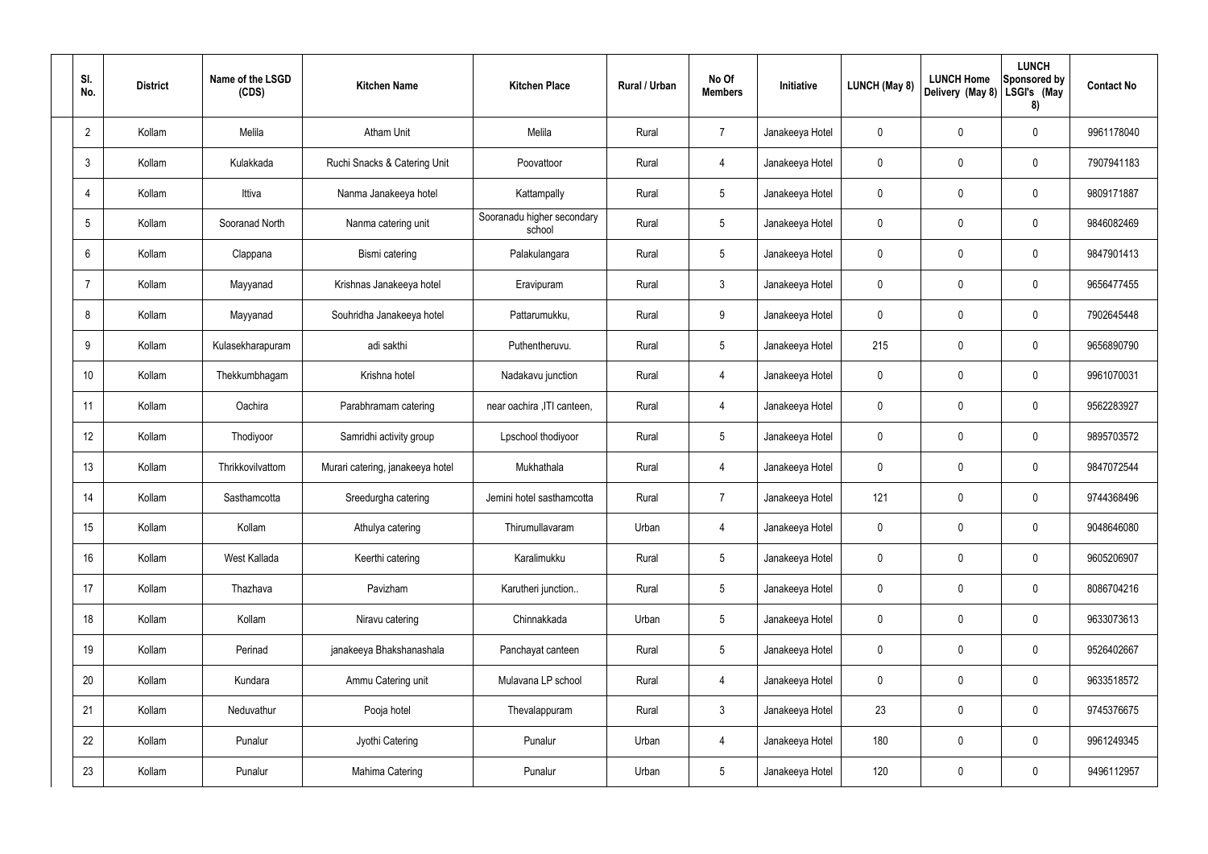| Sl. No. | District | Name of the LSGD (CDS) | Kitchen Name | Kitchen Place | Rural / Urban | No Of Members | Initiative | LUNCH (May 8) | LUNCH Home Delivery (May 8) | LUNCH Sponsored by LSGI's (May 8) | Contact No |
|---|---|---|---|---|---|---|---|---|---|---|---|
| 2 | Kollam | Melila | Atham Unit | Melila | Rural | 7 | Janakeeya Hotel | 0 | 0 | 0 | 9961178040 |
| 3 | Kollam | Kulakkada | Ruchi Snacks & Catering Unit | Poovattoor | Rural | 4 | Janakeeya Hotel | 0 | 0 | 0 | 7907941183 |
| 4 | Kollam | Ittiva | Nanma Janakeeya hotel | Kattampally | Rural | 5 | Janakeeya Hotel | 0 | 0 | 0 | 9809171887 |
| 5 | Kollam | Sooranad North | Nanma catering unit | Sooranadu higher secondary school | Rural | 5 | Janakeeya Hotel | 0 | 0 | 0 | 9846082469 |
| 6 | Kollam | Clappana | Bismi catering | Palakulangara | Rural | 5 | Janakeeya Hotel | 0 | 0 | 0 | 9847901413 |
| 7 | Kollam | Mayyanad | Krishnas Janakeeya hotel | Eravipuram | Rural | 3 | Janakeeya Hotel | 0 | 0 | 0 | 9656477455 |
| 8 | Kollam | Mayyanad | Souhridha Janakeeya hotel | Pattarumukku, | Rural | 9 | Janakeeya Hotel | 0 | 0 | 0 | 7902645448 |
| 9 | Kollam | Kulasekharapuram | adi sakthi | Puthentheruvu. | Rural | 5 | Janakeeya Hotel | 215 | 0 | 0 | 9656890790 |
| 10 | Kollam | Thekkumbhagam | Krishna hotel | Nadakavu junction | Rural | 4 | Janakeeya Hotel | 0 | 0 | 0 | 9961070031 |
| 11 | Kollam | Oachira | Parabhramam catering | near oachira ,ITI canteen, | Rural | 4 | Janakeeya Hotel | 0 | 0 | 0 | 9562283927 |
| 12 | Kollam | Thodiyoor | Samridhi activity group | Lpschool thodiyoor | Rural | 5 | Janakeeya Hotel | 0 | 0 | 0 | 9895703572 |
| 13 | Kollam | Thrikkovilvattom | Murari catering, janakeeya hotel | Mukhathala | Rural | 4 | Janakeeya Hotel | 0 | 0 | 0 | 9847072544 |
| 14 | Kollam | Sasthamcotta | Sreedurgha catering | Jemini hotel sasthamcotta | Rural | 7 | Janakeeya Hotel | 121 | 0 | 0 | 9744368496 |
| 15 | Kollam | Kollam | Athulya catering | Thirumullavaram | Urban | 4 | Janakeeya Hotel | 0 | 0 | 0 | 9048646080 |
| 16 | Kollam | West Kallada | Keerthi catering | Karalimukku | Rural | 5 | Janakeeya Hotel | 0 | 0 | 0 | 9605206907 |
| 17 | Kollam | Thazhava | Pavizham | Karutheri junction.. | Rural | 5 | Janakeeya Hotel | 0 | 0 | 0 | 8086704216 |
| 18 | Kollam | Kollam | Niravu catering | Chinnakkada | Urban | 5 | Janakeeya Hotel | 0 | 0 | 0 | 9633073613 |
| 19 | Kollam | Perinad | janakeeya Bhakshanashala | Panchayat canteen | Rural | 5 | Janakeeya Hotel | 0 | 0 | 0 | 9526402667 |
| 20 | Kollam | Kundara | Ammu Catering unit | Mulavana LP school | Rural | 4 | Janakeeya Hotel | 0 | 0 | 0 | 9633518572 |
| 21 | Kollam | Neduvathur | Pooja hotel | Thevalappuram | Rural | 3 | Janakeeya Hotel | 23 | 0 | 0 | 9745376675 |
| 22 | Kollam | Punalur | Jyothi Catering | Punalur | Urban | 4 | Janakeeya Hotel | 180 | 0 | 0 | 9961249345 |
| 23 | Kollam | Punalur | Mahima Catering | Punalur | Urban | 5 | Janakeeya Hotel | 120 | 0 | 0 | 9496112957 |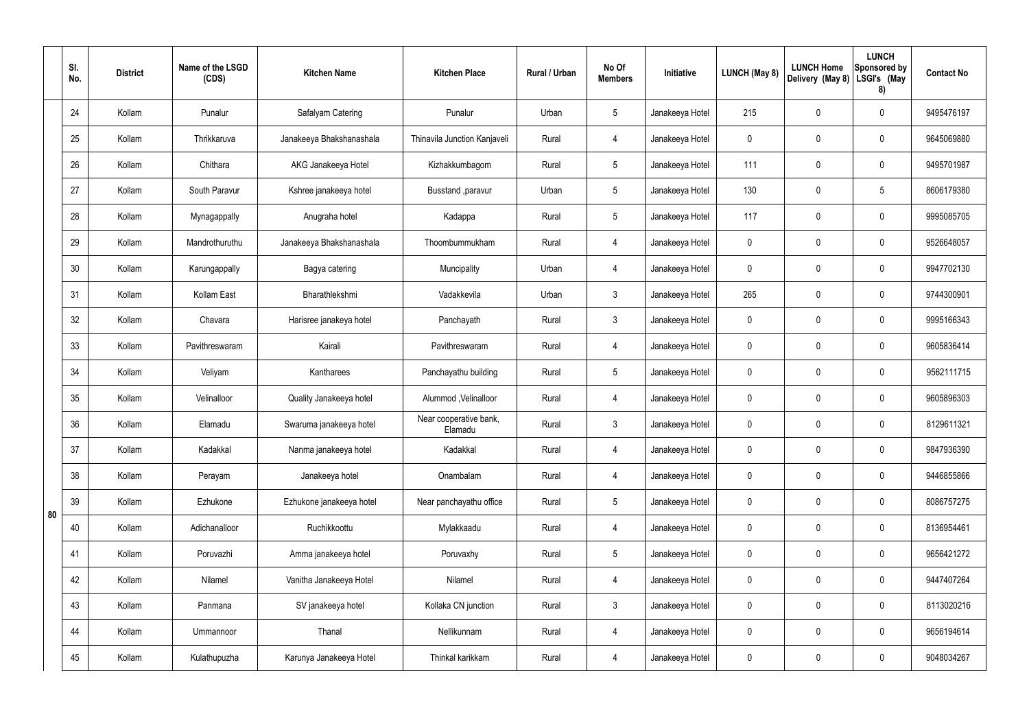|  | Sl. No. | District | Name of the LSGD (CDS) | Kitchen Name | Kitchen Place | Rural / Urban | No Of Members | Initiative | LUNCH (May 8) | LUNCH Home Delivery (May 8) | LUNCH Sponsored by LSGI's (May 8) | Contact No |
|---|---|---|---|---|---|---|---|---|---|---|---|---|
| 80 | 24 | Kollam | Punalur | Safalyam Catering | Punalur | Urban | 5 | Janakeeya Hotel | 215 | 0 | 0 | 9495476197 |
|  | 25 | Kollam | Thrikkaruva | Janakeeya Bhakshanashala | Thinavila Junction Kanjaveli | Rural | 4 | Janakeeya Hotel | 0 | 0 | 0 | 9645069880 |
|  | 26 | Kollam | Chithara | AKG Janakeeya Hotel | Kizhakkumbagom | Rural | 5 | Janakeeya Hotel | 111 | 0 | 0 | 9495701987 |
|  | 27 | Kollam | South Paravur | Kshree janakeeya hotel | Busstand ,paravur | Urban | 5 | Janakeeya Hotel | 130 | 0 | 5 | 8606179380 |
|  | 28 | Kollam | Mynagappally | Anugraha hotel | Kadappa | Rural | 5 | Janakeeya Hotel | 117 | 0 | 0 | 9995085705 |
|  | 29 | Kollam | Mandrothuruthu | Janakeeya Bhakshanashala | Thoombummukham | Rural | 4 | Janakeeya Hotel | 0 | 0 | 0 | 9526648057 |
|  | 30 | Kollam | Karungappally | Bagya catering | Muncipality | Urban | 4 | Janakeeya Hotel | 0 | 0 | 0 | 9947702130 |
|  | 31 | Kollam | Kollam East | Bharathlekshmi | Vadakkevila | Urban | 3 | Janakeeya Hotel | 265 | 0 | 0 | 9744300901 |
|  | 32 | Kollam | Chavara | Harisree janakeya hotel | Panchayath | Rural | 3 | Janakeeya Hotel | 0 | 0 | 0 | 9995166343 |
|  | 33 | Kollam | Pavithreswaram | Kairali | Pavithreswaram | Rural | 4 | Janakeeya Hotel | 0 | 0 | 0 | 9605836414 |
|  | 34 | Kollam | Veliyam | Kantharees | Panchayathu building | Rural | 5 | Janakeeya Hotel | 0 | 0 | 0 | 9562111715 |
|  | 35 | Kollam | Velinalloor | Quality Janakeeya hotel | Alummod ,Velinalloor | Rural | 4 | Janakeeya Hotel | 0 | 0 | 0 | 9605896303 |
|  | 36 | Kollam | Elamadu | Swaruma janakeeya hotel | Near cooperative bank, Elamadu | Rural | 3 | Janakeeya Hotel | 0 | 0 | 0 | 8129611321 |
|  | 37 | Kollam | Kadakkal | Nanma janakeeya hotel | Kadakkal | Rural | 4 | Janakeeya Hotel | 0 | 0 | 0 | 9847936390 |
|  | 38 | Kollam | Perayam | Janakeeya hotel | Onambalam | Rural | 4 | Janakeeya Hotel | 0 | 0 | 0 | 9446855866 |
|  | 39 | Kollam | Ezhukone | Ezhukone janakeeya hotel | Near panchayathu office | Rural | 5 | Janakeeya Hotel | 0 | 0 | 0 | 8086757275 |
|  | 40 | Kollam | Adichanalloor | Ruchikkoottu | Mylakkaadu | Rural | 4 | Janakeeya Hotel | 0 | 0 | 0 | 8136954461 |
|  | 41 | Kollam | Poruvazhi | Amma janakeeya hotel | Poruvaxhy | Rural | 5 | Janakeeya Hotel | 0 | 0 | 0 | 9656421272 |
|  | 42 | Kollam | Nilamel | Vanitha Janakeeya Hotel | Nilamel | Rural | 4 | Janakeeya Hotel | 0 | 0 | 0 | 9447407264 |
|  | 43 | Kollam | Panmana | SV janakeeya hotel | Kollaka CN junction | Rural | 3 | Janakeeya Hotel | 0 | 0 | 0 | 8113020216 |
|  | 44 | Kollam | Ummannoor | Thanal | Nellikunnam | Rural | 4 | Janakeeya Hotel | 0 | 0 | 0 | 9656194614 |
|  | 45 | Kollam | Kulathupuzha | Karunya Janakeeya Hotel | Thinkal karikkam | Rural | 4 | Janakeeya Hotel | 0 | 0 | 0 | 9048034267 |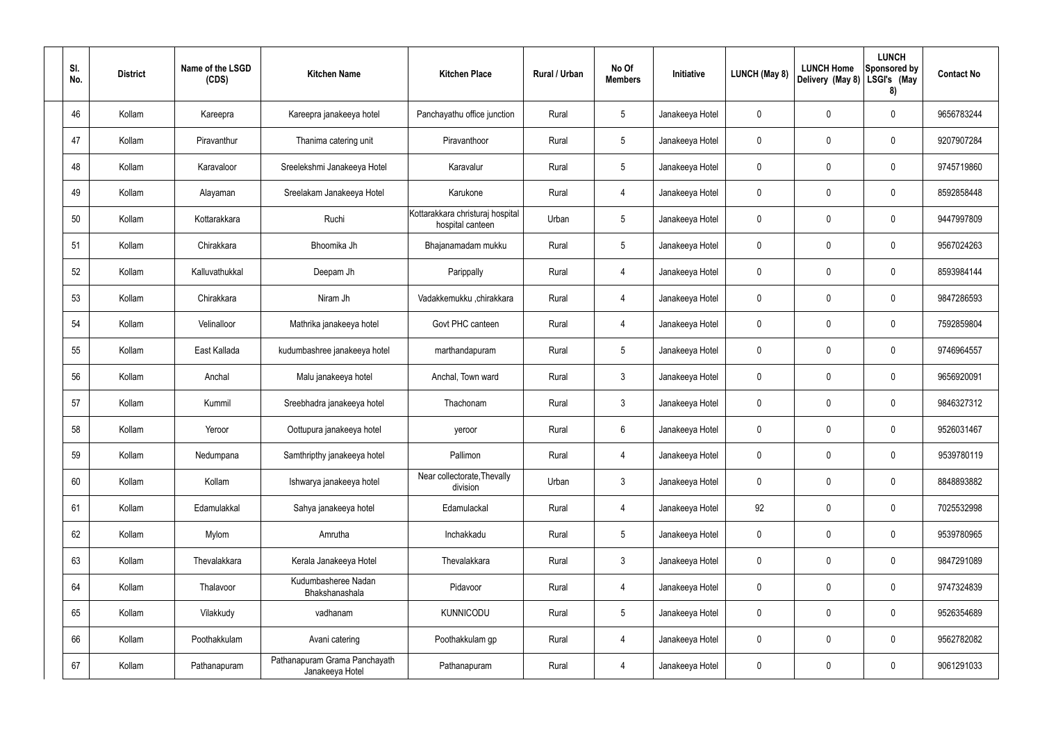| Sl. No. | District | Name of the LSGD (CDS) | Kitchen Name | Kitchen Place | Rural / Urban | No Of Members | Initiative | LUNCH (May 8) | LUNCH Home Delivery (May 8) | LUNCH Sponsored by LSGI's (May 8) | Contact No |
|---|---|---|---|---|---|---|---|---|---|---|---|
| 46 | Kollam | Kareepra | Kareepra janakeeya hotel | Panchayathu office junction | Rural | 5 | Janakeeya Hotel | 0 | 0 | 0 | 9656783244 |
| 47 | Kollam | Piravanthur | Thanima catering unit | Piravanthoor | Rural | 5 | Janakeeya Hotel | 0 | 0 | 0 | 9207907284 |
| 48 | Kollam | Karavaloor | Sreelekshmi Janakeeya Hotel | Karavalur | Rural | 5 | Janakeeya Hotel | 0 | 0 | 0 | 9745719860 |
| 49 | Kollam | Alayaman | Sreelakam Janakeeya Hotel | Karukone | Rural | 4 | Janakeeya Hotel | 0 | 0 | 0 | 8592858448 |
| 50 | Kollam | Kottarakkara | Ruchi | Kottarakkara christuraj hospital hospital canteen | Urban | 5 | Janakeeya Hotel | 0 | 0 | 0 | 9447997809 |
| 51 | Kollam | Chirakkara | Bhoomika Jh | Bhajanamadam mukku | Rural | 5 | Janakeeya Hotel | 0 | 0 | 0 | 9567024263 |
| 52 | Kollam | Kalluvathukkal | Deepam Jh | Parippally | Rural | 4 | Janakeeya Hotel | 0 | 0 | 0 | 8593984144 |
| 53 | Kollam | Chirakkara | Niram Jh | Vadakkemukku ,chirakkara | Rural | 4 | Janakeeya Hotel | 0 | 0 | 0 | 9847286593 |
| 54 | Kollam | Velinalloor | Mathrika janakeeya hotel | Govt PHC canteen | Rural | 4 | Janakeeya Hotel | 0 | 0 | 0 | 7592859804 |
| 55 | Kollam | East Kallada | kudumbashree janakeeya hotel | marthandapuram | Rural | 5 | Janakeeya Hotel | 0 | 0 | 0 | 9746964557 |
| 56 | Kollam | Anchal | Malu janakeeya hotel | Anchal, Town ward | Rural | 3 | Janakeeya Hotel | 0 | 0 | 0 | 9656920091 |
| 57 | Kollam | Kummil | Sreebhadra janakeeya hotel | Thachonam | Rural | 3 | Janakeeya Hotel | 0 | 0 | 0 | 9846327312 |
| 58 | Kollam | Yeroor | Oottupura janakeeya hotel | yeroor | Rural | 6 | Janakeeya Hotel | 0 | 0 | 0 | 9526031467 |
| 59 | Kollam | Nedumpana | Samthripthy janakeeya hotel | Pallimon | Rural | 4 | Janakeeya Hotel | 0 | 0 | 0 | 9539780119 |
| 60 | Kollam | Kollam | Ishwarya janakeeya hotel | Near collectorate,Thevally division | Urban | 3 | Janakeeya Hotel | 0 | 0 | 0 | 8848893882 |
| 61 | Kollam | Edamulakkal | Sahya janakeeya hotel | Edamulackal | Rural | 4 | Janakeeya Hotel | 92 | 0 | 0 | 7025532998 |
| 62 | Kollam | Mylom | Amrutha | Inchakkadu | Rural | 5 | Janakeeya Hotel | 0 | 0 | 0 | 9539780965 |
| 63 | Kollam | Thevalakkara | Kerala Janakeeya Hotel | Thevalakkara | Rural | 3 | Janakeeya Hotel | 0 | 0 | 0 | 9847291089 |
| 64 | Kollam | Thalavoor | Kudumbasheree Nadan Bhakshanashala | Pidavoor | Rural | 4 | Janakeeya Hotel | 0 | 0 | 0 | 9747324839 |
| 65 | Kollam | Vilakkudy | vadhanam | KUNNICODU | Rural | 5 | Janakeeya Hotel | 0 | 0 | 0 | 9526354689 |
| 66 | Kollam | Poothakkulam | Avani catering | Poothakkulam gp | Rural | 4 | Janakeeya Hotel | 0 | 0 | 0 | 9562782082 |
| 67 | Kollam | Pathanapuram | Pathanapuram Grama Panchayath Janakeeya Hotel | Pathanapuram | Rural | 4 | Janakeeya Hotel | 0 | 0 | 0 | 9061291033 |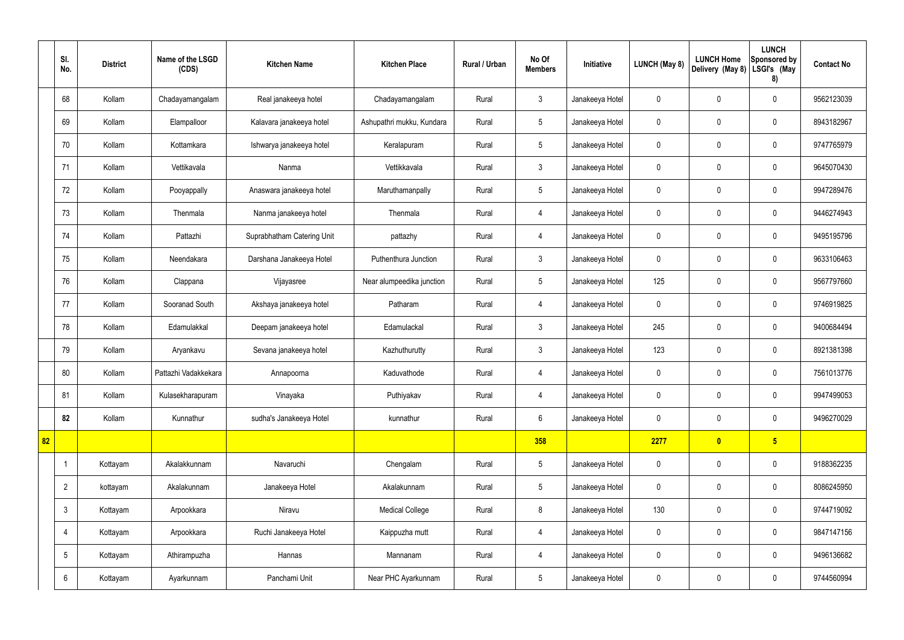| | Sl. No. | District | Name of the LSGD (CDS) | Kitchen Name | Kitchen Place | Rural / Urban | No Of Members | Initiative | LUNCH (May 8) | LUNCH Home Delivery (May 8) | LUNCH Sponsored by LSGI's (May 8) | Contact No |
|---|---|---|---|---|---|---|---|---|---|---|---|---|
| | 68 | Kollam | Chadayamangalam | Real janakeeya hotel | Chadayamangalam | Rural | 3 | Janakeeya Hotel | 0 | 0 | 0 | 9562123039 |
| | 69 | Kollam | Elampalloor | Kalavara janakeeya hotel | Ashupathri mukku, Kundara | Rural | 5 | Janakeeya Hotel | 0 | 0 | 0 | 8943182967 |
| | 70 | Kollam | Kottamkara | Ishwarya janakeeya hotel | Keralapuram | Rural | 5 | Janakeeya Hotel | 0 | 0 | 0 | 9747765979 |
| | 71 | Kollam | Vettikavala | Nanma | Vettikkavala | Rural | 3 | Janakeeya Hotel | 0 | 0 | 0 | 9645070430 |
| | 72 | Kollam | Pooyappally | Anaswara janakeeya hotel | Maruthamanpally | Rural | 5 | Janakeeya Hotel | 0 | 0 | 0 | 9947289476 |
| | 73 | Kollam | Thenmala | Nanma janakeeya hotel | Thenmala | Rural | 4 | Janakeeya Hotel | 0 | 0 | 0 | 9446274943 |
| | 74 | Kollam | Pattazhi | Suprabhatham Catering Unit | pattazhy | Rural | 4 | Janakeeya Hotel | 0 | 0 | 0 | 9495195796 |
| | 75 | Kollam | Neendakara | Darshana Janakeeya Hotel | Puthenthura Junction | Rural | 3 | Janakeeya Hotel | 0 | 0 | 0 | 9633106463 |
| | 76 | Kollam | Clappana | Vijayasree | Near alumpeedika junction | Rural | 5 | Janakeeya Hotel | 125 | 0 | 0 | 9567797660 |
| | 77 | Kollam | Sooranad South | Akshaya janakeeya hotel | Patharam | Rural | 4 | Janakeeya Hotel | 0 | 0 | 0 | 9746919825 |
| | 78 | Kollam | Edamulakkal | Deepam janakeeya hotel | Edamulackal | Rural | 3 | Janakeeya Hotel | 245 | 0 | 0 | 9400684494 |
| | 79 | Kollam | Aryankavu | Sevana janakeeya hotel | Kazhuthurutty | Rural | 3 | Janakeeya Hotel | 123 | 0 | 0 | 8921381398 |
| | 80 | Kollam | Pattazhi Vadakkekara | Annapoorna | Kaduvathode | Rural | 4 | Janakeeya Hotel | 0 | 0 | 0 | 7561013776 |
| | 81 | Kollam | Kulasekharapuram | Vinayaka | Puthiyakav | Rural | 4 | Janakeeya Hotel | 0 | 0 | 0 | 9947499053 |
| | **82** | Kollam | Kunnathur | sudha's Janakeeya Hotel | kunnathur | Rural | 6 | Janakeeya Hotel | 0 | 0 | 0 | 9496270029 |
| **82** | | | | | | | **358** | | **2277** | **0** | **5** | |
| | 1 | Kottayam | Akalakkunnam | Navaruchi | Chengalam | Rural | 5 | Janakeeya Hotel | 0 | 0 | 0 | 9188362235 |
| | 2 | kottayam | Akalakunnam | Janakeeya Hotel | Akalakunnam | Rural | 5 | Janakeeya Hotel | 0 | 0 | 0 | 8086245950 |
| | 3 | Kottayam | Arpookkara | Niravu | Medical College | Rural | 8 | Janakeeya Hotel | 130 | 0 | 0 | 9744719092 |
| | 4 | Kottayam | Arpookkara | Ruchi Janakeeya Hotel | Kaippuzha mutt | Rural | 4 | Janakeeya Hotel | 0 | 0 | 0 | 9847147156 |
| | 5 | Kottayam | Athirampuzha | Hannas | Mannanam | Rural | 4 | Janakeeya Hotel | 0 | 0 | 0 | 9496136682 |
| | 6 | Kottayam | Ayarkunnam | Panchami Unit | Near PHC Ayarkunnam | Rural | 5 | Janakeeya Hotel | 0 | 0 | 0 | 9744560994 |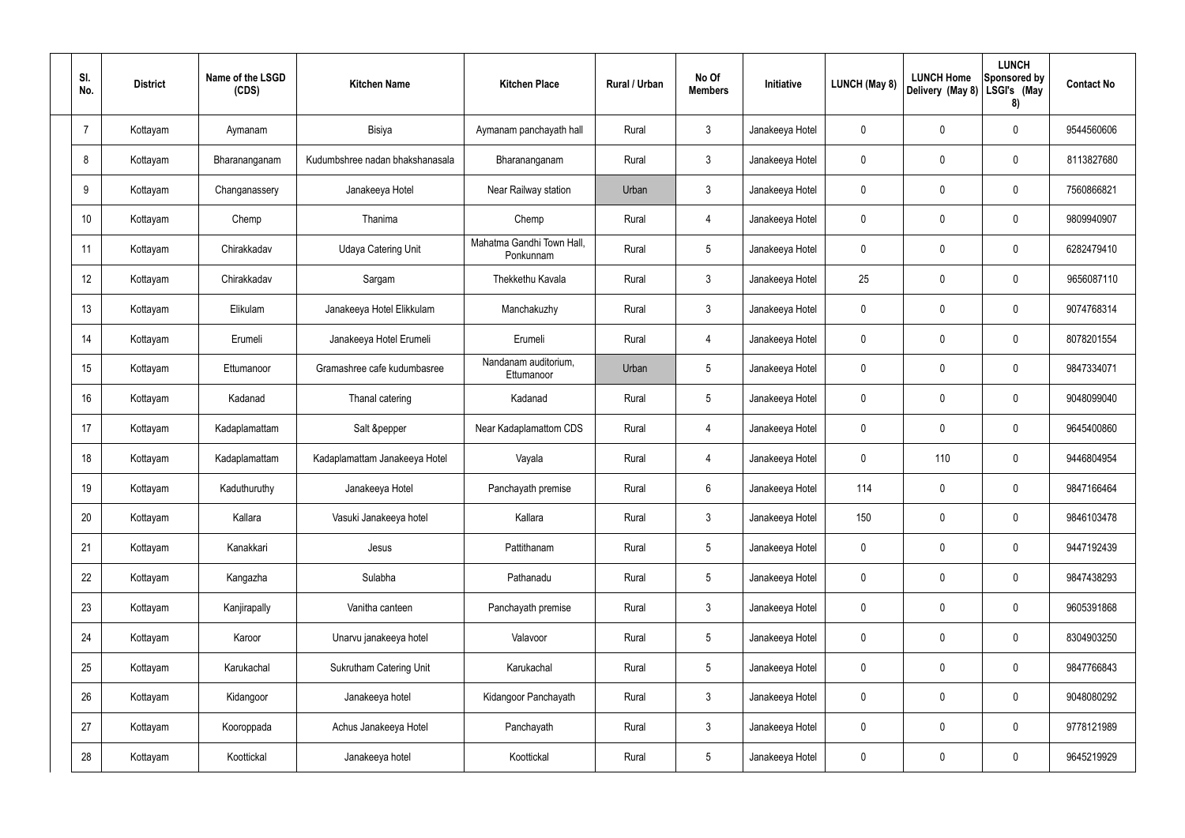| Sl. No. | District | Name of the LSGD (CDS) | Kitchen Name | Kitchen Place | Rural / Urban | No Of Members | Initiative | LUNCH (May 8) | LUNCH Home Delivery (May 8) | LUNCH Sponsored by LSGI's (May 8) | Contact No |
|---|---|---|---|---|---|---|---|---|---|---|---|
| 7 | Kottayam | Aymanam | Bisiya | Aymanam panchayath hall | Rural | 3 | Janakeeya Hotel | 0 | 0 | 0 | 9544560606 |
| 8 | Kottayam | Bharananganam | Kudumbshree nadan bhakshanasala | Bharananganam | Rural | 3 | Janakeeya Hotel | 0 | 0 | 0 | 8113827680 |
| 9 | Kottayam | Changanassery | Janakeeya Hotel | Near Railway station | Urban | 3 | Janakeeya Hotel | 0 | 0 | 0 | 7560866821 |
| 10 | Kottayam | Chemp | Thanima | Chemp | Rural | 4 | Janakeeya Hotel | 0 | 0 | 0 | 9809940907 |
| 11 | Kottayam | Chirakkadav | Udaya Catering Unit | Mahatma Gandhi Town Hall, Ponkunnam | Rural | 5 | Janakeeya Hotel | 0 | 0 | 0 | 6282479410 |
| 12 | Kottayam | Chirakkadav | Sargam | Thekkethu Kavala | Rural | 3 | Janakeeya Hotel | 25 | 0 | 0 | 9656087110 |
| 13 | Kottayam | Elikulam | Janakeeya Hotel Elikkulam | Manchakuzhy | Rural | 3 | Janakeeya Hotel | 0 | 0 | 0 | 9074768314 |
| 14 | Kottayam | Erumeli | Janakeeya Hotel Erumeli | Erumeli | Rural | 4 | Janakeeya Hotel | 0 | 0 | 0 | 8078201554 |
| 15 | Kottayam | Ettumanoor | Gramashree cafe kudumbasree | Nandanam auditorium, Ettumanoor | Urban | 5 | Janakeeya Hotel | 0 | 0 | 0 | 9847334071 |
| 16 | Kottayam | Kadanad | Thanal catering | Kadanad | Rural | 5 | Janakeeya Hotel | 0 | 0 | 0 | 9048099040 |
| 17 | Kottayam | Kadaplamattam | Salt &pepper | Near Kadaplamattom CDS | Rural | 4 | Janakeeya Hotel | 0 | 0 | 0 | 9645400860 |
| 18 | Kottayam | Kadaplamattam | Kadaplamattam Janakeeya Hotel | Vayala | Rural | 4 | Janakeeya Hotel | 0 | 110 | 0 | 9446804954 |
| 19 | Kottayam | Kaduthuruthy | Janakeeya Hotel | Panchayath premise | Rural | 6 | Janakeeya Hotel | 114 | 0 | 0 | 9847166464 |
| 20 | Kottayam | Kallara | Vasuki Janakeeya hotel | Kallara | Rural | 3 | Janakeeya Hotel | 150 | 0 | 0 | 9846103478 |
| 21 | Kottayam | Kanakkari | Jesus | Pattithanam | Rural | 5 | Janakeeya Hotel | 0 | 0 | 0 | 9447192439 |
| 22 | Kottayam | Kangazha | Sulabha | Pathanadu | Rural | 5 | Janakeeya Hotel | 0 | 0 | 0 | 9847438293 |
| 23 | Kottayam | Kanjirapally | Vanitha canteen | Panchayath premise | Rural | 3 | Janakeeya Hotel | 0 | 0 | 0 | 9605391868 |
| 24 | Kottayam | Karoor | Unarvu janakeeya hotel | Valavoor | Rural | 5 | Janakeeya Hotel | 0 | 0 | 0 | 8304903250 |
| 25 | Kottayam | Karukachal | Sukrutham Catering Unit | Karukachal | Rural | 5 | Janakeeya Hotel | 0 | 0 | 0 | 9847766843 |
| 26 | Kottayam | Kidangoor | Janakeeya hotel | Kidangoor Panchayath | Rural | 3 | Janakeeya Hotel | 0 | 0 | 0 | 9048080292 |
| 27 | Kottayam | Kooroppada | Achus Janakeeya Hotel | Panchayath | Rural | 3 | Janakeeya Hotel | 0 | 0 | 0 | 9778121989 |
| 28 | Kottayam | Koottickal | Janakeeya hotel | Koottickal | Rural | 5 | Janakeeya Hotel | 0 | 0 | 0 | 9645219929 |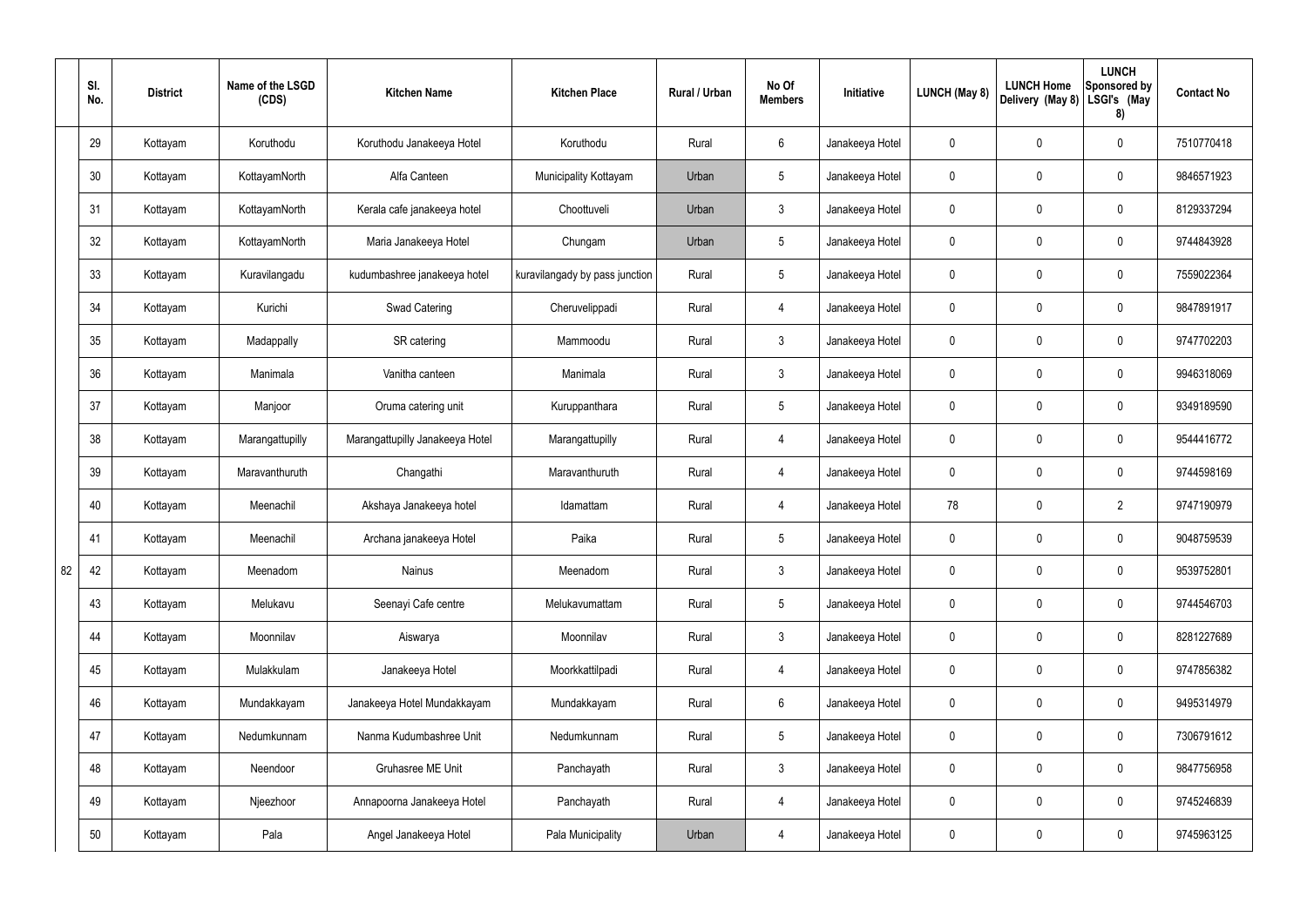| | Sl. No. | District | Name of the LSGD (CDS) | Kitchen Name | Kitchen Place | Rural / Urban | No Of Members | Initiative | LUNCH (May 8) | LUNCH Home Delivery (May 8) | LUNCH Sponsored by LSGI's (May 8) | Contact No |
|---|---|---|---|---|---|---|---|---|---|---|---|---|
| | 29 | Kottayam | Koruthodu | Koruthodu Janakeeya Hotel | Koruthodu | Rural | 6 | Janakeeya Hotel | 0 | 0 | 0 | 7510770418 |
| | 30 | Kottayam | KottayamNorth | Alfa Canteen | Municipality Kottayam | Urban | 5 | Janakeeya Hotel | 0 | 0 | 0 | 9846571923 |
| | 31 | Kottayam | KottayamNorth | Kerala cafe janakeeya hotel | Choottuveli | Urban | 3 | Janakeeya Hotel | 0 | 0 | 0 | 8129337294 |
| | 32 | Kottayam | KottayamNorth | Maria Janakeeya Hotel | Chungam | Urban | 5 | Janakeeya Hotel | 0 | 0 | 0 | 9744843928 |
| | 33 | Kottayam | Kuravilangadu | kudumbashree janakeeya hotel | kuravilangady by pass junction | Rural | 5 | Janakeeya Hotel | 0 | 0 | 0 | 7559022364 |
| | 34 | Kottayam | Kurichi | Swad Catering | Cheruvelippadi | Rural | 4 | Janakeeya Hotel | 0 | 0 | 0 | 9847891917 |
| | 35 | Kottayam | Madappally | SR catering | Mammoodu | Rural | 3 | Janakeeya Hotel | 0 | 0 | 0 | 9747702203 |
| | 36 | Kottayam | Manimala | Vanitha canteen | Manimala | Rural | 3 | Janakeeya Hotel | 0 | 0 | 0 | 9946318069 |
| | 37 | Kottayam | Manjoor | Oruma catering unit | Kuruppanthara | Rural | 5 | Janakeeya Hotel | 0 | 0 | 0 | 9349189590 |
| | 38 | Kottayam | Marangattupilly | Marangattupilly Janakeeya Hotel | Marangattupilly | Rural | 4 | Janakeeya Hotel | 0 | 0 | 0 | 9544416772 |
| | 39 | Kottayam | Maravanthuruth | Changathi | Maravanthuruth | Rural | 4 | Janakeeya Hotel | 0 | 0 | 0 | 9744598169 |
| | 40 | Kottayam | Meenachil | Akshaya Janakeeya hotel | Idamattam | Rural | 4 | Janakeeya Hotel | 78 | 0 | 2 | 9747190979 |
| | 41 | Kottayam | Meenachil | Archana janakeeya Hotel | Paika | Rural | 5 | Janakeeya Hotel | 0 | 0 | 0 | 9048759539 |
| 82 | 42 | Kottayam | Meenadom | Nainus | Meenadom | Rural | 3 | Janakeeya Hotel | 0 | 0 | 0 | 9539752801 |
| | 43 | Kottayam | Melukavu | Seenayi Cafe centre | Melukavumattam | Rural | 5 | Janakeeya Hotel | 0 | 0 | 0 | 9744546703 |
| | 44 | Kottayam | Moonnilav | Aiswarya | Moonnilav | Rural | 3 | Janakeeya Hotel | 0 | 0 | 0 | 8281227689 |
| | 45 | Kottayam | Mulakkulam | Janakeeya Hotel | Moorkkattilpadi | Rural | 4 | Janakeeya Hotel | 0 | 0 | 0 | 9747856382 |
| | 46 | Kottayam | Mundakkayam | Janakeeya Hotel Mundakkayam | Mundakkayam | Rural | 6 | Janakeeya Hotel | 0 | 0 | 0 | 9495314979 |
| | 47 | Kottayam | Nedumkunnam | Nanma Kudumbashree Unit | Nedumkunnam | Rural | 5 | Janakeeya Hotel | 0 | 0 | 0 | 7306791612 |
| | 48 | Kottayam | Neendoor | Gruhasree ME Unit | Panchayath | Rural | 3 | Janakeeya Hotel | 0 | 0 | 0 | 9847756958 |
| | 49 | Kottayam | Njeezhoor | Annapoorna Janakeeya Hotel | Panchayath | Rural | 4 | Janakeeya Hotel | 0 | 0 | 0 | 9745246839 |
| | 50 | Kottayam | Pala | Angel Janakeeya Hotel | Pala Municipality | Urban | 4 | Janakeeya Hotel | 0 | 0 | 0 | 9745963125 |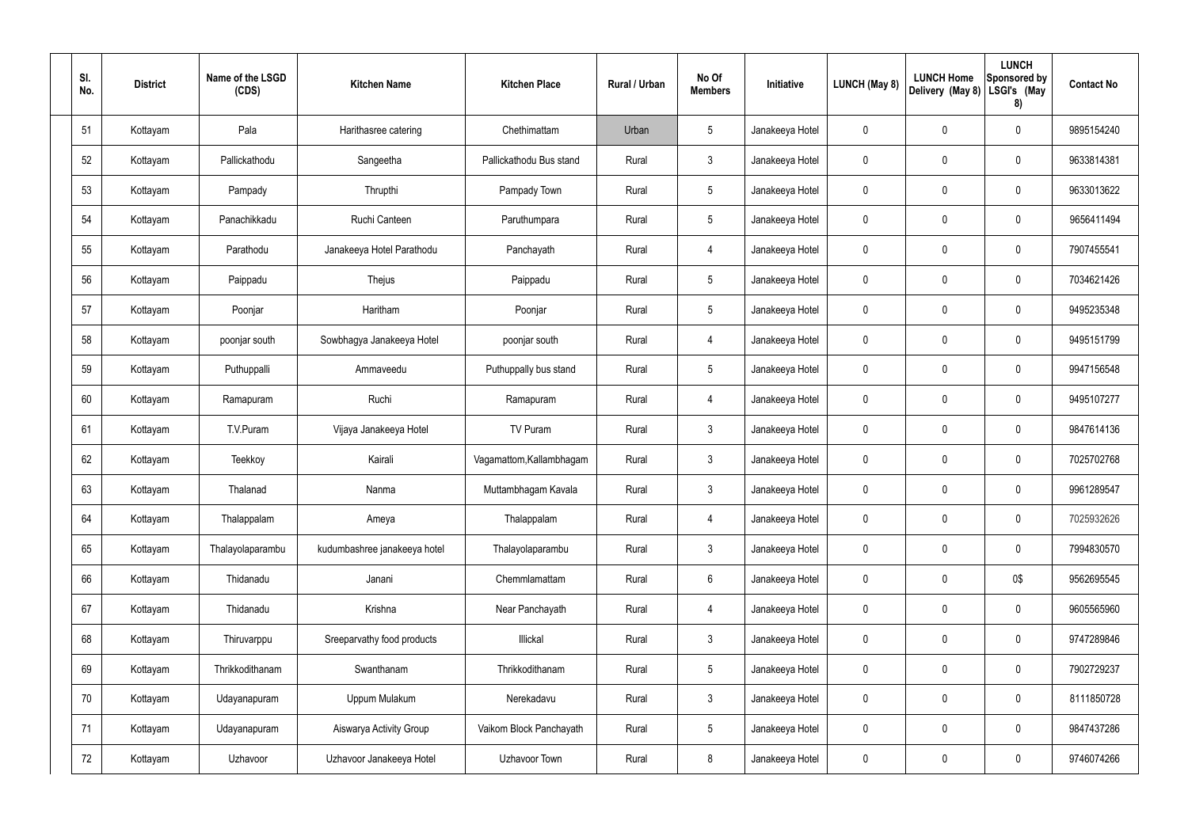| Sl. No. | District | Name of the LSGD (CDS) | Kitchen Name | Kitchen Place | Rural / Urban | No Of Members | Initiative | LUNCH (May 8) | LUNCH Home Delivery (May 8) | LUNCH Sponsored by LSGI's (May 8) | Contact No |
|---|---|---|---|---|---|---|---|---|---|---|---|
| 51 | Kottayam | Pala | Harithasree catering | Chethimattam | Urban | 5 | Janakeeya Hotel | 0 | 0 | 0 | 9895154240 |
| 52 | Kottayam | Pallickathodu | Sangeetha | Pallickathodu Bus stand | Rural | 3 | Janakeeya Hotel | 0 | 0 | 0 | 9633814381 |
| 53 | Kottayam | Pampady | Thrupthi | Pampady Town | Rural | 5 | Janakeeya Hotel | 0 | 0 | 0 | 9633013622 |
| 54 | Kottayam | Panachikkadu | Ruchi Canteen | Paruthumpara | Rural | 5 | Janakeeya Hotel | 0 | 0 | 0 | 9656411494 |
| 55 | Kottayam | Parathodu | Janakeeya Hotel Parathodu | Panchayath | Rural | 4 | Janakeeya Hotel | 0 | 0 | 0 | 7907455541 |
| 56 | Kottayam | Paippadu | Thejus | Paippadu | Rural | 5 | Janakeeya Hotel | 0 | 0 | 0 | 7034621426 |
| 57 | Kottayam | Poonjar | Haritham | Poonjar | Rural | 5 | Janakeeya Hotel | 0 | 0 | 0 | 9495235348 |
| 58 | Kottayam | poonjar south | Sowbhagya Janakeeya Hotel | poonjar south | Rural | 4 | Janakeeya Hotel | 0 | 0 | 0 | 9495151799 |
| 59 | Kottayam | Puthuppalli | Ammaveedu | Puthuppally bus stand | Rural | 5 | Janakeeya Hotel | 0 | 0 | 0 | 9947156548 |
| 60 | Kottayam | Ramapuram | Ruchi | Ramapuram | Rural | 4 | Janakeeya Hotel | 0 | 0 | 0 | 9495107277 |
| 61 | Kottayam | T.V.Puram | Vijaya Janakeeya Hotel | TV Puram | Rural | 3 | Janakeeya Hotel | 0 | 0 | 0 | 9847614136 |
| 62 | Kottayam | Teekkoy | Kairali | Vagamattom,Kallambhagam | Rural | 3 | Janakeeya Hotel | 0 | 0 | 0 | 7025702768 |
| 63 | Kottayam | Thalanad | Nanma | Muttambhagam Kavala | Rural | 3 | Janakeeya Hotel | 0 | 0 | 0 | 9961289547 |
| 64 | Kottayam | Thalappalam | Ameya | Thalappalam | Rural | 4 | Janakeeya Hotel | 0 | 0 | 0 | 7025932626 |
| 65 | Kottayam | Thalayolaparambu | kudumbashree janakeeya hotel | Thalayolaparambu | Rural | 3 | Janakeeya Hotel | 0 | 0 | 0 | 7994830570 |
| 66 | Kottayam | Thidanadu | Janani | Chemmlamattam | Rural | 6 | Janakeeya Hotel | 0 | 0 | 0$ | 9562695545 |
| 67 | Kottayam | Thidanadu | Krishna | Near Panchayath | Rural | 4 | Janakeeya Hotel | 0 | 0 | 0 | 9605565960 |
| 68 | Kottayam | Thiruvarppu | Sreeparvathy food products | Illickal | Rural | 3 | Janakeeya Hotel | 0 | 0 | 0 | 9747289846 |
| 69 | Kottayam | Thrikkodithanam | Swanthanam | Thrikkodithanam | Rural | 5 | Janakeeya Hotel | 0 | 0 | 0 | 7902729237 |
| 70 | Kottayam | Udayanapuram | Uppum Mulakum | Nerekadavu | Rural | 3 | Janakeeya Hotel | 0 | 0 | 0 | 8111850728 |
| 71 | Kottayam | Udayanapuram | Aiswarya Activity Group | Vaikom Block Panchayath | Rural | 5 | Janakeeya Hotel | 0 | 0 | 0 | 9847437286 |
| 72 | Kottayam | Uzhavoor | Uzhavoor Janakeeya Hotel | Uzhavoor Town | Rural | 8 | Janakeeya Hotel | 0 | 0 | 0 | 9746074266 |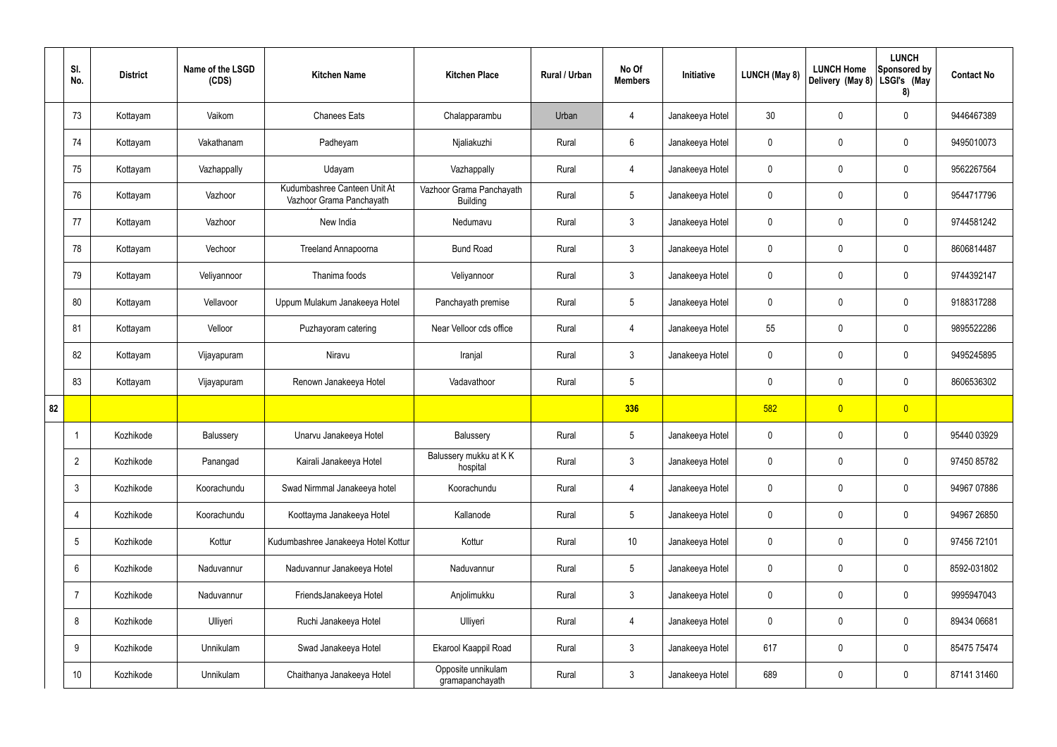| | Sl. No. | District | Name of the LSGD (CDS) | Kitchen Name | Kitchen Place | Rural / Urban | No Of Members | Initiative | LUNCH (May 8) | LUNCH Home Delivery (May 8) | LUNCH Sponsored by LSGI's (May 8) | Contact No |
|---|---|---|---|---|---|---|---|---|---|---|---|---|
| | 73 | Kottayam | Vaikom | Chanees Eats | Chalapparambu | Urban | 4 | Janakeeya Hotel | 30 | 0 | 0 | 9446467389 |
| | 74 | Kottayam | Vakathanam | Padheyam | Njaliakuzhi | Rural | 6 | Janakeeya Hotel | 0 | 0 | 0 | 9495010073 |
| | 75 | Kottayam | Vazhappally | Udayam | Vazhappally | Rural | 4 | Janakeeya Hotel | 0 | 0 | 0 | 9562267564 |
| | 76 | Kottayam | Vazhoor | Kudumbashree Canteen Unit At Vazhoor Grama Panchayath | Vazhoor Grama Panchayath Building | Rural | 5 | Janakeeya Hotel | 0 | 0 | 0 | 9544717796 |
| | 77 | Kottayam | Vazhoor | New India | Nedumavu | Rural | 3 | Janakeeya Hotel | 0 | 0 | 0 | 9744581242 |
| | 78 | Kottayam | Vechoor | Treeland Annapoorna | Bund Road | Rural | 3 | Janakeeya Hotel | 0 | 0 | 0 | 8606814487 |
| | 79 | Kottayam | Veliyannoor | Thanima foods | Veliyannoor | Rural | 3 | Janakeeya Hotel | 0 | 0 | 0 | 9744392147 |
| | 80 | Kottayam | Vellavoor | Uppum Mulakum Janakeeya Hotel | Panchayath premise | Rural | 5 | Janakeeya Hotel | 0 | 0 | 0 | 9188317288 |
| | 81 | Kottayam | Velloor | Puzhayoram catering | Near Velloor cds office | Rural | 4 | Janakeeya Hotel | 55 | 0 | 0 | 9895522286 |
| | 82 | Kottayam | Vijayapuram | Niravu | Iranjal | Rural | 3 | Janakeeya Hotel | 0 | 0 | 0 | 9495245895 |
| | 83 | Kottayam | Vijayapuram | Renown Janakeeya Hotel | Vadavathoor | Rural | 5 | | 0 | 0 | 0 | 8606536302 |
| 82 | | | | | | | **336** | | 582 | 0 | 0 | |
| | 1 | Kozhikode | Balussery | Unarvu Janakeeya Hotel | Balussery | Rural | 5 | Janakeeya Hotel | 0 | 0 | 0 | 95440 03929 |
| | 2 | Kozhikode | Panangad | Kairali Janakeeya Hotel | Balussery mukku at K K hospital | Rural | 3 | Janakeeya Hotel | 0 | 0 | 0 | 97450 85782 |
| | 3 | Kozhikode | Koorachundu | Swad Nirmmal Janakeeya hotel | Koorachundu | Rural | 4 | Janakeeya Hotel | 0 | 0 | 0 | 94967 07886 |
| | 4 | Kozhikode | Koorachundu | Koottayma Janakeeya Hotel | Kallanode | Rural | 5 | Janakeeya Hotel | 0 | 0 | 0 | 94967 26850 |
| | 5 | Kozhikode | Kottur | Kudumbashree Janakeeya Hotel Kottur | Kottur | Rural | 10 | Janakeeya Hotel | 0 | 0 | 0 | 97456 72101 |
| | 6 | Kozhikode | Naduvannur | Naduvannur Janakeeya Hotel | Naduvannur | Rural | 5 | Janakeeya Hotel | 0 | 0 | 0 | 8592-031802 |
| | 7 | Kozhikode | Naduvannur | FriendsJanakeeya Hotel | Anjolimukku | Rural | 3 | Janakeeya Hotel | 0 | 0 | 0 | 9995947043 |
| | 8 | Kozhikode | Ulliyeri | Ruchi Janakeeya Hotel | Ulliyeri | Rural | 4 | Janakeeya Hotel | 0 | 0 | 0 | 89434 06681 |
| | 9 | Kozhikode | Unnikulam | Swad Janakeeya Hotel | Ekarool Kaappil Road | Rural | 3 | Janakeeya Hotel | 617 | 0 | 0 | 85475 75474 |
| | 10 | Kozhikode | Unnikulam | Chaithanya Janakeeya Hotel | Opposite unnikulam gramapanchayath | Rural | 3 | Janakeeya Hotel | 689 | 0 | 0 | 87141 31460 |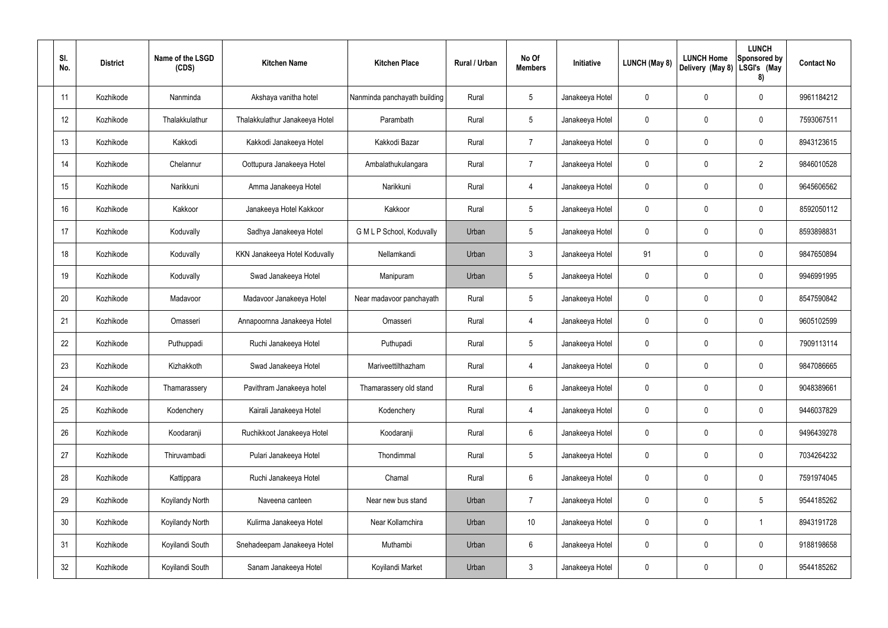| Sl. No. | District | Name of the LSGD (CDS) | Kitchen Name | Kitchen Place | Rural / Urban | No Of Members | Initiative | LUNCH (May 8) | LUNCH Home Delivery (May 8) | LUNCH Sponsored by LSGI's (May 8) | Contact No |
|---|---|---|---|---|---|---|---|---|---|---|---|
| 11 | Kozhikode | Nanminda | Akshaya vanitha hotel | Nanminda panchayath building | Rural | 5 | Janakeeya Hotel | 0 | 0 | 0 | 9961184212 |
| 12 | Kozhikode | Thalakkulathur | Thalakkulathur Janakeeya Hotel | Parambath | Rural | 5 | Janakeeya Hotel | 0 | 0 | 0 | 7593067511 |
| 13 | Kozhikode | Kakkodi | Kakkodi Janakeeya Hotel | Kakkodi Bazar | Rural | 7 | Janakeeya Hotel | 0 | 0 | 0 | 8943123615 |
| 14 | Kozhikode | Chelannur | Oottupura Janakeeya Hotel | Ambalathukulangara | Rural | 7 | Janakeeya Hotel | 0 | 0 | 2 | 9846010528 |
| 15 | Kozhikode | Narikkuni | Amma Janakeeya Hotel | Narikkuni | Rural | 4 | Janakeeya Hotel | 0 | 0 | 0 | 9645606562 |
| 16 | Kozhikode | Kakkoor | Janakeeya Hotel Kakkoor | Kakkoor | Rural | 5 | Janakeeya Hotel | 0 | 0 | 0 | 8592050112 |
| 17 | Kozhikode | Koduvally | Sadhya Janakeeya Hotel | G M L P School, Koduvally | Urban | 5 | Janakeeya Hotel | 0 | 0 | 0 | 8593898831 |
| 18 | Kozhikode | Koduvally | KKN Janakeeya Hotel Koduvally | Nellamkandi | Urban | 3 | Janakeeya Hotel | 91 | 0 | 0 | 9847650894 |
| 19 | Kozhikode | Koduvally | Swad Janakeeya Hotel | Manipuram | Urban | 5 | Janakeeya Hotel | 0 | 0 | 0 | 9946991995 |
| 20 | Kozhikode | Madavoor | Madavoor Janakeeya Hotel | Near madavoor panchayath | Rural | 5 | Janakeeya Hotel | 0 | 0 | 0 | 8547590842 |
| 21 | Kozhikode | Omasseri | Annapoornna Janakeeya Hotel | Omasseri | Rural | 4 | Janakeeya Hotel | 0 | 0 | 0 | 9605102599 |
| 22 | Kozhikode | Puthuppadi | Ruchi Janakeeya Hotel | Puthupadi | Rural | 5 | Janakeeya Hotel | 0 | 0 | 0 | 7909113114 |
| 23 | Kozhikode | Kizhakkoth | Swad Janakeeya Hotel | Mariveettilthazham | Rural | 4 | Janakeeya Hotel | 0 | 0 | 0 | 9847086665 |
| 24 | Kozhikode | Thamarassery | Pavithram Janakeeya hotel | Thamarassery old stand | Rural | 6 | Janakeeya Hotel | 0 | 0 | 0 | 9048389661 |
| 25 | Kozhikode | Kodenchery | Kairali Janakeeya Hotel | Kodenchery | Rural | 4 | Janakeeya Hotel | 0 | 0 | 0 | 9446037829 |
| 26 | Kozhikode | Koodaranji | Ruchikkoot Janakeeya Hotel | Koodaranji | Rural | 6 | Janakeeya Hotel | 0 | 0 | 0 | 9496439278 |
| 27 | Kozhikode | Thiruvambadi | Pulari Janakeeya Hotel | Thondimmal | Rural | 5 | Janakeeya Hotel | 0 | 0 | 0 | 7034264232 |
| 28 | Kozhikode | Kattippara | Ruchi Janakeeya Hotel | Chamal | Rural | 6 | Janakeeya Hotel | 0 | 0 | 0 | 7591974045 |
| 29 | Kozhikode | Koyilandy North | Naveena canteen | Near new bus stand | Urban | 7 | Janakeeya Hotel | 0 | 0 | 5 | 9544185262 |
| 30 | Kozhikode | Koyilandy North | Kulirma Janakeeya Hotel | Near Kollamchira | Urban | 10 | Janakeeya Hotel | 0 | 0 | 1 | 8943191728 |
| 31 | Kozhikode | Koyilandi South | Snehadeepam Janakeeya Hotel | Muthambi | Urban | 6 | Janakeeya Hotel | 0 | 0 | 0 | 9188198658 |
| 32 | Kozhikode | Koyilandi South | Sanam Janakeeya Hotel | Koyilandi Market | Urban | 3 | Janakeeya Hotel | 0 | 0 | 0 | 9544185262 |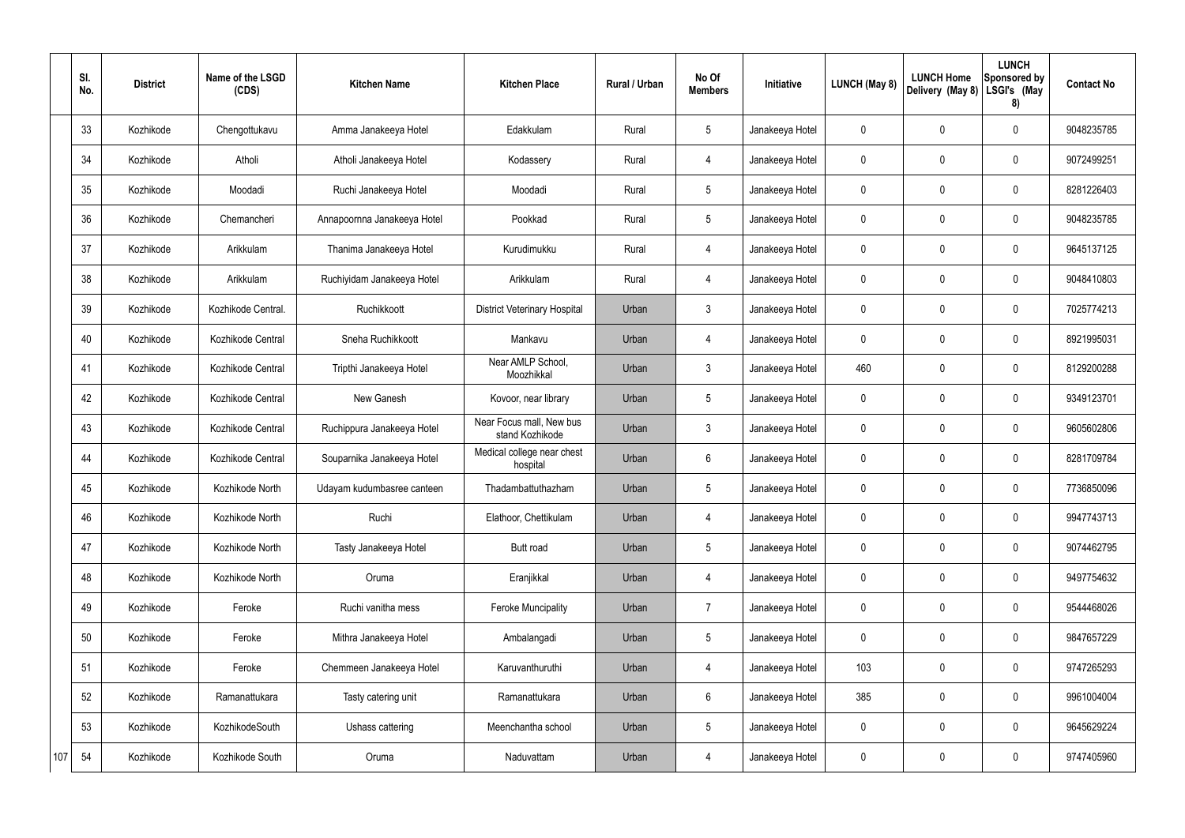| | Sl. No. | District | Name of the LSGD (CDS) | Kitchen Name | Kitchen Place | Rural / Urban | No Of Members | Initiative | LUNCH (May 8) | LUNCH Home Delivery (May 8) | LUNCH Sponsored by LSGI's (May 8) | Contact No |
|---|---|---|---|---|---|---|---|---|---|---|---|---|
| | 33 | Kozhikode | Chengottukavu | Amma Janakeeya Hotel | Edakkulam | Rural | 5 | Janakeeya Hotel | 0 | 0 | 0 | 9048235785 |
| | 34 | Kozhikode | Atholi | Atholi Janakeeya Hotel | Kodassery | Rural | 4 | Janakeeya Hotel | 0 | 0 | 0 | 9072499251 |
| | 35 | Kozhikode | Moodadi | Ruchi Janakeeya Hotel | Moodadi | Rural | 5 | Janakeeya Hotel | 0 | 0 | 0 | 8281226403 |
| | 36 | Kozhikode | Chemancheri | Annapoornna Janakeeya Hotel | Pookkad | Rural | 5 | Janakeeya Hotel | 0 | 0 | 0 | 9048235785 |
| | 37 | Kozhikode | Arikkulam | Thanima Janakeeya Hotel | Kurudimukku | Rural | 4 | Janakeeya Hotel | 0 | 0 | 0 | 9645137125 |
| | 38 | Kozhikode | Arikkulam | Ruchiyidam Janakeeya Hotel | Arikkulam | Rural | 4 | Janakeeya Hotel | 0 | 0 | 0 | 9048410803 |
| | 39 | Kozhikode | Kozhikode Central. | Ruchikkoott | District Veterinary Hospital | Urban | 3 | Janakeeya Hotel | 0 | 0 | 0 | 7025774213 |
| | 40 | Kozhikode | Kozhikode Central | Sneha Ruchikkoott | Mankavu | Urban | 4 | Janakeeya Hotel | 0 | 0 | 0 | 8921995031 |
| | 41 | Kozhikode | Kozhikode Central | Tripthi Janakeeya Hotel | Near AMLP School, Moozhikkal | Urban | 3 | Janakeeya Hotel | 460 | 0 | 0 | 8129200288 |
| | 42 | Kozhikode | Kozhikode Central | New Ganesh | Kovoor, near library | Urban | 5 | Janakeeya Hotel | 0 | 0 | 0 | 9349123701 |
| | 43 | Kozhikode | Kozhikode Central | Ruchippura Janakeeya Hotel | Near Focus mall, New bus stand Kozhikode | Urban | 3 | Janakeeya Hotel | 0 | 0 | 0 | 9605602806 |
| | 44 | Kozhikode | Kozhikode Central | Souparnika Janakeeya Hotel | Medical college near chest hospital | Urban | 6 | Janakeeya Hotel | 0 | 0 | 0 | 8281709784 |
| | 45 | Kozhikode | Kozhikode North | Udayam kudumbasree canteen | Thadambattuthazham | Urban | 5 | Janakeeya Hotel | 0 | 0 | 0 | 7736850096 |
| | 46 | Kozhikode | Kozhikode North | Ruchi | Elathoor, Chettikulam | Urban | 4 | Janakeeya Hotel | 0 | 0 | 0 | 9947743713 |
| | 47 | Kozhikode | Kozhikode North | Tasty Janakeeya Hotel | Butt road | Urban | 5 | Janakeeya Hotel | 0 | 0 | 0 | 9074462795 |
| | 48 | Kozhikode | Kozhikode North | Oruma | Eranjikkal | Urban | 4 | Janakeeya Hotel | 0 | 0 | 0 | 9497754632 |
| | 49 | Kozhikode | Feroke | Ruchi vanitha mess | Feroke Muncipality | Urban | 7 | Janakeeya Hotel | 0 | 0 | 0 | 9544468026 |
| | 50 | Kozhikode | Feroke | Mithra Janakeeya Hotel | Ambalangadi | Urban | 5 | Janakeeya Hotel | 0 | 0 | 0 | 9847657229 |
| | 51 | Kozhikode | Feroke | Chemmeen Janakeeya Hotel | Karuvanthuruthi | Urban | 4 | Janakeeya Hotel | 103 | 0 | 0 | 9747265293 |
| | 52 | Kozhikode | Ramanattukara | Tasty catering unit | Ramanattukara | Urban | 6 | Janakeeya Hotel | 385 | 0 | 0 | 9961004004 |
| | 53 | Kozhikode | KozhikodeSouth | Ushass cattering | Meenchantha school | Urban | 5 | Janakeeya Hotel | 0 | 0 | 0 | 9645629224 |
| 107 | 54 | Kozhikode | Kozhikode South | Oruma | Naduvattam | Urban | 4 | Janakeeya Hotel | 0 | 0 | 0 | 9747405960 |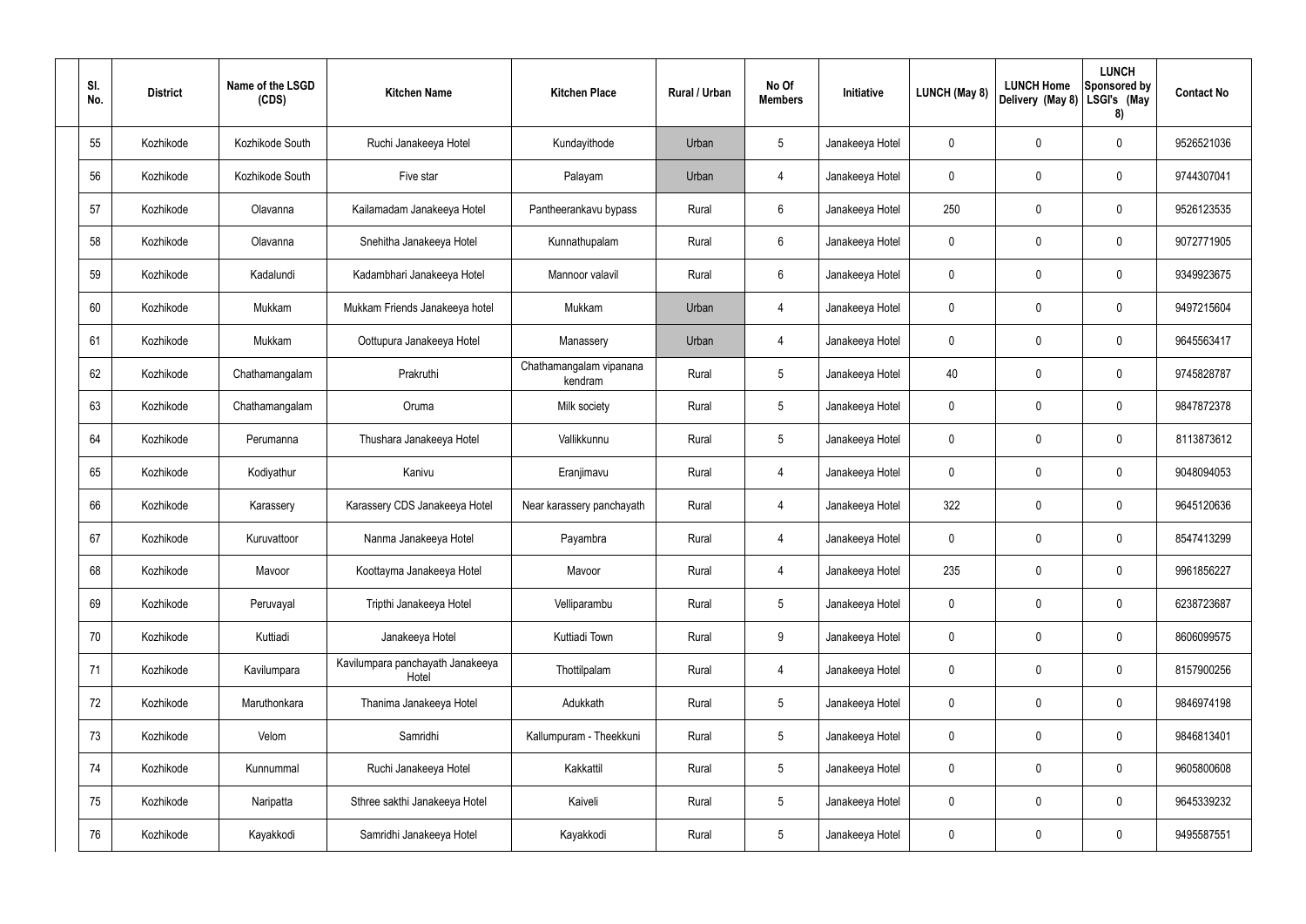| Sl. No. | District | Name of the LSGD (CDS) | Kitchen Name | Kitchen Place | Rural / Urban | No Of Members | Initiative | LUNCH (May 8) | LUNCH Home Delivery (May 8) | LUNCH Sponsored by LSGI's (May 8) | Contact No |
|---|---|---|---|---|---|---|---|---|---|---|---|
| 55 | Kozhikode | Kozhikode South | Ruchi Janakeeya Hotel | Kundayithode | Urban | 5 | Janakeeya Hotel | 0 | 0 | 0 | 9526521036 |
| 56 | Kozhikode | Kozhikode South | Five star | Palayam | Urban | 4 | Janakeeya Hotel | 0 | 0 | 0 | 9744307041 |
| 57 | Kozhikode | Olavanna | Kailamadam Janakeeya Hotel | Pantheerankavu bypass | Rural | 6 | Janakeeya Hotel | 250 | 0 | 0 | 9526123535 |
| 58 | Kozhikode | Olavanna | Snehitha Janakeeya Hotel | Kunnathupalam | Rural | 6 | Janakeeya Hotel | 0 | 0 | 0 | 9072771905 |
| 59 | Kozhikode | Kadalundi | Kadambhari Janakeeya Hotel | Mannoor valavil | Rural | 6 | Janakeeya Hotel | 0 | 0 | 0 | 9349923675 |
| 60 | Kozhikode | Mukkam | Mukkam Friends Janakeeya hotel | Mukkam | Urban | 4 | Janakeeya Hotel | 0 | 0 | 0 | 9497215604 |
| 61 | Kozhikode | Mukkam | Oottupura Janakeeya Hotel | Manassery | Urban | 4 | Janakeeya Hotel | 0 | 0 | 0 | 9645563417 |
| 62 | Kozhikode | Chathamangalam | Prakruthi | Chathamangalam vipanana kendram | Rural | 5 | Janakeeya Hotel | 40 | 0 | 0 | 9745828787 |
| 63 | Kozhikode | Chathamangalam | Oruma | Milk society | Rural | 5 | Janakeeya Hotel | 0 | 0 | 0 | 9847872378 |
| 64 | Kozhikode | Perumanna | Thushara Janakeeya Hotel | Vallikkunnu | Rural | 5 | Janakeeya Hotel | 0 | 0 | 0 | 8113873612 |
| 65 | Kozhikode | Kodiyathur | Kanivu | Eranjimavu | Rural | 4 | Janakeeya Hotel | 0 | 0 | 0 | 9048094053 |
| 66 | Kozhikode | Karassery | Karassery CDS Janakeeya Hotel | Near karassery panchayath | Rural | 4 | Janakeeya Hotel | 322 | 0 | 0 | 9645120636 |
| 67 | Kozhikode | Kuruvattoor | Nanma Janakeeya Hotel | Payambra | Rural | 4 | Janakeeya Hotel | 0 | 0 | 0 | 8547413299 |
| 68 | Kozhikode | Mavoor | Koottayma Janakeeya Hotel | Mavoor | Rural | 4 | Janakeeya Hotel | 235 | 0 | 0 | 9961856227 |
| 69 | Kozhikode | Peruvayal | Tripthi Janakeeya Hotel | Velliparambu | Rural | 5 | Janakeeya Hotel | 0 | 0 | 0 | 6238723687 |
| 70 | Kozhikode | Kuttiadi | Janakeeya Hotel | Kuttiadi Town | Rural | 9 | Janakeeya Hotel | 0 | 0 | 0 | 8606099575 |
| 71 | Kozhikode | Kavilumpara | Kavilumpara panchayath Janakeeya Hotel | Thottilpalam | Rural | 4 | Janakeeya Hotel | 0 | 0 | 0 | 8157900256 |
| 72 | Kozhikode | Maruthonkara | Thanima Janakeeya Hotel | Adukkath | Rural | 5 | Janakeeya Hotel | 0 | 0 | 0 | 9846974198 |
| 73 | Kozhikode | Velom | Samridhi | Kallumpuram - Theekkuni | Rural | 5 | Janakeeya Hotel | 0 | 0 | 0 | 9846813401 |
| 74 | Kozhikode | Kunnummal | Ruchi Janakeeya Hotel | Kakkattil | Rural | 5 | Janakeeya Hotel | 0 | 0 | 0 | 9605800608 |
| 75 | Kozhikode | Naripatta | Sthree sakthi Janakeeya Hotel | Kaiveli | Rural | 5 | Janakeeya Hotel | 0 | 0 | 0 | 9645339232 |
| 76 | Kozhikode | Kayakkodi | Samridhi Janakeeya Hotel | Kayakkodi | Rural | 5 | Janakeeya Hotel | 0 | 0 | 0 | 9495587551 |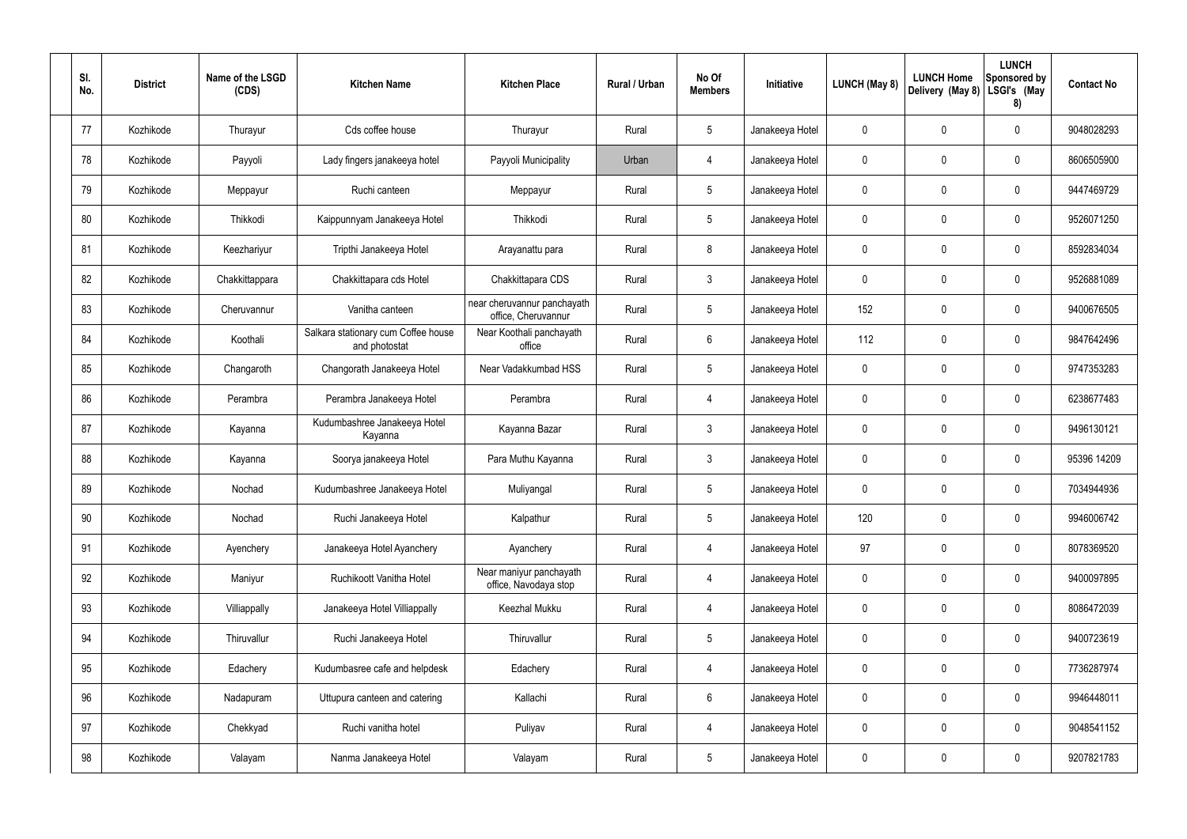| Sl. No. | District | Name of the LSGD (CDS) | Kitchen Name | Kitchen Place | Rural / Urban | No Of Members | Initiative | LUNCH (May 8) | LUNCH Home Delivery (May 8) | LUNCH Sponsored by LSGI's (May 8) | Contact No |
|---|---|---|---|---|---|---|---|---|---|---|---|
| 77 | Kozhikode | Thurayur | Cds coffee house | Thurayur | Rural | 5 | Janakeeya Hotel | 0 | 0 | 0 | 9048028293 |
| 78 | Kozhikode | Payyoli | Lady fingers janakeeya hotel | Payyoli Municipality | Urban | 4 | Janakeeya Hotel | 0 | 0 | 0 | 8606505900 |
| 79 | Kozhikode | Meppayur | Ruchi canteen | Meppayur | Rural | 5 | Janakeeya Hotel | 0 | 0 | 0 | 9447469729 |
| 80 | Kozhikode | Thikkodi | Kaippunnyam Janakeeya Hotel | Thikkodi | Rural | 5 | Janakeeya Hotel | 0 | 0 | 0 | 9526071250 |
| 81 | Kozhikode | Keezhariyur | Tripthi Janakeeya Hotel | Arayanattu para | Rural | 8 | Janakeeya Hotel | 0 | 0 | 0 | 8592834034 |
| 82 | Kozhikode | Chakkittappara | Chakkittapara cds Hotel | Chakkittapara CDS | Rural | 3 | Janakeeya Hotel | 0 | 0 | 0 | 9526881089 |
| 83 | Kozhikode | Cheruvannur | Vanitha canteen | near cheruvannur panchayath office, Cheruvannur | Rural | 5 | Janakeeya Hotel | 152 | 0 | 0 | 9400676505 |
| 84 | Kozhikode | Koothali | Salkara stationary cum Coffee house and photostat | Near Koothali panchayath office | Rural | 6 | Janakeeya Hotel | 112 | 0 | 0 | 9847642496 |
| 85 | Kozhikode | Changaroth | Changorath Janakeeya Hotel | Near Vadakkumbad HSS | Rural | 5 | Janakeeya Hotel | 0 | 0 | 0 | 9747353283 |
| 86 | Kozhikode | Perambra | Perambra Janakeeya Hotel | Perambra | Rural | 4 | Janakeeya Hotel | 0 | 0 | 0 | 6238677483 |
| 87 | Kozhikode | Kayanna | Kudumbashree Janakeeya Hotel Kayanna | Kayanna Bazar | Rural | 3 | Janakeeya Hotel | 0 | 0 | 0 | 9496130121 |
| 88 | Kozhikode | Kayanna | Soorya janakeeya Hotel | Para Muthu Kayanna | Rural | 3 | Janakeeya Hotel | 0 | 0 | 0 | 95396 14209 |
| 89 | Kozhikode | Nochad | Kudumbashree Janakeeya Hotel | Muliyangal | Rural | 5 | Janakeeya Hotel | 0 | 0 | 0 | 7034944936 |
| 90 | Kozhikode | Nochad | Ruchi Janakeeya Hotel | Kalpathur | Rural | 5 | Janakeeya Hotel | 120 | 0 | 0 | 9946006742 |
| 91 | Kozhikode | Ayenchery | Janakeeya Hotel Ayanchery | Ayanchery | Rural | 4 | Janakeeya Hotel | 97 | 0 | 0 | 8078369520 |
| 92 | Kozhikode | Maniyur | Ruchikoott Vanitha Hotel | Near maniyur panchayath office, Navodaya stop | Rural | 4 | Janakeeya Hotel | 0 | 0 | 0 | 9400097895 |
| 93 | Kozhikode | Villiappally | Janakeeya Hotel Villiappally | Keezhal Mukku | Rural | 4 | Janakeeya Hotel | 0 | 0 | 0 | 8086472039 |
| 94 | Kozhikode | Thiruvallur | Ruchi Janakeeya Hotel | Thiruvallur | Rural | 5 | Janakeeya Hotel | 0 | 0 | 0 | 9400723619 |
| 95 | Kozhikode | Edachery | Kudumbasree cafe and helpdesk | Edachery | Rural | 4 | Janakeeya Hotel | 0 | 0 | 0 | 7736287974 |
| 96 | Kozhikode | Nadapuram | Uttupura canteen and catering | Kallachi | Rural | 6 | Janakeeya Hotel | 0 | 0 | 0 | 9946448011 |
| 97 | Kozhikode | Chekkyad | Ruchi vanitha hotel | Puliyav | Rural | 4 | Janakeeya Hotel | 0 | 0 | 0 | 9048541152 |
| 98 | Kozhikode | Valayam | Nanma Janakeeya Hotel | Valayam | Rural | 5 | Janakeeya Hotel | 0 | 0 | 0 | 9207821783 |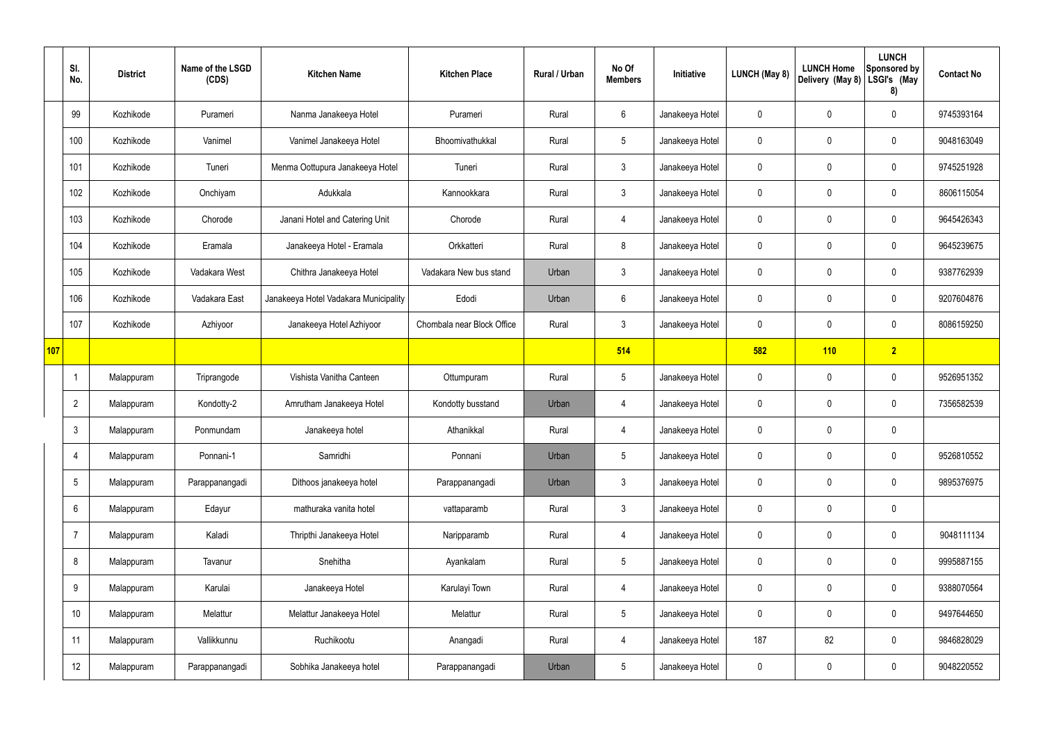| | Sl. No. | District | Name of the LSGD (CDS) | Kitchen Name | Kitchen Place | Rural / Urban | No Of Members | Initiative | LUNCH (May 8) | LUNCH Home Delivery (May 8) | LUNCH Sponsored by LSGI's (May 8) | Contact No |
|---|---|---|---|---|---|---|---|---|---|---|---|---|
| | 99 | Kozhikode | Purameri | Nanma Janakeeya Hotel | Purameri | Rural | 6 | Janakeeya Hotel | 0 | 0 | 0 | 9745393164 |
| | 100 | Kozhikode | Vanimel | Vanimel Janakeeya Hotel | Bhoomivathukkal | Rural | 5 | Janakeeya Hotel | 0 | 0 | 0 | 9048163049 |
| | 101 | Kozhikode | Tuneri | Menma Oottupura Janakeeya Hotel | Tuneri | Rural | 3 | Janakeeya Hotel | 0 | 0 | 0 | 9745251928 |
| | 102 | Kozhikode | Onchiyam | Adukkala | Kannookkara | Rural | 3 | Janakeeya Hotel | 0 | 0 | 0 | 8606115054 |
| | 103 | Kozhikode | Chorode | Janani Hotel and Catering Unit | Chorode | Rural | 4 | Janakeeya Hotel | 0 | 0 | 0 | 9645426343 |
| | 104 | Kozhikode | Eramala | Janakeeya Hotel - Eramala | Orkkatteri | Rural | 8 | Janakeeya Hotel | 0 | 0 | 0 | 9645239675 |
| | 105 | Kozhikode | Vadakara West | Chithra Janakeeya Hotel | Vadakara New bus stand | Urban | 3 | Janakeeya Hotel | 0 | 0 | 0 | 9387762939 |
| | 106 | Kozhikode | Vadakara East | Janakeeya Hotel Vadakara Municipality | Edodi | Urban | 6 | Janakeeya Hotel | 0 | 0 | 0 | 9207604876 |
| | 107 | Kozhikode | Azhiyoor | Janakeeya Hotel Azhiyoor | Chombala near Block Office | Rural | 3 | Janakeeya Hotel | 0 | 0 | 0 | 8086159250 |
| **107** | | | | | | | **514** | | **582** | **110** | **2** | |
| | 1 | Malappuram | Triprangode | Vishista Vanitha Canteen | Ottumpuram | Rural | 5 | Janakeeya Hotel | 0 | 0 | 0 | 9526951352 |
| | 2 | Malappuram | Kondotty-2 | Amrutham Janakeeya Hotel | Kondotty busstand | Urban | 4 | Janakeeya Hotel | 0 | 0 | 0 | 7356582539 |
| | 3 | Malappuram | Ponmundam | Janakeeya hotel | Athanikkal | Rural | 4 | Janakeeya Hotel | 0 | 0 | 0 | |
| | 4 | Malappuram | Ponnani-1 | Samridhi | Ponnani | Urban | 5 | Janakeeya Hotel | 0 | 0 | 0 | 9526810552 |
| | 5 | Malappuram | Parappanangadi | Dithoos janakeeya hotel | Parappanangadi | Urban | 3 | Janakeeya Hotel | 0 | 0 | 0 | 9895376975 |
| | 6 | Malappuram | Edayur | mathuraka vanita hotel | vattaparamb | Rural | 3 | Janakeeya Hotel | 0 | 0 | 0 | |
| | 7 | Malappuram | Kaladi | Thripthi Janakeeya Hotel | Naripparamb | Rural | 4 | Janakeeya Hotel | 0 | 0 | 0 | 9048111134 |
| | 8 | Malappuram | Tavanur | Snehitha | Ayankalam | Rural | 5 | Janakeeya Hotel | 0 | 0 | 0 | 9995887155 |
| | 9 | Malappuram | Karulai | Janakeeya Hotel | Karulayi Town | Rural | 4 | Janakeeya Hotel | 0 | 0 | 0 | 9388070564 |
| | 10 | Malappuram | Melattur | Melattur Janakeeya Hotel | Melattur | Rural | 5 | Janakeeya Hotel | 0 | 0 | 0 | 9497644650 |
| | 11 | Malappuram | Vallikkunnu | Ruchikootu | Anangadi | Rural | 4 | Janakeeya Hotel | 187 | 82 | 0 | 9846828029 |
| | 12 | Malappuram | Parappanangadi | Sobhika Janakeeya hotel | Parappanangadi | Urban | 5 | Janakeeya Hotel | 0 | 0 | 0 | 9048220552 |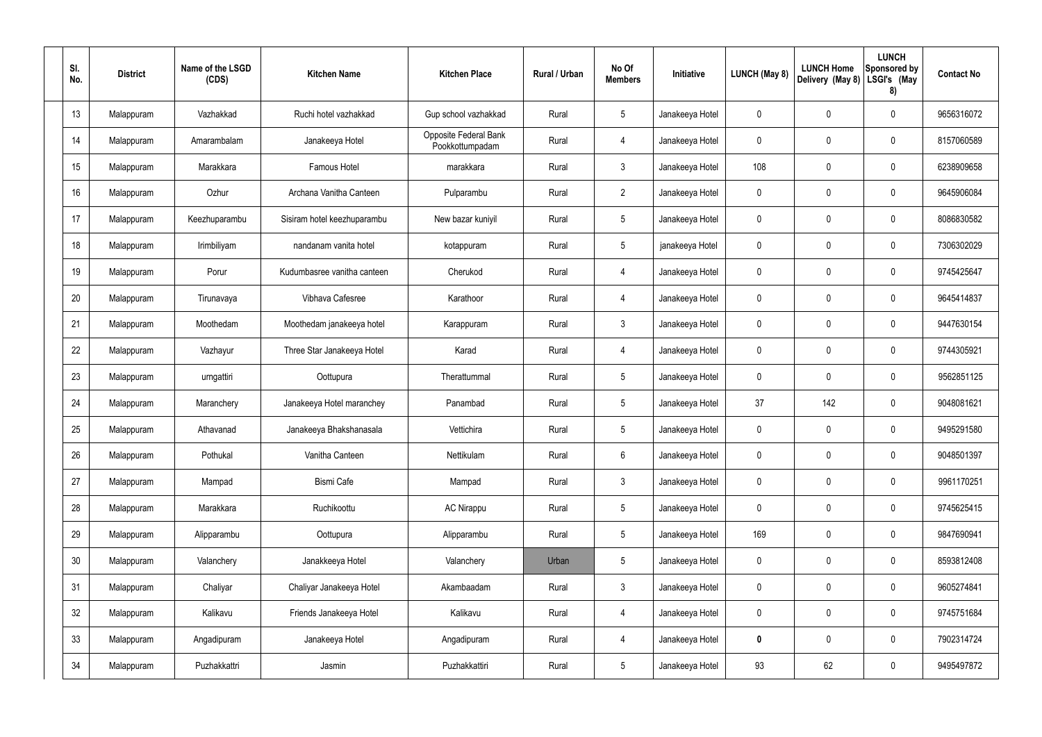| Sl. No. | District | Name of the LSGD (CDS) | Kitchen Name | Kitchen Place | Rural / Urban | No Of Members | Initiative | LUNCH (May 8) | LUNCH Home Delivery (May 8) | LUNCH Sponsored by LSGI's (May 8) | Contact No |
|---|---|---|---|---|---|---|---|---|---|---|---|
| 13 | Malappuram | Vazhakkad | Ruchi hotel vazhakkad | Gup school vazhakkad | Rural | 5 | Janakeeya Hotel | 0 | 0 | 0 | 9656316072 |
| 14 | Malappuram | Amarambalam | Janakeeya Hotel | Opposite Federal Bank Pookkottumpadam | Rural | 4 | Janakeeya Hotel | 0 | 0 | 0 | 8157060589 |
| 15 | Malappuram | Marakkara | Famous Hotel | marakkara | Rural | 3 | Janakeeya Hotel | 108 | 0 | 0 | 6238909658 |
| 16 | Malappuram | Ozhur | Archana Vanitha Canteen | Pulparambu | Rural | 2 | Janakeeya Hotel | 0 | 0 | 0 | 9645906084 |
| 17 | Malappuram | Keezhuparambu | Sisiram hotel keezhuparambu | New bazar kuniyil | Rural | 5 | Janakeeya Hotel | 0 | 0 | 0 | 8086830582 |
| 18 | Malappuram | Irimbiliyam | nandanam vanita hotel | kotappuram | Rural | 5 | janakeeya Hotel | 0 | 0 | 0 | 7306302029 |
| 19 | Malappuram | Porur | Kudumbasree vanitha canteen | Cherukod | Rural | 4 | Janakeeya Hotel | 0 | 0 | 0 | 9745425647 |
| 20 | Malappuram | Tirunavaya | Vibhava Cafesree | Karathoor | Rural | 4 | Janakeeya Hotel | 0 | 0 | 0 | 9645414837 |
| 21 | Malappuram | Moothedam | Moothedam janakeeya hotel | Karappuram | Rural | 3 | Janakeeya Hotel | 0 | 0 | 0 | 9447630154 |
| 22 | Malappuram | Vazhayur | Three Star Janakeeya Hotel | Karad | Rural | 4 | Janakeeya Hotel | 0 | 0 | 0 | 9744305921 |
| 23 | Malappuram | urngattiri | Oottupura | Therattummal | Rural | 5 | Janakeeya Hotel | 0 | 0 | 0 | 9562851125 |
| 24 | Malappuram | Maranchery | Janakeeya Hotel maranchey | Panambad | Rural | 5 | Janakeeya Hotel | 37 | 142 | 0 | 9048081621 |
| 25 | Malappuram | Athavanad | Janakeeya Bhakshanasala | Vettichira | Rural | 5 | Janakeeya Hotel | 0 | 0 | 0 | 9495291580 |
| 26 | Malappuram | Pothukal | Vanitha Canteen | Nettikulam | Rural | 6 | Janakeeya Hotel | 0 | 0 | 0 | 9048501397 |
| 27 | Malappuram | Mampad | Bismi Cafe | Mampad | Rural | 3 | Janakeeya Hotel | 0 | 0 | 0 | 9961170251 |
| 28 | Malappuram | Marakkara | Ruchikoottu | AC Nirappu | Rural | 5 | Janakeeya Hotel | 0 | 0 | 0 | 9745625415 |
| 29 | Malappuram | Alipparambu | Oottupura | Alipparambu | Rural | 5 | Janakeeya Hotel | 169 | 0 | 0 | 9847690941 |
| 30 | Malappuram | Valanchery | Janakkeeya Hotel | Valanchery | Urban | 5 | Janakeeya Hotel | 0 | 0 | 0 | 8593812408 |
| 31 | Malappuram | Chaliyar | Chaliyar Janakeeya Hotel | Akambaadam | Rural | 3 | Janakeeya Hotel | 0 | 0 | 0 | 9605274841 |
| 32 | Malappuram | Kalikavu | Friends Janakeeya Hotel | Kalikavu | Rural | 4 | Janakeeya Hotel | 0 | 0 | 0 | 9745751684 |
| 33 | Malappuram | Angadipuram | Janakeeya Hotel | Angadipuram | Rural | 4 | Janakeeya Hotel | **0** | 0 | 0 | 7902314724 |
| 34 | Malappuram | Puzhakkattri | Jasmin | Puzhakkattiri | Rural | 5 | Janakeeya Hotel | 93 | 62 | 0 | 9495497872 |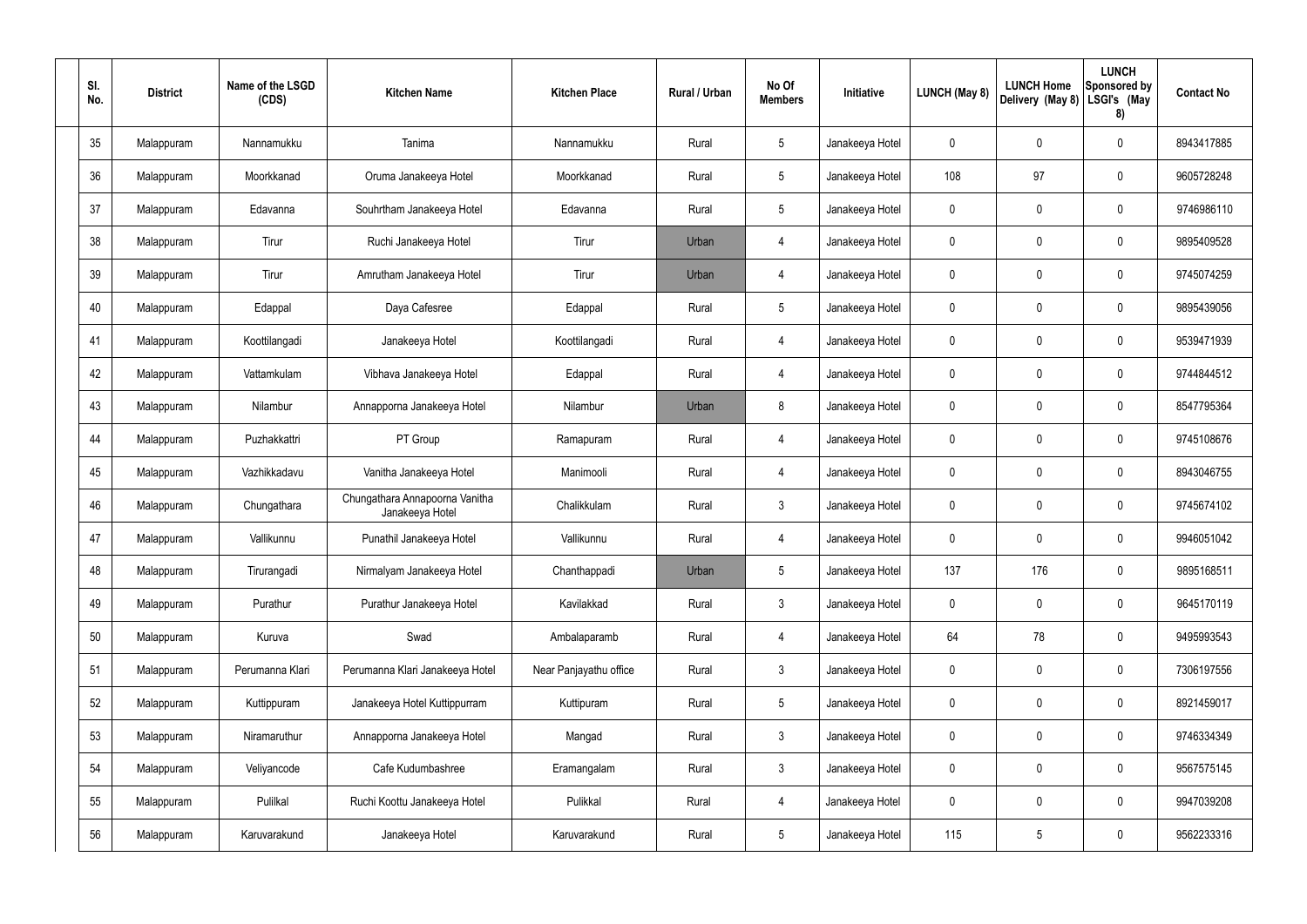| Sl. No. | District | Name of the LSGD (CDS) | Kitchen Name | Kitchen Place | Rural / Urban | No Of Members | Initiative | LUNCH (May 8) | LUNCH Home Delivery (May 8) | LUNCH Sponsored by LSGI's (May 8) | Contact No |
|---|---|---|---|---|---|---|---|---|---|---|---|
| 35 | Malappuram | Nannamukku | Tanima | Nannamukku | Rural | 5 | Janakeeya Hotel | 0 | 0 | 0 | 8943417885 |
| 36 | Malappuram | Moorkkanad | Oruma Janakeeya Hotel | Moorkkanad | Rural | 5 | Janakeeya Hotel | 108 | 97 | 0 | 9605728248 |
| 37 | Malappuram | Edavanna | Souhrtham Janakeeya Hotel | Edavanna | Rural | 5 | Janakeeya Hotel | 0 | 0 | 0 | 9746986110 |
| 38 | Malappuram | Tirur | Ruchi Janakeeya Hotel | Tirur | Urban | 4 | Janakeeya Hotel | 0 | 0 | 0 | 9895409528 |
| 39 | Malappuram | Tirur | Amrutham Janakeeya Hotel | Tirur | Urban | 4 | Janakeeya Hotel | 0 | 0 | 0 | 9745074259 |
| 40 | Malappuram | Edappal | Daya Cafesree | Edappal | Rural | 5 | Janakeeya Hotel | 0 | 0 | 0 | 9895439056 |
| 41 | Malappuram | Koottilangadi | Janakeeya Hotel | Koottilangadi | Rural | 4 | Janakeeya Hotel | 0 | 0 | 0 | 9539471939 |
| 42 | Malappuram | Vattamkulam | Vibhava Janakeeya Hotel | Edappal | Rural | 4 | Janakeeya Hotel | 0 | 0 | 0 | 9744844512 |
| 43 | Malappuram | Nilambur | Annapporna Janakeeya Hotel | Nilambur | Urban | 8 | Janakeeya Hotel | 0 | 0 | 0 | 8547795364 |
| 44 | Malappuram | Puzhakkattri | PT Group | Ramapuram | Rural | 4 | Janakeeya Hotel | 0 | 0 | 0 | 9745108676 |
| 45 | Malappuram | Vazhikkadavu | Vanitha Janakeeya Hotel | Manimooli | Rural | 4 | Janakeeya Hotel | 0 | 0 | 0 | 8943046755 |
| 46 | Malappuram | Chungathara | Chungathara Annapoorna Vanitha Janakeeya Hotel | Chalikkulam | Rural | 3 | Janakeeya Hotel | 0 | 0 | 0 | 9745674102 |
| 47 | Malappuram | Vallikunnu | Punathil Janakeeya Hotel | Vallikunnu | Rural | 4 | Janakeeya Hotel | 0 | 0 | 0 | 9946051042 |
| 48 | Malappuram | Tirurangadi | Nirmalyam Janakeeya Hotel | Chanthappadi | Urban | 5 | Janakeeya Hotel | 137 | 176 | 0 | 9895168511 |
| 49 | Malappuram | Purathur | Purathur Janakeeya Hotel | Kavilakkad | Rural | 3 | Janakeeya Hotel | 0 | 0 | 0 | 9645170119 |
| 50 | Malappuram | Kuruva | Swad | Ambalaparamb | Rural | 4 | Janakeeya Hotel | 64 | 78 | 0 | 9495993543 |
| 51 | Malappuram | Perumanna Klari | Perumanna Klari Janakeeya Hotel | Near Panjayathu office | Rural | 3 | Janakeeya Hotel | 0 | 0 | 0 | 7306197556 |
| 52 | Malappuram | Kuttippuram | Janakeeya Hotel Kuttippurram | Kuttipuram | Rural | 5 | Janakeeya Hotel | 0 | 0 | 0 | 8921459017 |
| 53 | Malappuram | Niramaruthur | Annapporna Janakeeya Hotel | Mangad | Rural | 3 | Janakeeya Hotel | 0 | 0 | 0 | 9746334349 |
| 54 | Malappuram | Veliyancode | Cafe Kudumbashree | Eramangalam | Rural | 3 | Janakeeya Hotel | 0 | 0 | 0 | 9567575145 |
| 55 | Malappuram | Pulilkal | Ruchi Koottu Janakeeya Hotel | Pulikkal | Rural | 4 | Janakeeya Hotel | 0 | 0 | 0 | 9947039208 |
| 56 | Malappuram | Karuvarakund | Janakeeya Hotel | Karuvarakund | Rural | 5 | Janakeeya Hotel | 115 | 5 | 0 | 9562233316 |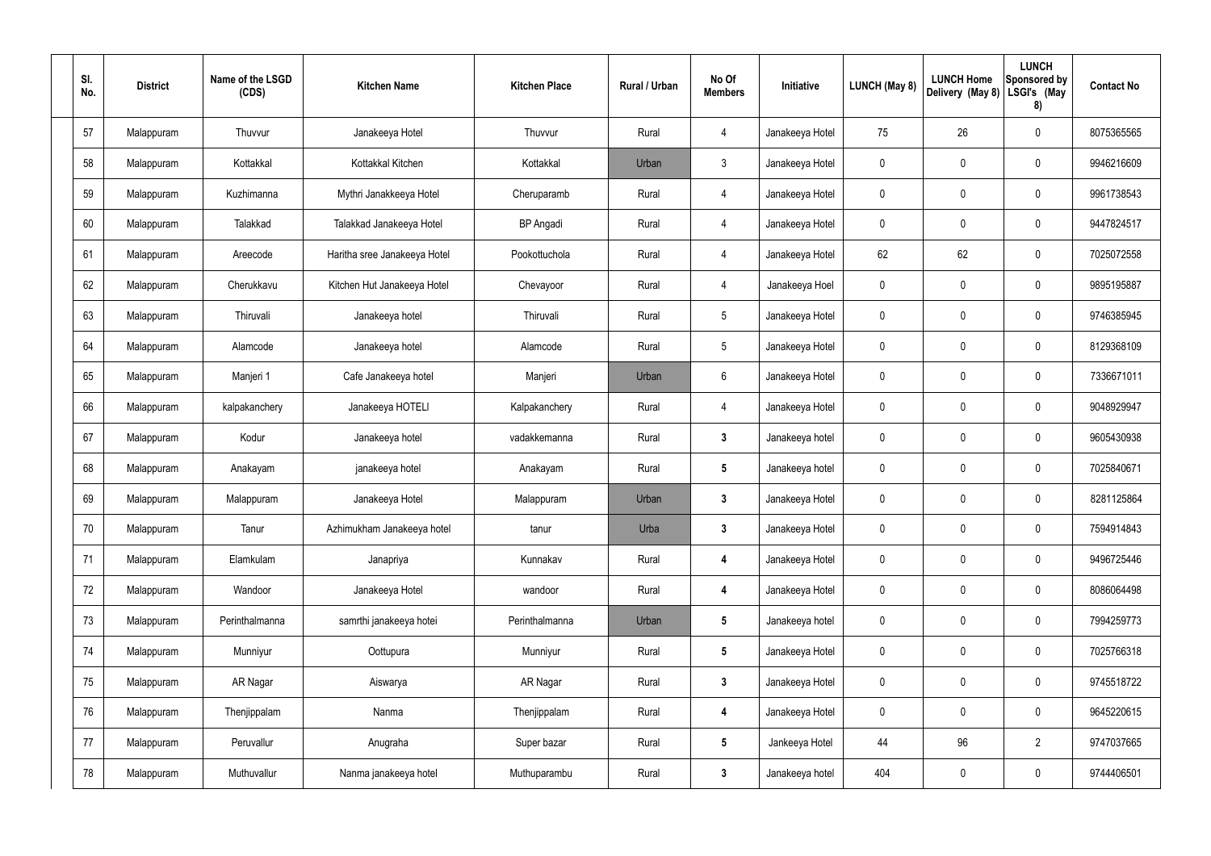| Sl. No. | District | Name of the LSGD (CDS) | Kitchen Name | Kitchen Place | Rural / Urban | No Of Members | Initiative | LUNCH (May 8) | LUNCH Home Delivery (May 8) | LUNCH Sponsored by LSGI's (May 8) | Contact No |
|---|---|---|---|---|---|---|---|---|---|---|---|
| 57 | Malappuram | Thuvvur | Janakeeya Hotel | Thuvvur | Rural | 4 | Janakeeya Hotel | 75 | 26 | 0 | 8075365565 |
| 58 | Malappuram | Kottakkal | Kottakkal Kitchen | Kottakkal | Urban | 3 | Janakeeya Hotel | 0 | 0 | 0 | 9946216609 |
| 59 | Malappuram | Kuzhimanna | Mythri Janakkeeya Hotel | Cheruparamb | Rural | 4 | Janakeeya Hotel | 0 | 0 | 0 | 9961738543 |
| 60 | Malappuram | Talakkad | Talakkad Janakeeya Hotel | BP Angadi | Rural | 4 | Janakeeya Hotel | 0 | 0 | 0 | 9447824517 |
| 61 | Malappuram | Areecode | Haritha sree Janakeeya Hotel | Pookottuchola | Rural | 4 | Janakeeya Hotel | 62 | 62 | 0 | 7025072558 |
| 62 | Malappuram | Cherukkavu | Kitchen Hut Janakeeya Hotel | Chevayoor | Rural | 4 | Janakeeya Hoel | 0 | 0 | 0 | 9895195887 |
| 63 | Malappuram | Thiruvali | Janakeeya hotel | Thiruvali | Rural | 5 | Janakeeya Hotel | 0 | 0 | 0 | 9746385945 |
| 64 | Malappuram | Alamcode | Janakeeya hotel | Alamcode | Rural | 5 | Janakeeya Hotel | 0 | 0 | 0 | 8129368109 |
| 65 | Malappuram | Manjeri 1 | Cafe Janakeeya hotel | Manjeri | Urban | 6 | Janakeeya Hotel | 0 | 0 | 0 | 7336671011 |
| 66 | Malappuram | kalpakanchery | Janakeeya HOTELI | Kalpakanchery | Rural | 4 | Janakeeya Hotel | 0 | 0 | 0 | 9048929947 |
| 67 | Malappuram | Kodur | Janakeeya hotel | vadakkemanna | Rural | **3** | Janakeeya hotel | 0 | 0 | 0 | 9605430938 |
| 68 | Malappuram | Anakayam | janakeeya hotel | Anakayam | Rural | **5** | Janakeeya hotel | 0 | 0 | 0 | 7025840671 |
| 69 | Malappuram | Malappuram | Janakeeya Hotel | Malappuram | Urban | **3** | Janakeeya Hotel | 0 | 0 | 0 | 8281125864 |
| 70 | Malappuram | Tanur | Azhimukham Janakeeya hotel | tanur | Urba | **3** | Janakeeya Hotel | 0 | 0 | 0 | 7594914843 |
| 71 | Malappuram | Elamkulam | Janapriya | Kunnakav | Rural | **4** | Janakeeya Hotel | 0 | 0 | 0 | 9496725446 |
| 72 | Malappuram | Wandoor | Janakeeya Hotel | wandoor | Rural | **4** | Janakeeya Hotel | 0 | 0 | 0 | 8086064498 |
| 73 | Malappuram | Perinthalmanna | samrthi janakeeya hotei | Perinthalmanna | Urban | **5** | Janakeeya hotel | 0 | 0 | 0 | 7994259773 |
| 74 | Malappuram | Munniyur | Oottupura | Munniyur | Rural | **5** | Janakeeya Hotel | 0 | 0 | 0 | 7025766318 |
| 75 | Malappuram | AR Nagar | Aiswarya | AR Nagar | Rural | **3** | Janakeeya Hotel | 0 | 0 | 0 | 9745518722 |
| 76 | Malappuram | Thenjippalam | Nanma | Thenjippalam | Rural | **4** | Janakeeya Hotel | 0 | 0 | 0 | 9645220615 |
| 77 | Malappuram | Peruvallur | Anugraha | Super bazar | Rural | **5** | Jankeeya Hotel | 44 | 96 | 2 | 9747037665 |
| 78 | Malappuram | Muthuvallur | Nanma janakeeya hotel | Muthuparambu | Rural | **3** | Janakeeya hotel | 404 | 0 | 0 | 9744406501 |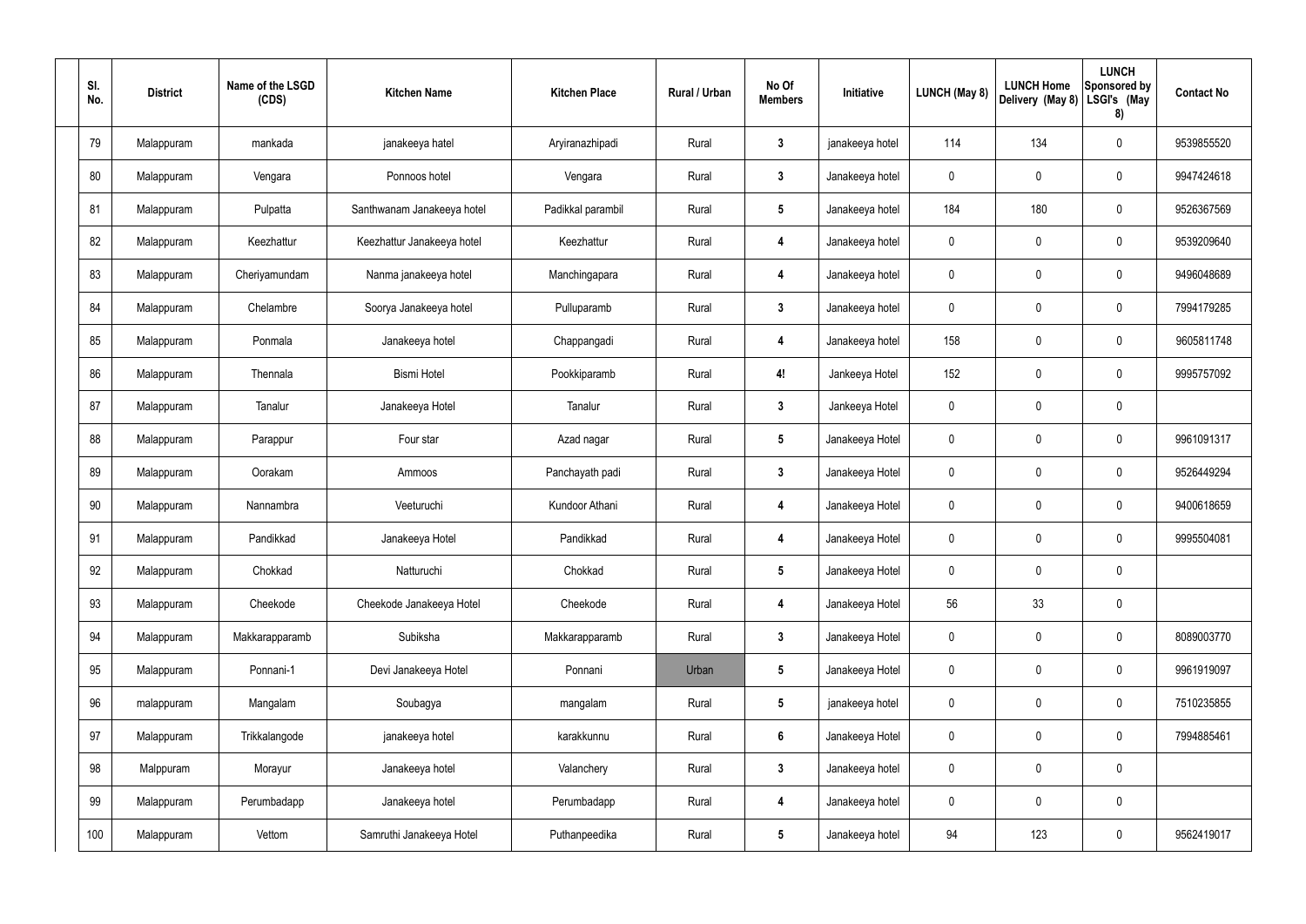| Sl. No. | District | Name of the LSGD (CDS) | Kitchen Name | Kitchen Place | Rural / Urban | No Of Members | Initiative | LUNCH (May 8) | LUNCH Home Delivery (May 8) | LUNCH Sponsored by LSGI's (May 8) | Contact No |
|---|---|---|---|---|---|---|---|---|---|---|---|
| 79 | Malappuram | mankada | janakeeya hatel | Aryiranazhipadi | Rural | 3 | janakeeya hotel | 114 | 134 | 0 | 9539855520 |
| 80 | Malappuram | Vengara | Ponnoos hotel | Vengara | Rural | 3 | Janakeeya hotel | 0 | 0 | 0 | 9947424618 |
| 81 | Malappuram | Pulpatta | Santhwanam Janakeeya hotel | Padikkal parambil | Rural | 5 | Janakeeya hotel | 184 | 180 | 0 | 9526367569 |
| 82 | Malappuram | Keezhattur | Keezhattur Janakeeya hotel | Keezhattur | Rural | 4 | Janakeeya hotel | 0 | 0 | 0 | 9539209640 |
| 83 | Malappuram | Cheriyamundam | Nanma janakeeya hotel | Manchingapara | Rural | 4 | Janakeeya hotel | 0 | 0 | 0 | 9496048689 |
| 84 | Malappuram | Chelambre | Soorya Janakeeya hotel | Pulluparamb | Rural | 3 | Janakeeya hotel | 0 | 0 | 0 | 7994179285 |
| 85 | Malappuram | Ponmala | Janakeeya hotel | Chappangadi | Rural | 4 | Janakeeya hotel | 158 | 0 | 0 | 9605811748 |
| 86 | Malappuram | Thennala | Bismi Hotel | Pookkiparamb | Rural | 4! | Jankeeya Hotel | 152 | 0 | 0 | 9995757092 |
| 87 | Malappuram | Tanalur | Janakeeya Hotel | Tanalur | Rural | 3 | Jankeeya Hotel | 0 | 0 | 0 | |
| 88 | Malappuram | Parappur | Four star | Azad nagar | Rural | 5 | Janakeeya Hotel | 0 | 0 | 0 | 9961091317 |
| 89 | Malappuram | Oorakam | Ammoos | Panchayath padi | Rural | 3 | Janakeeya Hotel | 0 | 0 | 0 | 9526449294 |
| 90 | Malappuram | Nannambra | Veeturuchi | Kundoor Athani | Rural | 4 | Janakeeya Hotel | 0 | 0 | 0 | 9400618659 |
| 91 | Malappuram | Pandikkad | Janakeeya Hotel | Pandikkad | Rural | 4 | Janakeeya Hotel | 0 | 0 | 0 | 9995504081 |
| 92 | Malappuram | Chokkad | Natturuchi | Chokkad | Rural | 5 | Janakeeya Hotel | 0 | 0 | 0 | |
| 93 | Malappuram | Cheekode | Cheekode Janakeeya Hotel | Cheekode | Rural | 4 | Janakeeya Hotel | 56 | 33 | 0 | |
| 94 | Malappuram | Makkarapparamb | Subiksha | Makkarapparamb | Rural | 3 | Janakeeya Hotel | 0 | 0 | 0 | 8089003770 |
| 95 | Malappuram | Ponnani-1 | Devi Janakeeya Hotel | Ponnani | Urban | 5 | Janakeeya Hotel | 0 | 0 | 0 | 9961919097 |
| 96 | malappuram | Mangalam | Soubagya | mangalam | Rural | 5 | janakeeya hotel | 0 | 0 | 0 | 7510235855 |
| 97 | Malappuram | Trikkalangode | janakeeya hotel | karakkunnu | Rural | 6 | Janakeeya Hotel | 0 | 0 | 0 | 7994885461 |
| 98 | Malppuram | Morayur | Janakeeya hotel | Valanchery | Rural | 3 | Janakeeya hotel | 0 | 0 | 0 | |
| 99 | Malappuram | Perumbadapp | Janakeeya hotel | Perumbadapp | Rural | 4 | Janakeeya hotel | 0 | 0 | 0 | |
| 100 | Malappuram | Vettom | Samruthi Janakeeya Hotel | Puthanpeedika | Rural | 5 | Janakeeya hotel | 94 | 123 | 0 | 9562419017 |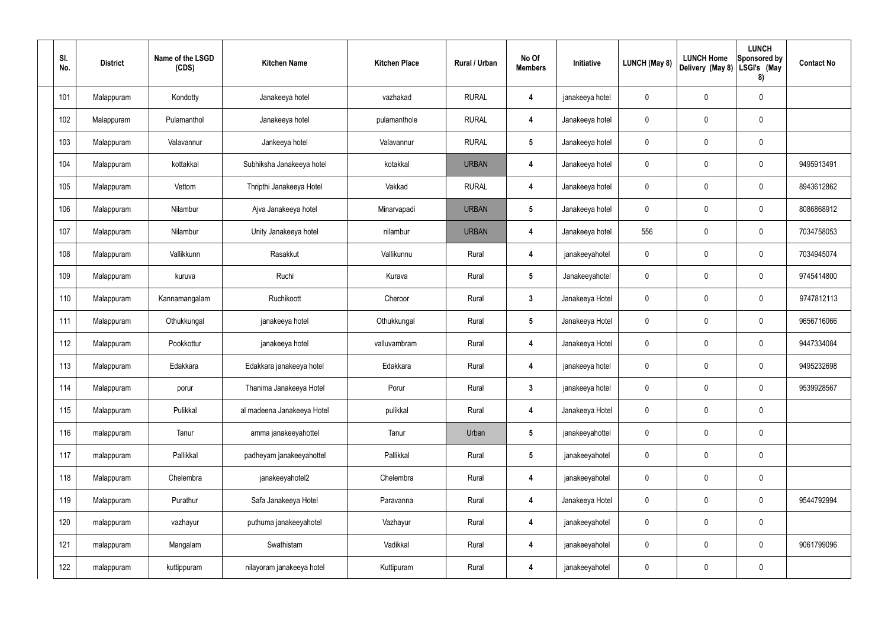| Sl. No. | District | Name of the LSGD (CDS) | Kitchen Name | Kitchen Place | Rural / Urban | No Of Members | Initiative | LUNCH (May 8) | LUNCH Home Delivery (May 8) | LUNCH Sponsored by LSGI's (May 8) | Contact No |
|---|---|---|---|---|---|---|---|---|---|---|---|
| 101 | Malappuram | Kondotty | Janakeeya hotel | vazhakad | RURAL | 4 | janakeeya hotel | 0 | 0 | 0 | |
| 102 | Malappuram | Pulamanthol | Janakeeya hotel | pulamanthole | RURAL | 4 | Janakeeya hotel | 0 | 0 | 0 | |
| 103 | Malappuram | Valavannur | Jankeeya hotel | Valavannur | RURAL | 5 | Janakeeya hotel | 0 | 0 | 0 | |
| 104 | Malappuram | kottakkal | Subhiksha Janakeeya hotel | kotakkal | URBAN | 4 | Janakeeya hotel | 0 | 0 | 0 | 9495913491 |
| 105 | Malappuram | Vettom | Thripthi Janakeeya Hotel | Vakkad | RURAL | 4 | Janakeeya hotel | 0 | 0 | 0 | 8943612862 |
| 106 | Malappuram | Nilambur | Ajva Janakeeya hotel | Minarvapadi | URBAN | 5 | Janakeeya hotel | 0 | 0 | 0 | 8086868912 |
| 107 | Malappuram | Nilambur | Unity Janakeeya hotel | nilambur | URBAN | 4 | Janakeeya hotel | 556 | 0 | 0 | 7034758053 |
| 108 | Malappuram | Vallikkunn | Rasakkut | Vallikunnu | Rural | 4 | janakeeyahotel | 0 | 0 | 0 | 7034945074 |
| 109 | Malappuram | kuruva | Ruchi | Kurava | Rural | 5 | Janakeeyahotel | 0 | 0 | 0 | 9745414800 |
| 110 | Malappuram | Kannamangalam | Ruchikoott | Cheroor | Rural | 3 | Janakeeya Hotel | 0 | 0 | 0 | 9747812113 |
| 111 | Malappuram | Othukkungal | janakeeya hotel | Othukkungal | Rural | 5 | Janakeeya Hotel | 0 | 0 | 0 | 9656716066 |
| 112 | Malappuram | Pookkottur | janakeeya hotel | valluvambram | Rural | 4 | Janakeeya Hotel | 0 | 0 | 0 | 9447334084 |
| 113 | Malappuram | Edakkara | Edakkara janakeeya hotel | Edakkara | Rural | 4 | janakeeya hotel | 0 | 0 | 0 | 9495232698 |
| 114 | Malappuram | porur | Thanima Janakeeya Hotel | Porur | Rural | 3 | janakeeya hotel | 0 | 0 | 0 | 9539928567 |
| 115 | Malappuram | Pulikkal | al madeena Janakeeya Hotel | pulikkal | Rural | 4 | Janakeeya Hotel | 0 | 0 | 0 | |
| 116 | malappuram | Tanur | amma janakeeyahottel | Tanur | Urban | 5 | janakeeyahottel | 0 | 0 | 0 | |
| 117 | malappuram | Pallikkal | padheyam janakeeyahottel | Pallikkal | Rural | 5 | janakeeyahotel | 0 | 0 | 0 | |
| 118 | Malappuram | Chelembra | janakeeyahotel2 | Chelembra | Rural | 4 | janakeeyahotel | 0 | 0 | 0 | |
| 119 | Malappuram | Purathur | Safa Janakeeya Hotel | Paravanna | Rural | 4 | Janakeeya Hotel | 0 | 0 | 0 | 9544792994 |
| 120 | malappuram | vazhayur | puthuma janakeeyahotel | Vazhayur | Rural | 4 | janakeeyahotel | 0 | 0 | 0 | |
| 121 | malappuram | Mangalam | Swathistam | Vadikkal | Rural | 4 | janakeeyahotel | 0 | 0 | 0 | 9061799096 |
| 122 | malappuram | kuttippuram | nilayoram janakeeya hotel | Kuttipuram | Rural | 4 | janakeeyahotel | 0 | 0 | 0 | |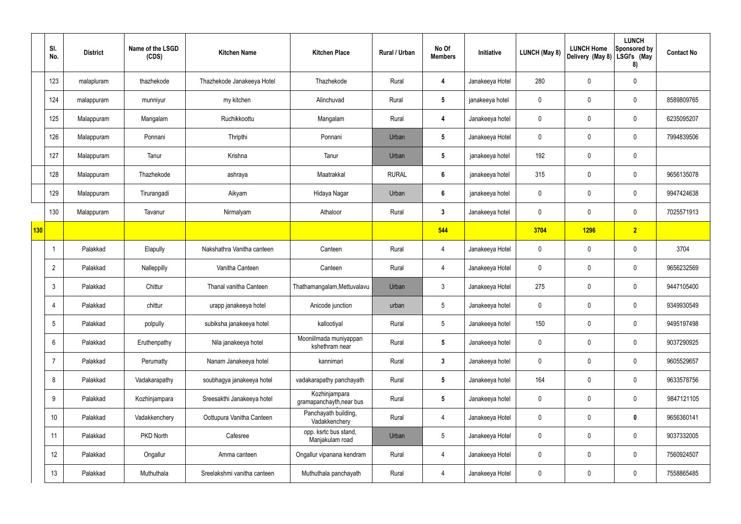|  | Sl. No. | District | Name of the LSGD (CDS) | Kitchen Name | Kitchen Place | Rural / Urban | No Of Members | Initiative | LUNCH (May 8) | LUNCH Home Delivery (May 8) | LUNCH Sponsored by LSGI's (May 8) | Contact No |
|---|---|---|---|---|---|---|---|---|---|---|---|---|
|  | 123 | malapluram | thazhekode | Thazhekode Janakeeya Hotel | Thazhekode | Rural | 4 | Janakeeya Hotel | 280 | 0 | 0 |  |
|  | 124 | malappuram | munniyur | my kitchen | Alinchuvad | Rural | 5 | janakeeya hotel | 0 | 0 | 0 | 8589809765 |
|  | 125 | Malappuram | Mangalam | Ruchikkoottu | Mangalam | Rural | 4 | Janakeeya hotel | 0 | 0 | 0 | 6235095207 |
|  | 126 | Malappuram | Ponnani | Thripthi | Ponnani | Urban | 5 | Janakeeya Hotel | 0 | 0 | 0 | 7994839506 |
|  | 127 | Malappuram | Tanur | Krishna | Tanur | Urban | 5 | janakeeya hotel | 192 | 0 | 0 |  |
|  | 128 | Malappuram | Thazhekode | ashraya | Maatrakkal | RURAL | 6 | janakeeya hotel | 315 | 0 | 0 | 9656135078 |
|  | 129 | Malappuram | Tirurangadi | Aikyam | Hidaya Nagar | Urban | 6 | janakeeya hotel | 0 | 0 | 0 | 9947424638 |
|  | 130 | Malappuram | Tavanur | Nirmalyam | Athaloor | Rural | 3 | Janakeeya hotel | 0 | 0 | 0 | 7025571913 |
| 130 |  |  |  |  |  |  | 544 |  | 3704 | 1296 | 2 |  |
|  | 1 | Palakkad | Elapully | Nakshathra Vanitha canteen | Canteen | Rural | 4 | Janakeeya Hotel | 0 | 0 | 0 | 3704 |
|  | 2 | Palakkad | Nalleppilly | Vanitha Canteen | Canteen | Rural | 4 | Janakeeya Hotel | 0 | 0 | 0 | 9656232569 |
|  | 3 | Palakkad | Chittur | Thanal vanitha Canteen | Thathamangalam,Mettuvalavu | Urban | 3 | Janakeeya Hotel | 275 | 0 | 0 | 9447105400 |
|  | 4 | Palakkad | chittur | urapp janakeeya hotel | Anicode junction | urban | 5 | Janakeeya hotel | 0 | 0 | 0 | 9349930549 |
|  | 5 | Palakkad | polpully | subiksha janakeeya hotel | kallootiyal | Rural | 5 | Janakeeya hotel | 150 | 0 | 0 | 9495197498 |
|  | 6 | Palakkad | Eruthenpathy | Nila janakeeya hotel | Mooniilmada muniyappan kshethram near | Rural | 5 | Janakeeya hotel | 0 | 0 | 0 | 9037290925 |
|  | 7 | Palakkad | Perumatty | Nanam Janakeeya hotel | kannimari | Rural | 3 | Janakeeya hotel | 0 | 0 | 0 | 9605529657 |
|  | 8 | Palakkad | Vadakarapathy | soubhagya janakeeya hotel | vadakarapathy panchayath | Rural | 5 | Janakeeya hotel | 164 | 0 | 0 | 9633578756 |
|  | 9 | Palakkad | Kozhinjampara | Sreesakthi Janakeeya hotel | Kozhinjampara gramapanchayth,near bus | Rural | 5 | Janakeeya hotel | 0 | 0 | 0 | 9847121105 |
|  | 10 | Palakkad | Vadakkenchery | Oottupura Vanitha Canteen | Panchayath building, Vadakkenchery | Rural | 4 | Janakeeya Hotel | 0 | 0 | 0 | 9656360141 |
|  | 11 | Palakkad | PKD North | Cafesree | opp. ksrtc bus stand, Manjakulam road | Urban | 5 | Janakeeya Hotel | 0 | 0 | 0 | 9037332005 |
|  | 12 | Palakkad | Ongallur | Amma canteen | Ongallur vipanana kendram | Rural | 4 | Janakeeya Hotel | 0 | 0 | 0 | 7560924507 |
|  | 13 | Palakkad | Muthuthala | Sreelakshmi vanitha canteen | Muthuthala panchayath | Rural | 4 | Janakeeya Hotel | 0 | 0 | 0 | 7558865485 |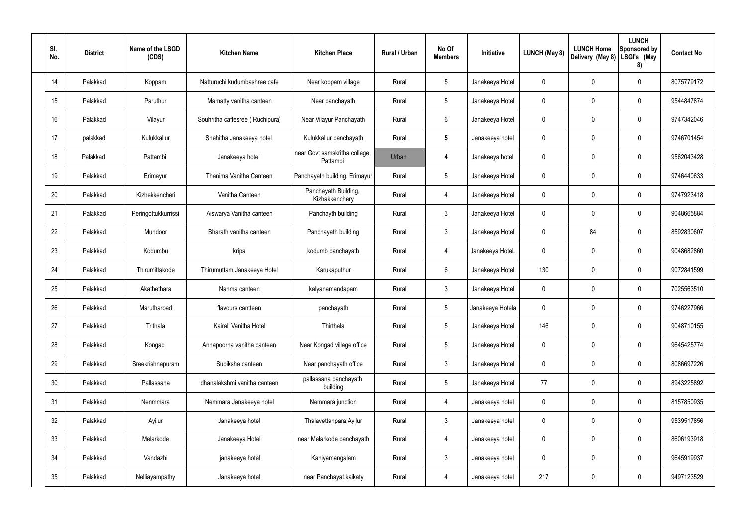| Sl. No. | District | Name of the LSGD (CDS) | Kitchen Name | Kitchen Place | Rural / Urban | No Of Members | Initiative | LUNCH (May 8) | LUNCH Home Delivery (May 8) | LUNCH Sponsored by LSGI's (May 8) | Contact No |
|---|---|---|---|---|---|---|---|---|---|---|---|
| 14 | Palakkad | Koppam | Natturuchi kudumbashree cafe | Near koppam village | Rural | 5 | Janakeeya Hotel | 0 | 0 | 0 | 8075779172 |
| 15 | Palakkad | Paruthur | Mamatty vanitha canteen | Near panchayath | Rural | 5 | Janakeeya Hotel | 0 | 0 | 0 | 9544847874 |
| 16 | Palakkad | Vilayur | Souhritha caffesree ( Ruchipura) | Near Vilayur Panchayath | Rural | 6 | Janakeeya Hotel | 0 | 0 | 0 | 9747342046 |
| 17 | palakkad | Kulukkallur | Snehitha Janakeeya hotel | Kulukkallur panchayath | Rural | 5 | Janakeeya hotel | 0 | 0 | 0 | 9746701454 |
| 18 | Palakkad | Pattambi | Janakeeya hotel | near Govt samskritha college, Pattambi | Urban | 4 | Janakeeya hotel | 0 | 0 | 0 | 9562043428 |
| 19 | Palakkad | Erimayur | Thanima Vanitha Canteen | Panchayath building, Erimayur | Rural | 5 | Janakeeya Hotel | 0 | 0 | 0 | 9746440633 |
| 20 | Palakkad | Kizhekkencheri | Vanitha Canteen | Panchayath Building, Kizhakkenchery | Rural | 4 | Janakeeya Hotel | 0 | 0 | 0 | 9747923418 |
| 21 | Palakkad | Peringottukkurrissi | Aiswarya Vanitha canteen | Panchayth building | Rural | 3 | Janakeeya Hotel | 0 | 0 | 0 | 9048665884 |
| 22 | Palakkad | Mundoor | Bharath vanitha canteen | Panchayath building | Rural | 3 | Janakeeya Hotel | 0 | 84 | 0 | 8592830607 |
| 23 | Palakkad | Kodumbu | kripa | kodumb panchayath | Rural | 4 | Janakeeya HoteL | 0 | 0 | 0 | 9048682860 |
| 24 | Palakkad | Thirumittakode | Thirumuttam Janakeeya Hotel | Karukaputhur | Rural | 6 | Janakeeya Hotel | 130 | 0 | 0 | 9072841599 |
| 25 | Palakkad | Akathethara | Nanma canteen | kalyanamandapam | Rural | 3 | Janakeeya Hotel | 0 | 0 | 0 | 7025563510 |
| 26 | Palakkad | Marutharoad | flavours cantteen | panchayath | Rural | 5 | Janakeeya Hotela | 0 | 0 | 0 | 9746227966 |
| 27 | Palakkad | Trithala | Kairali Vanitha Hotel | Thirthala | Rural | 5 | Janakeeya Hotel | 146 | 0 | 0 | 9048710155 |
| 28 | Palakkad | Kongad | Annapoorna vanitha canteen | Near Kongad village office | Rural | 5 | Janakeeya Hotel | 0 | 0 | 0 | 9645425774 |
| 29 | Palakkad | Sreekrishnapuram | Subiksha canteen | Near panchayath office | Rural | 3 | Janakeeya Hotel | 0 | 0 | 0 | 8086697226 |
| 30 | Palakkad | Pallassana | dhanalakshmi vanitha canteen | pallassana panchayath building | Rural | 5 | Janakeeya Hotel | 77 | 0 | 0 | 8943225892 |
| 31 | Palakkad | Nenmmara | Nemmara Janakeeya hotel | Nemmara junction | Rural | 4 | Janakeeya hotel | 0 | 0 | 0 | 8157850935 |
| 32 | Palakkad | Ayilur | Janakeeya hotel | Thalavettanpara,Ayilur | Rural | 3 | Janakeeya hotel | 0 | 0 | 0 | 9539517856 |
| 33 | Palakkad | Melarkode | Janakeeya Hotel | near Melarkode panchayath | Rural | 4 | Janakeeya hotel | 0 | 0 | 0 | 8606193918 |
| 34 | Palakkad | Vandazhi | janakeeya hotel | Kaniyamangalam | Rural | 3 | Janakeeya hotel | 0 | 0 | 0 | 9645919937 |
| 35 | Palakkad | Nelliayampathy | Janakeeya hotel | near Panchayat,kaikaty | Rural | 4 | Janakeeya hotel | 217 | 0 | 0 | 9497123529 |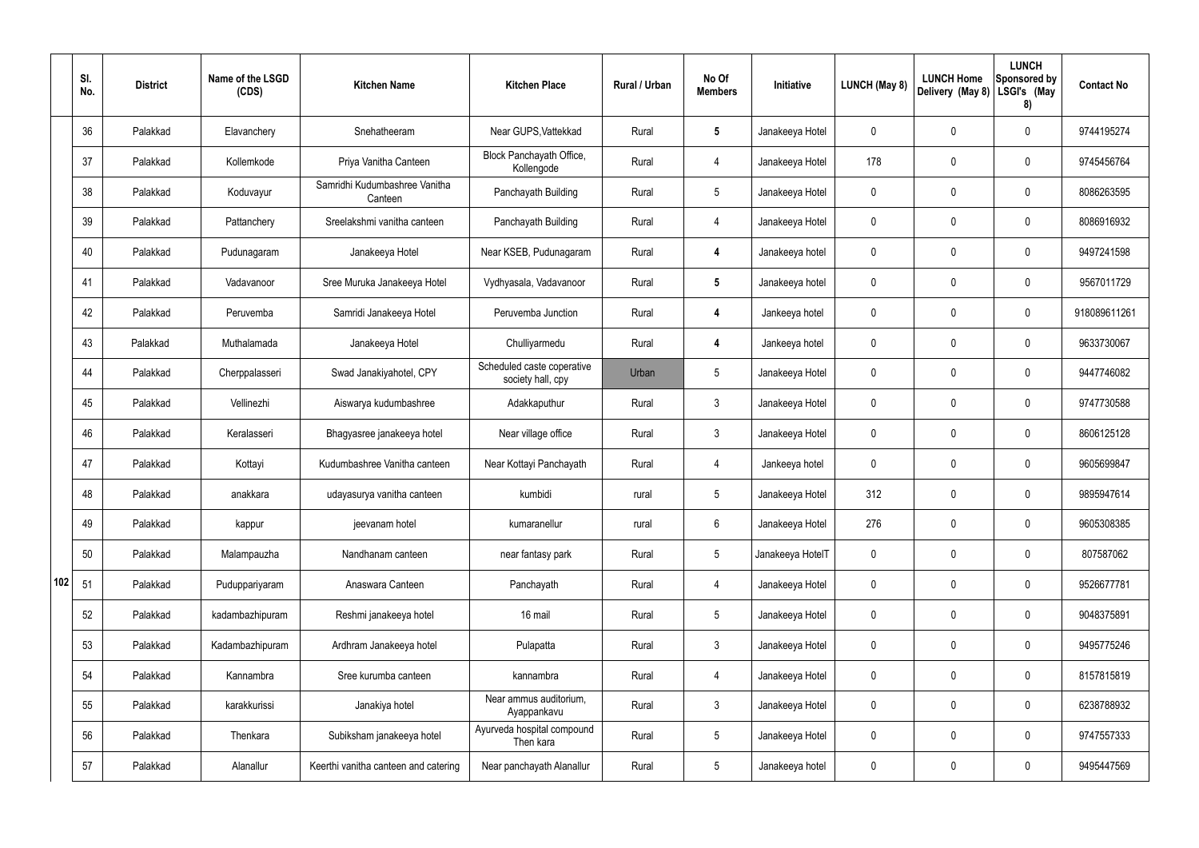| | Sl. No. | District | Name of the LSGD (CDS) | Kitchen Name | Kitchen Place | Rural / Urban | No Of Members | Initiative | LUNCH (May 8) | LUNCH Home Delivery (May 8) | LUNCH Sponsored by LSGI's (May 8) | Contact No |
|---|---|---|---|---|---|---|---|---|---|---|---|---|
| 102 | 36 | Palakkad | Elavanchery | Snehatheeram | Near GUPS,Vattekkad | Rural | 5 | Janakeeya Hotel | 0 | 0 | 0 | 9744195274 |
| | 37 | Palakkad | Kollemkode | Priya Vanitha Canteen | Block Panchayath Office, Kollengode | Rural | 4 | Janakeeya Hotel | 178 | 0 | 0 | 9745456764 |
| | 38 | Palakkad | Koduvayur | Samridhi Kudumbashree Vanitha Canteen | Panchayath Building | Rural | 5 | Janakeeya Hotel | 0 | 0 | 0 | 8086263595 |
| | 39 | Palakkad | Pattanchery | Sreelakshmi vanitha canteen | Panchayath Building | Rural | 4 | Janakeeya Hotel | 0 | 0 | 0 | 8086916932 |
| | 40 | Palakkad | Pudunagaram | Janakeeya Hotel | Near KSEB, Pudunagaram | Rural | 4 | Janakeeya hotel | 0 | 0 | 0 | 9497241598 |
| | 41 | Palakkad | Vadavanoor | Sree Muruka Janakeeya Hotel | Vydhyasala, Vadavanoor | Rural | 5 | Janakeeya hotel | 0 | 0 | 0 | 9567011729 |
| | 42 | Palakkad | Peruvemba | Samridi Janakeeya Hotel | Peruvemba Junction | Rural | 4 | Jankeeya hotel | 0 | 0 | 0 | 918089611261 |
| | 43 | Palakkad | Muthalamada | Janakeeya Hotel | Chulliyarmedu | Rural | 4 | Jankeeya hotel | 0 | 0 | 0 | 9633730067 |
| | 44 | Palakkad | Cherppalasseri | Swad Janakiyahotel, CPY | Scheduled caste coperative society hall, cpy | Urban | 5 | Janakeeya Hotel | 0 | 0 | 0 | 9447746082 |
| | 45 | Palakkad | Vellinezhi | Aiswarya kudumbashree | Adakkaputhur | Rural | 3 | Janakeeya Hotel | 0 | 0 | 0 | 9747730588 |
| | 46 | Palakkad | Keralasseri | Bhagyasree janakeeya hotel | Near village office | Rural | 3 | Janakeeya Hotel | 0 | 0 | 0 | 8606125128 |
| | 47 | Palakkad | Kottayi | Kudumbashree Vanitha canteen | Near Kottayi Panchayath | Rural | 4 | Jankeeya hotel | 0 | 0 | 0 | 9605699847 |
| | 48 | Palakkad | anakkara | udayasurya vanitha canteen | kumbidi | rural | 5 | Janakeeya Hotel | 312 | 0 | 0 | 9895947614 |
| | 49 | Palakkad | kappur | jeevanam hotel | kumaranellur | rural | 6 | Janakeeya Hotel | 276 | 0 | 0 | 9605308385 |
| | 50 | Palakkad | Malampauzha | Nandhanam canteen | near fantasy park | Rural | 5 | Janakeeya HotelT | 0 | 0 | 0 | 807587062 |
| | 51 | Palakkad | Puduppariyaram | Anaswara Canteen | Panchayath | Rural | 4 | Janakeeya Hotel | 0 | 0 | 0 | 9526677781 |
| | 52 | Palakkad | kadambazhipuram | Reshmi janakeeya hotel | 16 mail | Rural | 5 | Janakeeya Hotel | 0 | 0 | 0 | 9048375891 |
| | 53 | Palakkad | Kadambazhipuram | Ardhram Janakeeya hotel | Pulapatta | Rural | 3 | Janakeeya Hotel | 0 | 0 | 0 | 9495775246 |
| | 54 | Palakkad | Kannambra | Sree kurumba canteen | kannambra | Rural | 4 | Janakeeya Hotel | 0 | 0 | 0 | 8157815819 |
| | 55 | Palakkad | karakkurissi | Janakiya hotel | Near ammus auditorium, Ayappankavu | Rural | 3 | Janakeeya Hotel | 0 | 0 | 0 | 6238788932 |
| | 56 | Palakkad | Thenkara | Subiksham janakeeya hotel | Ayurveda hospital compound Then kara | Rural | 5 | Janakeeya Hotel | 0 | 0 | 0 | 9747557333 |
| | 57 | Palakkad | Alanallur | Keerthi vanitha canteen and catering | Near panchayath Alanallur | Rural | 5 | Janakeeya hotel | 0 | 0 | 0 | 9495447569 |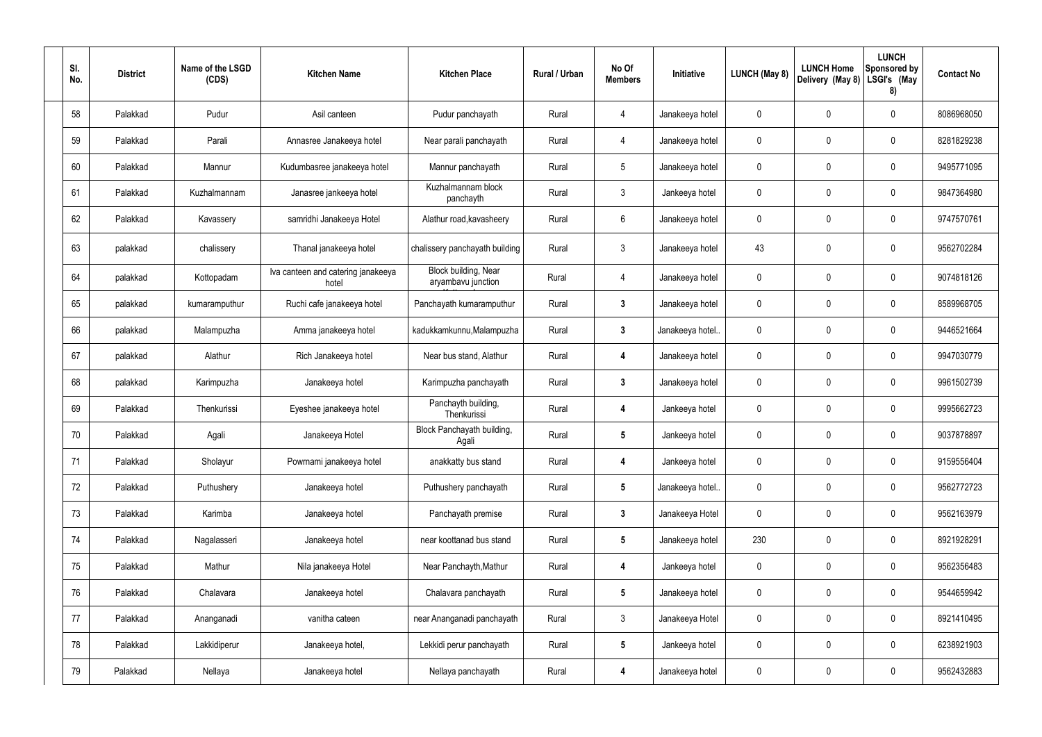| Sl. No. | District | Name of the LSGD (CDS) | Kitchen Name | Kitchen Place | Rural / Urban | No Of Members | Initiative | LUNCH (May 8) | LUNCH Home Delivery (May 8) | LUNCH Sponsored by LSGI's (May 8) | Contact No |
|---|---|---|---|---|---|---|---|---|---|---|---|
| 58 | Palakkad | Pudur | Asil canteen | Pudur panchayath | Rural | 4 | Janakeeya hotel | 0 | 0 | 0 | 8086968050 |
| 59 | Palakkad | Parali | Annasree Janakeeya hotel | Near parali panchayath | Rural | 4 | Janakeeya hotel | 0 | 0 | 0 | 8281829238 |
| 60 | Palakkad | Mannur | Kudumbasree janakeeya hotel | Mannur panchayath | Rural | 5 | Janakeeya hotel | 0 | 0 | 0 | 9495771095 |
| 61 | Palakkad | Kuzhalmannam | Janasree jankeeya hotel | Kuzhalmannam block panchayth | Rural | 3 | Jankeeya hotel | 0 | 0 | 0 | 9847364980 |
| 62 | Palakkad | Kavassery | samridhi Janakeeya Hotel | Alathur road,kavasheery | Rural | 6 | Janakeeya hotel | 0 | 0 | 0 | 9747570761 |
| 63 | palakkad | chalissery | Thanal janakeeya hotel | chalissery panchayath building | Rural | 3 | Janakeeya hotel | 43 | 0 | 0 | 9562702284 |
| 64 | palakkad | Kottopadam | Iva canteen and catering janakeeya hotel | Block building, Near aryambavu junction | Rural | 4 | Janakeeya hotel | 0 | 0 | 0 | 9074818126 |
| 65 | palakkad | kumaramputhur | Ruchi cafe janakeeya hotel | Panchayath kumaramputhur | Rural | 3 | Janakeeya hotel | 0 | 0 | 0 | 8589968705 |
| 66 | palakkad | Malampuzha | Amma janakeeya hotel | kadukkamkunnu,Malampuzha | Rural | 3 | Janakeeya hotel.. | 0 | 0 | 0 | 9446521664 |
| 67 | palakkad | Alathur | Rich Janakeeya hotel | Near bus stand, Alathur | Rural | 4 | Janakeeya hotel | 0 | 0 | 0 | 9947030779 |
| 68 | palakkad | Karimpuzha | Janakeeya hotel | Karimpuzha panchayath | Rural | 3 | Janakeeya hotel | 0 | 0 | 0 | 9961502739 |
| 69 | Palakkad | Thenkurissi | Eyeshee janakeeya hotel | Panchayth building, Thenkurissi | Rural | 4 | Jankeeya hotel | 0 | 0 | 0 | 9995662723 |
| 70 | Palakkad | Agali | Janakeeya Hotel | Block Panchayath building, Agali | Rural | 5 | Jankeeya hotel | 0 | 0 | 0 | 9037878897 |
| 71 | Palakkad | Sholayur | Powrnami janakeeya hotel | anakkatty bus stand | Rural | 4 | Jankeeya hotel | 0 | 0 | 0 | 9159556404 |
| 72 | Palakkad | Puthushery | Janakeeya hotel | Puthushery panchayath | Rural | 5 | Janakeeya hotel.. | 0 | 0 | 0 | 9562772723 |
| 73 | Palakkad | Karimba | Janakeeya hotel | Panchayath premise | Rural | 3 | Janakeeya Hotel | 0 | 0 | 0 | 9562163979 |
| 74 | Palakkad | Nagalasseri | Janakeeya hotel | near koottanad bus stand | Rural | 5 | Janakeeya hotel | 230 | 0 | 0 | 8921928291 |
| 75 | Palakkad | Mathur | Nila janakeeya Hotel | Near Panchayth,Mathur | Rural | 4 | Jankeeya hotel | 0 | 0 | 0 | 9562356483 |
| 76 | Palakkad | Chalavara | Janakeeya hotel | Chalavara panchayath | Rural | 5 | Janakeeya hotel | 0 | 0 | 0 | 9544659942 |
| 77 | Palakkad | Ananganadi | vanitha cateen | near Ananganadi panchayath | Rural | 3 | Janakeeya Hotel | 0 | 0 | 0 | 8921410495 |
| 78 | Palakkad | Lakkidiperur | Janakeeya hotel, | Lekkidi perur panchayath | Rural | 5 | Jankeeya hotel | 0 | 0 | 0 | 6238921903 |
| 79 | Palakkad | Nellaya | Janakeeya hotel | Nellaya panchayath | Rural | 4 | Janakeeya hotel | 0 | 0 | 0 | 9562432883 |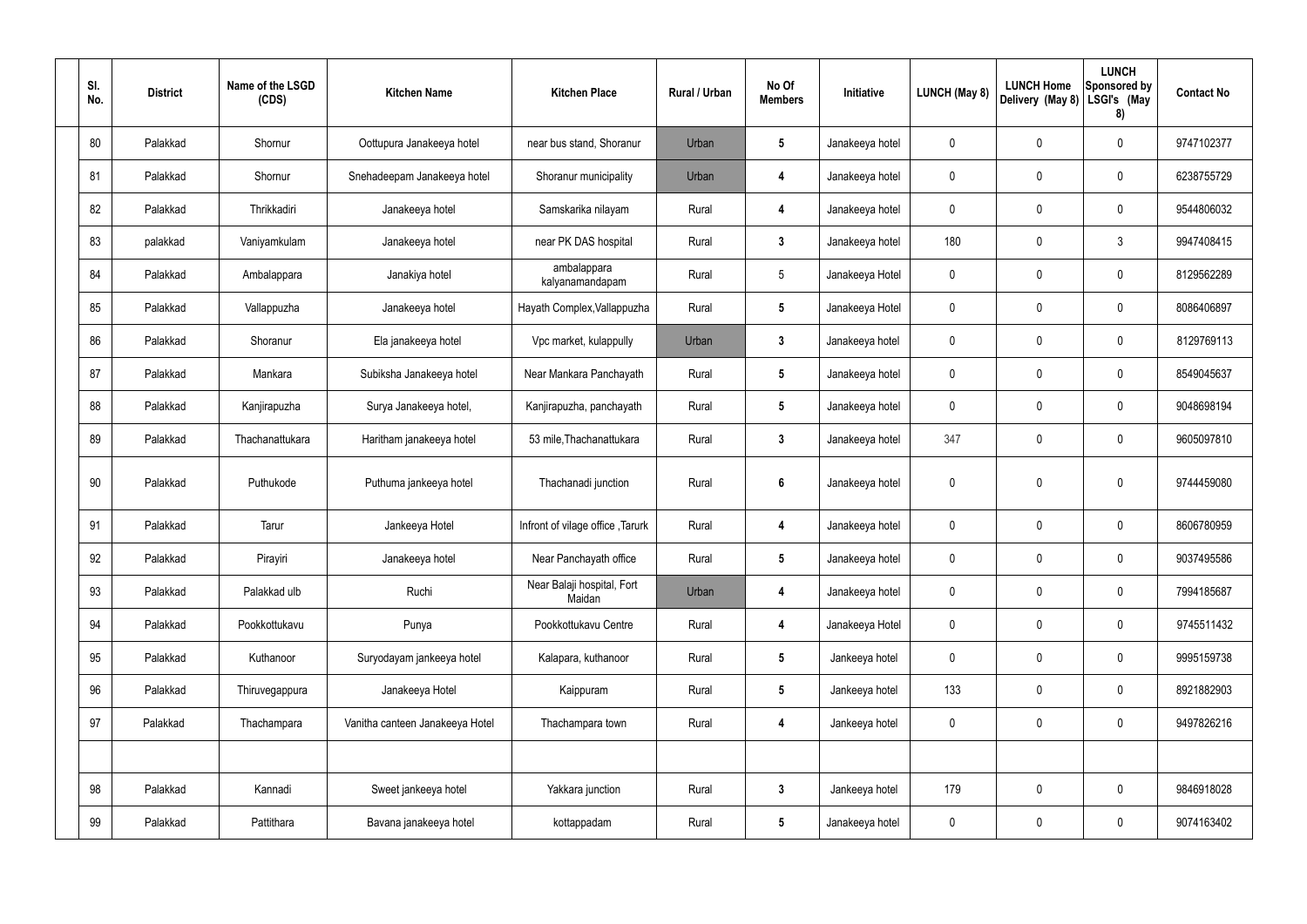| Sl. No. | District | Name of the LSGD (CDS) | Kitchen Name | Kitchen Place | Rural / Urban | No Of Members | Initiative | LUNCH (May 8) | LUNCH Home Delivery (May 8) | LUNCH Sponsored by LSGI's (May 8) | Contact No |
|---|---|---|---|---|---|---|---|---|---|---|---|
| 80 | Palakkad | Shornur | Oottupura Janakeeya hotel | near bus stand, Shoranur | Urban | 5 | Janakeeya hotel | 0 | 0 | 0 | 9747102377 |
| 81 | Palakkad | Shornur | Snehadeepam Janakeeya hotel | Shoranur municipality | Urban | 4 | Janakeeya hotel | 0 | 0 | 0 | 6238755729 |
| 82 | Palakkad | Thrikkadiri | Janakeeya hotel | Samskarika nilayam | Rural | 4 | Janakeeya hotel | 0 | 0 | 0 | 9544806032 |
| 83 | palakkad | Vaniyamkulam | Janakeeya hotel | near PK DAS hospital | Rural | 3 | Janakeeya hotel | 180 | 0 | 3 | 9947408415 |
| 84 | Palakkad | Ambalappara | Janakiya hotel | ambalappara kalyanamandapam | Rural | 5 | Janakeeya Hotel | 0 | 0 | 0 | 8129562289 |
| 85 | Palakkad | Vallappuzha | Janakeeya hotel | Hayath Complex,Vallappuzha | Rural | 5 | Janakeeya Hotel | 0 | 0 | 0 | 8086406897 |
| 86 | Palakkad | Shoranur | Ela janakeeya hotel | Vpc market, kulappully | Urban | 3 | Janakeeya hotel | 0 | 0 | 0 | 8129769113 |
| 87 | Palakkad | Mankara | Subiksha Janakeeya hotel | Near Mankara Panchayath | Rural | 5 | Janakeeya hotel | 0 | 0 | 0 | 8549045637 |
| 88 | Palakkad | Kanjirapuzha | Surya Janakeeya hotel, | Kanjirapuzha, panchayath | Rural | 5 | Janakeeya hotel | 0 | 0 | 0 | 9048698194 |
| 89 | Palakkad | Thachanattukara | Haritham janakeeya hotel | 53 mile,Thachanattukara | Rural | 3 | Janakeeya hotel | 347 | 0 | 0 | 9605097810 |
| 90 | Palakkad | Puthukode | Puthuma jankeeya hotel | Thachanadi junction | Rural | 6 | Janakeeya hotel | 0 | 0 | 0 | 9744459080 |
| 91 | Palakkad | Tarur | Jankeeya Hotel | Infront of vilage office ,Tarurk | Rural | 4 | Janakeeya hotel | 0 | 0 | 0 | 8606780959 |
| 92 | Palakkad | Pirayiri | Janakeeya hotel | Near Panchayath office | Rural | 5 | Janakeeya hotel | 0 | 0 | 0 | 9037495586 |
| 93 | Palakkad | Palakkad ulb | Ruchi | Near Balaji hospital, Fort Maidan | Urban | 4 | Janakeeya hotel | 0 | 0 | 0 | 7994185687 |
| 94 | Palakkad | Pookkottukavu | Punya | Pookkottukavu Centre | Rural | 4 | Janakeeya Hotel | 0 | 0 | 0 | 9745511432 |
| 95 | Palakkad | Kuthanoor | Suryodayam jankeeya hotel | Kalapara, kuthanoor | Rural | 5 | Jankeeya hotel | 0 | 0 | 0 | 9995159738 |
| 96 | Palakkad | Thiruvegappura | Janakeeya Hotel | Kaippuram | Rural | 5 | Jankeeya hotel | 133 | 0 | 0 | 8921882903 |
| 97 | Palakkad | Thachampara | Vanitha canteen Janakeeya Hotel | Thachampara town | Rural | 4 | Jankeeya hotel | 0 | 0 | 0 | 9497826216 |
| | | | | | | | | | | | |
| 98 | Palakkad | Kannadi | Sweet jankeeya hotel | Yakkara junction | Rural | 3 | Jankeeya hotel | 179 | 0 | 0 | 9846918028 |
| 99 | Palakkad | Pattithara | Bavana janakeeya hotel | kottappadam | Rural | 5 | Janakeeya hotel | 0 | 0 | 0 | 9074163402 |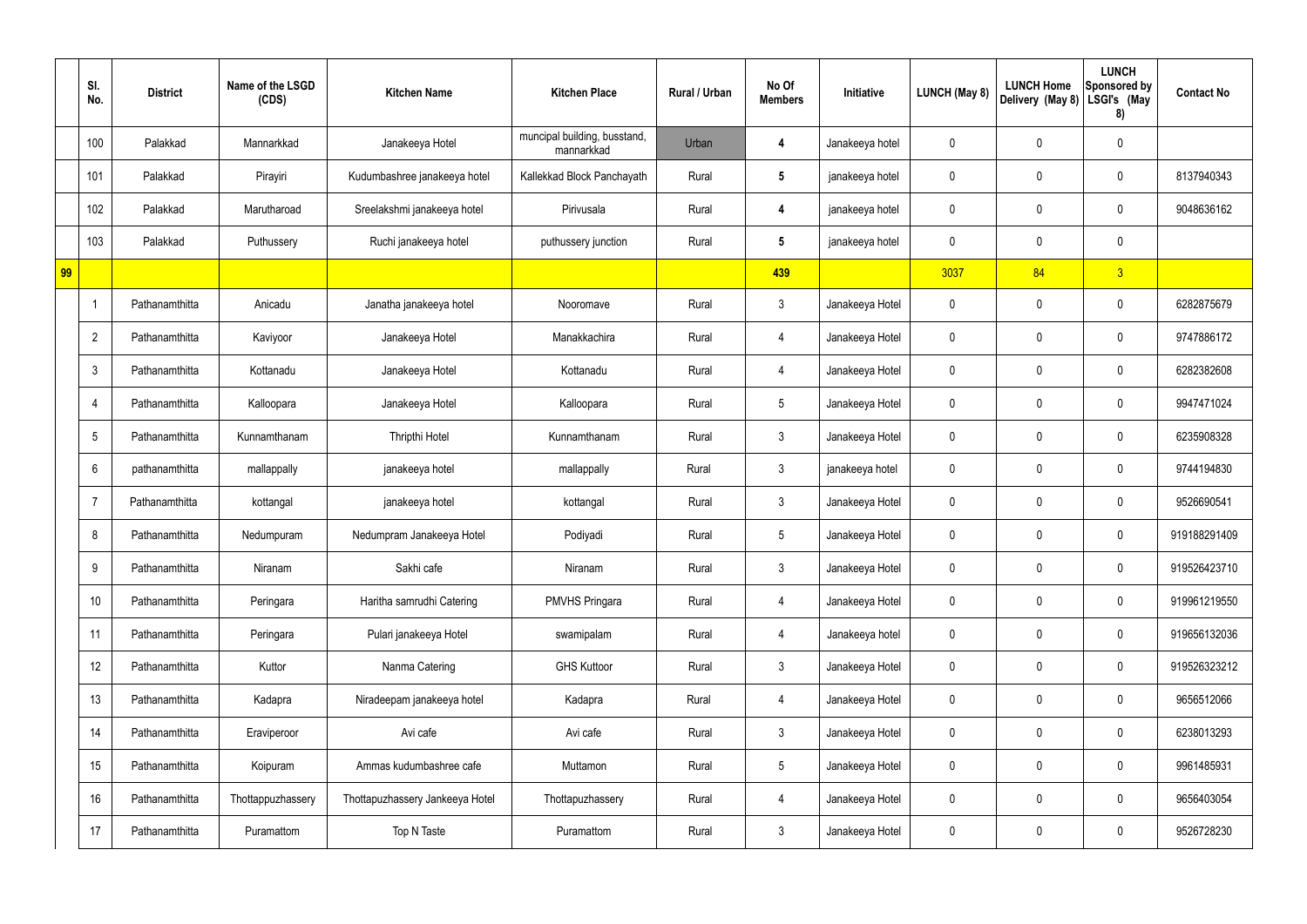| | Sl. No. | District | Name of the LSGD (CDS) | Kitchen Name | Kitchen Place | Rural / Urban | No Of Members | Initiative | LUNCH (May 8) | LUNCH Home Delivery (May 8) | LUNCH Sponsored by LSGI's (May 8) | Contact No |
|---|---|---|---|---|---|---|---|---|---|---|---|---|
| | 100 | Palakkad | Mannarkkad | Janakeeya Hotel | muncipal building, busstand, mannarkkad | Urban | 4 | Janakeeya hotel | 0 | 0 | 0 | |
| | 101 | Palakkad | Pirayiri | Kudumbashree janakeeya hotel | Kallekkad Block Panchayath | Rural | 5 | janakeeya hotel | 0 | 0 | 0 | 8137940343 |
| | 102 | Palakkad | Marutharoad | Sreelakshmi janakeeya hotel | Pirivusala | Rural | 4 | janakeeya hotel | 0 | 0 | 0 | 9048636162 |
| | 103 | Palakkad | Puthussery | Ruchi janakeeya hotel | puthussery junction | Rural | 5 | janakeeya hotel | 0 | 0 | 0 | |
| 99 | | | | | | | 439 | | 3037 | 84 | 3 | |
| | 1 | Pathanamthitta | Anicadu | Janatha janakeeya hotel | Nooromave | Rural | 3 | Janakeeya Hotel | 0 | 0 | 0 | 6282875679 |
| | 2 | Pathanamthitta | Kaviyoor | Janakeeya Hotel | Manakkachira | Rural | 4 | Janakeeya Hotel | 0 | 0 | 0 | 9747886172 |
| | 3 | Pathanamthitta | Kottanadu | Janakeeya Hotel | Kottanadu | Rural | 4 | Janakeeya Hotel | 0 | 0 | 0 | 6282382608 |
| | 4 | Pathanamthitta | Kalloopara | Janakeeya Hotel | Kalloopara | Rural | 5 | Janakeeya Hotel | 0 | 0 | 0 | 9947471024 |
| | 5 | Pathanamthitta | Kunnamthanam | Thripthi Hotel | Kunnamthanam | Rural | 3 | Janakeeya Hotel | 0 | 0 | 0 | 6235908328 |
| | 6 | pathanamthitta | mallappally | janakeeya hotel | mallappally | Rural | 3 | janakeeya hotel | 0 | 0 | 0 | 9744194830 |
| | 7 | Pathanamthitta | kottangal | janakeeya hotel | kottangal | Rural | 3 | Janakeeya Hotel | 0 | 0 | 0 | 9526690541 |
| | 8 | Pathanamthitta | Nedumpuram | Nedumpram Janakeeya Hotel | Podiyadi | Rural | 5 | Janakeeya Hotel | 0 | 0 | 0 | 919188291409 |
| | 9 | Pathanamthitta | Niranam | Sakhi cafe | Niranam | Rural | 3 | Janakeeya Hotel | 0 | 0 | 0 | 919526423710 |
| | 10 | Pathanamthitta | Peringara | Haritha samrudhi Catering | PMVHS Pringara | Rural | 4 | Janakeeya Hotel | 0 | 0 | 0 | 919961219550 |
| | 11 | Pathanamthitta | Peringara | Pulari janakeeya Hotel | swamipalam | Rural | 4 | Janakeeya hotel | 0 | 0 | 0 | 919656132036 |
| | 12 | Pathanamthitta | Kuttor | Nanma Catering | GHS Kuttoor | Rural | 3 | Janakeeya Hotel | 0 | 0 | 0 | 919526323212 |
| | 13 | Pathanamthitta | Kadapra | Niradeepam janakeeya hotel | Kadapra | Rural | 4 | Janakeeya Hotel | 0 | 0 | 0 | 9656512066 |
| | 14 | Pathanamthitta | Eraviperoor | Avi cafe | Avi cafe | Rural | 3 | Janakeeya Hotel | 0 | 0 | 0 | 6238013293 |
| | 15 | Pathanamthitta | Koipuram | Ammas kudumbashree cafe | Muttamon | Rural | 5 | Janakeeya Hotel | 0 | 0 | 0 | 9961485931 |
| | 16 | Pathanamthitta | Thottappuzhassery | Thottapuzhassery Jankeeya Hotel | Thottapuzhassery | Rural | 4 | Janakeeya Hotel | 0 | 0 | 0 | 9656403054 |
| | 17 | Pathanamthitta | Puramattom | Top N Taste | Puramattom | Rural | 3 | Janakeeya Hotel | 0 | 0 | 0 | 9526728230 |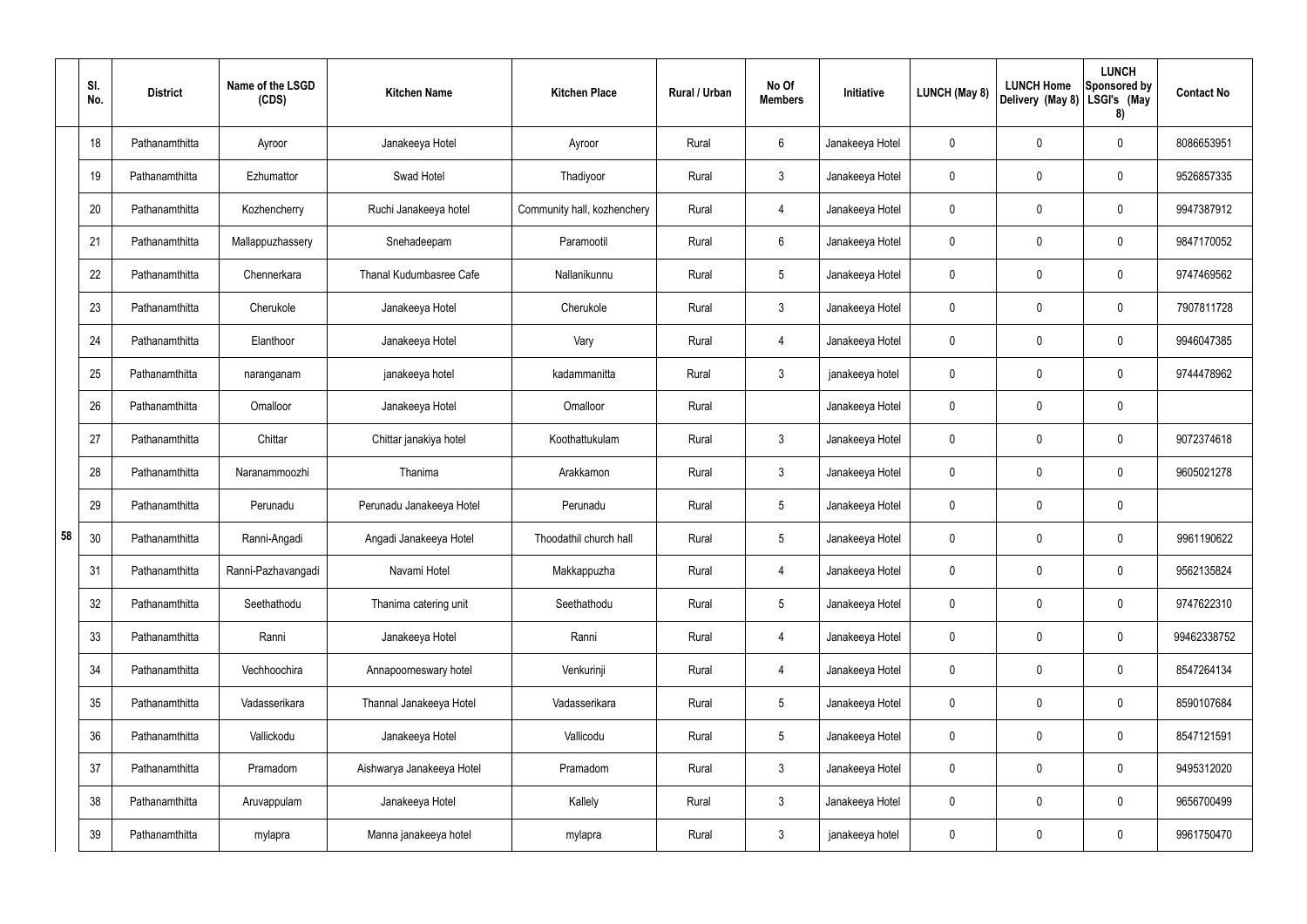|  | Sl. No. | District | Name of the LSGD (CDS) | Kitchen Name | Kitchen Place | Rural / Urban | No Of Members | Initiative | LUNCH (May 8) | LUNCH Home Delivery (May 8) | LUNCH Sponsored by LSGI's (May 8) | Contact No |
|---|---|---|---|---|---|---|---|---|---|---|---|---|
| 58 | 18 | Pathanamthitta | Ayroor | Janakeeya Hotel | Ayroor | Rural | 6 | Janakeeya Hotel | 0 | 0 | 0 | 8086653951 |
|  | 19 | Pathanamthitta | Ezhumattor | Swad Hotel | Thadiyoor | Rural | 3 | Janakeeya Hotel | 0 | 0 | 0 | 9526857335 |
|  | 20 | Pathanamthitta | Kozhencherry | Ruchi Janakeeya hotel | Community hall, kozhenchery | Rural | 4 | Janakeeya Hotel | 0 | 0 | 0 | 9947387912 |
|  | 21 | Pathanamthitta | Mallappuzhassery | Snehadeepam | Paramootil | Rural | 6 | Janakeeya Hotel | 0 | 0 | 0 | 9847170052 |
|  | 22 | Pathanamthitta | Chennerkara | Thanal Kudumbasree Cafe | Nallanikunnu | Rural | 5 | Janakeeya Hotel | 0 | 0 | 0 | 9747469562 |
|  | 23 | Pathanamthitta | Cherukole | Janakeeya Hotel | Cherukole | Rural | 3 | Janakeeya Hotel | 0 | 0 | 0 | 7907811728 |
|  | 24 | Pathanamthitta | Elanthoor | Janakeeya Hotel | Vary | Rural | 4 | Janakeeya Hotel | 0 | 0 | 0 | 9946047385 |
|  | 25 | Pathanamthitta | naranganam | janakeeya hotel | kadammanitta | Rural | 3 | janakeeya hotel | 0 | 0 | 0 | 9744478962 |
|  | 26 | Pathanamthitta | Omalloor | Janakeeya Hotel | Omalloor | Rural |  | Janakeeya Hotel | 0 | 0 | 0 |  |
|  | 27 | Pathanamthitta | Chittar | Chittar janakiya hotel | Koothattukulam | Rural | 3 | Janakeeya Hotel | 0 | 0 | 0 | 9072374618 |
|  | 28 | Pathanamthitta | Naranammoozhi | Thanima | Arakkamon | Rural | 3 | Janakeeya Hotel | 0 | 0 | 0 | 9605021278 |
|  | 29 | Pathanamthitta | Perunadu | Perunadu Janakeeya Hotel | Perunadu | Rural | 5 | Janakeeya Hotel | 0 | 0 | 0 |  |
|  | 30 | Pathanamthitta | Ranni-Angadi | Angadi Janakeeya Hotel | Thoodathil church hall | Rural | 5 | Janakeeya Hotel | 0 | 0 | 0 | 9961190622 |
|  | 31 | Pathanamthitta | Ranni-Pazhavangadi | Navami Hotel | Makkappuzha | Rural | 4 | Janakeeya Hotel | 0 | 0 | 0 | 9562135824 |
|  | 32 | Pathanamthitta | Seethathodu | Thanima catering unit | Seethathodu | Rural | 5 | Janakeeya Hotel | 0 | 0 | 0 | 9747622310 |
|  | 33 | Pathanamthitta | Ranni | Janakeeya Hotel | Ranni | Rural | 4 | Janakeeya Hotel | 0 | 0 | 0 | 99462338752 |
|  | 34 | Pathanamthitta | Vechhoochira | Annapoorneswary hotel | Venkurinji | Rural | 4 | Janakeeya Hotel | 0 | 0 | 0 | 8547264134 |
|  | 35 | Pathanamthitta | Vadasserikara | Thannal Janakeeya Hotel | Vadasserikara | Rural | 5 | Janakeeya Hotel | 0 | 0 | 0 | 8590107684 |
|  | 36 | Pathanamthitta | Vallickodu | Janakeeya Hotel | Vallicodu | Rural | 5 | Janakeeya Hotel | 0 | 0 | 0 | 8547121591 |
|  | 37 | Pathanamthitta | Pramadom | Aishwarya Janakeeya Hotel | Pramadom | Rural | 3 | Janakeeya Hotel | 0 | 0 | 0 | 9495312020 |
|  | 38 | Pathanamthitta | Aruvappulam | Janakeeya Hotel | Kallely | Rural | 3 | Janakeeya Hotel | 0 | 0 | 0 | 9656700499 |
|  | 39 | Pathanamthitta | mylapra | Manna janakeeya hotel | mylapra | Rural | 3 | janakeeya hotel | 0 | 0 | 0 | 9961750470 |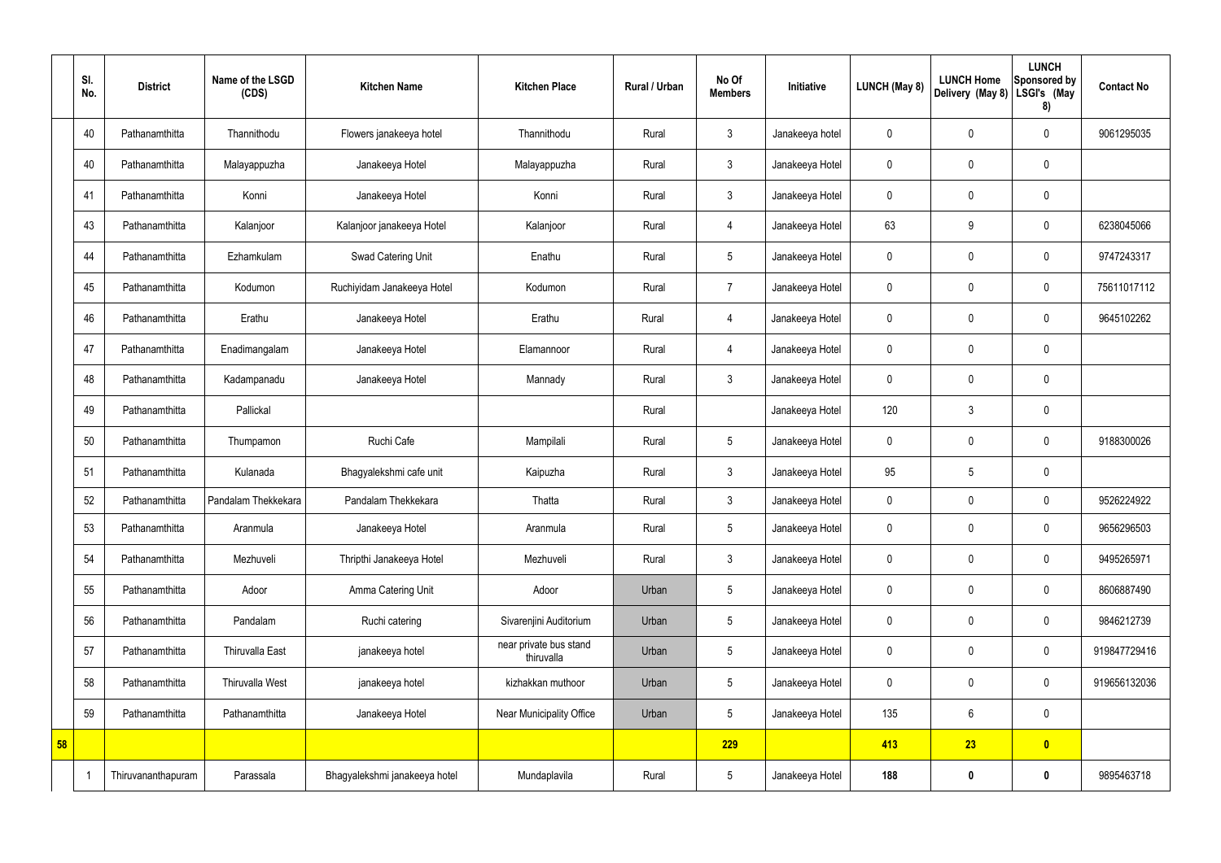|  | Sl. No. | District | Name of the LSGD (CDS) | Kitchen Name | Kitchen Place | Rural / Urban | No Of Members | Initiative | LUNCH (May 8) | LUNCH Home Delivery (May 8) | LUNCH Sponsored by LSGI's (May 8) | Contact No |
|---|---|---|---|---|---|---|---|---|---|---|---|---|
|  | 40 | Pathanamthitta | Thannithodu | Flowers janakeeya hotel | Thannithodu | Rural | 3 | Janakeeya hotel | 0 | 0 | 0 | 9061295035 |
|  | 40 | Pathanamthitta | Malayappuzha | Janakeeya Hotel | Malayappuzha | Rural | 3 | Janakeeya Hotel | 0 | 0 | 0 |  |
|  | 41 | Pathanamthitta | Konni | Janakeeya Hotel | Konni | Rural | 3 | Janakeeya Hotel | 0 | 0 | 0 |  |
|  | 43 | Pathanamthitta | Kalanjoor | Kalanjoor janakeeya Hotel | Kalanjoor | Rural | 4 | Janakeeya Hotel | 63 | 9 | 0 | 6238045066 |
|  | 44 | Pathanamthitta | Ezhamkulam | Swad Catering Unit | Enathu | Rural | 5 | Janakeeya Hotel | 0 | 0 | 0 | 9747243317 |
|  | 45 | Pathanamthitta | Kodumon | Ruchiyidam Janakeeya Hotel | Kodumon | Rural | 7 | Janakeeya Hotel | 0 | 0 | 0 | 75611017112 |
|  | 46 | Pathanamthitta | Erathu | Janakeeya Hotel | Erathu | Rural | 4 | Janakeeya Hotel | 0 | 0 | 0 | 9645102262 |
|  | 47 | Pathanamthitta | Enadimangalam | Janakeeya Hotel | Elamannoor | Rural | 4 | Janakeeya Hotel | 0 | 0 | 0 |  |
|  | 48 | Pathanamthitta | Kadampanadu | Janakeeya Hotel | Mannady | Rural | 3 | Janakeeya Hotel | 0 | 0 | 0 |  |
|  | 49 | Pathanamthitta | Pallickal |  |  | Rural |  | Janakeeya Hotel | 120 | 3 | 0 |  |
|  | 50 | Pathanamthitta | Thumpamon | Ruchi Cafe | Mampilali | Rural | 5 | Janakeeya Hotel | 0 | 0 | 0 | 9188300026 |
|  | 51 | Pathanamthitta | Kulanada | Bhagyalekshmi cafe unit | Kaipuzha | Rural | 3 | Janakeeya Hotel | 95 | 5 | 0 |  |
|  | 52 | Pathanamthitta | Pandalam Thekkekara | Pandalam Thekkekara | Thatta | Rural | 3 | Janakeeya Hotel | 0 | 0 | 0 | 9526224922 |
|  | 53 | Pathanamthitta | Aranmula | Janakeeya Hotel | Aranmula | Rural | 5 | Janakeeya Hotel | 0 | 0 | 0 | 9656296503 |
|  | 54 | Pathanamthitta | Mezhuveli | Thripthi Janakeeya Hotel | Mezhuveli | Rural | 3 | Janakeeya Hotel | 0 | 0 | 0 | 9495265971 |
|  | 55 | Pathanamthitta | Adoor | Amma Catering Unit | Adoor | Urban | 5 | Janakeeya Hotel | 0 | 0 | 0 | 8606887490 |
|  | 56 | Pathanamthitta | Pandalam | Ruchi catering | Sivarenjini Auditorium | Urban | 5 | Janakeeya Hotel | 0 | 0 | 0 | 9846212739 |
|  | 57 | Pathanamthitta | Thiruvalla East | janakeeya hotel | near private bus stand thiruvalla | Urban | 5 | Janakeeya Hotel | 0 | 0 | 0 | 919847729416 |
|  | 58 | Pathanamthitta | Thiruvalla West | janakeeya hotel | kizhakkan muthoor | Urban | 5 | Janakeeya Hotel | 0 | 0 | 0 | 919656132036 |
|  | 59 | Pathanamthitta | Pathanamthitta | Janakeeya Hotel | Near Municipality Office | Urban | 5 | Janakeeya Hotel | 135 | 6 | 0 |  |
| **58** |  |  |  |  |  |  | **229** |  | **413** | **23** | **0** |  |
|  | 1 | Thiruvananthapuram | Parassala | Bhagyalekshmi janakeeya hotel | Mundaplavila | Rural | 5 | Janakeeya Hotel | **188** | **0** | **0** | 9895463718 |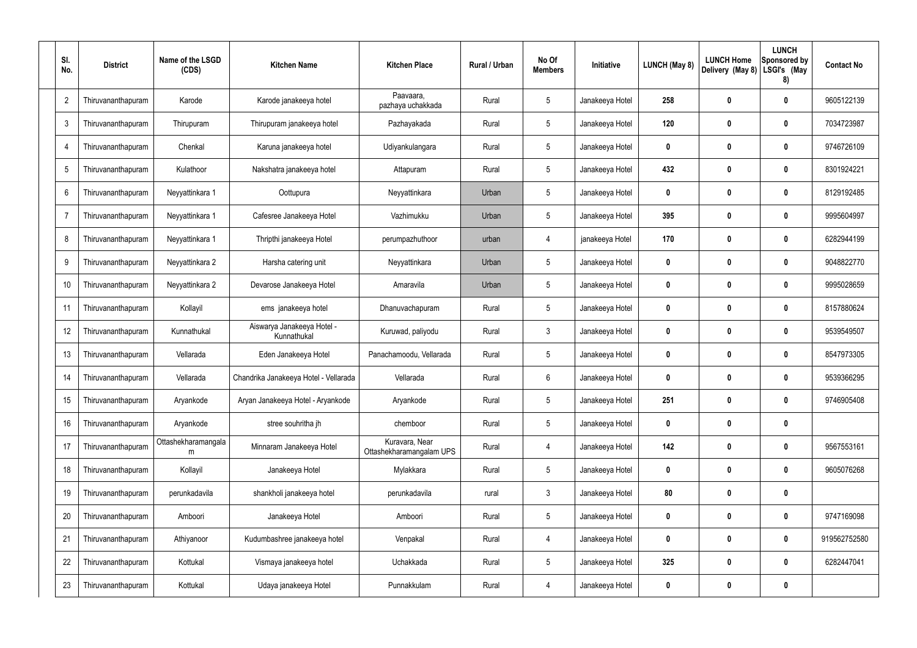| Sl. No. | District | Name of the LSGD (CDS) | Kitchen Name | Kitchen Place | Rural / Urban | No Of Members | Initiative | LUNCH (May 8) | LUNCH Home Delivery (May 8) | LUNCH Sponsored by LSGI's (May 8) | Contact No |
|---|---|---|---|---|---|---|---|---|---|---|---|
| 2 | Thiruvananthapuram | Karode | Karode janakeeya hotel | Paavaara, pazhaya uchakkada | Rural | 5 | Janakeeya Hotel | 258 | 0 | 0 | 9605122139 |
| 3 | Thiruvananthapuram | Thirupuram | Thirupuram janakeeya hotel | Pazhayakada | Rural | 5 | Janakeeya Hotel | 120 | 0 | 0 | 7034723987 |
| 4 | Thiruvananthapuram | Chenkal | Karuna janakeeya hotel | Udiyankulangara | Rural | 5 | Janakeeya Hotel | 0 | 0 | 0 | 9746726109 |
| 5 | Thiruvananthapuram | Kulathoor | Nakshatra janakeeya hotel | Attapuram | Rural | 5 | Janakeeya Hotel | 432 | 0 | 0 | 8301924221 |
| 6 | Thiruvananthapuram | Neyyattinkara 1 | Oottupura | Neyyattinkara | Urban | 5 | Janakeeya Hotel | 0 | 0 | 0 | 8129192485 |
| 7 | Thiruvananthapuram | Neyyattinkara 1 | Cafesree Janakeeya Hotel | Vazhimukku | Urban | 5 | Janakeeya Hotel | 395 | 0 | 0 | 9995604997 |
| 8 | Thiruvananthapuram | Neyyattinkara 1 | Thripthi janakeeya Hotel | perumpazhuthoor | urban | 4 | janakeeya Hotel | 170 | 0 | 0 | 6282944199 |
| 9 | Thiruvananthapuram | Neyyattinkara 2 | Harsha catering unit | Neyyattinkara | Urban | 5 | Janakeeya Hotel | 0 | 0 | 0 | 9048822770 |
| 10 | Thiruvananthapuram | Neyyattinkara 2 | Devarose Janakeeya Hotel | Amaravila | Urban | 5 | Janakeeya Hotel | 0 | 0 | 0 | 9995028659 |
| 11 | Thiruvananthapuram | Kollayil | ems janakeeya hotel | Dhanuvachapuram | Rural | 5 | Janakeeya Hotel | 0 | 0 | 0 | 8157880624 |
| 12 | Thiruvananthapuram | Kunnathukal | Aiswarya Janakeeya Hotel - Kunnathukal | Kuruwad, paliyodu | Rural | 3 | Janakeeya Hotel | 0 | 0 | 0 | 9539549507 |
| 13 | Thiruvananthapuram | Vellarada | Eden Janakeeya Hotel | Panachamoodu, Vellarada | Rural | 5 | Janakeeya Hotel | 0 | 0 | 0 | 8547973305 |
| 14 | Thiruvananthapuram | Vellarada | Chandrika Janakeeya Hotel - Vellarada | Vellarada | Rural | 6 | Janakeeya Hotel | 0 | 0 | 0 | 9539366295 |
| 15 | Thiruvananthapuram | Aryankode | Aryan Janakeeya Hotel - Aryankode | Aryankode | Rural | 5 | Janakeeya Hotel | 251 | 0 | 0 | 9746905408 |
| 16 | Thiruvananthapuram | Aryankode | stree souhritha jh | chemboor | Rural | 5 | Janakeeya Hotel | 0 | 0 | 0 | |
| 17 | Thiruvananthapuram | Ottashekharamangalam | Minnaram Janakeeya Hotel | Kuravara, Near Ottashekharamangalam UPS | Rural | 4 | Janakeeya Hotel | 142 | 0 | 0 | 9567553161 |
| 18 | Thiruvananthapuram | Kollayil | Janakeeya Hotel | Mylakkara | Rural | 5 | Janakeeya Hotel | 0 | 0 | 0 | 9605076268 |
| 19 | Thiruvananthapuram | perunkadavila | shankholi janakeeya hotel | perunkadavila | rural | 3 | Janakeeya Hotel | 80 | 0 | 0 | |
| 20 | Thiruvananthapuram | Amboori | Janakeeya Hotel | Amboori | Rural | 5 | Janakeeya Hotel | 0 | 0 | 0 | 9747169098 |
| 21 | Thiruvananthapuram | Athiyanoor | Kudumbashree janakeeya hotel | Venpakal | Rural | 4 | Janakeeya Hotel | 0 | 0 | 0 | 919562752580 |
| 22 | Thiruvananthapuram | Kottukal | Vismaya janakeeya hotel | Uchakkada | Rural | 5 | Janakeeya Hotel | 325 | 0 | 0 | 6282447041 |
| 23 | Thiruvananthapuram | Kottukal | Udaya janakeeya Hotel | Punnakkulam | Rural | 4 | Janakeeya Hotel | 0 | 0 | 0 | |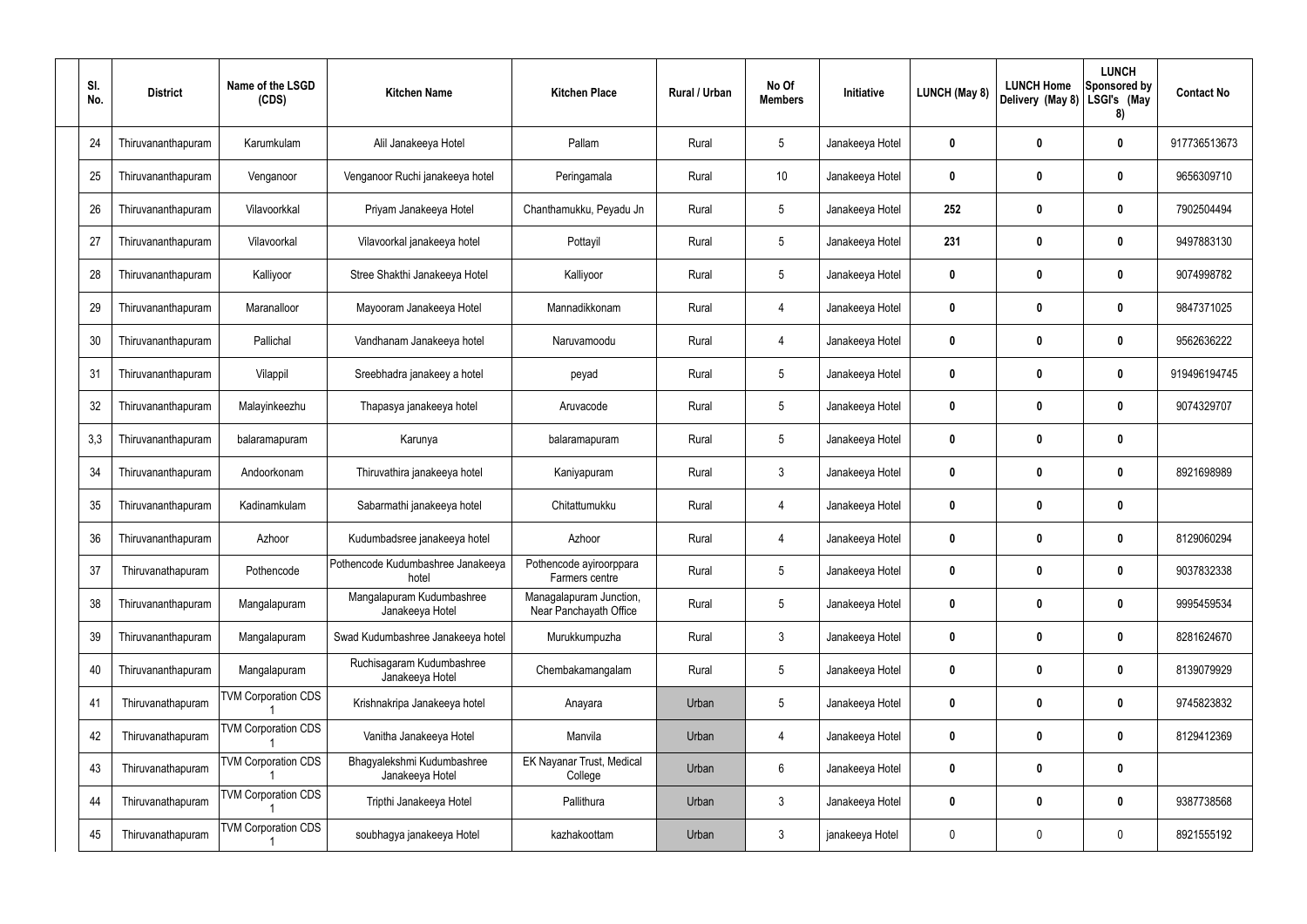| Sl. No. | District | Name of the LSGD (CDS) | Kitchen Name | Kitchen Place | Rural / Urban | No Of Members | Initiative | LUNCH (May 8) | LUNCH Home Delivery (May 8) | LUNCH Sponsored by LSGI's (May 8) | Contact No |
|---|---|---|---|---|---|---|---|---|---|---|---|
| 24 | Thiruvananthapuram | Karumkulam | Alil Janakeeya Hotel | Pallam | Rural | 5 | Janakeeya Hotel | **0** | **0** | **0** | 917736513673 |
| 25 | Thiruvananthapuram | Venganoor | Venganoor Ruchi janakeeya hotel | Peringamala | Rural | 10 | Janakeeya Hotel | **0** | **0** | **0** | 9656309710 |
| 26 | Thiruvananthapuram | Vilavoorkkal | Priyam Janakeeya Hotel | Chanthamukku, Peyadu Jn | Rural | 5 | Janakeeya Hotel | **252** | **0** | **0** | 7902504494 |
| 27 | Thiruvananthapuram | Vilavoorkal | Vilavoorkal janakeeya hotel | Pottayil | Rural | 5 | Janakeeya Hotel | **231** | **0** | **0** | 9497883130 |
| 28 | Thiruvananthapuram | Kalliyoor | Stree Shakthi Janakeeya Hotel | Kalliyoor | Rural | 5 | Janakeeya Hotel | **0** | **0** | **0** | 9074998782 |
| 29 | Thiruvananthapuram | Maranalloor | Mayooram Janakeeya Hotel | Mannadikkonam | Rural | 4 | Janakeeya Hotel | **0** | **0** | **0** | 9847371025 |
| 30 | Thiruvananthapuram | Pallichal | Vandhanam Janakeeya hotel | Naruvamoodu | Rural | 4 | Janakeeya Hotel | **0** | **0** | **0** | 9562636222 |
| 31 | Thiruvananthapuram | Vilappil | Sreebhadra janakeey a hotel | peyad | Rural | 5 | Janakeeya Hotel | **0** | **0** | **0** | 919496194745 |
| 32 | Thiruvananthapuram | Malayinkeezhu | Thapasya janakeeya hotel | Aruvacode | Rural | 5 | Janakeeya Hotel | **0** | **0** | **0** | 9074329707 |
| 3,3 | Thiruvananthapuram | balaramapuram | Karunya | balaramapuram | Rural | 5 | Janakeeya Hotel | **0** | **0** | **0** | |
| 34 | Thiruvananthapuram | Andoorkonam | Thiruvathira janakeeya hotel | Kaniyapuram | Rural | 3 | Janakeeya Hotel | **0** | **0** | **0** | 8921698989 |
| 35 | Thiruvananthapuram | Kadinamkulam | Sabarmathi janakeeya hotel | Chitattumukku | Rural | 4 | Janakeeya Hotel | **0** | **0** | **0** | |
| 36 | Thiruvananthapuram | Azhoor | Kudumbadsree janakeeya hotel | Azhoor | Rural | 4 | Janakeeya Hotel | **0** | **0** | **0** | 8129060294 |
| 37 | Thiruvanathapuram | Pothencode | Pothencode Kudumbashree Janakeeya hotel | Pothencode ayiroorppara Farmers centre | Rural | 5 | Janakeeya Hotel | **0** | **0** | **0** | 9037832338 |
| 38 | Thiruvananthapuram | Mangalapuram | Mangalapuram Kudumbashree Janakeeya Hotel | Managalapuram Junction, Near Panchayath Office | Rural | 5 | Janakeeya Hotel | **0** | **0** | **0** | 9995459534 |
| 39 | Thiruvananthapuram | Mangalapuram | Swad Kudumbashree Janakeeya hotel | Murukkumpuzha | Rural | 3 | Janakeeya Hotel | **0** | **0** | **0** | 8281624670 |
| 40 | Thiruvananthapuram | Mangalapuram | Ruchisagaram Kudumbashree Janakeeya Hotel | Chembakamangalam | Rural | 5 | Janakeeya Hotel | **0** | **0** | **0** | 8139079929 |
| 41 | Thiruvanathapuram | TVM Corporation CDS 1 | Krishnakripa Janakeeya hotel | Anayara | Urban | 5 | Janakeeya Hotel | **0** | **0** | **0** | 9745823832 |
| 42 | Thiruvanathapuram | TVM Corporation CDS 1 | Vanitha Janakeeya Hotel | Manvila | Urban | 4 | Janakeeya Hotel | **0** | **0** | **0** | 8129412369 |
| 43 | Thiruvanathapuram | TVM Corporation CDS 1 | Bhagyalekshmi Kudumbashree Janakeeya Hotel | EK Nayanar Trust, Medical College | Urban | 6 | Janakeeya Hotel | **0** | **0** | **0** | |
| 44 | Thiruvanathapuram | TVM Corporation CDS 1 | Tripthi Janakeeya Hotel | Pallithura | Urban | 3 | Janakeeya Hotel | **0** | **0** | **0** | 9387738568 |
| 45 | Thiruvanathapuram | TVM Corporation CDS 1 | soubhagya janakeeya Hotel | kazhakoottam | Urban | 3 | janakeeya Hotel | 0 | 0 | 0 | 8921555192 |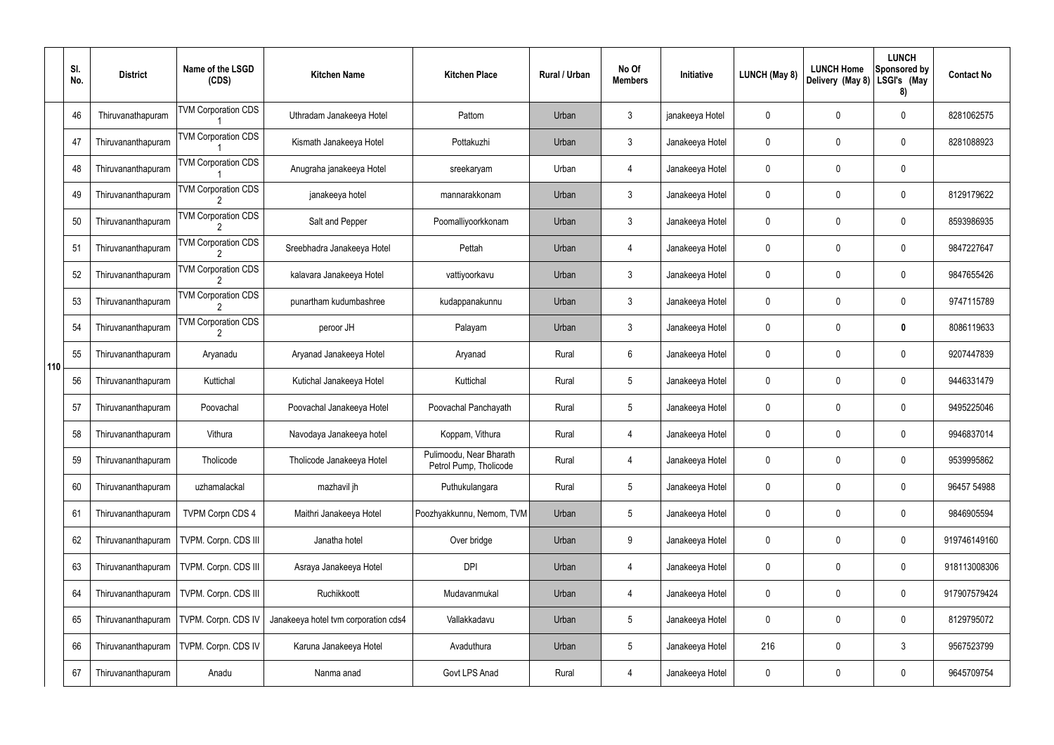|  | Sl. No. | District | Name of the LSGD (CDS) | Kitchen Name | Kitchen Place | Rural / Urban | No Of Members | Initiative | LUNCH (May 8) | LUNCH Home Delivery (May 8) | LUNCH Sponsored by LSGI's (May 8) | Contact No |
|---|---|---|---|---|---|---|---|---|---|---|---|---|
| 110 | 46 | Thiruvanathapuram | TVM Corporation CDS 1 | Uthradam Janakeeya Hotel | Pattom | Urban | 3 | janakeeya Hotel | 0 | 0 | 0 | 8281062575 |
|  | 47 | Thiruvananthapuram | TVM Corporation CDS 1 | Kismath Janakeeya Hotel | Pottakuzhi | Urban | 3 | Janakeeya Hotel | 0 | 0 | 0 | 8281088923 |
|  | 48 | Thiruvananthapuram | TVM Corporation CDS 1 | Anugraha janakeeya Hotel | sreekaryam | Urban | 4 | Janakeeya Hotel | 0 | 0 | 0 |  |
|  | 49 | Thiruvananthapuram | TVM Corporation CDS 2 | janakeeya hotel | mannarakkonam | Urban | 3 | Janakeeya Hotel | 0 | 0 | 0 | 8129179622 |
|  | 50 | Thiruvananthapuram | TVM Corporation CDS 2 | Salt and Pepper | Poomalliyoorkkonam | Urban | 3 | Janakeeya Hotel | 0 | 0 | 0 | 8593986935 |
|  | 51 | Thiruvananthapuram | TVM Corporation CDS 2 | Sreebhadra Janakeeya Hotel | Pettah | Urban | 4 | Janakeeya Hotel | 0 | 0 | 0 | 9847227647 |
|  | 52 | Thiruvananthapuram | TVM Corporation CDS 2 | kalavara Janakeeya Hotel | vattiyoorkavu | Urban | 3 | Janakeeya Hotel | 0 | 0 | 0 | 9847655426 |
|  | 53 | Thiruvananthapuram | TVM Corporation CDS 2 | punartham kudumbashree | kudappanakunnu | Urban | 3 | Janakeeya Hotel | 0 | 0 | 0 | 9747115789 |
|  | 54 | Thiruvananthapuram | TVM Corporation CDS 2 | peroor JH | Palayam | Urban | 3 | Janakeeya Hotel | 0 | 0 | **0** | 8086119633 |
|  | 55 | Thiruvananthapuram | Aryanadu | Aryanad Janakeeya Hotel | Aryanad | Rural | 6 | Janakeeya Hotel | 0 | 0 | 0 | 9207447839 |
|  | 56 | Thiruvananthapuram | Kuttichal | Kutichal Janakeeya Hotel | Kuttichal | Rural | 5 | Janakeeya Hotel | 0 | 0 | 0 | 9446331479 |
|  | 57 | Thiruvananthapuram | Poovachal | Poovachal Janakeeya Hotel | Poovachal Panchayath | Rural | 5 | Janakeeya Hotel | 0 | 0 | 0 | 9495225046 |
|  | 58 | Thiruvananthapuram | Vithura | Navodaya Janakeeya hotel | Koppam, Vithura | Rural | 4 | Janakeeya Hotel | 0 | 0 | 0 | 9946837014 |
|  | 59 | Thiruvananthapuram | Tholicode | Tholicode Janakeeya Hotel | Pulimoodu, Near Bharath Petrol Pump, Tholicode | Rural | 4 | Janakeeya Hotel | 0 | 0 | 0 | 9539995862 |
|  | 60 | Thiruvananthapuram | uzhamalackal | mazhavil jh | Puthukulangara | Rural | 5 | Janakeeya Hotel | 0 | 0 | 0 | 96457 54988 |
|  | 61 | Thiruvananthapuram | TVPM Corpn CDS 4 | Maithri Janakeeya Hotel | Poozhyakkunnu, Nemom, TVM | Urban | 5 | Janakeeya Hotel | 0 | 0 | 0 | 9846905594 |
|  | 62 | Thiruvananthapuram | TVPM. Corpn. CDS III | Janatha hotel | Over bridge | Urban | 9 | Janakeeya Hotel | 0 | 0 | 0 | 919746149160 |
|  | 63 | Thiruvananthapuram | TVPM. Corpn. CDS III | Asraya Janakeeya Hotel | DPI | Urban | 4 | Janakeeya Hotel | 0 | 0 | 0 | 918113008306 |
|  | 64 | Thiruvananthapuram | TVPM. Corpn. CDS III | Ruchikkoott | Mudavanmukal | Urban | 4 | Janakeeya Hotel | 0 | 0 | 0 | 917907579424 |
|  | 65 | Thiruvananthapuram | TVPM. Corpn. CDS IV | Janakeeya hotel tvm corporation cds4 | Vallakkadavu | Urban | 5 | Janakeeya Hotel | 0 | 0 | 0 | 8129795072 |
|  | 66 | Thiruvananthapuram | TVPM. Corpn. CDS IV | Karuna Janakeeya Hotel | Avaduthura | Urban | 5 | Janakeeya Hotel | 216 | 0 | 3 | 9567523799 |
|  | 67 | Thiruvananthapuram | Anadu | Nanma anad | Govt LPS Anad | Rural | 4 | Janakeeya Hotel | 0 | 0 | 0 | 9645709754 |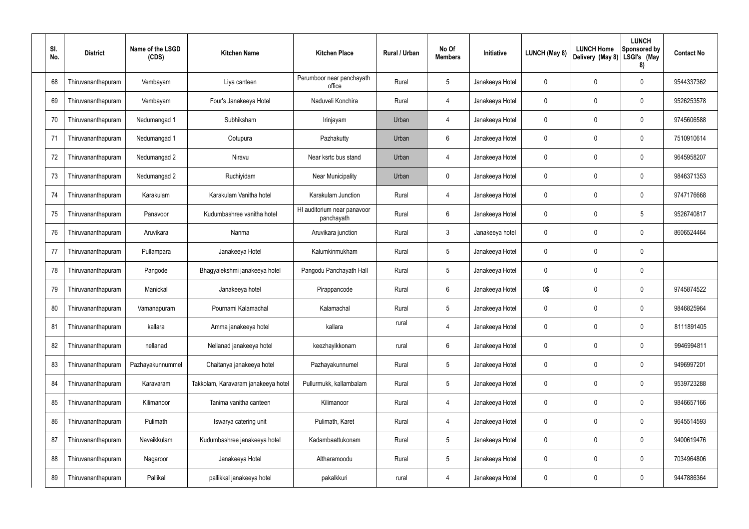| Sl. No. | District | Name of the LSGD (CDS) | Kitchen Name | Kitchen Place | Rural / Urban | No Of Members | Initiative | LUNCH (May 8) | LUNCH Home Delivery (May 8) | LUNCH Sponsored by LSGI's (May 8) | Contact No |
|---|---|---|---|---|---|---|---|---|---|---|---|
| 68 | Thiruvananthapuram | Vembayam | Liya canteen | Perumboor near panchayath office | Rural | 5 | Janakeeya Hotel | 0 | 0 | 0 | 9544337362 |
| 69 | Thiruvananthapuram | Vembayam | Four's Janakeeya Hotel | Naduveli Konchira | Rural | 4 | Janakeeya Hotel | 0 | 0 | 0 | 9526253578 |
| 70 | Thiruvananthapuram | Nedumangad 1 | Subhiksham | Irinjayam | Urban | 4 | Janakeeya Hotel | 0 | 0 | 0 | 9745606588 |
| 71 | Thiruvananthapuram | Nedumangad 1 | Ootupura | Pazhakutty | Urban | 6 | Janakeeya Hotel | 0 | 0 | 0 | 7510910614 |
| 72 | Thiruvananthapuram | Nedumangad 2 | Niravu | Near ksrtc bus stand | Urban | 4 | Janakeeya Hotel | 0 | 0 | 0 | 9645958207 |
| 73 | Thiruvananthapuram | Nedumangad 2 | Ruchiyidam | Near Municipality | Urban | 0 | Janakeeya Hotel | 0 | 0 | 0 | 9846371353 |
| 74 | Thiruvananthapuram | Karakulam | Karakulam Vanitha hotel | Karakulam Junction | Rural | 4 | Janakeeya Hotel | 0 | 0 | 0 | 9747176668 |
| 75 | Thiruvananthapuram | Panavoor | Kudumbashree vanitha hotel | HI auditorium near panavoor panchayath | Rural | 6 | Janakeeya Hotel | 0 | 0 | 5 | 9526740817 |
| 76 | Thiruvananthapuram | Aruvikara | Nanma | Aruvikara junction | Rural | 3 | Janakeeya hotel | 0 | 0 | 0 | 8606524464 |
| 77 | Thiruvananthapuram | Pullampara | Janakeeya Hotel | Kalumkinmukham | Rural | 5 | Janakeeya Hotel | 0 | 0 | 0 | |
| 78 | Thiruvananthapuram | Pangode | Bhagyalekshmi janakeeya hotel | Pangodu Panchayath Hall | Rural | 5 | Janakeeya Hotel | 0 | 0 | 0 | |
| 79 | Thiruvananthapuram | Manickal | Janakeeya hotel | Pirappancode | Rural | 6 | Janakeeya Hotel | 0$ | 0 | 0 | 9745874522 |
| 80 | Thiruvananthapuram | Vamanapuram | Pournami Kalamachal | Kalamachal | Rural | 5 | Janakeeya Hotel | 0 | 0 | 0 | 9846825964 |
| 81 | Thiruvananthapuram | kallara | Amma janakeeya hotel | kallara | rural | 4 | Janakeeya Hotel | 0 | 0 | 0 | 8111891405 |
| 82 | Thiruvananthapuram | nellanad | Nellanad janakeeya hotel | keezhayikkonam | rural | 6 | Janakeeya Hotel | 0 | 0 | 0 | 9946994811 |
| 83 | Thiruvananthapuram | Pazhayakunnummel | Chaitanya janakeeya hotel | Pazhayakunnumel | Rural | 5 | Janakeeya Hotel | 0 | 0 | 0 | 9496997201 |
| 84 | Thiruvananthapuram | Karavaram | Takkolam, Karavaram janakeeya hotel | Pullurmukk, kallambalam | Rural | 5 | Janakeeya Hotel | 0 | 0 | 0 | 9539723288 |
| 85 | Thiruvananthapuram | Kilimanoor | Tanima vanitha canteen | Kilimanoor | Rural | 4 | Janakeeya Hotel | 0 | 0 | 0 | 9846657166 |
| 86 | Thiruvananthapuram | Pulimath | Iswarya catering unit | Pulimath, Karet | Rural | 4 | Janakeeya Hotel | 0 | 0 | 0 | 9645514593 |
| 87 | Thiruvananthapuram | Navaikkulam | Kudumbashree janakeeya hotel | Kadambaattukonam | Rural | 5 | Janakeeya Hotel | 0 | 0 | 0 | 9400619476 |
| 88 | Thiruvananthapuram | Nagaroor | Janakeeya Hotel | Altharamoodu | Rural | 5 | Janakeeya Hotel | 0 | 0 | 0 | 7034964806 |
| 89 | Thiruvananthapuram | Pallikal | pallikkal janakeeya hotel | pakalkkuri | rural | 4 | Janakeeya Hotel | 0 | 0 | 0 | 9447886364 |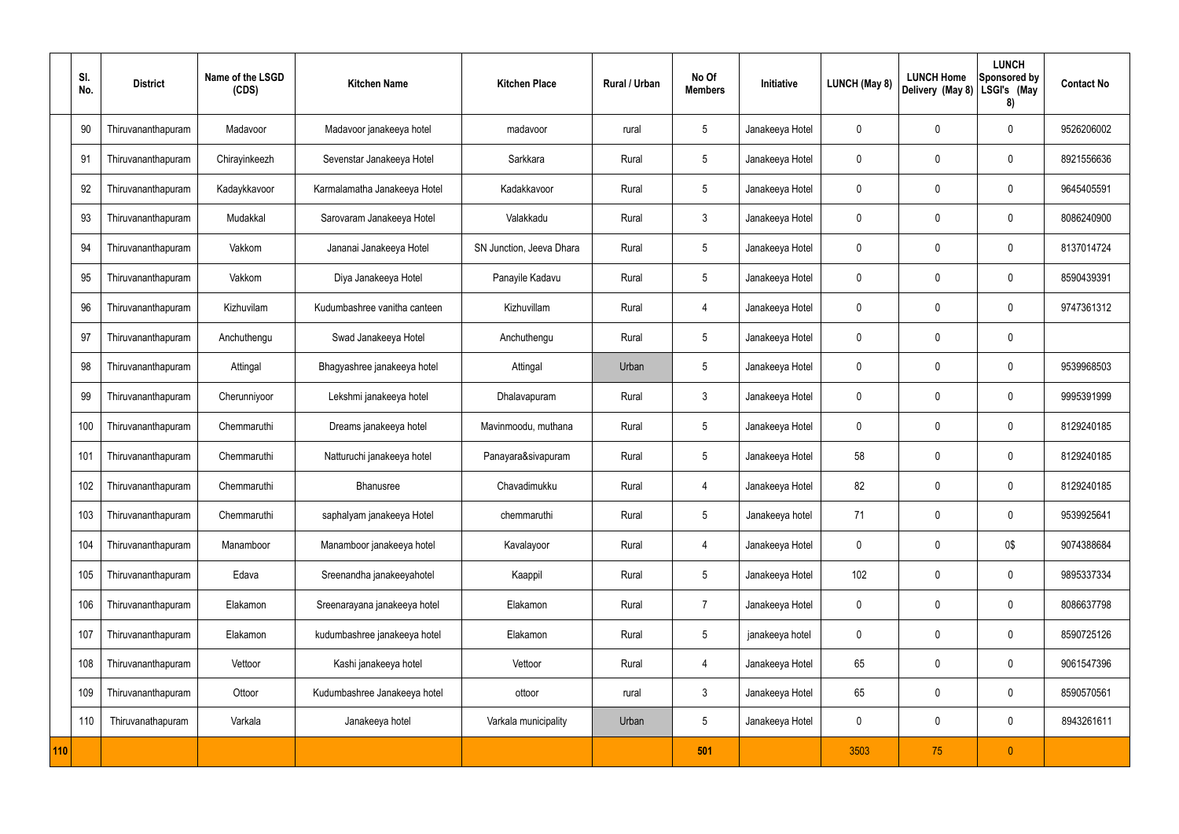| | Sl. No. | District | Name of the LSGD (CDS) | Kitchen Name | Kitchen Place | Rural / Urban | No Of Members | Initiative | LUNCH (May 8) | LUNCH Home Delivery (May 8) | LUNCH Sponsored by LSGI's (May 8) | Contact No |
|---|---|---|---|---|---|---|---|---|---|---|---|---|
| | 90 | Thiruvananthapuram | Madavoor | Madavoor janakeeya hotel | madavoor | rural | 5 | Janakeeya Hotel | 0 | 0 | 0 | 9526206002 |
| | 91 | Thiruvananthapuram | Chirayinkeezh | Sevenstar Janakeeya Hotel | Sarkkara | Rural | 5 | Janakeeya Hotel | 0 | 0 | 0 | 8921556636 |
| | 92 | Thiruvananthapuram | Kadaykkavoor | Karmalamatha Janakeeya Hotel | Kadakkavoor | Rural | 5 | Janakeeya Hotel | 0 | 0 | 0 | 9645405591 |
| | 93 | Thiruvananthapuram | Mudakkal | Sarovaram Janakeeya Hotel | Valakkadu | Rural | 3 | Janakeeya Hotel | 0 | 0 | 0 | 8086240900 |
| | 94 | Thiruvananthapuram | Vakkom | Jananai Janakeeya Hotel | SN Junction, Jeeva Dhara | Rural | 5 | Janakeeya Hotel | 0 | 0 | 0 | 8137014724 |
| | 95 | Thiruvananthapuram | Vakkom | Diya Janakeeya Hotel | Panayile Kadavu | Rural | 5 | Janakeeya Hotel | 0 | 0 | 0 | 8590439391 |
| | 96 | Thiruvananthapuram | Kizhuvilam | Kudumbashree vanitha canteen | Kizhuvillam | Rural | 4 | Janakeeya Hotel | 0 | 0 | 0 | 9747361312 |
| | 97 | Thiruvananthapuram | Anchuthengu | Swad Janakeeya Hotel | Anchuthengu | Rural | 5 | Janakeeya Hotel | 0 | 0 | 0 | |
| | 98 | Thiruvananthapuram | Attingal | Bhagyashree janakeeya hotel | Attingal | Urban | 5 | Janakeeya Hotel | 0 | 0 | 0 | 9539968503 |
| | 99 | Thiruvananthapuram | Cherunniyoor | Lekshmi janakeeya hotel | Dhalavapuram | Rural | 3 | Janakeeya Hotel | 0 | 0 | 0 | 9995391999 |
| | 100 | Thiruvananthapuram | Chemmaruthi | Dreams janakeeya hotel | Mavinmoodu, muthana | Rural | 5 | Janakeeya Hotel | 0 | 0 | 0 | 8129240185 |
| | 101 | Thiruvananthapuram | Chemmaruthi | Natturuchi janakeeya hotel | Panayara&sivapuram | Rural | 5 | Janakeeya Hotel | 58 | 0 | 0 | 8129240185 |
| | 102 | Thiruvananthapuram | Chemmaruthi | Bhanusree | Chavadimukku | Rural | 4 | Janakeeya Hotel | 82 | 0 | 0 | 8129240185 |
| | 103 | Thiruvananthapuram | Chemmaruthi | saphalyam janakeeya Hotel | chemmaruthi | Rural | 5 | Janakeeya hotel | 71 | 0 | 0 | 9539925641 |
| | 104 | Thiruvananthapuram | Manamboor | Manamboor janakeeya hotel | Kavalayoor | Rural | 4 | Janakeeya Hotel | 0 | 0 | 0$ | 9074388684 |
| | 105 | Thiruvananthapuram | Edava | Sreenandha janakeeyahotel | Kaappil | Rural | 5 | Janakeeya Hotel | 102 | 0 | 0 | 9895337334 |
| | 106 | Thiruvananthapuram | Elakamon | Sreenarayana janakeeya hotel | Elakamon | Rural | 7 | Janakeeya Hotel | 0 | 0 | 0 | 8086637798 |
| | 107 | Thiruvananthapuram | Elakamon | kudumbashree janakeeya hotel | Elakamon | Rural | 5 | janakeeya hotel | 0 | 0 | 0 | 8590725126 |
| | 108 | Thiruvananthapuram | Vettoor | Kashi janakeeya hotel | Vettoor | Rural | 4 | Janakeeya Hotel | 65 | 0 | 0 | 9061547396 |
| | 109 | Thiruvananthapuram | Ottoor | Kudumbashree Janakeeya hotel | ottoor | rural | 3 | Janakeeya Hotel | 65 | 0 | 0 | 8590570561 |
| | 110 | Thiruvanathapuram | Varkala | Janakeeya hotel | Varkala municipality | Urban | 5 | Janakeeya Hotel | 0 | 0 | 0 | 8943261611 |
| **110** | | | | | | | **501** | | 3503 | 75 | 0 | |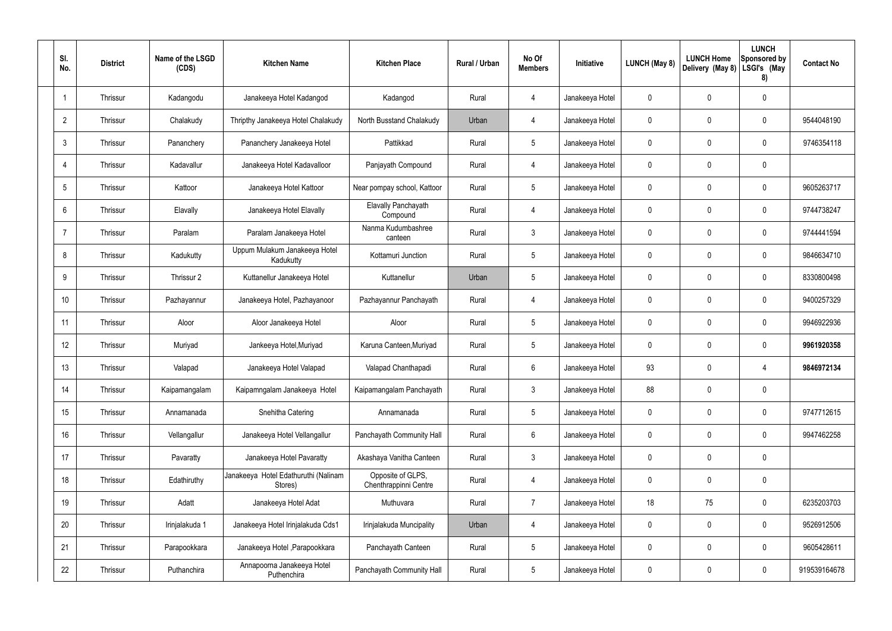| Sl. No. | District | Name of the LSGD (CDS) | Kitchen Name | Kitchen Place | Rural / Urban | No Of Members | Initiative | LUNCH (May 8) | LUNCH Home Delivery (May 8) | LUNCH Sponsored by LSGI's (May 8) | Contact No |
|---|---|---|---|---|---|---|---|---|---|---|---|
| 1 | Thrissur | Kadangodu | Janakeeya Hotel Kadangod | Kadangod | Rural | 4 | Janakeeya Hotel | 0 | 0 | 0 | |
| 2 | Thrissur | Chalakudy | Thripthy Janakeeya Hotel Chalakudy | North Busstand Chalakudy | Urban | 4 | Janakeeya Hotel | 0 | 0 | 0 | 9544048190 |
| 3 | Thrissur | Pananchery | Pananchery Janakeeya Hotel | Pattikkad | Rural | 5 | Janakeeya Hotel | 0 | 0 | 0 | 9746354118 |
| 4 | Thrissur | Kadavallur | Janakeeya Hotel Kadavalloor | Panjayath Compound | Rural | 4 | Janakeeya Hotel | 0 | 0 | 0 | |
| 5 | Thrissur | Kattoor | Janakeeya Hotel Kattoor | Near pompay school, Kattoor | Rural | 5 | Janakeeya Hotel | 0 | 0 | 0 | 9605263717 |
| 6 | Thrissur | Elavally | Janakeeya Hotel Elavally | Elavally Panchayath Compound | Rural | 4 | Janakeeya Hotel | 0 | 0 | 0 | 9744738247 |
| 7 | Thrissur | Paralam | Paralam Janakeeya Hotel | Nanma Kudumbashree canteen | Rural | 3 | Janakeeya Hotel | 0 | 0 | 0 | 9744441594 |
| 8 | Thrissur | Kadukutty | Uppum Mulakum Janakeeya Hotel Kadukutty | Kottamuri Junction | Rural | 5 | Janakeeya Hotel | 0 | 0 | 0 | 9846634710 |
| 9 | Thrissur | Thrissur 2 | Kuttanellur Janakeeya Hotel | Kuttanellur | Urban | 5 | Janakeeya Hotel | 0 | 0 | 0 | 8330800498 |
| 10 | Thrissur | Pazhayannur | Janakeeya Hotel, Pazhayanoor | Pazhayannur Panchayath | Rural | 4 | Janakeeya Hotel | 0 | 0 | 0 | 9400257329 |
| 11 | Thrissur | Aloor | Aloor Janakeeya Hotel | Aloor | Rural | 5 | Janakeeya Hotel | 0 | 0 | 0 | 9946922936 |
| 12 | Thrissur | Muriyad | Jankeeya Hotel,Muriyad | Karuna Canteen,Muriyad | Rural | 5 | Janakeeya Hotel | 0 | 0 | 0 | **9961920358** |
| 13 | Thrissur | Valapad | Janakeeya Hotel Valapad | Valapad Chanthapadi | Rural | 6 | Janakeeya Hotel | 93 | 0 | 4 | **9846972134** |
| 14 | Thrissur | Kaipamangalam | Kaipamngalam Janakeeya Hotel | Kaipamangalam Panchayath | Rural | 3 | Janakeeya Hotel | 88 | 0 | 0 | |
| 15 | Thrissur | Annamanada | Snehitha Catering | Annamanada | Rural | 5 | Janakeeya Hotel | 0 | 0 | 0 | 9747712615 |
| 16 | Thrissur | Vellangallur | Janakeeya Hotel Vellangallur | Panchayath Community Hall | Rural | 6 | Janakeeya Hotel | 0 | 0 | 0 | 9947462258 |
| 17 | Thrissur | Pavaratty | Janakeeya Hotel Pavaratty | Akashaya Vanitha Canteen | Rural | 3 | Janakeeya Hotel | 0 | 0 | 0 | |
| 18 | Thrissur | Edathiruthy | Janakeeya Hotel Edathuruthi (Nalinam Stores) | Opposite of GLPS, Chenthrappinni Centre | Rural | 4 | Janakeeya Hotel | 0 | 0 | 0 | |
| 19 | Thrissur | Adatt | Janakeeya Hotel Adat | Muthuvara | Rural | 7 | Janakeeya Hotel | 18 | 75 | 0 | 6235203703 |
| 20 | Thrissur | Irinjalakuda 1 | Janakeeya Hotel Irinjalakuda Cds1 | Irinjalakuda Muncipality | Urban | 4 | Janakeeya Hotel | 0 | 0 | 0 | 9526912506 |
| 21 | Thrissur | Parapookkara | Janakeeya Hotel ,Parapookkara | Panchayath Canteen | Rural | 5 | Janakeeya Hotel | 0 | 0 | 0 | 9605428611 |
| 22 | Thrissur | Puthanchira | Annapoorna Janakeeya Hotel Puthenchira | Panchayath Community Hall | Rural | 5 | Janakeeya Hotel | 0 | 0 | 0 | 919539164678 |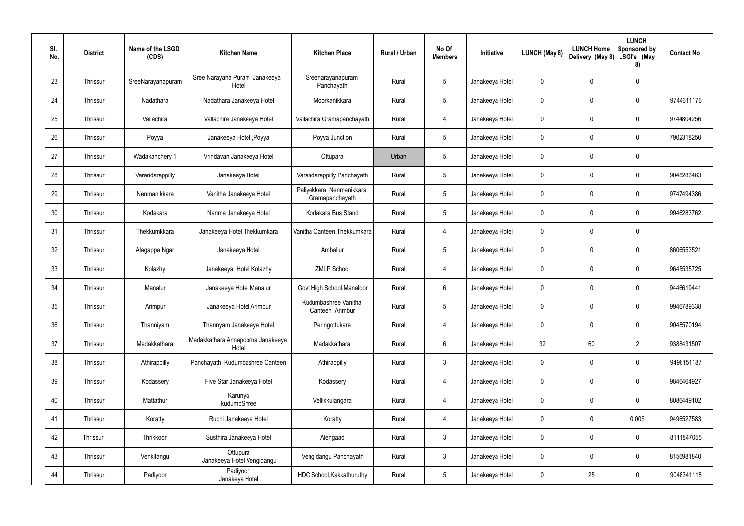| Sl. No. | District | Name of the LSGD (CDS) | Kitchen Name | Kitchen Place | Rural / Urban | No Of Members | Initiative | LUNCH (May 8) | LUNCH Home Delivery (May 8) | LUNCH Sponsored by LSGI's (May 8) | Contact No |
|---|---|---|---|---|---|---|---|---|---|---|---|
| 23 | Thrissur | SreeNarayanapuram | Sree Narayana Puram Janakeeya Hotel | Sreenarayanapuram Panchayath | Rural | 5 | Janakeeya Hotel | 0 | 0 | 0 | |
| 24 | Thrissur | Nadathara | Nadathara Janakeeya Hotel | Moorkanikkara | Rural | 5 | Janakeeya Hotel | 0 | 0 | 0 | 9744611176 |
| 25 | Thrissur | Vallachira | Vallachira Janakeeya Hotel | Vallachira Gramapanchayath | Rural | 4 | Janakeeya Hotel | 0 | 0 | 0 | 9744804256 |
| 26 | Thrissur | Poyya | Janakeeya Hotel ,Poyya | Poyya Junction | Rural | 5 | Janakeeya Hotel | 0 | 0 | 0 | 7902318250 |
| 27 | Thrissur | Wadakanchery 1 | Vrindavan Janakeeya Hotel | Ottupara | Urban | 5 | Janakeeya Hotel | 0 | 0 | 0 | |
| 28 | Thrissur | Varandarappilly | Janakeeya Hotel | Varandarappilly Panchayath | Rural | 5 | Janakeeya Hotel | 0 | 0 | 0 | 9048283463 |
| 29 | Thrissur | Nenmanikkara | Vanitha Janakeeya Hotel | Paliyekkara, Nenmanikkara Gramapanchayath | Rural | 5 | Janakeeya Hotel | 0 | 0 | 0 | 9747494386 |
| 30 | Thrissur | Kodakara | Nanma Janakeeya Hotel | Kodakara Bus Stand | Rural | 5 | Janakeeya Hotel | 0 | 0 | 0 | 9946283762 |
| 31 | Thrissur | Thekkumkkara | Janakeeya Hotel Thekkumkara | Vanitha Canteen,Thekkumkara | Rural | 4 | Janakeeya Hotel | 0 | 0 | 0 | |
| 32 | Thrissur | Alagappa Ngar | Janakeeya Hotel | Amballur | Rural | 5 | Janakeeya Hotel | 0 | 0 | 0 | 8606553521 |
| 33 | Thrissur | Kolazhy | Janakeeya Hotel Kolazhy | ZMLP School | Rural | 4 | Janakeeya Hotel | 0 | 0 | 0 | 9645535725 |
| 34 | Thrissur | Manalur | Janakeeya Hotel Manalur | Govt High School,Manaloor | Rural | 6 | Janakeeya Hotel | 0 | 0 | 0 | 9446619441 |
| 35 | Thrissur | Arimpur | Janakeeya Hotel Arimbur | Kudumbashree Vanitha Canteen ,Arimbur | Rural | 5 | Janakeeya Hotel | 0 | 0 | 0 | 9946789338 |
| 36 | Thrissur | Thanniyam | Thannyam Janakeeya Hotel | Peringottukara | Rural | 4 | Janakeeya Hotel | 0 | 0 | 0 | 9048570194 |
| 37 | Thrissur | Madakkathara | Madakkathara Annapoorna Janakeeya Hotel | Madakkathara | Rural | 6 | Janakeeya Hotel | 32 | 60 | 2 | 9388431507 |
| 38 | Thrissur | Athirappilly | Panchayath Kudumbashree Canteen | Athirappilly | Rural | 3 | Janakeeya Hotel | 0 | 0 | 0 | 9496151187 |
| 39 | Thrissur | Kodassery | Five Star Janakeeya Hotel | Kodassery | Rural | 4 | Janakeeya Hotel | 0 | 0 | 0 | 9846464927 |
| 40 | Thrissur | Mattathur | Karunya kudumbShree | Vellikkulangara | Rural | 4 | Janakeeya Hotel | 0 | 0 | 0 | 8086449102 |
| 41 | Thrissur | Koratty | Ruchi Janakeeya Hotel | Koratty | Rural | 4 | Janakeeya Hotel | 0 | 0 | 0.00$ | 9496527583 |
| 42 | Thrissur | Thrikkoor | Susthira Janakeeya Hotel | Alengaad | Rural | 3 | Janakeeya Hotel | 0 | 0 | 0 | 8111847055 |
| 43 | Thrissur | Venkitangu | Ottupura Janakeeya Hotel Vengidangu | Vengidangu Panchayath | Rural | 3 | Janakeeya Hotel | 0 | 0 | 0 | 8156981840 |
| 44 | Thrissur | Padiyoor | Padiyoor Janakeya Hotel | HDC School,Kakkathuruthy | Rural | 5 | Janakeeya Hotel | 0 | 25 | 0 | 9048341118 |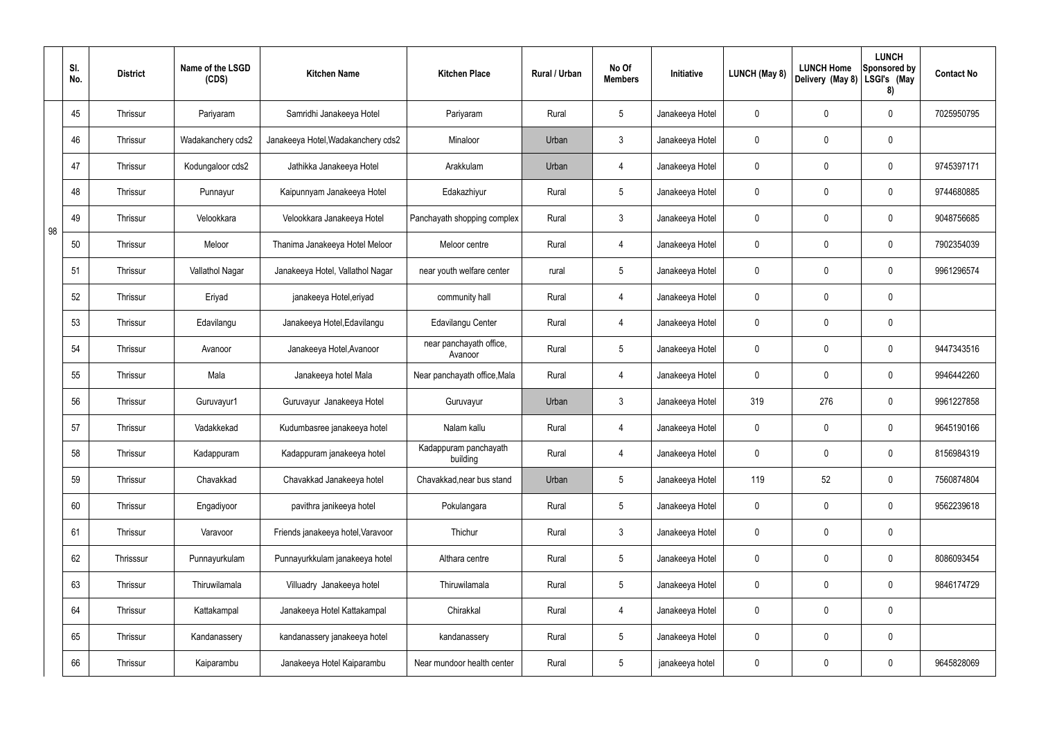|  | Sl. No. | District | Name of the LSGD (CDS) | Kitchen Name | Kitchen Place | Rural / Urban | No Of Members | Initiative | LUNCH (May 8) | LUNCH Home Delivery (May 8) | LUNCH Sponsored by LSGI's (May 8) | Contact No |
|---|---|---|---|---|---|---|---|---|---|---|---|---|
| 98 | 45 | Thrissur | Pariyaram | Samridhi Janakeeya Hotel | Pariyaram | Rural | 5 | Janakeeya Hotel | 0 | 0 | 0 | 7025950795 |
|  | 46 | Thrissur | Wadakanchery cds2 | Janakeeya Hotel,Wadakanchery cds2 | Minaloor | Urban | 3 | Janakeeya Hotel | 0 | 0 | 0 |  |
|  | 47 | Thrissur | Kodungaloor cds2 | Jathikka Janakeeya Hotel | Arakkulam | Urban | 4 | Janakeeya Hotel | 0 | 0 | 0 | 9745397171 |
|  | 48 | Thrissur | Punnayur | Kaipunnyam Janakeeya Hotel | Edakazhiyur | Rural | 5 | Janakeeya Hotel | 0 | 0 | 0 | 9744680885 |
|  | 49 | Thrissur | Velookkara | Velookkara Janakeeya Hotel | Panchayath shopping complex | Rural | 3 | Janakeeya Hotel | 0 | 0 | 0 | 9048756685 |
|  | 50 | Thrissur | Meloor | Thanima Janakeeya Hotel Meloor | Meloor centre | Rural | 4 | Janakeeya Hotel | 0 | 0 | 0 | 7902354039 |
|  | 51 | Thrissur | Vallathol Nagar | Janakeeya Hotel, Vallathol Nagar | near youth welfare center | rural | 5 | Janakeeya Hotel | 0 | 0 | 0 | 9961296574 |
|  | 52 | Thrissur | Eriyad | janakeeya Hotel,eriyad | community hall | Rural | 4 | Janakeeya Hotel | 0 | 0 | 0 |  |
|  | 53 | Thrissur | Edavilangu | Janakeeya Hotel,Edavilangu | Edavilangu Center | Rural | 4 | Janakeeya Hotel | 0 | 0 | 0 |  |
|  | 54 | Thrissur | Avanoor | Janakeeya Hotel,Avanoor | near panchayath office, Avanoor | Rural | 5 | Janakeeya Hotel | 0 | 0 | 0 | 9447343516 |
|  | 55 | Thrissur | Mala | Janakeeya hotel Mala | Near panchayath office,Mala | Rural | 4 | Janakeeya Hotel | 0 | 0 | 0 | 9946442260 |
|  | 56 | Thrissur | Guruvayur1 | Guruvayur Janakeeya Hotel | Guruvayur | Urban | 3 | Janakeeya Hotel | 319 | 276 | 0 | 9961227858 |
|  | 57 | Thrissur | Vadakkekad | Kudumbasree janakeeya hotel | Nalam kallu | Rural | 4 | Janakeeya Hotel | 0 | 0 | 0 | 9645190166 |
|  | 58 | Thrissur | Kadappuram | Kadappuram janakeeya hotel | Kadappuram panchayath building | Rural | 4 | Janakeeya Hotel | 0 | 0 | 0 | 8156984319 |
|  | 59 | Thrissur | Chavakkad | Chavakkad Janakeeya hotel | Chavakkad,near bus stand | Urban | 5 | Janakeeya Hotel | 119 | 52 | 0 | 7560874804 |
|  | 60 | Thrissur | Engadiyoor | pavithra janikeeya hotel | Pokulangara | Rural | 5 | Janakeeya Hotel | 0 | 0 | 0 | 9562239618 |
|  | 61 | Thrissur | Varavoor | Friends janakeeya hotel,Varavoor | Thichur | Rural | 3 | Janakeeya Hotel | 0 | 0 | 0 |  |
|  | 62 | Thrisssur | Punnayurkulam | Punnayurkkulam janakeeya hotel | Althara centre | Rural | 5 | Janakeeya Hotel | 0 | 0 | 0 | 8086093454 |
|  | 63 | Thrissur | Thiruwilamala | Villuadry Janakeeya hotel | Thiruwilamala | Rural | 5 | Janakeeya Hotel | 0 | 0 | 0 | 9846174729 |
|  | 64 | Thrissur | Kattakampal | Janakeeya Hotel Kattakampal | Chirakkal | Rural | 4 | Janakeeya Hotel | 0 | 0 | 0 |  |
|  | 65 | Thrissur | Kandanassery | kandanassery janakeeya hotel | kandanassery | Rural | 5 | Janakeeya Hotel | 0 | 0 | 0 |  |
|  | 66 | Thrissur | Kaiparambu | Janakeeya Hotel Kaiparambu | Near mundoor health center | Rural | 5 | janakeeya hotel | 0 | 0 | 0 | 9645828069 |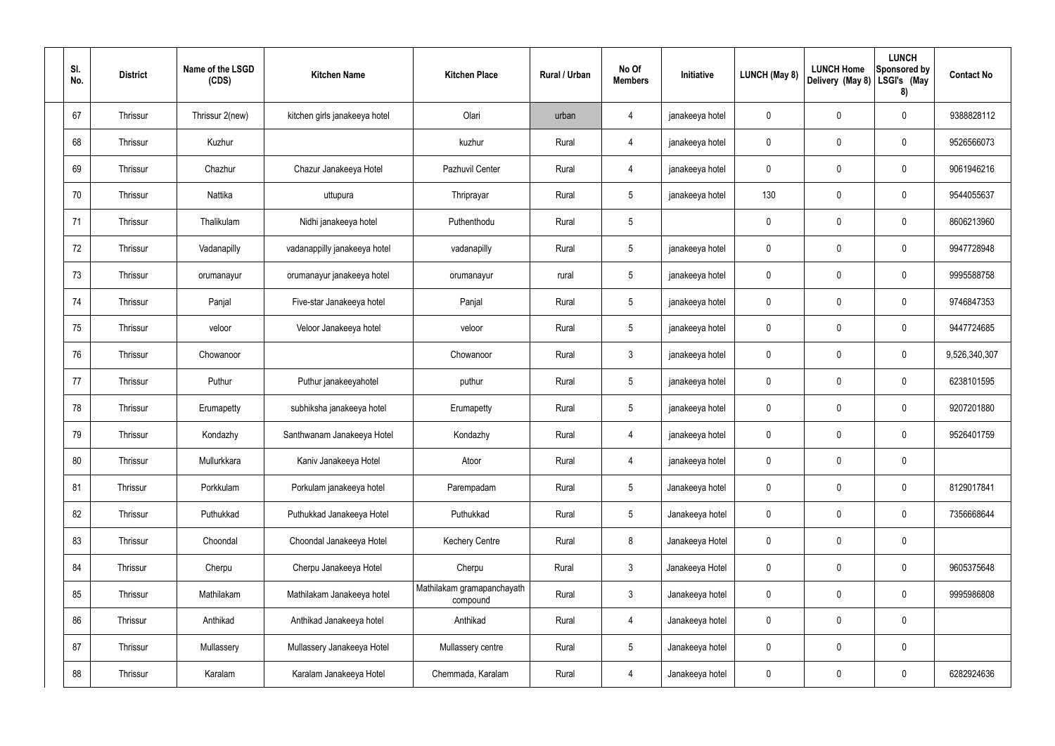| Sl. No. | District | Name of the LSGD (CDS) | Kitchen Name | Kitchen Place | Rural / Urban | No Of Members | Initiative | LUNCH (May 8) | LUNCH Home Delivery (May 8) | LUNCH Sponsored by LSGI's (May 8) | Contact No |
|---|---|---|---|---|---|---|---|---|---|---|---|
| 67 | Thrissur | Thrissur 2(new) | kitchen girls janakeeya hotel | Olari | urban | 4 | janakeeya hotel | 0 | 0 | 0 | 9388828112 |
| 68 | Thrissur | Kuzhur | | kuzhur | Rural | 4 | janakeeya hotel | 0 | 0 | 0 | 9526566073 |
| 69 | Thrissur | Chazhur | Chazur Janakeeya Hotel | Pazhuvil Center | Rural | 4 | janakeeya hotel | 0 | 0 | 0 | 9061946216 |
| 70 | Thrissur | Nattika | uttupura | Thriprayar | Rural | 5 | janakeeya hotel | 130 | 0 | 0 | 9544055637 |
| 71 | Thrissur | Thalikulam | Nidhi janakeeya hotel | Puthenthodu | Rural | 5 | | 0 | 0 | 0 | 8606213960 |
| 72 | Thrissur | Vadanapilly | vadanappilly janakeeya hotel | vadanapilly | Rural | 5 | janakeeya hotel | 0 | 0 | 0 | 9947728948 |
| 73 | Thrissur | orumanayur | orumanayur janakeeya hotel | orumanayur | rural | 5 | janakeeya hotel | 0 | 0 | 0 | 9995588758 |
| 74 | Thrissur | Panjal | Five-star Janakeeya hotel | Panjal | Rural | 5 | janakeeya hotel | 0 | 0 | 0 | 9746847353 |
| 75 | Thrissur | veloor | Veloor Janakeeya hotel | veloor | Rural | 5 | janakeeya hotel | 0 | 0 | 0 | 9447724685 |
| 76 | Thrissur | Chowanoor | | Chowanoor | Rural | 3 | janakeeya hotel | 0 | 0 | 0 | 9,526,340,307 |
| 77 | Thrissur | Puthur | Puthur janakeeyahotel | puthur | Rural | 5 | janakeeya hotel | 0 | 0 | 0 | 6238101595 |
| 78 | Thrissur | Erumapetty | subhiksha janakeeya hotel | Erumapetty | Rural | 5 | janakeeya hotel | 0 | 0 | 0 | 9207201880 |
| 79 | Thrissur | Kondazhy | Santhwanam Janakeeya Hotel | Kondazhy | Rural | 4 | janakeeya hotel | 0 | 0 | 0 | 9526401759 |
| 80 | Thrissur | Mullurkkara | Kaniv Janakeeya Hotel | Atoor | Rural | 4 | janakeeya hotel | 0 | 0 | 0 | |
| 81 | Thrissur | Porkkulam | Porkulam janakeeya hotel | Parempadam | Rural | 5 | Janakeeya hotel | 0 | 0 | 0 | 8129017841 |
| 82 | Thrissur | Puthukkad | Puthukkad Janakeeya Hotel | Puthukkad | Rural | 5 | Janakeeya hotel | 0 | 0 | 0 | 7356668644 |
| 83 | Thrissur | Choondal | Choondal Janakeeya Hotel | Kechery Centre | Rural | 8 | Janakeeya Hotel | 0 | 0 | 0 | |
| 84 | Thrissur | Cherpu | Cherpu Janakeeya Hotel | Cherpu | Rural | 3 | Janakeeya Hotel | 0 | 0 | 0 | 9605375648 |
| 85 | Thrissur | Mathilakam | Mathilakam Janakeeya hotel | Mathilakam gramapanchayath compound | Rural | 3 | Janakeeya hotel | 0 | 0 | 0 | 9995986808 |
| 86 | Thrissur | Anthikad | Anthikad Janakeeya hotel | Anthikad | Rural | 4 | Janakeeya hotel | 0 | 0 | 0 | |
| 87 | Thrissur | Mullassery | Mullassery Janakeeya Hotel | Mullassery centre | Rural | 5 | Janakeeya hotel | 0 | 0 | 0 | |
| 88 | Thrissur | Karalam | Karalam Janakeeya Hotel | Chemmada, Karalam | Rural | 4 | Janakeeya hotel | 0 | 0 | 0 | 6282924636 |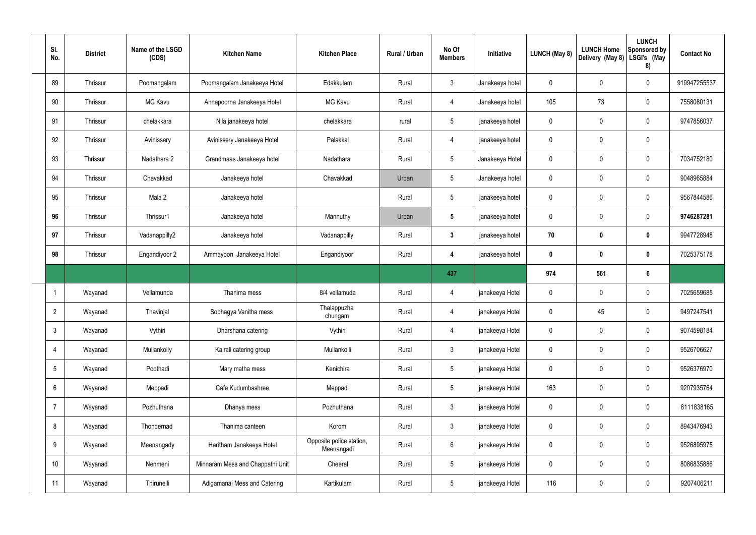| Sl. No. | District | Name of the LSGD (CDS) | Kitchen Name | Kitchen Place | Rural / Urban | No Of Members | Initiative | LUNCH (May 8) | LUNCH Home Delivery (May 8) | LUNCH Sponsored by LSGI's (May 8) | Contact No |
|---|---|---|---|---|---|---|---|---|---|---|---|
| 89 | Thrissur | Poomangalam | Poomangalam Janakeeya Hotel | Edakkulam | Rural | 3 | Janakeeya hotel | 0 | 0 | 0 | 919947255537 |
| 90 | Thrissur | MG Kavu | Annapoorna Janakeeya Hotel | MG Kavu | Rural | 4 | Janakeeya hotel | 105 | 73 | 0 | 7558080131 |
| 91 | Thrissur | chelakkara | Nila janakeeya hotel | chelakkara | rural | 5 | janakeeya hotel | 0 | 0 | 0 | 9747856037 |
| 92 | Thrissur | Avinissery | Avinissery Janakeeya Hotel | Palakkal | Rural | 4 | janakeeya hotel | 0 | 0 | 0 | |
| 93 | Thrissur | Nadathara 2 | Grandmaas Janakeeya hotel | Nadathara | Rural | 5 | Janakeeya Hotel | 0 | 0 | 0 | 7034752180 |
| 94 | Thrissur | Chavakkad | Janakeeya hotel | Chavakkad | Urban | 5 | Janakeeya hotel | 0 | 0 | 0 | 9048965884 |
| 95 | Thrissur | Mala 2 | Janakeeya hotel | | Rural | 5 | janakeeya hotel | 0 | 0 | 0 | 9567844586 |
| **96** | Thrissur | Thrissur1 | Janakeeya hotel | Mannuthy | Urban | **5** | janakeeya hotel | 0 | 0 | 0 | **9746287281** |
| **97** | Thrissur | Vadanappilly2 | Janakeeya hotel | Vadanappilly | Rural | **3** | janakeeya hotel | **70** | **0** | **0** | 9947728948 |
| **98** | Thrissur | Engandiyoor 2 | Ammayoon Janakeeya Hotel | Engandiyoor | Rural | **4** | janakeeya hotel | **0** | **0** | **0** | 7025375178 |
| | | | | | | **437** | | **974** | **561** | **6** | |
| 1 | Wayanad | Vellamunda | Thanima mess | 8/4 vellamuda | Rural | 4 | janakeeya Hotel | 0 | 0 | 0 | 7025659685 |
| 2 | Wayanad | Thavinjal | Sobhagya Vanitha mess | Thalappuzha chungam | Rural | 4 | janakeeya Hotel | 0 | 45 | 0 | 9497247541 |
| 3 | Wayanad | Vythiri | Dharshana catering | Vythiri | Rural | 4 | janakeeya Hotel | 0 | 0 | 0 | 9074598184 |
| 4 | Wayanad | Mullankolly | Kairali catering group | Mullankolli | Rural | 3 | janakeeya Hotel | 0 | 0 | 0 | 9526706627 |
| 5 | Wayanad | Poothadi | Mary matha mess | Kenichira | Rural | 5 | janakeeya Hotel | 0 | 0 | 0 | 9526376970 |
| 6 | Wayanad | Meppadi | Cafe Kudumbashree | Meppadi | Rural | 5 | janakeeya Hotel | 163 | 0 | 0 | 9207935764 |
| 7 | Wayanad | Pozhuthana | Dhanya mess | Pozhuthana | Rural | 3 | janakeeya Hotel | 0 | 0 | 0 | 8111838165 |
| 8 | Wayanad | Thondernad | Thanima canteen | Korom | Rural | 3 | janakeeya Hotel | 0 | 0 | 0 | 8943476943 |
| 9 | Wayanad | Meenangady | Haritham Janakeeya Hotel | Opposite police station, Meenangadi | Rural | 6 | janakeeya Hotel | 0 | 0 | 0 | 9526895975 |
| 10 | Wayanad | Nenmeni | Minnaram Mess and Chappathi Unit | Cheeral | Rural | 5 | janakeeya Hotel | 0 | 0 | 0 | 8086835886 |
| 11 | Wayanad | Thirunelli | Adigamanai Mess and Catering | Kartikulam | Rural | 5 | janakeeya Hotel | 116 | 0 | 0 | 9207406211 |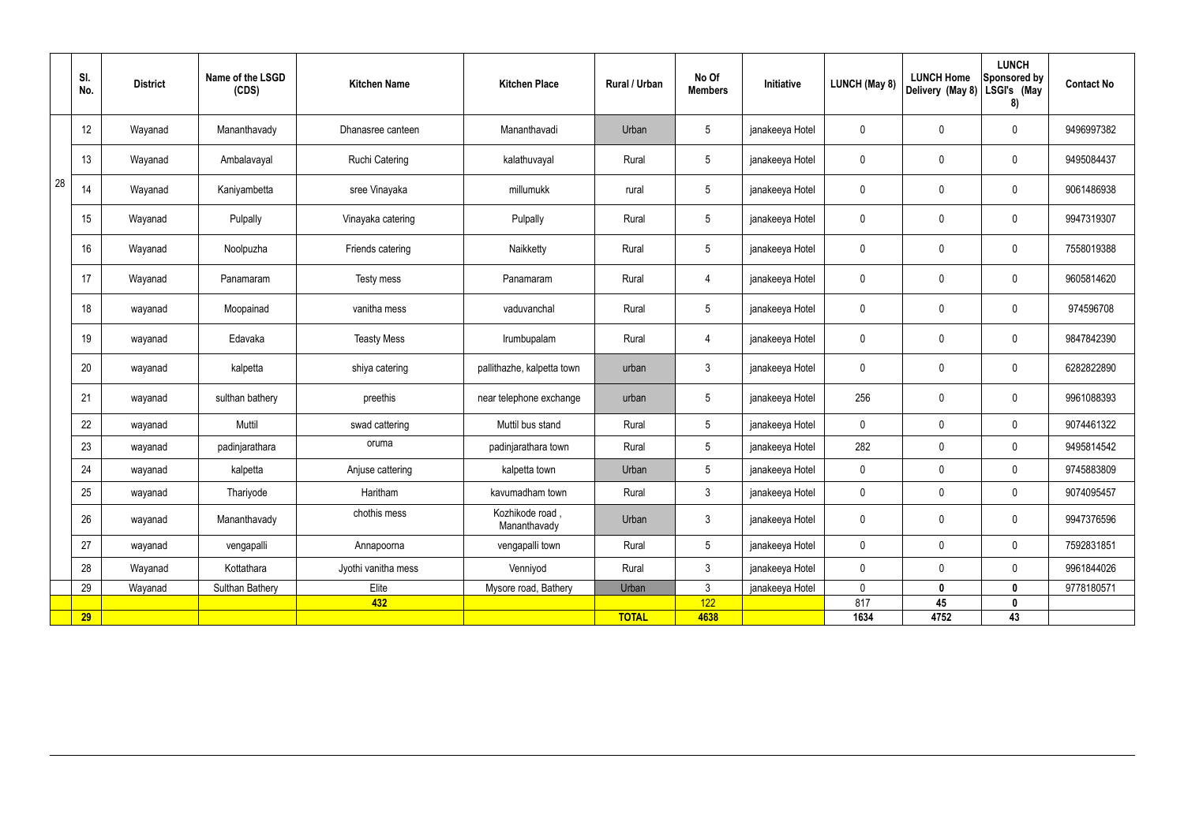| | Sl. No. | District | Name of the LSGD (CDS) | Kitchen Name | Kitchen Place | Rural / Urban | No Of Members | Initiative | LUNCH (May 8) | LUNCH Home Delivery (May 8) | LUNCH Sponsored by LSGI's (May 8) | Contact No |
|---|---|---|---|---|---|---|---|---|---|---|---|---|
| 28 | 12 | Wayanad | Mananthavady | Dhanasree canteen | Mananthavadi | Urban | 5 | janakeeya Hotel | 0 | 0 | 0 | 9496997382 |
| | 13 | Wayanad | Ambalavayal | Ruchi Catering | kalathuvayal | Rural | 5 | janakeeya Hotel | 0 | 0 | 0 | 9495084437 |
| | 14 | Wayanad | Kaniyambetta | sree Vinayaka | millumukk | rural | 5 | janakeeya Hotel | 0 | 0 | 0 | 9061486938 |
| | 15 | Wayanad | Pulpally | Vinayaka catering | Pulpally | Rural | 5 | janakeeya Hotel | 0 | 0 | 0 | 9947319307 |
| | 16 | Wayanad | Noolpuzha | Friends catering | Naikketty | Rural | 5 | janakeeya Hotel | 0 | 0 | 0 | 7558019388 |
| | 17 | Wayanad | Panamaram | Testy mess | Panamaram | Rural | 4 | janakeeya Hotel | 0 | 0 | 0 | 9605814620 |
| | 18 | wayanad | Moopainad | vanitha mess | vaduvanchal | Rural | 5 | janakeeya Hotel | 0 | 0 | 0 | 974596708 |
| | 19 | wayanad | Edavaka | Teasty Mess | Irumbupalam | Rural | 4 | janakeeya Hotel | 0 | 0 | 0 | 9847842390 |
| | 20 | wayanad | kalpetta | shiya catering | pallithazhe, kalpetta town | urban | 3 | janakeeya Hotel | 0 | 0 | 0 | 6282822890 |
| | 21 | wayanad | sulthan bathery | preethis | near telephone exchange | urban | 5 | janakeeya Hotel | 256 | 0 | 0 | 9961088393 |
| | 22 | wayanad | Muttil | swad cattering | Muttil bus stand | Rural | 5 | janakeeya Hotel | 0 | 0 | 0 | 9074461322 |
| | 23 | wayanad | padinjarathara | oruma | padinjarathara town | Rural | 5 | janakeeya Hotel | 282 | 0 | 0 | 9495814542 |
| | 24 | wayanad | kalpetta | Anjuse cattering | kalpetta town | Urban | 5 | janakeeya Hotel | 0 | 0 | 0 | 9745883809 |
| | 25 | wayanad | Thariyode | Haritham | kavumadham town | Rural | 3 | janakeeya Hotel | 0 | 0 | 0 | 9074095457 |
| | 26 | wayanad | Mananthavady | chothis mess | Kozhikode road , Mananthavady | Urban | 3 | janakeeya Hotel | 0 | 0 | 0 | 9947376596 |
| | 27 | wayanad | vengapalli | Annapoorna | vengapalli town | Rural | 5 | janakeeya Hotel | 0 | 0 | 0 | 7592831851 |
| | 28 | Wayanad | Kottathara | Jyothi vanitha mess | Venniyod | Rural | 3 | janakeeya Hotel | 0 | 0 | 0 | 9961844026 |
| | 29 | Wayanad | Sulthan Bathery | Elite | Mysore road, Bathery | Urban | 3 | janakeeya Hotel | 0 | **0** | **0** | 9778180571 |
| | | | | **432** | | | 122 | | 817 | **45** | **0** | |
| | **29** | | | | | **TOTAL** | **4638** | | **1634** | **4752** | **43** | |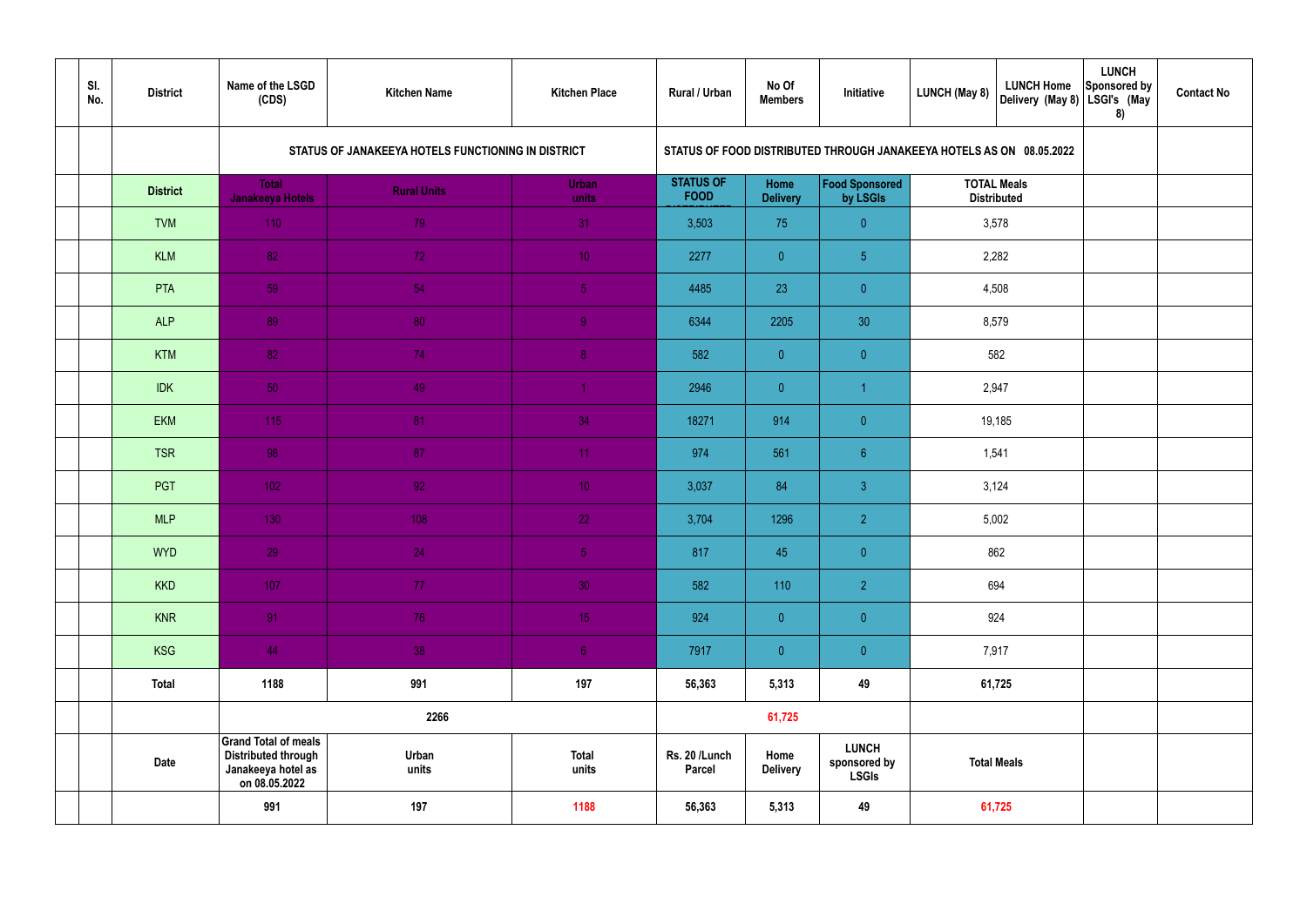| | Sl. No. | District | Name of the LSGD (CDS) | Kitchen Name | Kitchen Place | Rural / Urban | No Of Members | Initiative | LUNCH (May 8) | LUNCH Home Delivery (May 8) | LUNCH Sponsored by LSGI's (May 8) | Contact No |
|---|---|---|---|---|---|---|---|---|---|---|---|---|
| | | | STATUS OF JANAKEEYA HOTELS FUNCTIONING IN DISTRICT | | | STATUS OF FOOD DISTRIBUTED THROUGH JANAKEEYA HOTELS AS ON 08.05.2022 | | | | | | |
| | | District | Total Janakeeya Hotels | Rural Units | Urban units | STATUS OF FOOD | Home Delivery | Food Sponsored by LSGIs | TOTAL Meals Distributed | | | |
| | | TVM | 110 | 79 | 31 | 3,503 | 75 | 0 | 3,578 | | | |
| | | KLM | 82 | 72 | 10 | 2277 | 0 | 5 | 2,282 | | | |
| | | PTA | 59 | 54 | 5 | 4485 | 23 | 0 | 4,508 | | | |
| | | ALP | 89 | 80 | 9 | 6344 | 2205 | 30 | 8,579 | | | |
| | | KTM | 82 | 74 | 8 | 582 | 0 | 0 | 582 | | | |
| | | IDK | 50 | 49 | 1 | 2946 | 0 | 1 | 2,947 | | | |
| | | EKM | 115 | 81 | 34 | 18271 | 914 | 0 | 19,185 | | | |
| | | TSR | 98 | 87 | 11 | 974 | 561 | 6 | 1,541 | | | |
| | | PGT | 102 | 92 | 10 | 3,037 | 84 | 3 | 3,124 | | | |
| | | MLP | 130 | 108 | 22 | 3,704 | 1296 | 2 | 5,002 | | | |
| | | WYD | 29 | 24 | 5 | 817 | 45 | 0 | 862 | | | |
| | | KKD | 107 | 77 | 30 | 582 | 110 | 2 | 694 | | | |
| | | KNR | 91 | 76 | 15 | 924 | 0 | 0 | 924 | | | |
| | | KSG | 44 | 38 | 6 | 7917 | 0 | 0 | 7,917 | | | |
| | | Total | 1188 | 991 | 197 | 56,363 | 5,313 | 49 | 61,725 | | | |
| | | | 2266 | | | | 61,725 | | | | | |
| | | Date | Grand Total of meals Distributed through Janakeeya hotel as on 08.05.2022 | Urban units | Total units | Rs. 20 /Lunch Parcel | Home Delivery | LUNCH sponsored by LSGIs | Total Meals | | | |
| | | | 991 | 197 | 1188 | 56,363 | 5,313 | 49 | 61,725 | | | |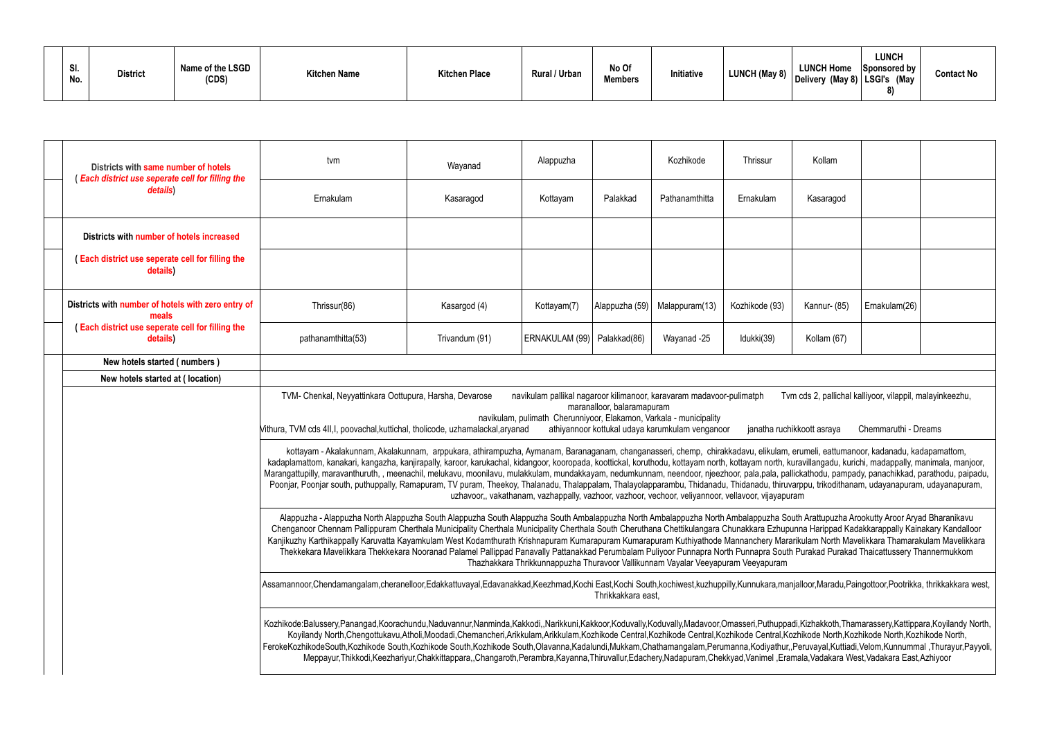| Sl. No. | District | Name of the LSGD (CDS) | Kitchen Name | Kitchen Place | Rural / Urban | No Of Members | Initiative | LUNCH (May 8) | LUNCH Home Delivery (May 8) | LUNCH Sponsored by LSGI's (May 8) | Contact No |
|---|---|---|---|---|---|---|---|---|---|---|---|

| | | | | | | | | | |
|---|---|---|---|---|---|---|---|---|---|
| Districts with **same number of hotels** (*Each district use seperate cell for filling the details*) | tvm | Wayanad | Alappuzha | | Kozhikode | Thrissur | Kollam | | |
| | Ernakulam | Kasaragod | Kottayam | Palakkad | Pathanamthitta | Ernakulam | Kasaragod | | |
| Districts with **number of hotels increased** | | | | | | | | | |
| ( **Each district use seperate cell for filling the details**) | | | | | | | | | |
| Districts with **number of hotels with zero entry of meals** ( **Each district use seperate cell for filling the details**) | Thrissur(86) | Kasargod (4) | Kottayam(7) | Alappuzha (59) | Malappuram(13) | Kozhikode (93) | Kannur- (85) | Ernakulam(26) | |
| | pathanamthitta(53) | Trivandum (91) | ERNAKULAM (99) | Palakkad(86) | Wayanad -25 | Idukki(39) | Kollam (67) | | |
| New hotels started ( numbers ) | | | | | | | | | |
| New hotels started at ( location) | | | | | | | | | |

TVM- Chenkal, Neyyattinkara Oottupura, Harsha, Devarose navikulam pallikal nagaroor kilimanoor, karavaram madavoor-pulimatph Tvm cds 2, pallichal kalliyoor, vilappil, malayinkeezhu, maranalloor, balaramapuram navikulam, pulimath Cherunniyoor, Elakamon, Varkala - municipality Vithura, TVM cds 4II,I, poovachal,kuttichal, tholicode, uzhamalackal,aryanad athiyannoor kottukal udaya karumkulam venganoor janatha ruchikkoott asraya Chemmaruthi - Dreams

kottayam - Akalakunnam, Akalakunnam, arppukara, athirampuzha, Aymanam, Baranaganam, changanasseri, chemp, chirakkadavu, elikulam, erumeli, eattumanoor, kadanadu, kadapamattom, kadaplamattom, kanakari, kangazha, kanjirapally, karoor, karukachal, kidangoor, kooropada, koottickal, koruthodu, kottayam north, kottayam north, kuravillangadu, kurichi, madappally, manimala, manjoor, Marangattupilly, maravanthuruth, , meenachil, melukavu, moonilavu, mulakkulam, mundakkayam, nedumkunnam, neendoor, njeezhoor, pala,pala, pallickathodu, pampady, panachikkad, parathodu, paipadu, Poonjar, Poonjar south, puthuppally, Ramapuram, TV puram, Theekoy, Thalanadu, Thalappalam, Thalayolapparambu, Thidanadu, Thidanadu, thiruvarppu, trikodithanam, udayanapuram, udayanapuram, uzhavoor,, vakathanam, vazhappally, vazhoor, vazhoor, vechoor, veliyannoor, vellavoor, vijayapuram

Alappuzha - Alappuzha North Alappuzha South Alappuzha South Alappuzha South Ambalappuzha North Ambalappuzha North Ambalappuzha South Arattupuzha Arookutty Aroor Aryad Bharanikavu Chenganoor Chennam Pallippuram Cherthala Municipality Cherthala Municipality Cherthala South Cheruthana Chettikulangara Chunakkara Ezhupunna Harippad Kadakkarappally Kainakary Kandalloor Kanjikuzhy Karthikappally Karuvatta Kayamkulam West Kodamthurath Krishnapuram Kumarapuram Kumarapuram Kuthiyathode Mannanchery Mararikulam North Mavelikkara Thamarakulam Mavelikkara Thekkekara Mavelikkara Thekkekara Nooranad Palamel Pallippad Panavally Pattanakkad Perumbalam Puliyoor Punnapra North Punnapra South Purakad Purakad Thaicattussery Thannermukkom Thazhakkara Thrikkunnappuzha Thuravoor Vallikunnam Vayalar Veeyapuram Veeyapuram

Assamannoor,Chendamangalam,cheranelloor,Edakkattuvayal,Edavanakkad,Keezhmad,Kochi East,Kochi South,kochiwest,kuzhuppilly,Kunnukara,manjalloor,Maradu,Paingottoor,Pootrikka, thrikkakkara west, Thrikkakkara east,

Kozhikode:Balussery,Panangad,Koorachundu,Naduvannur,Nanminda,Kakkodi,,Narikkuni,Kakkoor,Koduvally,Koduvally,Madavoor,Omasseri,Puthuppadi,Kizhakkoth,Thamarassery,Kattippara,Koyilandy North, Koyilandy North,Chengottukavu,Atholi,Moodadi,Chemancheri,Arikkulam,Arikkulam,Kozhikode Central,Kozhikode Central,Kozhikode Central,Kozhikode North,Kozhikode North,Kozhikode North, FerokeKozhikodeSouth,Kozhikode South,Kozhikode South,Kozhikode South,Olavanna,Kadalundi,Mukkam,Chathamangalam,Perumanna,Kodiyathur,,Peruvayal,Kuttiadi,Velom,Kunnummal ,Thurayur,Payyoli, Meppayur,Thikkodi,Keezhariyur,Chakkittappara,,Changaroth,Perambra,Kayanna,Thiruvallur,Edachery,Nadapuram,Chekkyad,Vanimel ,Eramala,Vadakara West,Vadakara East,Azhiyoor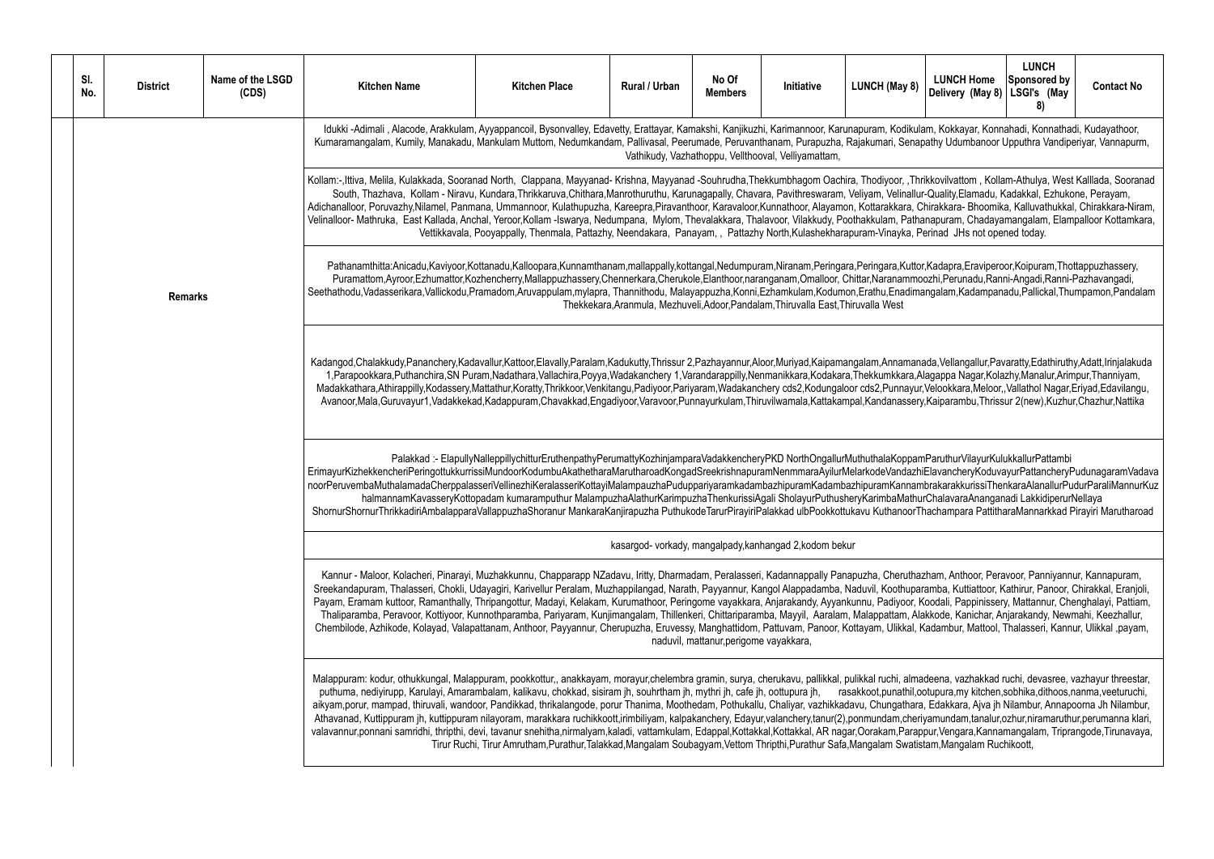| Sl. No. | District | Name of the LSGD (CDS) | Kitchen Name | Kitchen Place | Rural / Urban | No Of Members | Initiative | LUNCH (May 8) | LUNCH Home Delivery (May 8) | LUNCH Sponsored by LSGI's (May 8) | Contact No |
|---|---|---|---|---|---|---|---|---|---|---|---|
| | Remarks | | Idukki -Adimali , Alacode, Arakkulam, Ayyappancoil, Bysonvalley, Edavetty, Erattayar, Kamakshi, Kanjikuzhi, Karimannoor, Karunapuram, Kodikulam, Kokkayar, Konnahadi, Konnathadi, Kudayathoor, Kumaramangalam, Kumily, Manakadu, Mankulam Muttom, Nedumkandam, Pallivasal, Peerumade, Peruvanthanam, Purapuzha, Rajakumari, Senapathy Udumbanoor Upputhra Vandiperiyar, Vannapurm, Vathikudy, Vazhathoppu, Vellthooval, Velliyamattam, | | | | | | | | |
| | | | Kollam:-,Ittiva, Melila, Kulakkada, Sooranad North, Clappana, Mayyanad- Krishna, Mayyanad -Souhrudha,Thekkumbhagom Oachira, Thodiyoor, ,Thrikkovilvattom , Kollam-Athulya, West Kalllada, Sooranad South, Thazhava, Kollam - Niravu, Kundara,Thrikkaruva,Chithara,Manrothuruthu, Karunagapally, Chavara, Pavithreswaram, Veliyam, Velinallur-Quality,Elamadu, Kadakkal, Ezhukone, Perayam, Adichanalloor, Poruvazhy,Nilamel, Panmana, Ummannoor, Kulathupuzha, Kareepra,Piravanthoor, Karavaloor,Kunnathoor, Alayamon, Kottarakkara, Chirakkara- Bhoomika, Kalluvathukkal, Chirakkara-Niram, Velinalloor- Mathruka, East Kallada, Anchal, Yeroor,Kollam -Iswarya, Nedumpana, Mylom, Thevalakkara, Thalavoor, Vilakkudy, Poothakkulam, Pathanapuram, Chadayamangalam, Elampalloor Kottamkara, Vettikkavala, Pooyappally, Thenmala, Pattazhy, Neendakara, Panayam, , Pattazhy North,Kulashekharapuram-Vinayka, Perinad JHs not opened today. | | | | | | | | |
| | | | Pathanamthitta:Anicadu,Kaviyoor,Kottanadu,Kalloopara,Kunnamthanam,mallappally,kottangal,Nedumpuram,Niranam,Peringara,Peringara,Kuttor,Kadapra,Eraviperoor,Koipuram,Thottappuzhassery, Puramattom,Ayroor,Ezhumattor,Kozhencherry,Mallappuzhassery,Chennerkara,Cherukole,Elanthoor,naranganam,Omalloor, Chittar,Naranammoozhi,Perunadu,Ranni-Angadi,Ranni-Pazhavangadi, Seethathodu,Vadasserikara,Vallickodu,Pramadom,Aruvappulam,mylapra, Thannithodu, Malayappuzha,Konni,Ezhamkulam,Kodumon,Erathu,Enadimangalam,Kadampanadu,Pallickal,Thumpamon,Pandalam Thekkekara,Aranmula, Mezhuveli,Adoor,Pandalam,Thiruvalla East,Thiruvalla West | | | | | | | | |
| | | | Kadangod,Chalakkudy,Pananchery,Kadavallur,Kattoor,Elavally,Paralam,Kadukutty,Thrissur 2,Pazhayannur,Aloor,Muriyad,Kaipamangalam,Annamanada,Vellangallur,Pavaratty,Edathiruthy,Adatt,Irinjalakuda 1,Parapookkara,Puthanchira,SN Puram,Nadathara,Vallachira,Poyya,Wadakanchery 1,Varandarappilly,Nenmanikkara,Kodakara,Thekkumkkara,Alagappa Nagar,Kolazhy,Manalur,Arimpur,Thanniyam, Madakkathara,Athirappilly,Kodassery,Mattathur,Koratty,Thrikkoor,Venkitangu,Padiyoor,Pariyaram,Wadakanchery cds2,Kodungaloor cds2,Punnayur,Velookkara,Meloor,,Vallathol Nagar,Eriyad,Edavilangu, Avanoor,Mala,Guruvayur1,Vadakkekad,Kadappuram,Chavakkad,Engadiyoor,Varavoor,Punnayurkulam,Thiruvilwamala,Kattakampal,Kandanassery,Kaiparambu,Thrissur 2(new),Kuzhur,Chazhur,Nattika | | | | | | | | |
| | | | Palakkad :- ElapullyNalleppillychitturEruthenpathyPerumattyKozhinjamparaVadakkencheryPKD NorthOngallurMuthuthalaKoppamParuthurVilayurKulukkallurPattambi ErimayurKizhekkencheriPeringottukkurrissiMundoorKodumbuAkathetharaMarutharoadKongadSreekrishnapuramNenmmaraAyilurMelarkodeVandazhiElavancheryKoduvayurPattancheryPudunagaramVadavanoorPeruvembaMuthalamadaCherppalasseriVellinezhiKeralasseriKottayiMalampauzhaPuduppariyaramkadambazhipuramKadambazhipuramKannambrakarakkurissiThenkaraAlanallurPudurParaliMannurKuzhalmannamKavasseryKottopadam kumaramputhur MalampuzhaAlathurKarimpuzhaThenkurissiAgali SholayurPuthusheryKarimbaMathurChalavaraAnanganadi LakkidiperurNellaya ShornurShornurThrikkadiriAmbalapparaVallappuzhaShoranur MankaraKanjirapuzha PuthukodeTarurPirayiriPalakkad ulbPookkottukavu KuthanoorThachampara PattitharaMannarkkad Pirayiri Marutharoad | | | | | | | | |
| | | | kasargod- vorkady, mangalpady,kanhangad 2,kodom bekur | | | | | | | | |
| | | | Kannur - Maloor, Kolacheri, Pinarayi, Muzhakkunnu, Chapparapp NZadavu, Iritty, Dharmadam, Peralasseri, Kadannappally Panapuzha, Cheruthazham, Anthoor, Peravoor, Panniyannur, Kannapuram, Sreekandapuram, Thalasseri, Chokli, Udayagiri, Karivellur Peralam, Muzhappilangad, Narath, Payyannur, Kangol Alappadamba, Naduvil, Koothuparamba, Kuttiattoor, Kathirur, Panoor, Chirakkal, Eranjoli, Payam, Eramam kuttoor, Ramanthally, Thripangottur, Madayi, Kelakam, Kurumathoor, Peringome vayakkara, Anjarakandy, Ayyankunnu, Padiyoor, Koodali, Pappinissery, Mattannur, Chenghalayi, Pattiam, Thaliparamba, Peravoor, Kottiyoor, Kunnothparamba, Pariyaram, Kunjimangalam, Thillenkeri, Chittariparamba, Mayyil, Aaralam, Malappattam, Alakkode, Kanichar, Anjarakandy, Newmahi, Keezhallur, Chembilode, Azhikode, Kolayad, Valapattanam, Anthoor, Payyannur, Cherupuzha, Eruvessy, Manghattidom, Pattuvam, Panoor, Kottayam, Ulikkal, Kadambur, Mattool, Thalasseri, Kannur, Ulikkal ,payam, naduvil, mattanur,perigome vayakkara, | | | | | | | | |
| | | | Malappuram: kodur, othukkungal, Malappuram, pookkottur,, anakkayam, morayur,chelembra gramin, surya, cherukavu, pallikkal, pulikkal ruchi, almadeena, vazhakkad ruchi, devasree, vazhayur threestar, puthuma, nediyirupp, Karulayi, Amarambalam, kalikavu, chokkad, sisiram jh, souhrtham jh, mythri jh, cafe jh, oottupura jh, rasakkoot,punathil,ootupura,my kitchen,sobhika,dithoos,nanma,veeturuchi, aikyam,porur, mampad, thiruvali, wandoor, Pandikkad, thrikalangode, porur Thanima, Moothedam, Pothukallu, Chaliyar, vazhikkadavu, Chungathara, Edakkara, Ajva jh Nilambur, Annapoorna Jh Nilambur, Athavanad, Kuttippuram jh, kuttippuram nilayoram, marakkara ruchikkoott,irimbiliyam, kalpakanchery, Edayur,valanchery,tanur(2),ponmundam,cheriyamundam,tanalur,ozhur,niramaruthur,perumanna klari, valavannur,ponnani samridhi, thripthi, devi, tavanur snehitha,nirmalyam,kaladi, vattamkulam, Edappal,Kottakkal,Kottakkal, AR nagar,Oorakam,Parappur,Vengara,Kannamangalam, Triprangode,Tirunavaya, Tirur Ruchi, Tirur Amrutham,Purathur,Talakkad,Mangalam Soubagyam,Vettom Thripthi,Purathur Safa,Mangalam Swatistam,Mangalam Ruchikoott, | | | | | | | | |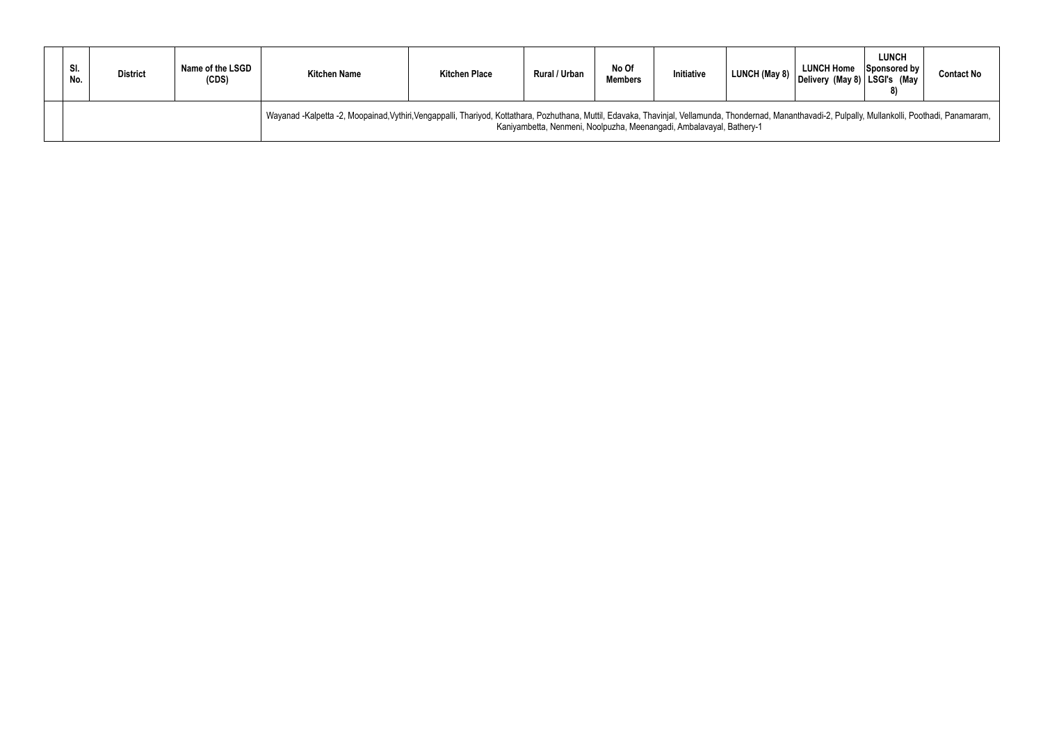| | Sl. No. | District | Name of the LSGD (CDS) | Kitchen Name | Kitchen Place | Rural / Urban | No Of Members | Initiative | LUNCH (May 8) | LUNCH Home Delivery (May 8) | LUNCH Sponsored by LSGI's (May 8) | Contact No |
|---|---|---|---|---|---|---|---|---|---|---|---|---|
| | | | | Wayanad -Kalpetta -2, Moopainad,Vythiri,Vengappalli, Thariyod, Kottathara, Pozhuthana, Muttil, Edavaka, Thavinjal, Vellamunda, Thondernad, Mananthavadi-2, Pulpally, Mullankolli, Poothadi, Panamaram, Kaniyambetta, Nenmeni, Noolpuzha, Meenangadi, Ambalavayal, Bathery-1 | | | | | | | | |